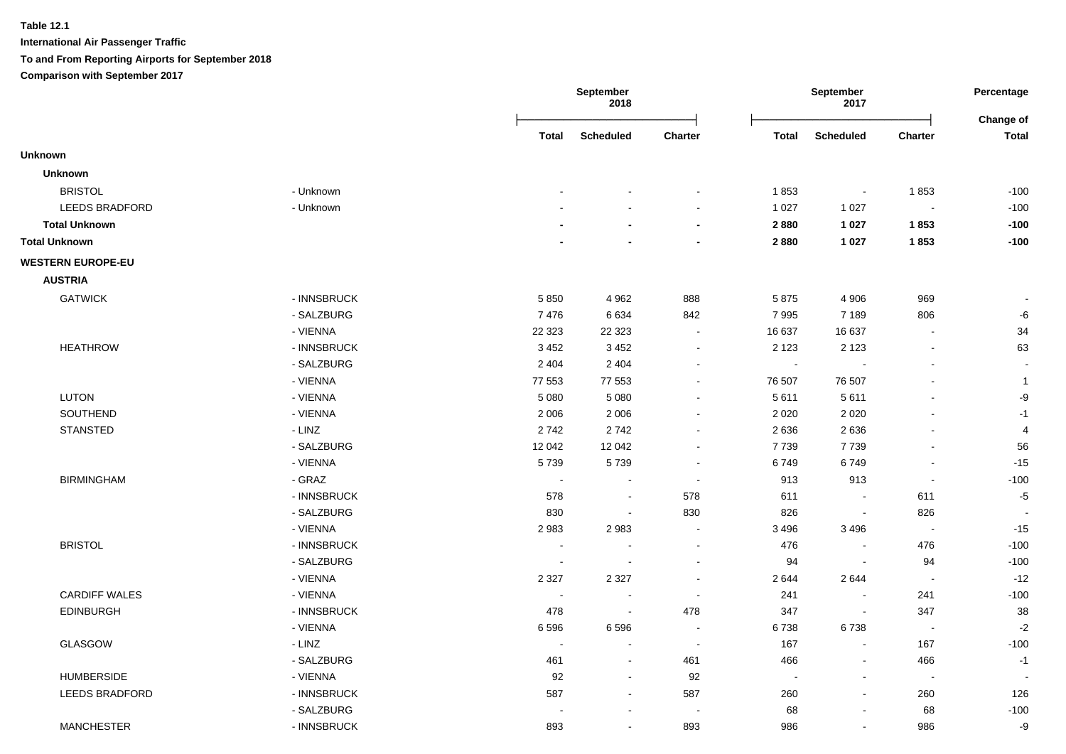**Table 12.1**

**International Air Passenger Traffic**

**To and From Reporting Airports for September 2018**

**Comparison with September 2017**

| | | September 2018 | | | September 2017 | | | Percentage |
|---|---|---|---|---|---|---|---|---|
| | | **Total** | **Scheduled** | **Charter** | **Total** | **Scheduled** | **Charter** | **Change of Total** |
| **Unknown** | | | | | | | | |
| **Unknown** | | | | | | | | |
| BRISTOL | - Unknown | - | - | - | 1 853 | - | 1 853 | -100 |
| LEEDS BRADFORD | - Unknown | - | - | - | 1 027 | 1 027 | - | -100 |
| **Total Unknown** | | **-** | **-** | **-** | **2 880** | **1 027** | **1 853** | **-100** |
| **Total Unknown** | | **-** | **-** | **-** | **2 880** | **1 027** | **1 853** | **-100** |
| **WESTERN EUROPE-EU** | | | | | | | | |
| **AUSTRIA** | | | | | | | | |
| GATWICK | - INNSBRUCK | 5 850 | 4 962 | 888 | 5 875 | 4 906 | 969 | - |
| | - SALZBURG | 7 476 | 6 634 | 842 | 7 995 | 7 189 | 806 | -6 |
| | - VIENNA | 22 323 | 22 323 | - | 16 637 | 16 637 | - | 34 |
| HEATHROW | - INNSBRUCK | 3 452 | 3 452 | - | 2 123 | 2 123 | - | 63 |
| | - SALZBURG | 2 404 | 2 404 | - | - | - | - | - |
| | - VIENNA | 77 553 | 77 553 | - | 76 507 | 76 507 | - | 1 |
| LUTON | - VIENNA | 5 080 | 5 080 | - | 5 611 | 5 611 | - | -9 |
| SOUTHEND | - VIENNA | 2 006 | 2 006 | - | 2 020 | 2 020 | - | -1 |
| STANSTED | - LINZ | 2 742 | 2 742 | - | 2 636 | 2 636 | - | 4 |
| | - SALZBURG | 12 042 | 12 042 | - | 7 739 | 7 739 | - | 56 |
| | - VIENNA | 5 739 | 5 739 | - | 6 749 | 6 749 | - | -15 |
| BIRMINGHAM | - GRAZ | - | - | - | 913 | 913 | - | -100 |
| | - INNSBRUCK | 578 | - | 578 | 611 | - | 611 | -5 |
| | - SALZBURG | 830 | - | 830 | 826 | - | 826 | - |
| | - VIENNA | 2 983 | 2 983 | - | 3 496 | 3 496 | - | -15 |
| BRISTOL | - INNSBRUCK | - | - | - | 476 | - | 476 | -100 |
| | - SALZBURG | - | - | - | 94 | - | 94 | -100 |
| | - VIENNA | 2 327 | 2 327 | - | 2 644 | 2 644 | - | -12 |
| CARDIFF WALES | - VIENNA | - | - | - | 241 | - | 241 | -100 |
| EDINBURGH | - INNSBRUCK | 478 | - | 478 | 347 | - | 347 | 38 |
| | - VIENNA | 6 596 | 6 596 | - | 6 738 | 6 738 | - | -2 |
| GLASGOW | - LINZ | - | - | - | 167 | - | 167 | -100 |
| | - SALZBURG | 461 | - | 461 | 466 | - | 466 | -1 |
| HUMBERSIDE | - VIENNA | 92 | - | 92 | - | - | - | - |
| LEEDS BRADFORD | - INNSBRUCK | 587 | - | 587 | 260 | - | 260 | 126 |
| | - SALZBURG | - | - | - | 68 | - | 68 | -100 |
| MANCHESTER | - INNSBRUCK | 893 | - | 893 | 986 | - | 986 | -9 |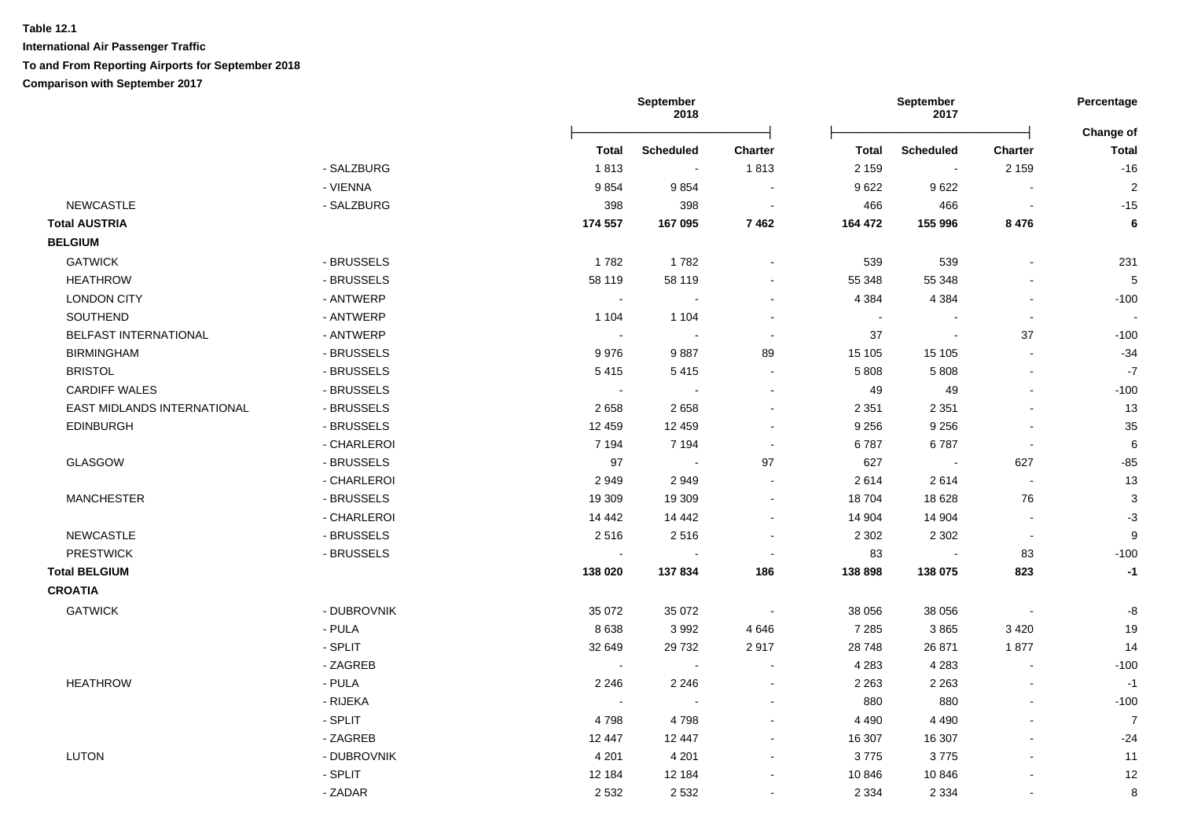**Table 12.1**

**International Air Passenger Traffic**

**To and From Reporting Airports for September 2018**

**Comparison with September 2017**

| | | September 2018 | | | September 2017 | | | Percentage |
|---|---|---|---|---|---|---|---|---|
| | | **Total** | **Scheduled** | **Charter** | **Total** | **Scheduled** | **Charter** | **Change of Total** |
| | - SALZBURG | 1 813 | - | 1 813 | 2 159 | - | 2 159 | -16 |
| | - VIENNA | 9 854 | 9 854 | - | 9 622 | 9 622 | - | 2 |
| NEWCASTLE | - SALZBURG | 398 | 398 | - | 466 | 466 | - | -15 |
| **Total AUSTRIA** | | **174 557** | **167 095** | **7 462** | **164 472** | **155 996** | **8 476** | **6** |
| **BELGIUM** | | | | | | | | |
| GATWICK | - BRUSSELS | 1 782 | 1 782 | - | 539 | 539 | - | 231 |
| HEATHROW | - BRUSSELS | 58 119 | 58 119 | - | 55 348 | 55 348 | - | 5 |
| LONDON CITY | - ANTWERP | - | - | - | 4 384 | 4 384 | - | -100 |
| SOUTHEND | - ANTWERP | 1 104 | 1 104 | - | - | - | - | - |
| BELFAST INTERNATIONAL | - ANTWERP | - | - | - | 37 | - | 37 | -100 |
| BIRMINGHAM | - BRUSSELS | 9 976 | 9 887 | 89 | 15 105 | 15 105 | - | -34 |
| BRISTOL | - BRUSSELS | 5 415 | 5 415 | - | 5 808 | 5 808 | - | -7 |
| CARDIFF WALES | - BRUSSELS | - | - | - | 49 | 49 | - | -100 |
| EAST MIDLANDS INTERNATIONAL | - BRUSSELS | 2 658 | 2 658 | - | 2 351 | 2 351 | - | 13 |
| EDINBURGH | - BRUSSELS | 12 459 | 12 459 | - | 9 256 | 9 256 | - | 35 |
| | - CHARLEROI | 7 194 | 7 194 | - | 6 787 | 6 787 | - | 6 |
| GLASGOW | - BRUSSELS | 97 | - | 97 | 627 | - | 627 | -85 |
| | - CHARLEROI | 2 949 | 2 949 | - | 2 614 | 2 614 | - | 13 |
| MANCHESTER | - BRUSSELS | 19 309 | 19 309 | - | 18 704 | 18 628 | 76 | 3 |
| | - CHARLEROI | 14 442 | 14 442 | - | 14 904 | 14 904 | - | -3 |
| NEWCASTLE | - BRUSSELS | 2 516 | 2 516 | - | 2 302 | 2 302 | - | 9 |
| PRESTWICK | - BRUSSELS | - | - | - | 83 | - | 83 | -100 |
| **Total BELGIUM** | | **138 020** | **137 834** | **186** | **138 898** | **138 075** | **823** | **-1** |
| **CROATIA** | | | | | | | | |
| GATWICK | - DUBROVNIK | 35 072 | 35 072 | - | 38 056 | 38 056 | - | -8 |
| | - PULA | 8 638 | 3 992 | 4 646 | 7 285 | 3 865 | 3 420 | 19 |
| | - SPLIT | 32 649 | 29 732 | 2 917 | 28 748 | 26 871 | 1 877 | 14 |
| | - ZAGREB | - | - | - | 4 283 | 4 283 | - | -100 |
| HEATHROW | - PULA | 2 246 | 2 246 | - | 2 263 | 2 263 | - | -1 |
| | - RIJEKA | - | - | - | 880 | 880 | - | -100 |
| | - SPLIT | 4 798 | 4 798 | - | 4 490 | 4 490 | - | 7 |
| | - ZAGREB | 12 447 | 12 447 | - | 16 307 | 16 307 | - | -24 |
| LUTON | - DUBROVNIK | 4 201 | 4 201 | - | 3 775 | 3 775 | - | 11 |
| | - SPLIT | 12 184 | 12 184 | - | 10 846 | 10 846 | - | 12 |
| | - ZADAR | 2 532 | 2 532 | - | 2 334 | 2 334 | - | 8 |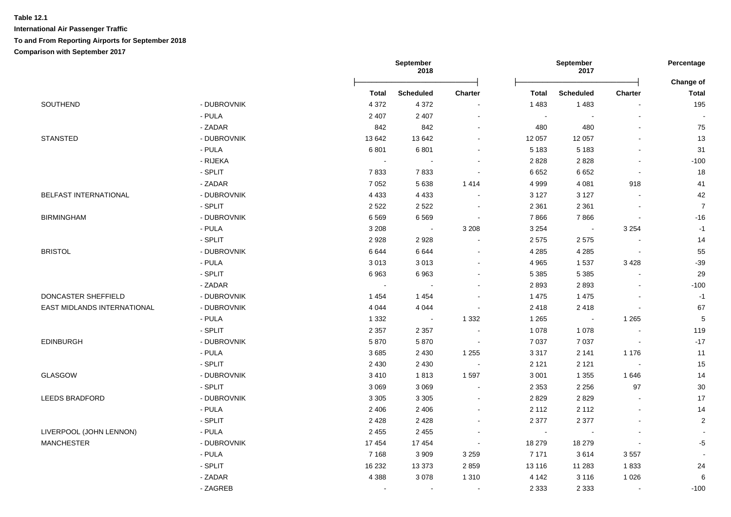**Table 12.1**

**International Air Passenger Traffic**

**To and From Reporting Airports for September 2018**

**Comparison with September 2017**

| | | September 2018 | | | September 2017 | | | Percentage Change of |
|---|---|---|---|---|---|---|---|---|
| | | Total | Scheduled | Charter | Total | Scheduled | Charter | Total |
| SOUTHEND | - DUBROVNIK | 4 372 | 4 372 | - | 1 483 | 1 483 | - | 195 |
| | - PULA | 2 407 | 2 407 | - | - | - | - | - |
| | - ZADAR | 842 | 842 | - | 480 | 480 | - | 75 |
| STANSTED | - DUBROVNIK | 13 642 | 13 642 | - | 12 057 | 12 057 | - | 13 |
| | - PULA | 6 801 | 6 801 | - | 5 183 | 5 183 | - | 31 |
| | - RIJEKA | - | - | - | 2 828 | 2 828 | - | -100 |
| | - SPLIT | 7 833 | 7 833 | - | 6 652 | 6 652 | - | 18 |
| | - ZADAR | 7 052 | 5 638 | 1 414 | 4 999 | 4 081 | 918 | 41 |
| BELFAST INTERNATIONAL | - DUBROVNIK | 4 433 | 4 433 | - | 3 127 | 3 127 | - | 42 |
| | - SPLIT | 2 522 | 2 522 | - | 2 361 | 2 361 | - | 7 |
| BIRMINGHAM | - DUBROVNIK | 6 569 | 6 569 | - | 7 866 | 7 866 | - | -16 |
| | - PULA | 3 208 | - | 3 208 | 3 254 | - | 3 254 | -1 |
| | - SPLIT | 2 928 | 2 928 | - | 2 575 | 2 575 | - | 14 |
| BRISTOL | - DUBROVNIK | 6 644 | 6 644 | - | 4 285 | 4 285 | - | 55 |
| | - PULA | 3 013 | 3 013 | - | 4 965 | 1 537 | 3 428 | -39 |
| | - SPLIT | 6 963 | 6 963 | - | 5 385 | 5 385 | - | 29 |
| | - ZADAR | - | - | - | 2 893 | 2 893 | - | -100 |
| DONCASTER SHEFFIELD | - DUBROVNIK | 1 454 | 1 454 | - | 1 475 | 1 475 | - | -1 |
| EAST MIDLANDS INTERNATIONAL | - DUBROVNIK | 4 044 | 4 044 | - | 2 418 | 2 418 | - | 67 |
| | - PULA | 1 332 | - | 1 332 | 1 265 | - | 1 265 | 5 |
| | - SPLIT | 2 357 | 2 357 | - | 1 078 | 1 078 | - | 119 |
| EDINBURGH | - DUBROVNIK | 5 870 | 5 870 | - | 7 037 | 7 037 | - | -17 |
| | - PULA | 3 685 | 2 430 | 1 255 | 3 317 | 2 141 | 1 176 | 11 |
| | - SPLIT | 2 430 | 2 430 | - | 2 121 | 2 121 | - | 15 |
| GLASGOW | - DUBROVNIK | 3 410 | 1 813 | 1 597 | 3 001 | 1 355 | 1 646 | 14 |
| | - SPLIT | 3 069 | 3 069 | - | 2 353 | 2 256 | 97 | 30 |
| LEEDS BRADFORD | - DUBROVNIK | 3 305 | 3 305 | - | 2 829 | 2 829 | - | 17 |
| | - PULA | 2 406 | 2 406 | - | 2 112 | 2 112 | - | 14 |
| | - SPLIT | 2 428 | 2 428 | - | 2 377 | 2 377 | - | 2 |
| LIVERPOOL (JOHN LENNON) | - PULA | 2 455 | 2 455 | - | - | - | - | - |
| MANCHESTER | - DUBROVNIK | 17 454 | 17 454 | - | 18 279 | 18 279 | - | -5 |
| | - PULA | 7 168 | 3 909 | 3 259 | 7 171 | 3 614 | 3 557 | - |
| | - SPLIT | 16 232 | 13 373 | 2 859 | 13 116 | 11 283 | 1 833 | 24 |
| | - ZADAR | 4 388 | 3 078 | 1 310 | 4 142 | 3 116 | 1 026 | 6 |
| | - ZAGREB | - | - | - | 2 333 | 2 333 | - | -100 |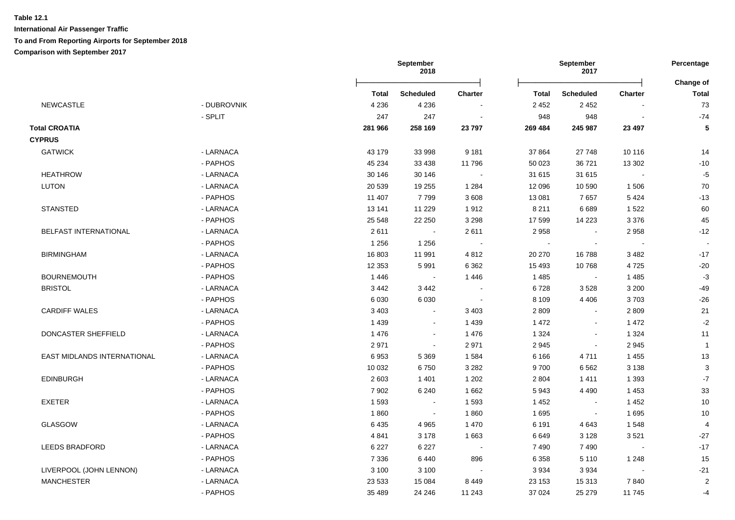**Table 12.1**

**International Air Passenger Traffic**

**To and From Reporting Airports for September 2018**

**Comparison with September 2017**

| | | September 2018 | | | September 2017 | | | Percentage |
|---|---|---|---|---|---|---|---|---|
| | | **Total** | **Scheduled** | **Charter** | **Total** | **Scheduled** | **Charter** | **Change of Total** |
| NEWCASTLE | - DUBROVNIK | 4 236 | 4 236 | - | 2 452 | 2 452 | - | 73 |
| | - SPLIT | 247 | 247 | - | 948 | 948 | - | -74 |
| **Total CROATIA** | | **281 966** | **258 169** | **23 797** | **269 484** | **245 987** | **23 497** | **5** |
| **CYPRUS** | | | | | | | | |
| GATWICK | - LARNACA | 43 179 | 33 998 | 9 181 | 37 864 | 27 748 | 10 116 | 14 |
| | - PAPHOS | 45 234 | 33 438 | 11 796 | 50 023 | 36 721 | 13 302 | -10 |
| HEATHROW | - LARNACA | 30 146 | 30 146 | - | 31 615 | 31 615 | - | -5 |
| LUTON | - LARNACA | 20 539 | 19 255 | 1 284 | 12 096 | 10 590 | 1 506 | 70 |
| | - PAPHOS | 11 407 | 7 799 | 3 608 | 13 081 | 7 657 | 5 424 | -13 |
| STANSTED | - LARNACA | 13 141 | 11 229 | 1 912 | 8 211 | 6 689 | 1 522 | 60 |
| | - PAPHOS | 25 548 | 22 250 | 3 298 | 17 599 | 14 223 | 3 376 | 45 |
| BELFAST INTERNATIONAL | - LARNACA | 2 611 | - | 2 611 | 2 958 | - | 2 958 | -12 |
| | - PAPHOS | 1 256 | 1 256 | - | - | - | - | - |
| BIRMINGHAM | - LARNACA | 16 803 | 11 991 | 4 812 | 20 270 | 16 788 | 3 482 | -17 |
| | - PAPHOS | 12 353 | 5 991 | 6 362 | 15 493 | 10 768 | 4 725 | -20 |
| BOURNEMOUTH | - PAPHOS | 1 446 | - | 1 446 | 1 485 | - | 1 485 | -3 |
| BRISTOL | - LARNACA | 3 442 | 3 442 | - | 6 728 | 3 528 | 3 200 | -49 |
| | - PAPHOS | 6 030 | 6 030 | - | 8 109 | 4 406 | 3 703 | -26 |
| CARDIFF WALES | - LARNACA | 3 403 | - | 3 403 | 2 809 | - | 2 809 | 21 |
| | - PAPHOS | 1 439 | - | 1 439 | 1 472 | - | 1 472 | -2 |
| DONCASTER SHEFFIELD | - LARNACA | 1 476 | - | 1 476 | 1 324 | - | 1 324 | 11 |
| | - PAPHOS | 2 971 | - | 2 971 | 2 945 | - | 2 945 | 1 |
| EAST MIDLANDS INTERNATIONAL | - LARNACA | 6 953 | 5 369 | 1 584 | 6 166 | 4 711 | 1 455 | 13 |
| | - PAPHOS | 10 032 | 6 750 | 3 282 | 9 700 | 6 562 | 3 138 | 3 |
| EDINBURGH | - LARNACA | 2 603 | 1 401 | 1 202 | 2 804 | 1 411 | 1 393 | -7 |
| | - PAPHOS | 7 902 | 6 240 | 1 662 | 5 943 | 4 490 | 1 453 | 33 |
| EXETER | - LARNACA | 1 593 | - | 1 593 | 1 452 | - | 1 452 | 10 |
| | - PAPHOS | 1 860 | - | 1 860 | 1 695 | - | 1 695 | 10 |
| GLASGOW | - LARNACA | 6 435 | 4 965 | 1 470 | 6 191 | 4 643 | 1 548 | 4 |
| | - PAPHOS | 4 841 | 3 178 | 1 663 | 6 649 | 3 128 | 3 521 | -27 |
| LEEDS BRADFORD | - LARNACA | 6 227 | 6 227 | - | 7 490 | 7 490 | - | -17 |
| | - PAPHOS | 7 336 | 6 440 | 896 | 6 358 | 5 110 | 1 248 | 15 |
| LIVERPOOL (JOHN LENNON) | - LARNACA | 3 100 | 3 100 | - | 3 934 | 3 934 | - | -21 |
| MANCHESTER | - LARNACA | 23 533 | 15 084 | 8 449 | 23 153 | 15 313 | 7 840 | 2 |
| | - PAPHOS | 35 489 | 24 246 | 11 243 | 37 024 | 25 279 | 11 745 | -4 |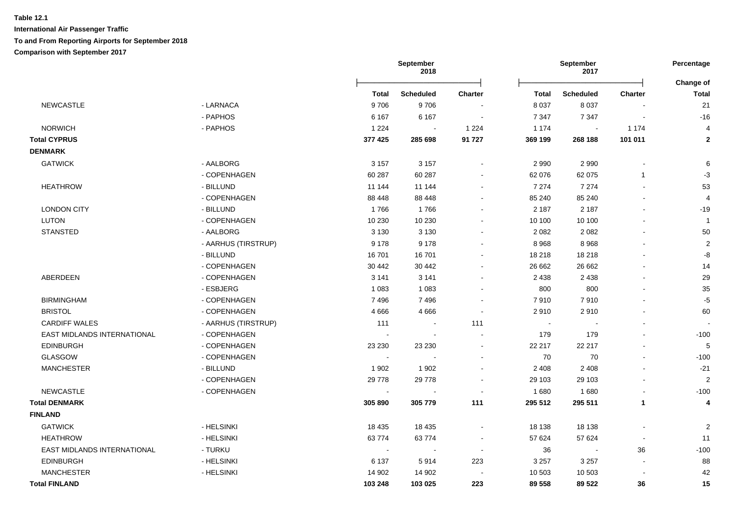**Table 12.1**

**International Air Passenger Traffic**

**To and From Reporting Airports for September 2018**

**Comparison with September 2017**

| | | September 2018 | | | September 2017 | | | Percentage |
|---|---|---|---|---|---|---|---|---|
| | | **Total** | **Scheduled** | **Charter** | **Total** | **Scheduled** | **Charter** | **Change of Total** |
| NEWCASTLE | - LARNACA | 9 706 | 9 706 | - | 8 037 | 8 037 | - | 21 |
| | - PAPHOS | 6 167 | 6 167 | - | 7 347 | 7 347 | - | -16 |
| NORWICH | - PAPHOS | 1 224 | - | 1 224 | 1 174 | - | 1 174 | 4 |
| **Total CYPRUS** | | **377 425** | **285 698** | **91 727** | **369 199** | **268 188** | **101 011** | **2** |
| **DENMARK** | | | | | | | | |
| GATWICK | - AALBORG | 3 157 | 3 157 | - | 2 990 | 2 990 | - | 6 |
| | - COPENHAGEN | 60 287 | 60 287 | - | 62 076 | 62 075 | 1 | -3 |
| HEATHROW | - BILLUND | 11 144 | 11 144 | - | 7 274 | 7 274 | - | 53 |
| | - COPENHAGEN | 88 448 | 88 448 | - | 85 240 | 85 240 | - | 4 |
| LONDON CITY | - BILLUND | 1 766 | 1 766 | - | 2 187 | 2 187 | - | -19 |
| LUTON | - COPENHAGEN | 10 230 | 10 230 | - | 10 100 | 10 100 | - | 1 |
| STANSTED | - AALBORG | 3 130 | 3 130 | - | 2 082 | 2 082 | - | 50 |
| | - AARHUS (TIRSTRUP) | 9 178 | 9 178 | - | 8 968 | 8 968 | - | 2 |
| | - BILLUND | 16 701 | 16 701 | - | 18 218 | 18 218 | - | -8 |
| | - COPENHAGEN | 30 442 | 30 442 | - | 26 662 | 26 662 | - | 14 |
| ABERDEEN | - COPENHAGEN | 3 141 | 3 141 | - | 2 438 | 2 438 | - | 29 |
| | - ESBJERG | 1 083 | 1 083 | - | 800 | 800 | - | 35 |
| BIRMINGHAM | - COPENHAGEN | 7 496 | 7 496 | - | 7 910 | 7 910 | - | -5 |
| BRISTOL | - COPENHAGEN | 4 666 | 4 666 | - | 2 910 | 2 910 | - | 60 |
| CARDIFF WALES | - AARHUS (TIRSTRUP) | 111 | - | 111 | - | - | - | - |
| EAST MIDLANDS INTERNATIONAL | - COPENHAGEN | - | - | - | 179 | 179 | - | -100 |
| EDINBURGH | - COPENHAGEN | 23 230 | 23 230 | - | 22 217 | 22 217 | - | 5 |
| GLASGOW | - COPENHAGEN | - | - | - | 70 | 70 | - | -100 |
| MANCHESTER | - BILLUND | 1 902 | 1 902 | - | 2 408 | 2 408 | - | -21 |
| | - COPENHAGEN | 29 778 | 29 778 | - | 29 103 | 29 103 | - | 2 |
| NEWCASTLE | - COPENHAGEN | - | - | - | 1 680 | 1 680 | - | -100 |
| **Total DENMARK** | | **305 890** | **305 779** | **111** | **295 512** | **295 511** | **1** | **4** |
| **FINLAND** | | | | | | | | |
| GATWICK | - HELSINKI | 18 435 | 18 435 | - | 18 138 | 18 138 | - | 2 |
| HEATHROW | - HELSINKI | 63 774 | 63 774 | - | 57 624 | 57 624 | - | 11 |
| EAST MIDLANDS INTERNATIONAL | - TURKU | - | - | - | 36 | - | 36 | -100 |
| EDINBURGH | - HELSINKI | 6 137 | 5 914 | 223 | 3 257 | 3 257 | - | 88 |
| MANCHESTER | - HELSINKI | 14 902 | 14 902 | - | 10 503 | 10 503 | - | 42 |
| **Total FINLAND** | | **103 248** | **103 025** | **223** | **89 558** | **89 522** | **36** | **15** |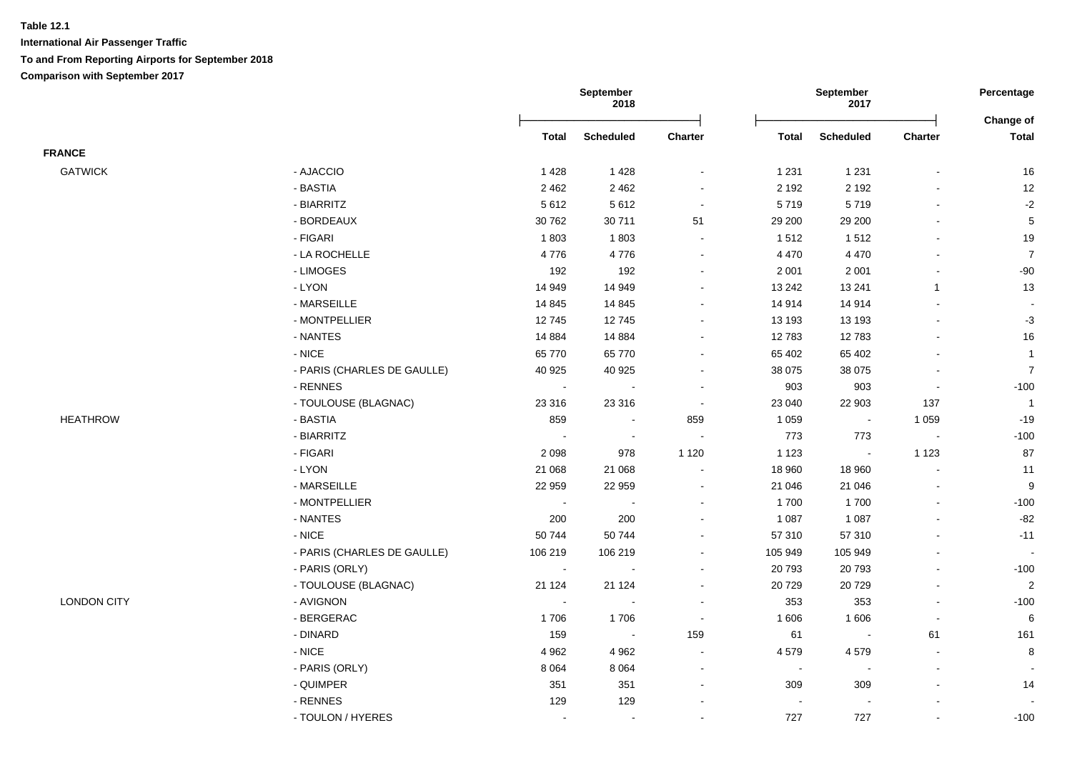**Table 12.1**

**International Air Passenger Traffic**

**To and From Reporting Airports for September 2018**

**Comparison with September 2017**

| | | September 2018 | | | September 2017 | | | Percentage |
|---|---|---|---|---|---|---|---|---|
| | | Total | Scheduled | Charter | Total | Scheduled | Charter | Change of Total |
| **FRANCE** | | | | | | | | |
| GATWICK | - AJACCIO | 1 428 | 1 428 | - | 1 231 | 1 231 | - | 16 |
| | - BASTIA | 2 462 | 2 462 | - | 2 192 | 2 192 | - | 12 |
| | - BIARRITZ | 5 612 | 5 612 | - | 5 719 | 5 719 | - | -2 |
| | - BORDEAUX | 30 762 | 30 711 | 51 | 29 200 | 29 200 | - | 5 |
| | - FIGARI | 1 803 | 1 803 | - | 1 512 | 1 512 | - | 19 |
| | - LA ROCHELLE | 4 776 | 4 776 | - | 4 470 | 4 470 | - | 7 |
| | - LIMOGES | 192 | 192 | - | 2 001 | 2 001 | - | -90 |
| | - LYON | 14 949 | 14 949 | - | 13 242 | 13 241 | 1 | 13 |
| | - MARSEILLE | 14 845 | 14 845 | - | 14 914 | 14 914 | - | - |
| | - MONTPELLIER | 12 745 | 12 745 | - | 13 193 | 13 193 | - | -3 |
| | - NANTES | 14 884 | 14 884 | - | 12 783 | 12 783 | - | 16 |
| | - NICE | 65 770 | 65 770 | - | 65 402 | 65 402 | - | 1 |
| | - PARIS (CHARLES DE GAULLE) | 40 925 | 40 925 | - | 38 075 | 38 075 | - | 7 |
| | - RENNES | - | - | - | 903 | 903 | - | -100 |
| | - TOULOUSE (BLAGNAC) | 23 316 | 23 316 | - | 23 040 | 22 903 | 137 | 1 |
| HEATHROW | - BASTIA | 859 | - | 859 | 1 059 | - | 1 059 | -19 |
| | - BIARRITZ | - | - | - | 773 | 773 | - | -100 |
| | - FIGARI | 2 098 | 978 | 1 120 | 1 123 | - | 1 123 | 87 |
| | - LYON | 21 068 | 21 068 | - | 18 960 | 18 960 | - | 11 |
| | - MARSEILLE | 22 959 | 22 959 | - | 21 046 | 21 046 | - | 9 |
| | - MONTPELLIER | - | - | - | 1 700 | 1 700 | - | -100 |
| | - NANTES | 200 | 200 | - | 1 087 | 1 087 | - | -82 |
| | - NICE | 50 744 | 50 744 | - | 57 310 | 57 310 | - | -11 |
| | - PARIS (CHARLES DE GAULLE) | 106 219 | 106 219 | - | 105 949 | 105 949 | - | - |
| | - PARIS (ORLY) | - | - | - | 20 793 | 20 793 | - | -100 |
| | - TOULOUSE (BLAGNAC) | 21 124 | 21 124 | - | 20 729 | 20 729 | - | 2 |
| LONDON CITY | - AVIGNON | - | - | - | 353 | 353 | - | -100 |
| | - BERGERAC | 1 706 | 1 706 | - | 1 606 | 1 606 | - | 6 |
| | - DINARD | 159 | - | 159 | 61 | - | 61 | 161 |
| | - NICE | 4 962 | 4 962 | - | 4 579 | 4 579 | - | 8 |
| | - PARIS (ORLY) | 8 064 | 8 064 | - | - | - | - | - |
| | - QUIMPER | 351 | 351 | - | 309 | 309 | - | 14 |
| | - RENNES | 129 | 129 | - | - | - | - | - |
| | - TOULON / HYERES | - | - | - | 727 | 727 | - | -100 |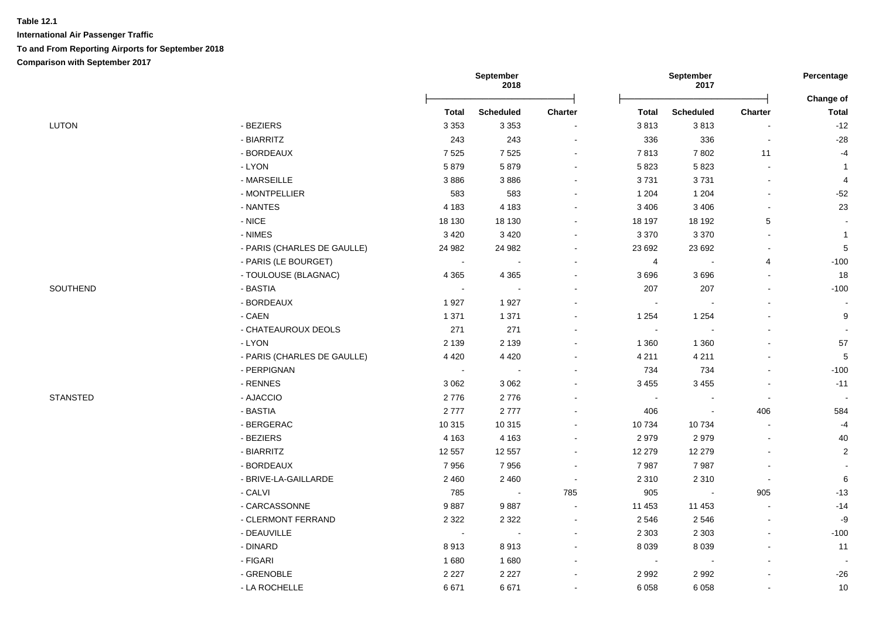**Table 12.1**

**International Air Passenger Traffic**

**To and From Reporting Airports for September 2018**

**Comparison with September 2017**

| | | September 2018 | | | September 2017 | | | Percentage Change of |
|---|---|---|---|---|---|---|---|---|
| | | Total | Scheduled | Charter | Total | Scheduled | Charter | Total |
| LUTON | - BEZIERS | 3 353 | 3 353 | - | 3 813 | 3 813 | - | -12 |
| | - BIARRITZ | 243 | 243 | - | 336 | 336 | - | -28 |
| | - BORDEAUX | 7 525 | 7 525 | - | 7 813 | 7 802 | 11 | -4 |
| | - LYON | 5 879 | 5 879 | - | 5 823 | 5 823 | - | 1 |
| | - MARSEILLE | 3 886 | 3 886 | - | 3 731 | 3 731 | - | 4 |
| | - MONTPELLIER | 583 | 583 | - | 1 204 | 1 204 | - | -52 |
| | - NANTES | 4 183 | 4 183 | - | 3 406 | 3 406 | - | 23 |
| | - NICE | 18 130 | 18 130 | - | 18 197 | 18 192 | 5 | - |
| | - NIMES | 3 420 | 3 420 | - | 3 370 | 3 370 | - | 1 |
| | - PARIS (CHARLES DE GAULLE) | 24 982 | 24 982 | - | 23 692 | 23 692 | - | 5 |
| | - PARIS (LE BOURGET) | - | - | - | 4 | - | 4 | -100 |
| | - TOULOUSE (BLAGNAC) | 4 365 | 4 365 | - | 3 696 | 3 696 | - | 18 |
| SOUTHEND | - BASTIA | - | - | - | 207 | 207 | - | -100 |
| | - BORDEAUX | 1 927 | 1 927 | - | - | - | - | - |
| | - CAEN | 1 371 | 1 371 | - | 1 254 | 1 254 | - | 9 |
| | - CHATEAUROUX DEOLS | 271 | 271 | - | - | - | - | - |
| | - LYON | 2 139 | 2 139 | - | 1 360 | 1 360 | - | 57 |
| | - PARIS (CHARLES DE GAULLE) | 4 420 | 4 420 | - | 4 211 | 4 211 | - | 5 |
| | - PERPIGNAN | - | - | - | 734 | 734 | - | -100 |
| | - RENNES | 3 062 | 3 062 | - | 3 455 | 3 455 | - | -11 |
| STANSTED | - AJACCIO | 2 776 | 2 776 | - | - | - | - | - |
| | - BASTIA | 2 777 | 2 777 | - | 406 | - | 406 | 584 |
| | - BERGERAC | 10 315 | 10 315 | - | 10 734 | 10 734 | - | -4 |
| | - BEZIERS | 4 163 | 4 163 | - | 2 979 | 2 979 | - | 40 |
| | - BIARRITZ | 12 557 | 12 557 | - | 12 279 | 12 279 | - | 2 |
| | - BORDEAUX | 7 956 | 7 956 | - | 7 987 | 7 987 | - | - |
| | - BRIVE-LA-GAILLARDE | 2 460 | 2 460 | - | 2 310 | 2 310 | - | 6 |
| | - CALVI | 785 | - | 785 | 905 | - | 905 | -13 |
| | - CARCASSONNE | 9 887 | 9 887 | - | 11 453 | 11 453 | - | -14 |
| | - CLERMONT FERRAND | 2 322 | 2 322 | - | 2 546 | 2 546 | - | -9 |
| | - DEAUVILLE | - | - | - | 2 303 | 2 303 | - | -100 |
| | - DINARD | 8 913 | 8 913 | - | 8 039 | 8 039 | - | 11 |
| | - FIGARI | 1 680 | 1 680 | - | - | - | - | - |
| | - GRENOBLE | 2 227 | 2 227 | - | 2 992 | 2 992 | - | -26 |
| | - LA ROCHELLE | 6 671 | 6 671 | - | 6 058 | 6 058 | - | 10 |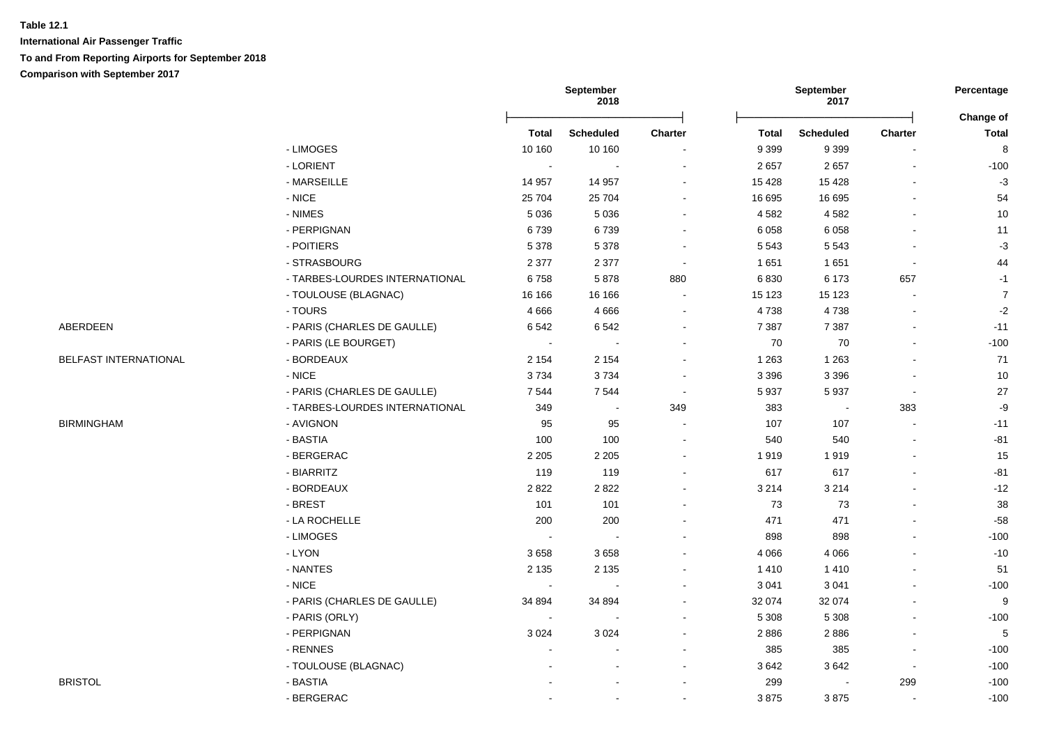**Table 12.1**

**International Air Passenger Traffic**

**To and From Reporting Airports for September 2018**

**Comparison with September 2017**

| | | September 2018 | | | September 2017 | | | Percentage |
|---|---|---|---|---|---|---|---|---|
| | | **Total** | **Scheduled** | **Charter** | **Total** | **Scheduled** | **Charter** | **Change of Total** |
| | - LIMOGES | 10 160 | 10 160 | - | 9 399 | 9 399 | - | 8 |
| | - LORIENT | - | - | - | 2 657 | 2 657 | - | -100 |
| | - MARSEILLE | 14 957 | 14 957 | - | 15 428 | 15 428 | - | -3 |
| | - NICE | 25 704 | 25 704 | - | 16 695 | 16 695 | - | 54 |
| | - NIMES | 5 036 | 5 036 | - | 4 582 | 4 582 | - | 10 |
| | - PERPIGNAN | 6 739 | 6 739 | - | 6 058 | 6 058 | - | 11 |
| | - POITIERS | 5 378 | 5 378 | - | 5 543 | 5 543 | - | -3 |
| | - STRASBOURG | 2 377 | 2 377 | - | 1 651 | 1 651 | - | 44 |
| | - TARBES-LOURDES INTERNATIONAL | 6 758 | 5 878 | 880 | 6 830 | 6 173 | 657 | -1 |
| | - TOULOUSE (BLAGNAC) | 16 166 | 16 166 | - | 15 123 | 15 123 | - | 7 |
| | - TOURS | 4 666 | 4 666 | - | 4 738 | 4 738 | - | -2 |
| ABERDEEN | - PARIS (CHARLES DE GAULLE) | 6 542 | 6 542 | - | 7 387 | 7 387 | - | -11 |
| | - PARIS (LE BOURGET) | - | - | - | 70 | 70 | - | -100 |
| BELFAST INTERNATIONAL | - BORDEAUX | 2 154 | 2 154 | - | 1 263 | 1 263 | - | 71 |
| | - NICE | 3 734 | 3 734 | - | 3 396 | 3 396 | - | 10 |
| | - PARIS (CHARLES DE GAULLE) | 7 544 | 7 544 | - | 5 937 | 5 937 | - | 27 |
| | - TARBES-LOURDES INTERNATIONAL | 349 | - | 349 | 383 | - | 383 | -9 |
| BIRMINGHAM | - AVIGNON | 95 | 95 | - | 107 | 107 | - | -11 |
| | - BASTIA | 100 | 100 | - | 540 | 540 | - | -81 |
| | - BERGERAC | 2 205 | 2 205 | - | 1 919 | 1 919 | - | 15 |
| | - BIARRITZ | 119 | 119 | - | 617 | 617 | - | -81 |
| | - BORDEAUX | 2 822 | 2 822 | - | 3 214 | 3 214 | - | -12 |
| | - BREST | 101 | 101 | - | 73 | 73 | - | 38 |
| | - LA ROCHELLE | 200 | 200 | - | 471 | 471 | - | -58 |
| | - LIMOGES | - | - | - | 898 | 898 | - | -100 |
| | - LYON | 3 658 | 3 658 | - | 4 066 | 4 066 | - | -10 |
| | - NANTES | 2 135 | 2 135 | - | 1 410 | 1 410 | - | 51 |
| | - NICE | - | - | - | 3 041 | 3 041 | - | -100 |
| | - PARIS (CHARLES DE GAULLE) | 34 894 | 34 894 | - | 32 074 | 32 074 | - | 9 |
| | - PARIS (ORLY) | - | - | - | 5 308 | 5 308 | - | -100 |
| | - PERPIGNAN | 3 024 | 3 024 | - | 2 886 | 2 886 | - | 5 |
| | - RENNES | - | - | - | 385 | 385 | - | -100 |
| | - TOULOUSE (BLAGNAC) | - | - | - | 3 642 | 3 642 | - | -100 |
| BRISTOL | - BASTIA | - | - | - | 299 | - | 299 | -100 |
| | - BERGERAC | - | - | - | 3 875 | 3 875 | - | -100 |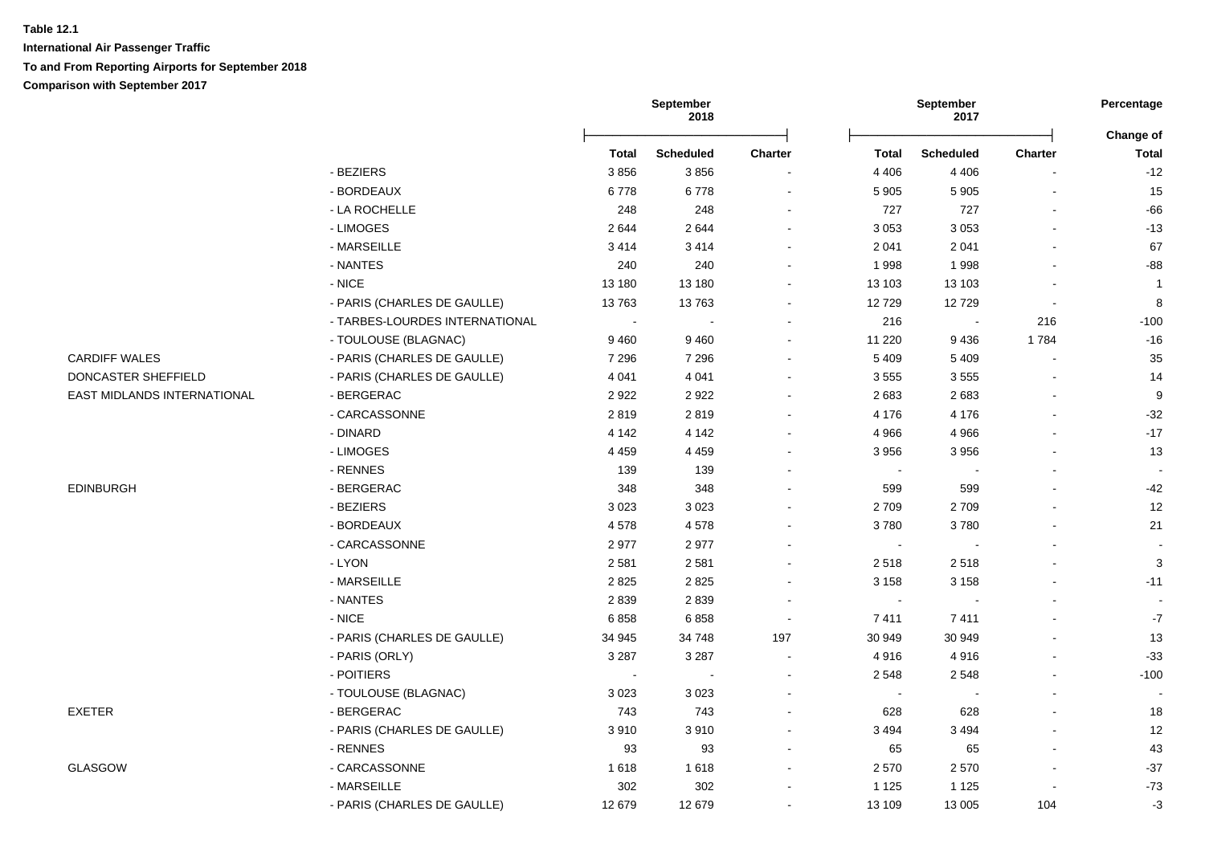**Table 12.1**

**International Air Passenger Traffic**

**To and From Reporting Airports for September 2018**

**Comparison with September 2017**

| | | September 2018 | | | September 2017 | | | Percentage |
|---|---|---|---|---|---|---|---|---|
| | | Total | Scheduled | Charter | Total | Scheduled | Charter | Change of Total |
| | - BEZIERS | 3 856 | 3 856 | - | 4 406 | 4 406 | - | -12 |
| | - BORDEAUX | 6 778 | 6 778 | - | 5 905 | 5 905 | - | 15 |
| | - LA ROCHELLE | 248 | 248 | - | 727 | 727 | - | -66 |
| | - LIMOGES | 2 644 | 2 644 | - | 3 053 | 3 053 | - | -13 |
| | - MARSEILLE | 3 414 | 3 414 | - | 2 041 | 2 041 | - | 67 |
| | - NANTES | 240 | 240 | - | 1 998 | 1 998 | - | -88 |
| | - NICE | 13 180 | 13 180 | - | 13 103 | 13 103 | - | 1 |
| | - PARIS (CHARLES DE GAULLE) | 13 763 | 13 763 | - | 12 729 | 12 729 | - | 8 |
| | - TARBES-LOURDES INTERNATIONAL | - | - | - | 216 | - | 216 | -100 |
| | - TOULOUSE (BLAGNAC) | 9 460 | 9 460 | - | 11 220 | 9 436 | 1 784 | -16 |
| CARDIFF WALES | - PARIS (CHARLES DE GAULLE) | 7 296 | 7 296 | - | 5 409 | 5 409 | - | 35 |
| DONCASTER SHEFFIELD | - PARIS (CHARLES DE GAULLE) | 4 041 | 4 041 | - | 3 555 | 3 555 | - | 14 |
| EAST MIDLANDS INTERNATIONAL | - BERGERAC | 2 922 | 2 922 | - | 2 683 | 2 683 | - | 9 |
| | - CARCASSONNE | 2 819 | 2 819 | - | 4 176 | 4 176 | - | -32 |
| | - DINARD | 4 142 | 4 142 | - | 4 966 | 4 966 | - | -17 |
| | - LIMOGES | 4 459 | 4 459 | - | 3 956 | 3 956 | - | 13 |
| | - RENNES | 139 | 139 | - | - | - | - | - |
| EDINBURGH | - BERGERAC | 348 | 348 | - | 599 | 599 | - | -42 |
| | - BEZIERS | 3 023 | 3 023 | - | 2 709 | 2 709 | - | 12 |
| | - BORDEAUX | 4 578 | 4 578 | - | 3 780 | 3 780 | - | 21 |
| | - CARCASSONNE | 2 977 | 2 977 | - | - | - | - | - |
| | - LYON | 2 581 | 2 581 | - | 2 518 | 2 518 | - | 3 |
| | - MARSEILLE | 2 825 | 2 825 | - | 3 158 | 3 158 | - | -11 |
| | - NANTES | 2 839 | 2 839 | - | - | - | - | - |
| | - NICE | 6 858 | 6 858 | - | 7 411 | 7 411 | - | -7 |
| | - PARIS (CHARLES DE GAULLE) | 34 945 | 34 748 | 197 | 30 949 | 30 949 | - | 13 |
| | - PARIS (ORLY) | 3 287 | 3 287 | - | 4 916 | 4 916 | - | -33 |
| | - POITIERS | - | - | - | 2 548 | 2 548 | - | -100 |
| | - TOULOUSE (BLAGNAC) | 3 023 | 3 023 | - | - | - | - | - |
| EXETER | - BERGERAC | 743 | 743 | - | 628 | 628 | - | 18 |
| | - PARIS (CHARLES DE GAULLE) | 3 910 | 3 910 | - | 3 494 | 3 494 | - | 12 |
| | - RENNES | 93 | 93 | - | 65 | 65 | - | 43 |
| GLASGOW | - CARCASSONNE | 1 618 | 1 618 | - | 2 570 | 2 570 | - | -37 |
| | - MARSEILLE | 302 | 302 | - | 1 125 | 1 125 | - | -73 |
| | - PARIS (CHARLES DE GAULLE) | 12 679 | 12 679 | - | 13 109 | 13 005 | 104 | -3 |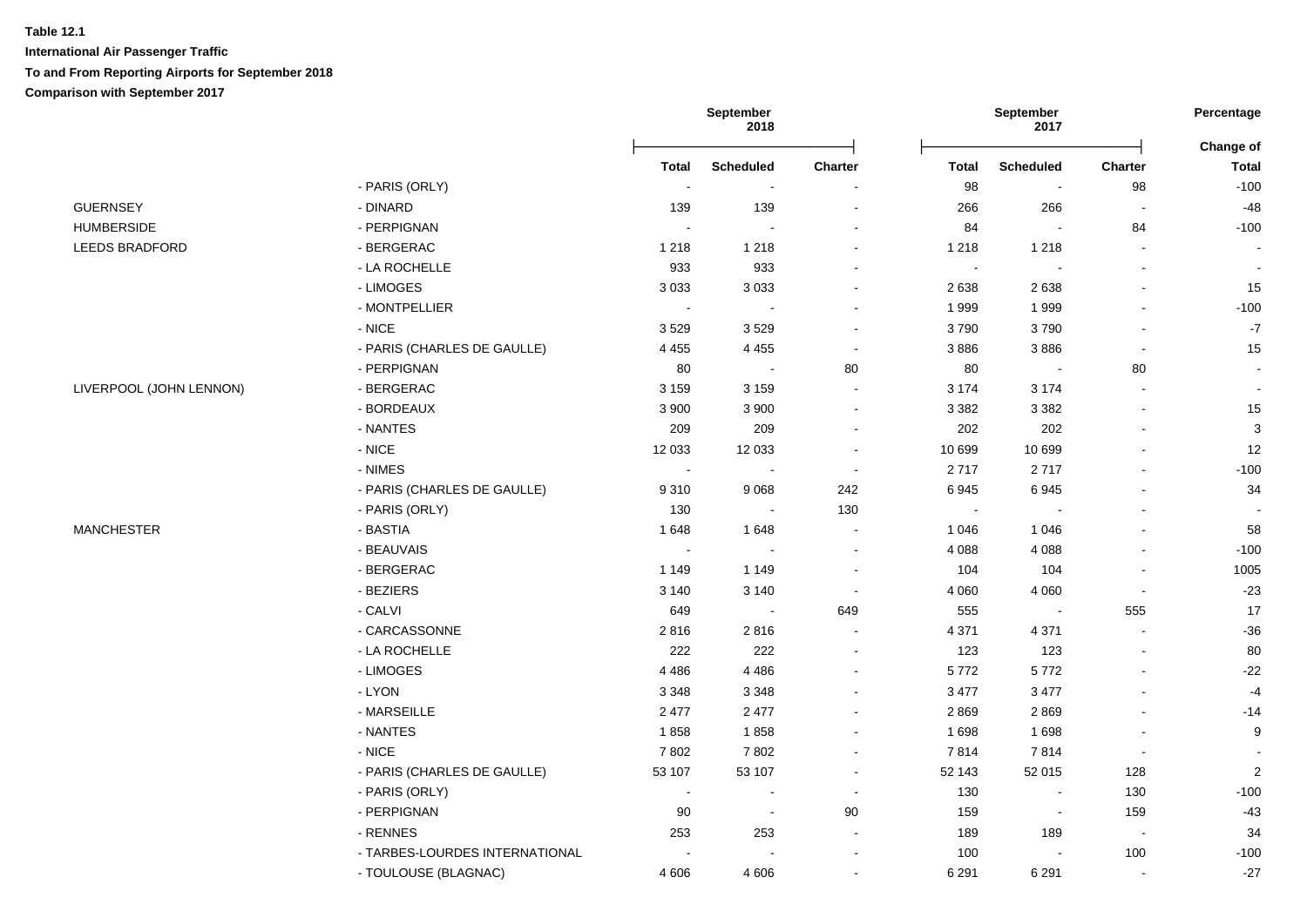**Table 12.1**

**International Air Passenger Traffic**

**To and From Reporting Airports for September 2018**

**Comparison with September 2017**

| | | September 2018 | | | September 2017 | | | Percentage |
|---|---|---|---|---|---|---|---|---|
| | | | | | | | | Change of |
| | | Total | Scheduled | Charter | Total | Scheduled | Charter | Total |
| | - PARIS (ORLY) | - | - | - | 98 | - | 98 | -100 |
| GUERNSEY | - DINARD | 139 | 139 | - | 266 | 266 | - | -48 |
| HUMBERSIDE | - PERPIGNAN | - | - | - | 84 | - | 84 | -100 |
| LEEDS BRADFORD | - BERGERAC | 1 218 | 1 218 | - | 1 218 | 1 218 | - | - |
| | - LA ROCHELLE | 933 | 933 | - | - | - | - | - |
| | - LIMOGES | 3 033 | 3 033 | - | 2 638 | 2 638 | - | 15 |
| | - MONTPELLIER | - | - | - | 1 999 | 1 999 | - | -100 |
| | - NICE | 3 529 | 3 529 | - | 3 790 | 3 790 | - | -7 |
| | - PARIS (CHARLES DE GAULLE) | 4 455 | 4 455 | - | 3 886 | 3 886 | - | 15 |
| | - PERPIGNAN | 80 | - | 80 | 80 | - | 80 | - |
| LIVERPOOL (JOHN LENNON) | - BERGERAC | 3 159 | 3 159 | - | 3 174 | 3 174 | - | - |
| | - BORDEAUX | 3 900 | 3 900 | - | 3 382 | 3 382 | - | 15 |
| | - NANTES | 209 | 209 | - | 202 | 202 | - | 3 |
| | - NICE | 12 033 | 12 033 | - | 10 699 | 10 699 | - | 12 |
| | - NIMES | - | - | - | 2 717 | 2 717 | - | -100 |
| | - PARIS (CHARLES DE GAULLE) | 9 310 | 9 068 | 242 | 6 945 | 6 945 | - | 34 |
| | - PARIS (ORLY) | 130 | - | 130 | - | - | - | - |
| MANCHESTER | - BASTIA | 1 648 | 1 648 | - | 1 046 | 1 046 | - | 58 |
| | - BEAUVAIS | - | - | - | 4 088 | 4 088 | - | -100 |
| | - BERGERAC | 1 149 | 1 149 | - | 104 | 104 | - | 1005 |
| | - BEZIERS | 3 140 | 3 140 | - | 4 060 | 4 060 | - | -23 |
| | - CALVI | 649 | - | 649 | 555 | - | 555 | 17 |
| | - CARCASSONNE | 2 816 | 2 816 | - | 4 371 | 4 371 | - | -36 |
| | - LA ROCHELLE | 222 | 222 | - | 123 | 123 | - | 80 |
| | - LIMOGES | 4 486 | 4 486 | - | 5 772 | 5 772 | - | -22 |
| | - LYON | 3 348 | 3 348 | - | 3 477 | 3 477 | - | -4 |
| | - MARSEILLE | 2 477 | 2 477 | - | 2 869 | 2 869 | - | -14 |
| | - NANTES | 1 858 | 1 858 | - | 1 698 | 1 698 | - | 9 |
| | - NICE | 7 802 | 7 802 | - | 7 814 | 7 814 | - | - |
| | - PARIS (CHARLES DE GAULLE) | 53 107 | 53 107 | - | 52 143 | 52 015 | 128 | 2 |
| | - PARIS (ORLY) | - | - | - | 130 | - | 130 | -100 |
| | - PERPIGNAN | 90 | - | 90 | 159 | - | 159 | -43 |
| | - RENNES | 253 | 253 | - | 189 | 189 | - | 34 |
| | - TARBES-LOURDES INTERNATIONAL | - | - | - | 100 | - | 100 | -100 |
| | - TOULOUSE (BLAGNAC) | 4 606 | 4 606 | - | 6 291 | 6 291 | - | -27 |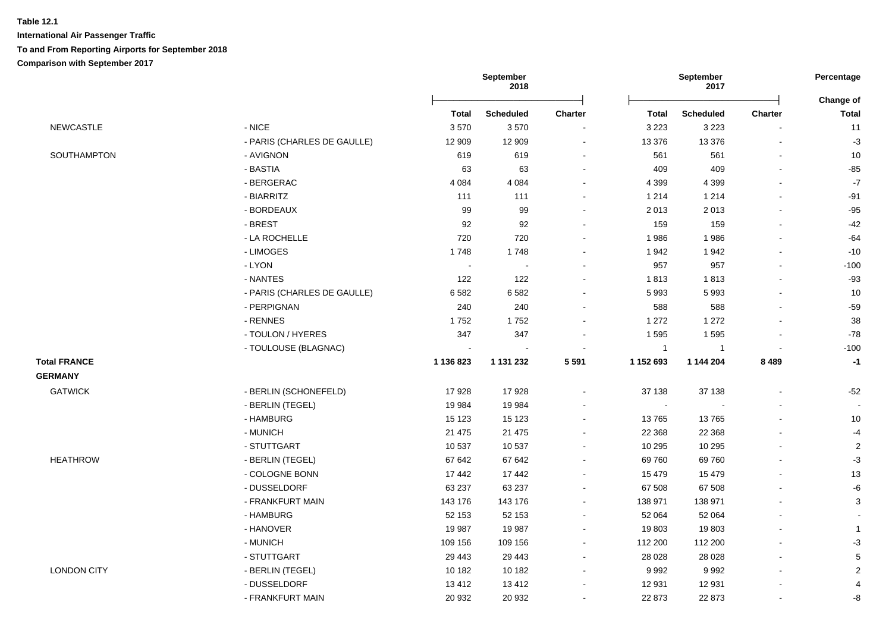**Table 12.1**

**International Air Passenger Traffic**

**To and From Reporting Airports for September 2018**

**Comparison with September 2017**

| | | September 2018 | | | September 2017 | | | Percentage |
|---|---|---|---|---|---|---|---|---|
| | | | | | | | | Change of |
| | | **Total** | **Scheduled** | **Charter** | **Total** | **Scheduled** | **Charter** | **Total** |
| NEWCASTLE | - NICE | 3 570 | 3 570 | - | 3 223 | 3 223 | - | 11 |
| | - PARIS (CHARLES DE GAULLE) | 12 909 | 12 909 | - | 13 376 | 13 376 | - | -3 |
| SOUTHAMPTON | - AVIGNON | 619 | 619 | - | 561 | 561 | - | 10 |
| | - BASTIA | 63 | 63 | - | 409 | 409 | - | -85 |
| | - BERGERAC | 4 084 | 4 084 | - | 4 399 | 4 399 | - | -7 |
| | - BIARRITZ | 111 | 111 | - | 1 214 | 1 214 | - | -91 |
| | - BORDEAUX | 99 | 99 | - | 2 013 | 2 013 | - | -95 |
| | - BREST | 92 | 92 | - | 159 | 159 | - | -42 |
| | - LA ROCHELLE | 720 | 720 | - | 1 986 | 1 986 | - | -64 |
| | - LIMOGES | 1 748 | 1 748 | - | 1 942 | 1 942 | - | -10 |
| | - LYON | - | - | - | 957 | 957 | - | -100 |
| | - NANTES | 122 | 122 | - | 1 813 | 1 813 | - | -93 |
| | - PARIS (CHARLES DE GAULLE) | 6 582 | 6 582 | - | 5 993 | 5 993 | - | 10 |
| | - PERPIGNAN | 240 | 240 | - | 588 | 588 | - | -59 |
| | - RENNES | 1 752 | 1 752 | - | 1 272 | 1 272 | - | 38 |
| | - TOULON / HYERES | 347 | 347 | - | 1 595 | 1 595 | - | -78 |
| | - TOULOUSE (BLAGNAC) | - | - | - | 1 | 1 | - | -100 |
| **Total FRANCE** | | **1 136 823** | **1 131 232** | **5 591** | **1 152 693** | **1 144 204** | **8 489** | **-1** |
| **GERMANY** | | | | | | | | |
| GATWICK | - BERLIN (SCHONEFELD) | 17 928 | 17 928 | - | 37 138 | 37 138 | - | -52 |
| | - BERLIN (TEGEL) | 19 984 | 19 984 | - | - | - | - | - |
| | - HAMBURG | 15 123 | 15 123 | - | 13 765 | 13 765 | - | 10 |
| | - MUNICH | 21 475 | 21 475 | - | 22 368 | 22 368 | - | -4 |
| | - STUTTGART | 10 537 | 10 537 | - | 10 295 | 10 295 | - | 2 |
| HEATHROW | - BERLIN (TEGEL) | 67 642 | 67 642 | - | 69 760 | 69 760 | - | -3 |
| | - COLOGNE BONN | 17 442 | 17 442 | - | 15 479 | 15 479 | - | 13 |
| | - DUSSELDORF | 63 237 | 63 237 | - | 67 508 | 67 508 | - | -6 |
| | - FRANKFURT MAIN | 143 176 | 143 176 | - | 138 971 | 138 971 | - | 3 |
| | - HAMBURG | 52 153 | 52 153 | - | 52 064 | 52 064 | - | - |
| | - HANOVER | 19 987 | 19 987 | - | 19 803 | 19 803 | - | 1 |
| | - MUNICH | 109 156 | 109 156 | - | 112 200 | 112 200 | - | -3 |
| | - STUTTGART | 29 443 | 29 443 | - | 28 028 | 28 028 | - | 5 |
| LONDON CITY | - BERLIN (TEGEL) | 10 182 | 10 182 | - | 9 992 | 9 992 | - | 2 |
| | - DUSSELDORF | 13 412 | 13 412 | - | 12 931 | 12 931 | - | 4 |
| | - FRANKFURT MAIN | 20 932 | 20 932 | - | 22 873 | 22 873 | - | -8 |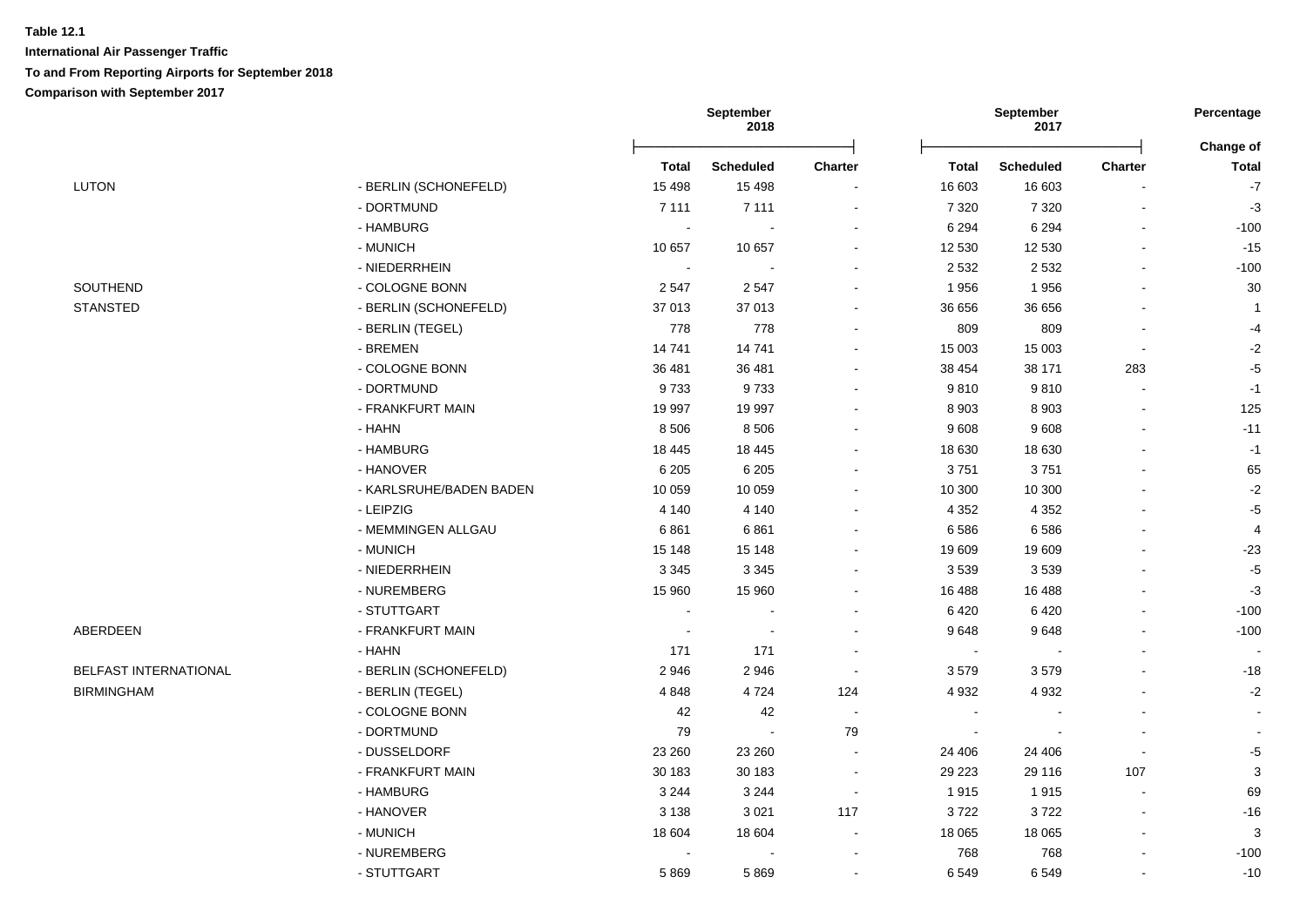**Table 12.1**

**International Air Passenger Traffic**

**To and From Reporting Airports for September 2018**

**Comparison with September 2017**

| | | September 2018 | | | September 2017 | | | Percentage |
|---|---|---|---|---|---|---|---|---|
| | | | | | | | | Change of |
| | | **Total** | **Scheduled** | **Charter** | **Total** | **Scheduled** | **Charter** | **Total** |
| LUTON | - BERLIN (SCHONEFELD) | 15 498 | 15 498 | - | 16 603 | 16 603 | - | -7 |
| | - DORTMUND | 7 111 | 7 111 | - | 7 320 | 7 320 | - | -3 |
| | - HAMBURG | - | - | - | 6 294 | 6 294 | - | -100 |
| | - MUNICH | 10 657 | 10 657 | - | 12 530 | 12 530 | - | -15 |
| | - NIEDERRHEIN | - | - | - | 2 532 | 2 532 | - | -100 |
| SOUTHEND | - COLOGNE BONN | 2 547 | 2 547 | - | 1 956 | 1 956 | - | 30 |
| STANSTED | - BERLIN (SCHONEFELD) | 37 013 | 37 013 | - | 36 656 | 36 656 | - | 1 |
| | - BERLIN (TEGEL) | 778 | 778 | - | 809 | 809 | - | -4 |
| | - BREMEN | 14 741 | 14 741 | - | 15 003 | 15 003 | - | -2 |
| | - COLOGNE BONN | 36 481 | 36 481 | - | 38 454 | 38 171 | 283 | -5 |
| | - DORTMUND | 9 733 | 9 733 | - | 9 810 | 9 810 | - | -1 |
| | - FRANKFURT MAIN | 19 997 | 19 997 | - | 8 903 | 8 903 | - | 125 |
| | - HAHN | 8 506 | 8 506 | - | 9 608 | 9 608 | - | -11 |
| | - HAMBURG | 18 445 | 18 445 | - | 18 630 | 18 630 | - | -1 |
| | - HANOVER | 6 205 | 6 205 | - | 3 751 | 3 751 | - | 65 |
| | - KARLSRUHE/BADEN BADEN | 10 059 | 10 059 | - | 10 300 | 10 300 | - | -2 |
| | - LEIPZIG | 4 140 | 4 140 | - | 4 352 | 4 352 | - | -5 |
| | - MEMMINGEN ALLGAU | 6 861 | 6 861 | - | 6 586 | 6 586 | - | 4 |
| | - MUNICH | 15 148 | 15 148 | - | 19 609 | 19 609 | - | -23 |
| | - NIEDERRHEIN | 3 345 | 3 345 | - | 3 539 | 3 539 | - | -5 |
| | - NUREMBERG | 15 960 | 15 960 | - | 16 488 | 16 488 | - | -3 |
| | - STUTTGART | - | - | - | 6 420 | 6 420 | - | -100 |
| ABERDEEN | - FRANKFURT MAIN | - | - | - | 9 648 | 9 648 | - | -100 |
| | - HAHN | 171 | 171 | - | - | - | - | - |
| BELFAST INTERNATIONAL | - BERLIN (SCHONEFELD) | 2 946 | 2 946 | - | 3 579 | 3 579 | - | -18 |
| BIRMINGHAM | - BERLIN (TEGEL) | 4 848 | 4 724 | 124 | 4 932 | 4 932 | - | -2 |
| | - COLOGNE BONN | 42 | 42 | - | - | - | - | - |
| | - DORTMUND | 79 | - | 79 | - | - | - | - |
| | - DUSSELDORF | 23 260 | 23 260 | - | 24 406 | 24 406 | - | -5 |
| | - FRANKFURT MAIN | 30 183 | 30 183 | - | 29 223 | 29 116 | 107 | 3 |
| | - HAMBURG | 3 244 | 3 244 | - | 1 915 | 1 915 | - | 69 |
| | - HANOVER | 3 138 | 3 021 | 117 | 3 722 | 3 722 | - | -16 |
| | - MUNICH | 18 604 | 18 604 | - | 18 065 | 18 065 | - | 3 |
| | - NUREMBERG | - | - | - | 768 | 768 | - | -100 |
| | - STUTTGART | 5 869 | 5 869 | - | 6 549 | 6 549 | - | -10 |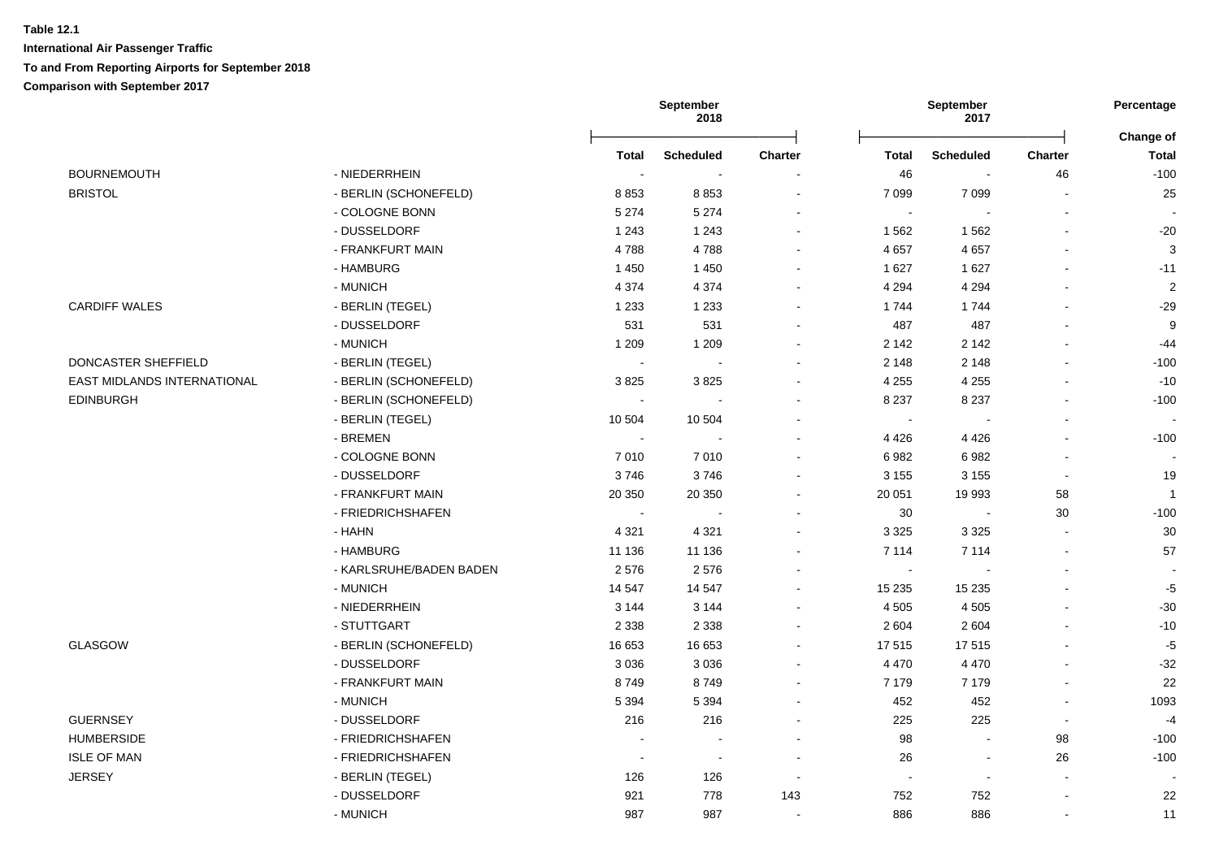**Table 12.1**

**International Air Passenger Traffic**

**To and From Reporting Airports for September 2018**

**Comparison with September 2017**

| | | September 2018 | | | September 2017 | | | Percentage |
|---|---|---|---|---|---|---|---|---|
| | | | | | | | | Change of |
| | | **Total** | **Scheduled** | **Charter** | **Total** | **Scheduled** | **Charter** | **Total** |
| BOURNEMOUTH | - NIEDERRHEIN | - | - | - | 46 | - | 46 | -100 |
| BRISTOL | - BERLIN (SCHONEFELD) | 8 853 | 8 853 | - | 7 099 | 7 099 | - | 25 |
| | - COLOGNE BONN | 5 274 | 5 274 | - | - | - | - | - |
| | - DUSSELDORF | 1 243 | 1 243 | - | 1 562 | 1 562 | - | -20 |
| | - FRANKFURT MAIN | 4 788 | 4 788 | - | 4 657 | 4 657 | - | 3 |
| | - HAMBURG | 1 450 | 1 450 | - | 1 627 | 1 627 | - | -11 |
| | - MUNICH | 4 374 | 4 374 | - | 4 294 | 4 294 | - | 2 |
| CARDIFF WALES | - BERLIN (TEGEL) | 1 233 | 1 233 | - | 1 744 | 1 744 | - | -29 |
| | - DUSSELDORF | 531 | 531 | - | 487 | 487 | - | 9 |
| | - MUNICH | 1 209 | 1 209 | - | 2 142 | 2 142 | - | -44 |
| DONCASTER SHEFFIELD | - BERLIN (TEGEL) | - | - | - | 2 148 | 2 148 | - | -100 |
| EAST MIDLANDS INTERNATIONAL | - BERLIN (SCHONEFELD) | 3 825 | 3 825 | - | 4 255 | 4 255 | - | -10 |
| EDINBURGH | - BERLIN (SCHONEFELD) | - | - | - | 8 237 | 8 237 | - | -100 |
| | - BERLIN (TEGEL) | 10 504 | 10 504 | - | - | - | - | - |
| | - BREMEN | - | - | - | 4 426 | 4 426 | - | -100 |
| | - COLOGNE BONN | 7 010 | 7 010 | - | 6 982 | 6 982 | - | - |
| | - DUSSELDORF | 3 746 | 3 746 | - | 3 155 | 3 155 | - | 19 |
| | - FRANKFURT MAIN | 20 350 | 20 350 | - | 20 051 | 19 993 | 58 | 1 |
| | - FRIEDRICHSHAFEN | - | - | - | 30 | - | 30 | -100 |
| | - HAHN | 4 321 | 4 321 | - | 3 325 | 3 325 | - | 30 |
| | - HAMBURG | 11 136 | 11 136 | - | 7 114 | 7 114 | - | 57 |
| | - KARLSRUHE/BADEN BADEN | 2 576 | 2 576 | - | - | - | - | - |
| | - MUNICH | 14 547 | 14 547 | - | 15 235 | 15 235 | - | -5 |
| | - NIEDERRHEIN | 3 144 | 3 144 | - | 4 505 | 4 505 | - | -30 |
| | - STUTTGART | 2 338 | 2 338 | - | 2 604 | 2 604 | - | -10 |
| GLASGOW | - BERLIN (SCHONEFELD) | 16 653 | 16 653 | - | 17 515 | 17 515 | - | -5 |
| | - DUSSELDORF | 3 036 | 3 036 | - | 4 470 | 4 470 | - | -32 |
| | - FRANKFURT MAIN | 8 749 | 8 749 | - | 7 179 | 7 179 | - | 22 |
| | - MUNICH | 5 394 | 5 394 | - | 452 | 452 | - | 1093 |
| GUERNSEY | - DUSSELDORF | 216 | 216 | - | 225 | 225 | - | -4 |
| HUMBERSIDE | - FRIEDRICHSHAFEN | - | - | - | 98 | - | 98 | -100 |
| ISLE OF MAN | - FRIEDRICHSHAFEN | - | - | - | 26 | - | 26 | -100 |
| JERSEY | - BERLIN (TEGEL) | 126 | 126 | - | - | - | - | - |
| | - DUSSELDORF | 921 | 778 | 143 | 752 | 752 | - | 22 |
| | - MUNICH | 987 | 987 | - | 886 | 886 | - | 11 |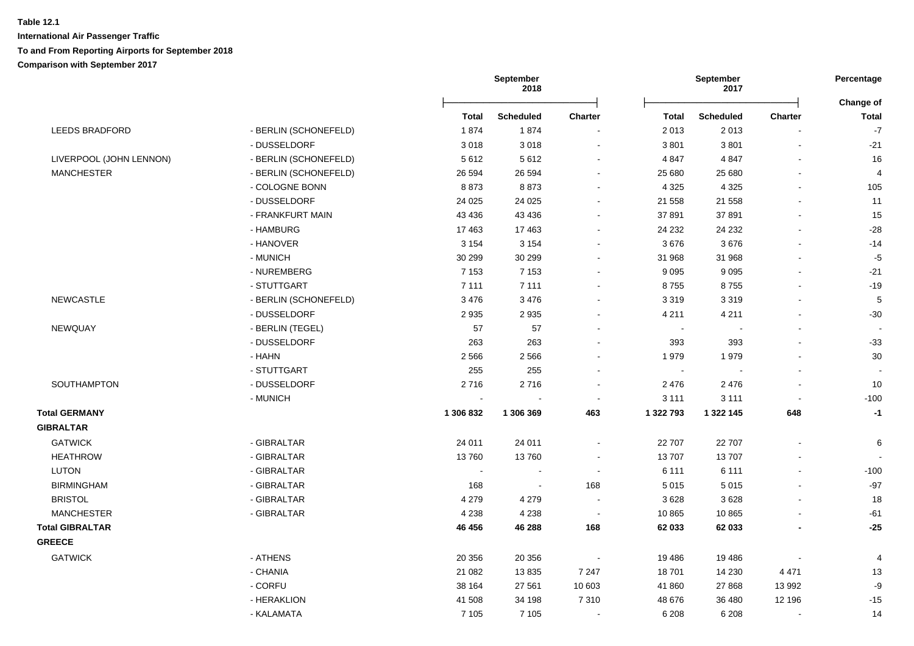**Table 12.1**

**International Air Passenger Traffic**

**To and From Reporting Airports for September 2018**

**Comparison with September 2017**

| | | September 2018 | | | September 2017 | | | Percentage |
|---|---|---|---|---|---|---|---|---|
| | | **Total** | **Scheduled** | **Charter** | **Total** | **Scheduled** | **Charter** | **Change of Total** |
| LEEDS BRADFORD | - BERLIN (SCHONEFELD) | 1 874 | 1 874 | - | 2 013 | 2 013 | - | -7 |
| | - DUSSELDORF | 3 018 | 3 018 | - | 3 801 | 3 801 | - | -21 |
| LIVERPOOL (JOHN LENNON) | - BERLIN (SCHONEFELD) | 5 612 | 5 612 | - | 4 847 | 4 847 | - | 16 |
| MANCHESTER | - BERLIN (SCHONEFELD) | 26 594 | 26 594 | - | 25 680 | 25 680 | - | 4 |
| | - COLOGNE BONN | 8 873 | 8 873 | - | 4 325 | 4 325 | - | 105 |
| | - DUSSELDORF | 24 025 | 24 025 | - | 21 558 | 21 558 | - | 11 |
| | - FRANKFURT MAIN | 43 436 | 43 436 | - | 37 891 | 37 891 | - | 15 |
| | - HAMBURG | 17 463 | 17 463 | - | 24 232 | 24 232 | - | -28 |
| | - HANOVER | 3 154 | 3 154 | - | 3 676 | 3 676 | - | -14 |
| | - MUNICH | 30 299 | 30 299 | - | 31 968 | 31 968 | - | -5 |
| | - NUREMBERG | 7 153 | 7 153 | - | 9 095 | 9 095 | - | -21 |
| | - STUTTGART | 7 111 | 7 111 | - | 8 755 | 8 755 | - | -19 |
| NEWCASTLE | - BERLIN (SCHONEFELD) | 3 476 | 3 476 | - | 3 319 | 3 319 | - | 5 |
| | - DUSSELDORF | 2 935 | 2 935 | - | 4 211 | 4 211 | - | -30 |
| NEWQUAY | - BERLIN (TEGEL) | 57 | 57 | - | - | - | - | - |
| | - DUSSELDORF | 263 | 263 | - | 393 | 393 | - | -33 |
| | - HAHN | 2 566 | 2 566 | - | 1 979 | 1 979 | - | 30 |
| | - STUTTGART | 255 | 255 | - | - | - | - | - |
| SOUTHAMPTON | - DUSSELDORF | 2 716 | 2 716 | - | 2 476 | 2 476 | - | 10 |
| | - MUNICH | - | - | - | 3 111 | 3 111 | - | -100 |
| **Total GERMANY** | | **1 306 832** | **1 306 369** | **463** | **1 322 793** | **1 322 145** | **648** | **-1** |
| **GIBRALTAR** | | | | | | | | |
| GATWICK | - GIBRALTAR | 24 011 | 24 011 | - | 22 707 | 22 707 | - | 6 |
| HEATHROW | - GIBRALTAR | 13 760 | 13 760 | - | 13 707 | 13 707 | - | - |
| LUTON | - GIBRALTAR | - | - | - | 6 111 | 6 111 | - | -100 |
| BIRMINGHAM | - GIBRALTAR | 168 | - | 168 | 5 015 | 5 015 | - | -97 |
| BRISTOL | - GIBRALTAR | 4 279 | 4 279 | - | 3 628 | 3 628 | - | 18 |
| MANCHESTER | - GIBRALTAR | 4 238 | 4 238 | - | 10 865 | 10 865 | - | -61 |
| **Total GIBRALTAR** | | **46 456** | **46 288** | **168** | **62 033** | **62 033** | **-** | **-25** |
| **GREECE** | | | | | | | | |
| GATWICK | - ATHENS | 20 356 | 20 356 | - | 19 486 | 19 486 | - | 4 |
| | - CHANIA | 21 082 | 13 835 | 7 247 | 18 701 | 14 230 | 4 471 | 13 |
| | - CORFU | 38 164 | 27 561 | 10 603 | 41 860 | 27 868 | 13 992 | -9 |
| | - HERAKLION | 41 508 | 34 198 | 7 310 | 48 676 | 36 480 | 12 196 | -15 |
| | - KALAMATA | 7 105 | 7 105 | - | 6 208 | 6 208 | - | 14 |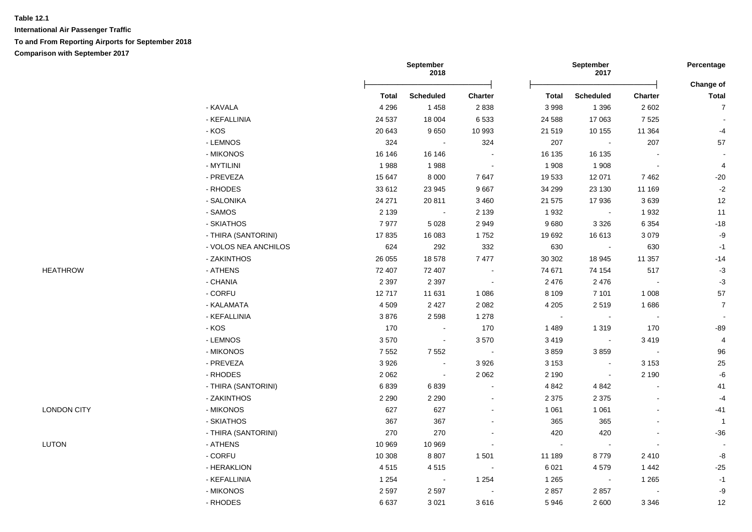**Table 12.1**

**International Air Passenger Traffic**

**To and From Reporting Airports for September 2018**

**Comparison with September 2017**

| | | September 2018 | | | September 2017 | | | Percentage Change of |
|---|---|---|---|---|---|---|---|---|
| | | Total | Scheduled | Charter | Total | Scheduled | Charter | Total |
| | - KAVALA | 4 296 | 1 458 | 2 838 | 3 998 | 1 396 | 2 602 | 7 |
| | - KEFALLINIA | 24 537 | 18 004 | 6 533 | 24 588 | 17 063 | 7 525 | - |
| | - KOS | 20 643 | 9 650 | 10 993 | 21 519 | 10 155 | 11 364 | -4 |
| | - LEMNOS | 324 | - | 324 | 207 | - | 207 | 57 |
| | - MIKONOS | 16 146 | 16 146 | - | 16 135 | 16 135 | - | - |
| | - MYTILINI | 1 988 | 1 988 | - | 1 908 | 1 908 | - | 4 |
| | - PREVEZA | 15 647 | 8 000 | 7 647 | 19 533 | 12 071 | 7 462 | -20 |
| | - RHODES | 33 612 | 23 945 | 9 667 | 34 299 | 23 130 | 11 169 | -2 |
| | - SALONIKA | 24 271 | 20 811 | 3 460 | 21 575 | 17 936 | 3 639 | 12 |
| | - SAMOS | 2 139 | - | 2 139 | 1 932 | - | 1 932 | 11 |
| | - SKIATHOS | 7 977 | 5 028 | 2 949 | 9 680 | 3 326 | 6 354 | -18 |
| | - THIRA (SANTORINI) | 17 835 | 16 083 | 1 752 | 19 692 | 16 613 | 3 079 | -9 |
| | - VOLOS NEA ANCHILOS | 624 | 292 | 332 | 630 | - | 630 | -1 |
| | - ZAKINTHOS | 26 055 | 18 578 | 7 477 | 30 302 | 18 945 | 11 357 | -14 |
| HEATHROW | - ATHENS | 72 407 | 72 407 | - | 74 671 | 74 154 | 517 | -3 |
| | - CHANIA | 2 397 | 2 397 | - | 2 476 | 2 476 | - | -3 |
| | - CORFU | 12 717 | 11 631 | 1 086 | 8 109 | 7 101 | 1 008 | 57 |
| | - KALAMATA | 4 509 | 2 427 | 2 082 | 4 205 | 2 519 | 1 686 | 7 |
| | - KEFALLINIA | 3 876 | 2 598 | 1 278 | - | - | - | - |
| | - KOS | 170 | - | 170 | 1 489 | 1 319 | 170 | -89 |
| | - LEMNOS | 3 570 | - | 3 570 | 3 419 | - | 3 419 | 4 |
| | - MIKONOS | 7 552 | 7 552 | - | 3 859 | 3 859 | - | 96 |
| | - PREVEZA | 3 926 | - | 3 926 | 3 153 | - | 3 153 | 25 |
| | - RHODES | 2 062 | - | 2 062 | 2 190 | - | 2 190 | -6 |
| | - THIRA (SANTORINI) | 6 839 | 6 839 | - | 4 842 | 4 842 | - | 41 |
| | - ZAKINTHOS | 2 290 | 2 290 | - | 2 375 | 2 375 | - | -4 |
| LONDON CITY | - MIKONOS | 627 | 627 | - | 1 061 | 1 061 | - | -41 |
| | - SKIATHOS | 367 | 367 | - | 365 | 365 | - | 1 |
| | - THIRA (SANTORINI) | 270 | 270 | - | 420 | 420 | - | -36 |
| LUTON | - ATHENS | 10 969 | 10 969 | - | - | - | - | - |
| | - CORFU | 10 308 | 8 807 | 1 501 | 11 189 | 8 779 | 2 410 | -8 |
| | - HERAKLION | 4 515 | 4 515 | - | 6 021 | 4 579 | 1 442 | -25 |
| | - KEFALLINIA | 1 254 | - | 1 254 | 1 265 | - | 1 265 | -1 |
| | - MIKONOS | 2 597 | 2 597 | - | 2 857 | 2 857 | - | -9 |
| | - RHODES | 6 637 | 3 021 | 3 616 | 5 946 | 2 600 | 3 346 | 12 |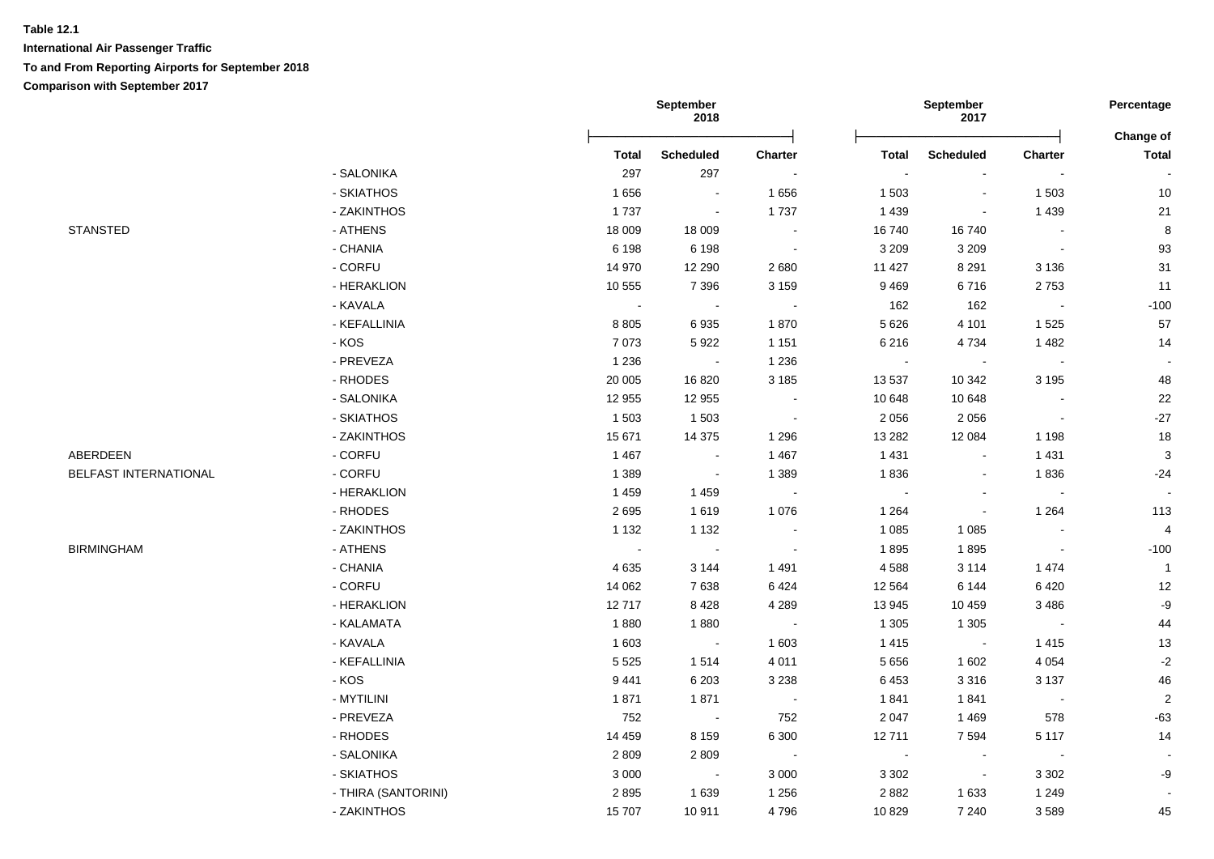**Table 12.1**

**International Air Passenger Traffic**

**To and From Reporting Airports for September 2018**

**Comparison with September 2017**

| | | September 2018 | | | September 2017 | | | Percentage |
|---|---|---|---|---|---|---|---|---|
| | | **Total** | **Scheduled** | **Charter** | **Total** | **Scheduled** | **Charter** | **Change of Total** |
| | - SALONIKA | 297 | 297 | - | - | - | - | - |
| | - SKIATHOS | 1 656 | - | 1 656 | 1 503 | - | 1 503 | 10 |
| | - ZAKINTHOS | 1 737 | - | 1 737 | 1 439 | - | 1 439 | 21 |
| STANSTED | - ATHENS | 18 009 | 18 009 | - | 16 740 | 16 740 | - | 8 |
| | - CHANIA | 6 198 | 6 198 | - | 3 209 | 3 209 | - | 93 |
| | - CORFU | 14 970 | 12 290 | 2 680 | 11 427 | 8 291 | 3 136 | 31 |
| | - HERAKLION | 10 555 | 7 396 | 3 159 | 9 469 | 6 716 | 2 753 | 11 |
| | - KAVALA | - | - | - | 162 | 162 | - | -100 |
| | - KEFALLINIA | 8 805 | 6 935 | 1 870 | 5 626 | 4 101 | 1 525 | 57 |
| | - KOS | 7 073 | 5 922 | 1 151 | 6 216 | 4 734 | 1 482 | 14 |
| | - PREVEZA | 1 236 | - | 1 236 | - | - | - | - |
| | - RHODES | 20 005 | 16 820 | 3 185 | 13 537 | 10 342 | 3 195 | 48 |
| | - SALONIKA | 12 955 | 12 955 | - | 10 648 | 10 648 | - | 22 |
| | - SKIATHOS | 1 503 | 1 503 | - | 2 056 | 2 056 | - | -27 |
| | - ZAKINTHOS | 15 671 | 14 375 | 1 296 | 13 282 | 12 084 | 1 198 | 18 |
| ABERDEEN | - CORFU | 1 467 | - | 1 467 | 1 431 | - | 1 431 | 3 |
| BELFAST INTERNATIONAL | - CORFU | 1 389 | - | 1 389 | 1 836 | - | 1 836 | -24 |
| | - HERAKLION | 1 459 | 1 459 | - | - | - | - | - |
| | - RHODES | 2 695 | 1 619 | 1 076 | 1 264 | - | 1 264 | 113 |
| | - ZAKINTHOS | 1 132 | 1 132 | - | 1 085 | 1 085 | - | 4 |
| BIRMINGHAM | - ATHENS | - | - | - | 1 895 | 1 895 | - | -100 |
| | - CHANIA | 4 635 | 3 144 | 1 491 | 4 588 | 3 114 | 1 474 | 1 |
| | - CORFU | 14 062 | 7 638 | 6 424 | 12 564 | 6 144 | 6 420 | 12 |
| | - HERAKLION | 12 717 | 8 428 | 4 289 | 13 945 | 10 459 | 3 486 | -9 |
| | - KALAMATA | 1 880 | 1 880 | - | 1 305 | 1 305 | - | 44 |
| | - KAVALA | 1 603 | - | 1 603 | 1 415 | - | 1 415 | 13 |
| | - KEFALLINIA | 5 525 | 1 514 | 4 011 | 5 656 | 1 602 | 4 054 | -2 |
| | - KOS | 9 441 | 6 203 | 3 238 | 6 453 | 3 316 | 3 137 | 46 |
| | - MYTILINI | 1 871 | 1 871 | - | 1 841 | 1 841 | - | 2 |
| | - PREVEZA | 752 | - | 752 | 2 047 | 1 469 | 578 | -63 |
| | - RHODES | 14 459 | 8 159 | 6 300 | 12 711 | 7 594 | 5 117 | 14 |
| | - SALONIKA | 2 809 | 2 809 | - | - | - | - | - |
| | - SKIATHOS | 3 000 | - | 3 000 | 3 302 | - | 3 302 | -9 |
| | - THIRA (SANTORINI) | 2 895 | 1 639 | 1 256 | 2 882 | 1 633 | 1 249 | - |
| | - ZAKINTHOS | 15 707 | 10 911 | 4 796 | 10 829 | 7 240 | 3 589 | 45 |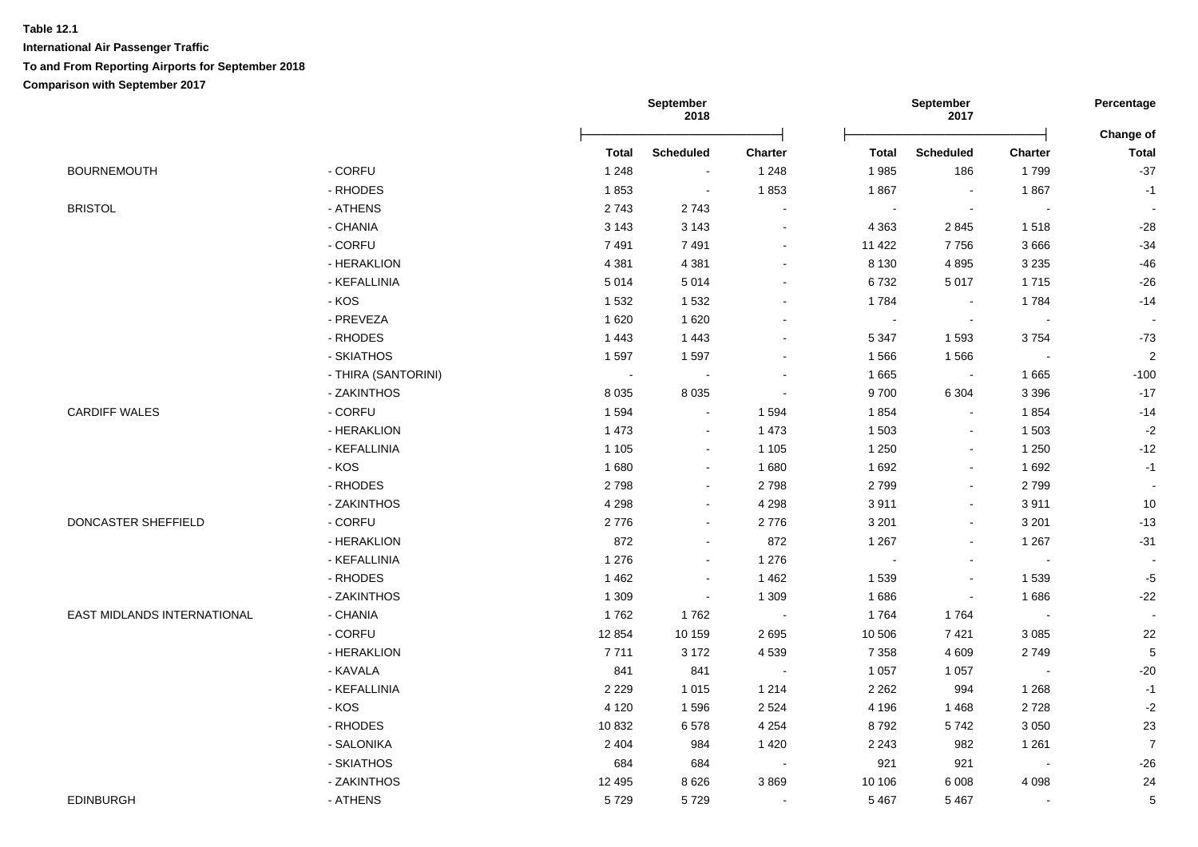**Table 12.1**

**International Air Passenger Traffic**

**To and From Reporting Airports for September 2018**

**Comparison with September 2017**

| | | September 2018 | | | September 2017 | | | Percentage |
|---|---|---|---|---|---|---|---|---|
| | | **Total** | **Scheduled** | **Charter** | **Total** | **Scheduled** | **Charter** | **Change of Total** |
| BOURNEMOUTH | - CORFU | 1 248 | - | 1 248 | 1 985 | 186 | 1 799 | -37 |
| | - RHODES | 1 853 | - | 1 853 | 1 867 | - | 1 867 | -1 |
| BRISTOL | - ATHENS | 2 743 | 2 743 | - | - | - | - | - |
| | - CHANIA | 3 143 | 3 143 | - | 4 363 | 2 845 | 1 518 | -28 |
| | - CORFU | 7 491 | 7 491 | - | 11 422 | 7 756 | 3 666 | -34 |
| | - HERAKLION | 4 381 | 4 381 | - | 8 130 | 4 895 | 3 235 | -46 |
| | - KEFALLINIA | 5 014 | 5 014 | - | 6 732 | 5 017 | 1 715 | -26 |
| | - KOS | 1 532 | 1 532 | - | 1 784 | - | 1 784 | -14 |
| | - PREVEZA | 1 620 | 1 620 | - | - | - | - | - |
| | - RHODES | 1 443 | 1 443 | - | 5 347 | 1 593 | 3 754 | -73 |
| | - SKIATHOS | 1 597 | 1 597 | - | 1 566 | 1 566 | - | 2 |
| | - THIRA (SANTORINI) | - | - | - | 1 665 | - | 1 665 | -100 |
| | - ZAKINTHOS | 8 035 | 8 035 | - | 9 700 | 6 304 | 3 396 | -17 |
| CARDIFF WALES | - CORFU | 1 594 | - | 1 594 | 1 854 | - | 1 854 | -14 |
| | - HERAKLION | 1 473 | - | 1 473 | 1 503 | - | 1 503 | -2 |
| | - KEFALLINIA | 1 105 | - | 1 105 | 1 250 | - | 1 250 | -12 |
| | - KOS | 1 680 | - | 1 680 | 1 692 | - | 1 692 | -1 |
| | - RHODES | 2 798 | - | 2 798 | 2 799 | - | 2 799 | - |
| | - ZAKINTHOS | 4 298 | - | 4 298 | 3 911 | - | 3 911 | 10 |
| DONCASTER SHEFFIELD | - CORFU | 2 776 | - | 2 776 | 3 201 | - | 3 201 | -13 |
| | - HERAKLION | 872 | - | 872 | 1 267 | - | 1 267 | -31 |
| | - KEFALLINIA | 1 276 | - | 1 276 | - | - | - | - |
| | - RHODES | 1 462 | - | 1 462 | 1 539 | - | 1 539 | -5 |
| | - ZAKINTHOS | 1 309 | - | 1 309 | 1 686 | - | 1 686 | -22 |
| EAST MIDLANDS INTERNATIONAL | - CHANIA | 1 762 | 1 762 | - | 1 764 | 1 764 | - | - |
| | - CORFU | 12 854 | 10 159 | 2 695 | 10 506 | 7 421 | 3 085 | 22 |
| | - HERAKLION | 7 711 | 3 172 | 4 539 | 7 358 | 4 609 | 2 749 | 5 |
| | - KAVALA | 841 | 841 | - | 1 057 | 1 057 | - | -20 |
| | - KEFALLINIA | 2 229 | 1 015 | 1 214 | 2 262 | 994 | 1 268 | -1 |
| | - KOS | 4 120 | 1 596 | 2 524 | 4 196 | 1 468 | 2 728 | -2 |
| | - RHODES | 10 832 | 6 578 | 4 254 | 8 792 | 5 742 | 3 050 | 23 |
| | - SALONIKA | 2 404 | 984 | 1 420 | 2 243 | 982 | 1 261 | 7 |
| | - SKIATHOS | 684 | 684 | - | 921 | 921 | - | -26 |
| | - ZAKINTHOS | 12 495 | 8 626 | 3 869 | 10 106 | 6 008 | 4 098 | 24 |
| EDINBURGH | - ATHENS | 5 729 | 5 729 | - | 5 467 | 5 467 | - | 5 |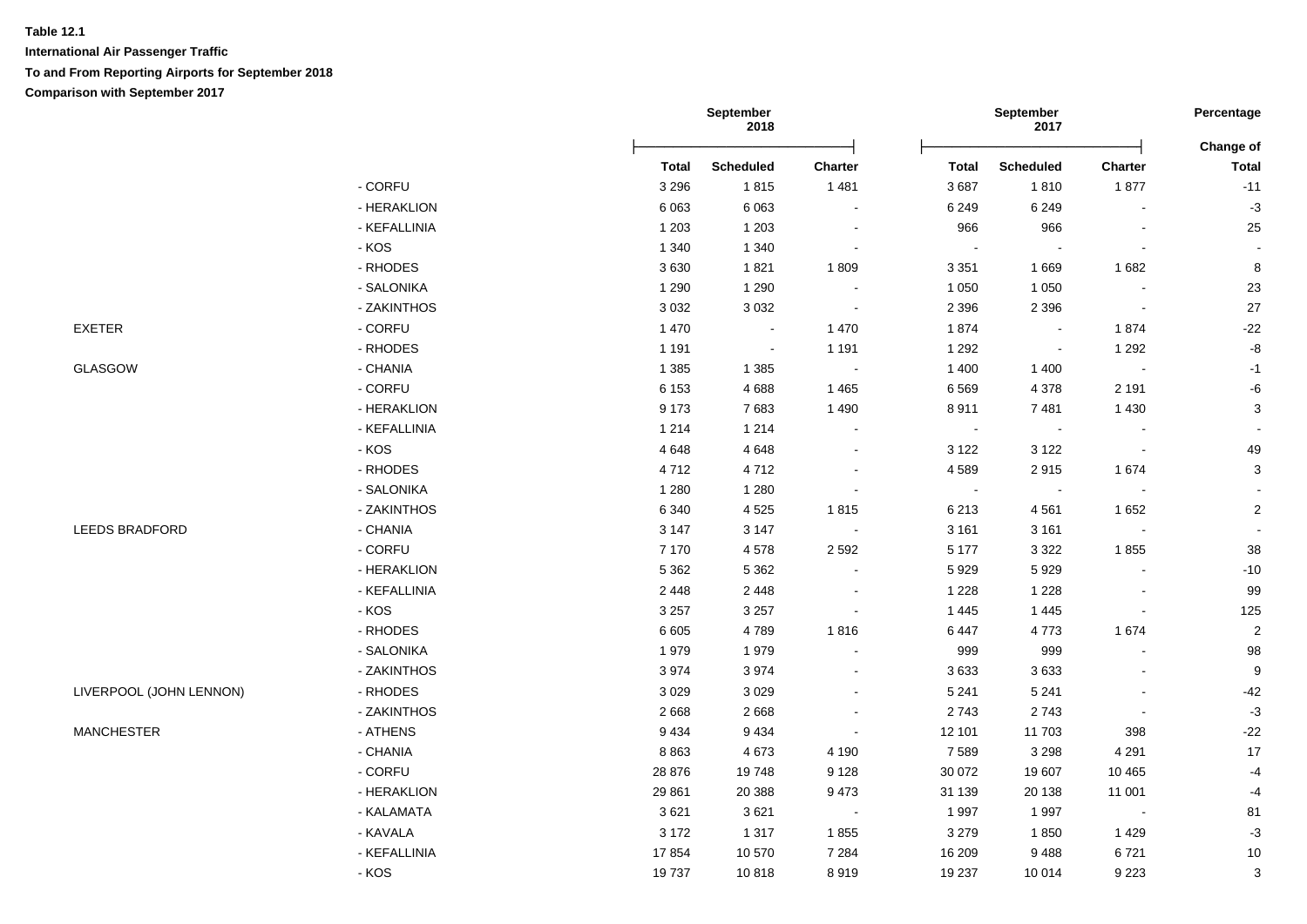**Table 12.1**

**International Air Passenger Traffic**

**To and From Reporting Airports for September 2018**

**Comparison with September 2017**

| | | September 2018 | | | September 2017 | | | Percentage |
|---|---|---|---|---|---|---|---|---|
| | | Total | Scheduled | Charter | Total | Scheduled | Charter | Change of Total |
| | - CORFU | 3 296 | 1 815 | 1 481 | 3 687 | 1 810 | 1 877 | -11 |
| | - HERAKLION | 6 063 | 6 063 | - | 6 249 | 6 249 | - | -3 |
| | - KEFALLINIA | 1 203 | 1 203 | - | 966 | 966 | - | 25 |
| | - KOS | 1 340 | 1 340 | - | - | - | - | - |
| | - RHODES | 3 630 | 1 821 | 1 809 | 3 351 | 1 669 | 1 682 | 8 |
| | - SALONIKA | 1 290 | 1 290 | - | 1 050 | 1 050 | - | 23 |
| | - ZAKINTHOS | 3 032 | 3 032 | - | 2 396 | 2 396 | - | 27 |
| EXETER | - CORFU | 1 470 | - | 1 470 | 1 874 | - | 1 874 | -22 |
| | - RHODES | 1 191 | - | 1 191 | 1 292 | - | 1 292 | -8 |
| GLASGOW | - CHANIA | 1 385 | 1 385 | - | 1 400 | 1 400 | - | -1 |
| | - CORFU | 6 153 | 4 688 | 1 465 | 6 569 | 4 378 | 2 191 | -6 |
| | - HERAKLION | 9 173 | 7 683 | 1 490 | 8 911 | 7 481 | 1 430 | 3 |
| | - KEFALLINIA | 1 214 | 1 214 | - | - | - | - | - |
| | - KOS | 4 648 | 4 648 | - | 3 122 | 3 122 | - | 49 |
| | - RHODES | 4 712 | 4 712 | - | 4 589 | 2 915 | 1 674 | 3 |
| | - SALONIKA | 1 280 | 1 280 | - | - | - | - | - |
| | - ZAKINTHOS | 6 340 | 4 525 | 1 815 | 6 213 | 4 561 | 1 652 | 2 |
| LEEDS BRADFORD | - CHANIA | 3 147 | 3 147 | - | 3 161 | 3 161 | - | - |
| | - CORFU | 7 170 | 4 578 | 2 592 | 5 177 | 3 322 | 1 855 | 38 |
| | - HERAKLION | 5 362 | 5 362 | - | 5 929 | 5 929 | - | -10 |
| | - KEFALLINIA | 2 448 | 2 448 | - | 1 228 | 1 228 | - | 99 |
| | - KOS | 3 257 | 3 257 | - | 1 445 | 1 445 | - | 125 |
| | - RHODES | 6 605 | 4 789 | 1 816 | 6 447 | 4 773 | 1 674 | 2 |
| | - SALONIKA | 1 979 | 1 979 | - | 999 | 999 | - | 98 |
| | - ZAKINTHOS | 3 974 | 3 974 | - | 3 633 | 3 633 | - | 9 |
| LIVERPOOL (JOHN LENNON) | - RHODES | 3 029 | 3 029 | - | 5 241 | 5 241 | - | -42 |
| | - ZAKINTHOS | 2 668 | 2 668 | - | 2 743 | 2 743 | - | -3 |
| MANCHESTER | - ATHENS | 9 434 | 9 434 | - | 12 101 | 11 703 | 398 | -22 |
| | - CHANIA | 8 863 | 4 673 | 4 190 | 7 589 | 3 298 | 4 291 | 17 |
| | - CORFU | 28 876 | 19 748 | 9 128 | 30 072 | 19 607 | 10 465 | -4 |
| | - HERAKLION | 29 861 | 20 388 | 9 473 | 31 139 | 20 138 | 11 001 | -4 |
| | - KALAMATA | 3 621 | 3 621 | - | 1 997 | 1 997 | - | 81 |
| | - KAVALA | 3 172 | 1 317 | 1 855 | 3 279 | 1 850 | 1 429 | -3 |
| | - KEFALLINIA | 17 854 | 10 570 | 7 284 | 16 209 | 9 488 | 6 721 | 10 |
| | - KOS | 19 737 | 10 818 | 8 919 | 19 237 | 10 014 | 9 223 | 3 |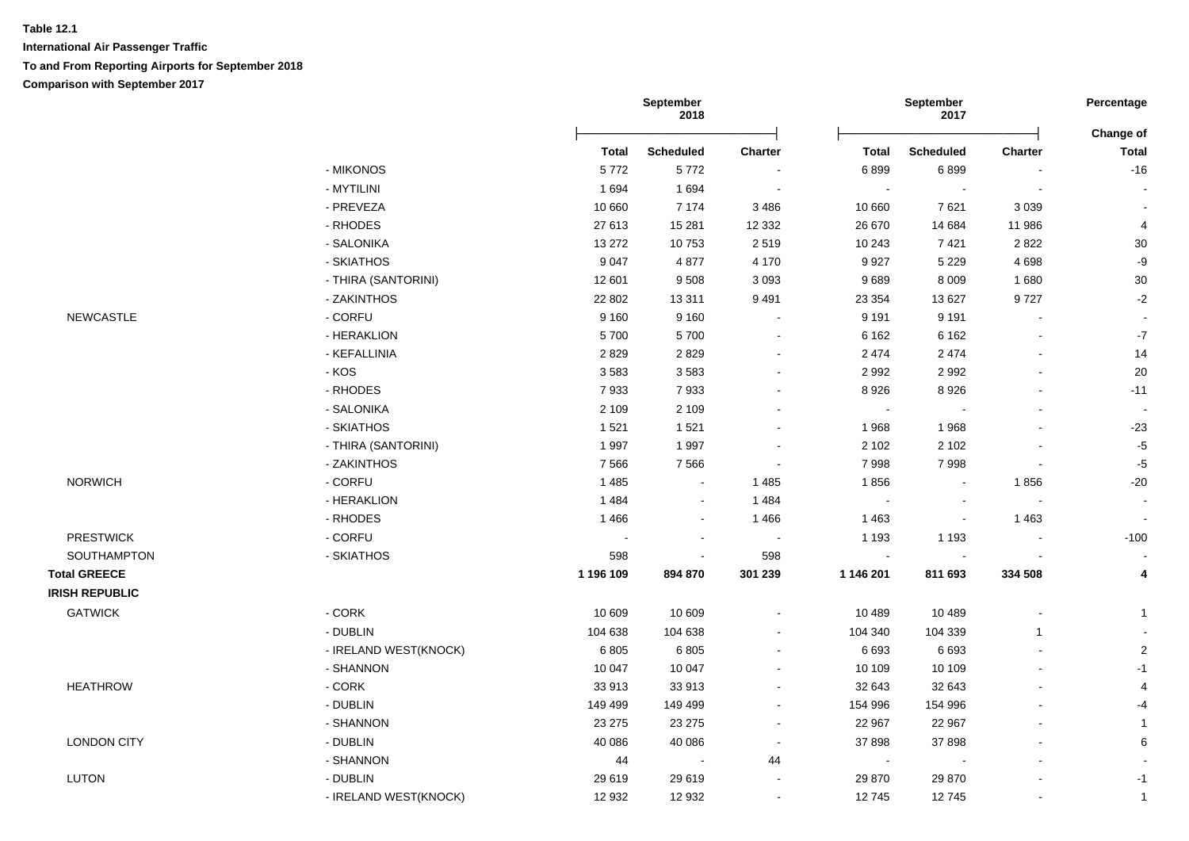**Table 12.1**

**International Air Passenger Traffic**

**To and From Reporting Airports for September 2018**

**Comparison with September 2017**

| | | September 2018 | | | September 2017 | | | Percentage |
|---|---|---|---|---|---|---|---|---|
| | | Total | Scheduled | Charter | Total | Scheduled | Charter | Change of Total |
| | - MIKONOS | 5 772 | 5 772 | - | 6 899 | 6 899 | - | -16 |
| | - MYTILINI | 1 694 | 1 694 | - | - | - | - | - |
| | - PREVEZA | 10 660 | 7 174 | 3 486 | 10 660 | 7 621 | 3 039 | - |
| | - RHODES | 27 613 | 15 281 | 12 332 | 26 670 | 14 684 | 11 986 | 4 |
| | - SALONIKA | 13 272 | 10 753 | 2 519 | 10 243 | 7 421 | 2 822 | 30 |
| | - SKIATHOS | 9 047 | 4 877 | 4 170 | 9 927 | 5 229 | 4 698 | -9 |
| | - THIRA (SANTORINI) | 12 601 | 9 508 | 3 093 | 9 689 | 8 009 | 1 680 | 30 |
| | - ZAKINTHOS | 22 802 | 13 311 | 9 491 | 23 354 | 13 627 | 9 727 | -2 |
| NEWCASTLE | - CORFU | 9 160 | 9 160 | - | 9 191 | 9 191 | - | - |
| | - HERAKLION | 5 700 | 5 700 | - | 6 162 | 6 162 | - | -7 |
| | - KEFALLINIA | 2 829 | 2 829 | - | 2 474 | 2 474 | - | 14 |
| | - KOS | 3 583 | 3 583 | - | 2 992 | 2 992 | - | 20 |
| | - RHODES | 7 933 | 7 933 | - | 8 926 | 8 926 | - | -11 |
| | - SALONIKA | 2 109 | 2 109 | - | - | - | - | - |
| | - SKIATHOS | 1 521 | 1 521 | - | 1 968 | 1 968 | - | -23 |
| | - THIRA (SANTORINI) | 1 997 | 1 997 | - | 2 102 | 2 102 | - | -5 |
| | - ZAKINTHOS | 7 566 | 7 566 | - | 7 998 | 7 998 | - | -5 |
| NORWICH | - CORFU | 1 485 | - | 1 485 | 1 856 | - | 1 856 | -20 |
| | - HERAKLION | 1 484 | - | 1 484 | - | - | - | - |
| | - RHODES | 1 466 | - | 1 466 | 1 463 | - | 1 463 | - |
| PRESTWICK | - CORFU | - | - | - | 1 193 | 1 193 | - | -100 |
| SOUTHAMPTON | - SKIATHOS | 598 | - | 598 | - | - | - | - |
| **Total GREECE** | | **1 196 109** | **894 870** | **301 239** | **1 146 201** | **811 693** | **334 508** | **4** |
| **IRISH REPUBLIC** | | | | | | | | |
| GATWICK | - CORK | 10 609 | 10 609 | - | 10 489 | 10 489 | - | 1 |
| | - DUBLIN | 104 638 | 104 638 | - | 104 340 | 104 339 | 1 | - |
| | - IRELAND WEST(KNOCK) | 6 805 | 6 805 | - | 6 693 | 6 693 | - | 2 |
| | - SHANNON | 10 047 | 10 047 | - | 10 109 | 10 109 | - | -1 |
| HEATHROW | - CORK | 33 913 | 33 913 | - | 32 643 | 32 643 | - | 4 |
| | - DUBLIN | 149 499 | 149 499 | - | 154 996 | 154 996 | - | -4 |
| | - SHANNON | 23 275 | 23 275 | - | 22 967 | 22 967 | - | 1 |
| LONDON CITY | - DUBLIN | 40 086 | 40 086 | - | 37 898 | 37 898 | - | 6 |
| | - SHANNON | 44 | - | 44 | - | - | - | - |
| LUTON | - DUBLIN | 29 619 | 29 619 | - | 29 870 | 29 870 | - | -1 |
| | - IRELAND WEST(KNOCK) | 12 932 | 12 932 | - | 12 745 | 12 745 | - | 1 |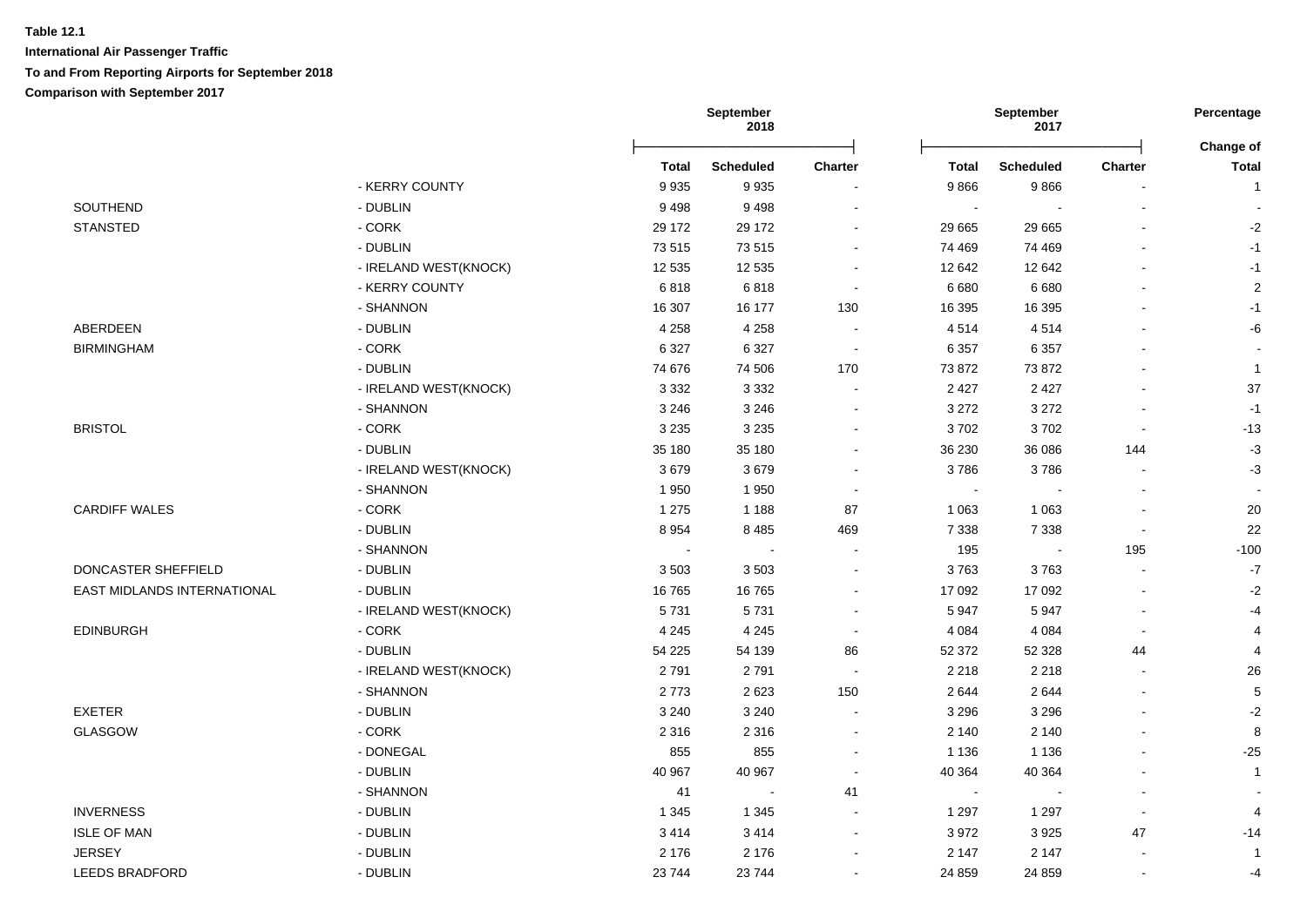**Table 12.1**

**International Air Passenger Traffic**

**To and From Reporting Airports for September 2018**

**Comparison with September 2017**

| | | September 2018 | | | September 2017 | | | Percentage Change of |
|---|---|---|---|---|---|---|---|---|
| | | Total | Scheduled | Charter | Total | Scheduled | Charter | Total |
| | - KERRY COUNTY | 9 935 | 9 935 | - | 9 866 | 9 866 | - | 1 |
| SOUTHEND | - DUBLIN | 9 498 | 9 498 | - | - | - | - | - |
| STANSTED | - CORK | 29 172 | 29 172 | - | 29 665 | 29 665 | - | -2 |
| | - DUBLIN | 73 515 | 73 515 | - | 74 469 | 74 469 | - | -1 |
| | - IRELAND WEST(KNOCK) | 12 535 | 12 535 | - | 12 642 | 12 642 | - | -1 |
| | - KERRY COUNTY | 6 818 | 6 818 | - | 6 680 | 6 680 | - | 2 |
| | - SHANNON | 16 307 | 16 177 | 130 | 16 395 | 16 395 | - | -1 |
| ABERDEEN | - DUBLIN | 4 258 | 4 258 | - | 4 514 | 4 514 | - | -6 |
| BIRMINGHAM | - CORK | 6 327 | 6 327 | - | 6 357 | 6 357 | - | - |
| | - DUBLIN | 74 676 | 74 506 | 170 | 73 872 | 73 872 | - | 1 |
| | - IRELAND WEST(KNOCK) | 3 332 | 3 332 | - | 2 427 | 2 427 | - | 37 |
| | - SHANNON | 3 246 | 3 246 | - | 3 272 | 3 272 | - | -1 |
| BRISTOL | - CORK | 3 235 | 3 235 | - | 3 702 | 3 702 | - | -13 |
| | - DUBLIN | 35 180 | 35 180 | - | 36 230 | 36 086 | 144 | -3 |
| | - IRELAND WEST(KNOCK) | 3 679 | 3 679 | - | 3 786 | 3 786 | - | -3 |
| | - SHANNON | 1 950 | 1 950 | - | - | - | - | - |
| CARDIFF WALES | - CORK | 1 275 | 1 188 | 87 | 1 063 | 1 063 | - | 20 |
| | - DUBLIN | 8 954 | 8 485 | 469 | 7 338 | 7 338 | - | 22 |
| | - SHANNON | - | - | - | 195 | - | 195 | -100 |
| DONCASTER SHEFFIELD | - DUBLIN | 3 503 | 3 503 | - | 3 763 | 3 763 | - | -7 |
| EAST MIDLANDS INTERNATIONAL | - DUBLIN | 16 765 | 16 765 | - | 17 092 | 17 092 | - | -2 |
| | - IRELAND WEST(KNOCK) | 5 731 | 5 731 | - | 5 947 | 5 947 | - | -4 |
| EDINBURGH | - CORK | 4 245 | 4 245 | - | 4 084 | 4 084 | - | 4 |
| | - DUBLIN | 54 225 | 54 139 | 86 | 52 372 | 52 328 | 44 | 4 |
| | - IRELAND WEST(KNOCK) | 2 791 | 2 791 | - | 2 218 | 2 218 | - | 26 |
| | - SHANNON | 2 773 | 2 623 | 150 | 2 644 | 2 644 | - | 5 |
| EXETER | - DUBLIN | 3 240 | 3 240 | - | 3 296 | 3 296 | - | -2 |
| GLASGOW | - CORK | 2 316 | 2 316 | - | 2 140 | 2 140 | - | 8 |
| | - DONEGAL | 855 | 855 | - | 1 136 | 1 136 | - | -25 |
| | - DUBLIN | 40 967 | 40 967 | - | 40 364 | 40 364 | - | 1 |
| | - SHANNON | 41 | - | 41 | - | - | - | - |
| INVERNESS | - DUBLIN | 1 345 | 1 345 | - | 1 297 | 1 297 | - | 4 |
| ISLE OF MAN | - DUBLIN | 3 414 | 3 414 | - | 3 972 | 3 925 | 47 | -14 |
| JERSEY | - DUBLIN | 2 176 | 2 176 | - | 2 147 | 2 147 | - | 1 |
| LEEDS BRADFORD | - DUBLIN | 23 744 | 23 744 | - | 24 859 | 24 859 | - | -4 |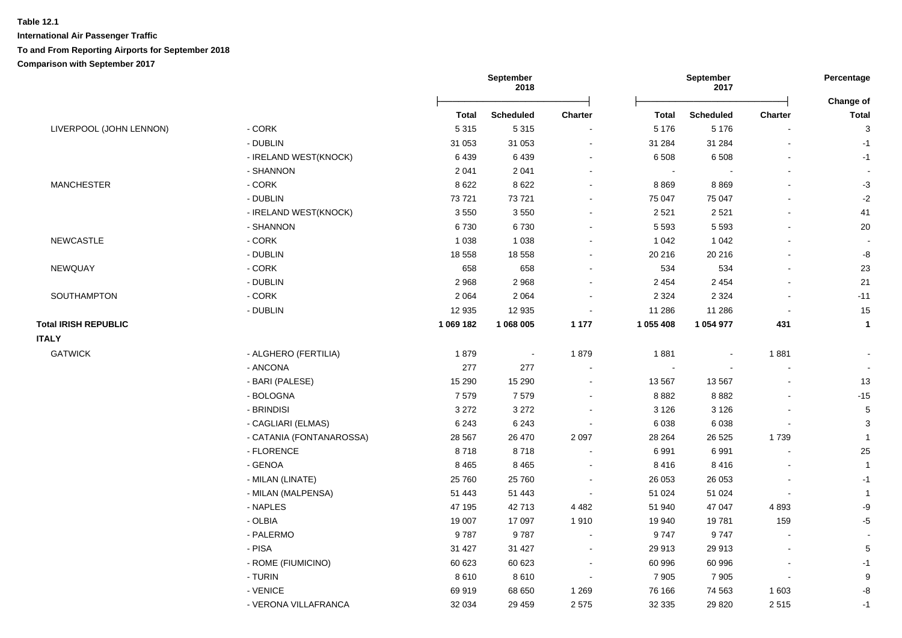**Table 12.1**

**International Air Passenger Traffic**

**To and From Reporting Airports for September 2018**

**Comparison with September 2017**

| | | September 2018 | | | September 2017 | | | Percentage |
|---|---|---|---|---|---|---|---|---|
| | | **Total** | **Scheduled** | **Charter** | **Total** | **Scheduled** | **Charter** | **Change of Total** |
| LIVERPOOL (JOHN LENNON) | - CORK | 5 315 | 5 315 | - | 5 176 | 5 176 | - | 3 |
| | - DUBLIN | 31 053 | 31 053 | - | 31 284 | 31 284 | - | -1 |
| | - IRELAND WEST(KNOCK) | 6 439 | 6 439 | - | 6 508 | 6 508 | - | -1 |
| | - SHANNON | 2 041 | 2 041 | - | - | - | - | - |
| MANCHESTER | - CORK | 8 622 | 8 622 | - | 8 869 | 8 869 | - | -3 |
| | - DUBLIN | 73 721 | 73 721 | - | 75 047 | 75 047 | - | -2 |
| | - IRELAND WEST(KNOCK) | 3 550 | 3 550 | - | 2 521 | 2 521 | - | 41 |
| | - SHANNON | 6 730 | 6 730 | - | 5 593 | 5 593 | - | 20 |
| NEWCASTLE | - CORK | 1 038 | 1 038 | - | 1 042 | 1 042 | - | - |
| | - DUBLIN | 18 558 | 18 558 | - | 20 216 | 20 216 | - | -8 |
| NEWQUAY | - CORK | 658 | 658 | - | 534 | 534 | - | 23 |
| | - DUBLIN | 2 968 | 2 968 | - | 2 454 | 2 454 | - | 21 |
| SOUTHAMPTON | - CORK | 2 064 | 2 064 | - | 2 324 | 2 324 | - | -11 |
| | - DUBLIN | 12 935 | 12 935 | - | 11 286 | 11 286 | - | 15 |
| **Total IRISH REPUBLIC** | | **1 069 182** | **1 068 005** | **1 177** | **1 055 408** | **1 054 977** | **431** | **1** |
| **ITALY** | | | | | | | | |
| GATWICK | - ALGHERO (FERTILIA) | 1 879 | - | 1 879 | 1 881 | - | 1 881 | - |
| | - ANCONA | 277 | 277 | - | - | - | - | - |
| | - BARI (PALESE) | 15 290 | 15 290 | - | 13 567 | 13 567 | - | 13 |
| | - BOLOGNA | 7 579 | 7 579 | - | 8 882 | 8 882 | - | -15 |
| | - BRINDISI | 3 272 | 3 272 | - | 3 126 | 3 126 | - | 5 |
| | - CAGLIARI (ELMAS) | 6 243 | 6 243 | - | 6 038 | 6 038 | - | 3 |
| | - CATANIA (FONTANAROSSA) | 28 567 | 26 470 | 2 097 | 28 264 | 26 525 | 1 739 | 1 |
| | - FLORENCE | 8 718 | 8 718 | - | 6 991 | 6 991 | - | 25 |
| | - GENOA | 8 465 | 8 465 | - | 8 416 | 8 416 | - | 1 |
| | - MILAN (LINATE) | 25 760 | 25 760 | - | 26 053 | 26 053 | - | -1 |
| | - MILAN (MALPENSA) | 51 443 | 51 443 | - | 51 024 | 51 024 | - | 1 |
| | - NAPLES | 47 195 | 42 713 | 4 482 | 51 940 | 47 047 | 4 893 | -9 |
| | - OLBIA | 19 007 | 17 097 | 1 910 | 19 940 | 19 781 | 159 | -5 |
| | - PALERMO | 9 787 | 9 787 | - | 9 747 | 9 747 | - | - |
| | - PISA | 31 427 | 31 427 | - | 29 913 | 29 913 | - | 5 |
| | - ROME (FIUMICINO) | 60 623 | 60 623 | - | 60 996 | 60 996 | - | -1 |
| | - TURIN | 8 610 | 8 610 | - | 7 905 | 7 905 | - | 9 |
| | - VENICE | 69 919 | 68 650 | 1 269 | 76 166 | 74 563 | 1 603 | -8 |
| | - VERONA VILLAFRANCA | 32 034 | 29 459 | 2 575 | 32 335 | 29 820 | 2 515 | -1 |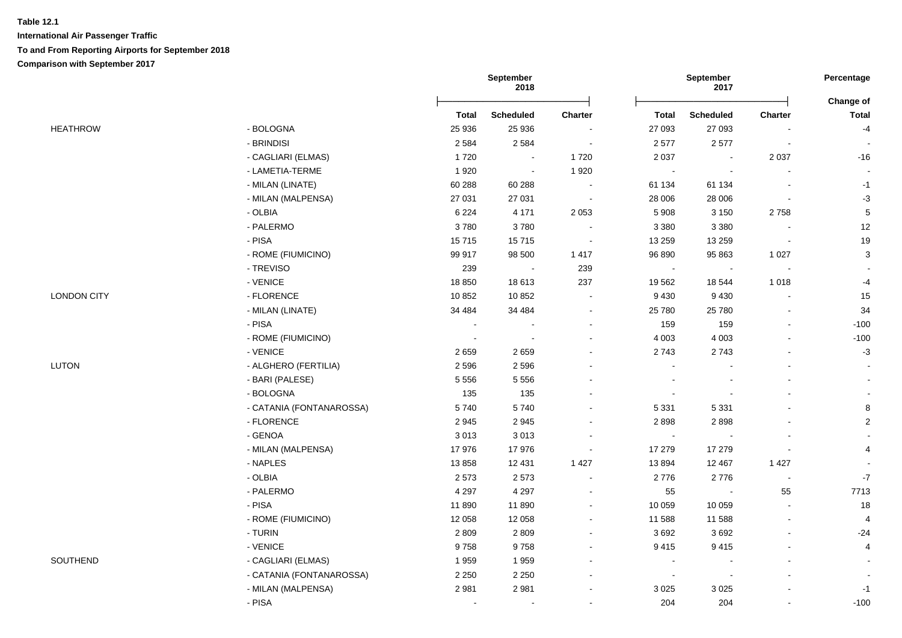**Table 12.1**

**International Air Passenger Traffic**

**To and From Reporting Airports for September 2018**

**Comparison with September 2017**

| | | September 2018 | | | September 2017 | | | Percentage Change of |
|---|---|---|---|---|---|---|---|---|
| | | **Total** | **Scheduled** | **Charter** | **Total** | **Scheduled** | **Charter** | **Total** |
| HEATHROW | - BOLOGNA | 25 936 | 25 936 | - | 27 093 | 27 093 | - | -4 |
| | - BRINDISI | 2 584 | 2 584 | - | 2 577 | 2 577 | - | - |
| | - CAGLIARI (ELMAS) | 1 720 | - | 1 720 | 2 037 | - | 2 037 | -16 |
| | - LAMETIA-TERME | 1 920 | - | 1 920 | - | - | - | - |
| | - MILAN (LINATE) | 60 288 | 60 288 | - | 61 134 | 61 134 | - | -1 |
| | - MILAN (MALPENSA) | 27 031 | 27 031 | - | 28 006 | 28 006 | - | -3 |
| | - OLBIA | 6 224 | 4 171 | 2 053 | 5 908 | 3 150 | 2 758 | 5 |
| | - PALERMO | 3 780 | 3 780 | - | 3 380 | 3 380 | - | 12 |
| | - PISA | 15 715 | 15 715 | - | 13 259 | 13 259 | - | 19 |
| | - ROME (FIUMICINO) | 99 917 | 98 500 | 1 417 | 96 890 | 95 863 | 1 027 | 3 |
| | - TREVISO | 239 | - | 239 | - | - | - | - |
| | - VENICE | 18 850 | 18 613 | 237 | 19 562 | 18 544 | 1 018 | -4 |
| LONDON CITY | - FLORENCE | 10 852 | 10 852 | - | 9 430 | 9 430 | - | 15 |
| | - MILAN (LINATE) | 34 484 | 34 484 | - | 25 780 | 25 780 | - | 34 |
| | - PISA | - | - | - | 159 | 159 | - | -100 |
| | - ROME (FIUMICINO) | - | - | - | 4 003 | 4 003 | - | -100 |
| | - VENICE | 2 659 | 2 659 | - | 2 743 | 2 743 | - | -3 |
| LUTON | - ALGHERO (FERTILIA) | 2 596 | 2 596 | - | - | - | - | - |
| | - BARI (PALESE) | 5 556 | 5 556 | - | - | - | - | - |
| | - BOLOGNA | 135 | 135 | - | - | - | - | - |
| | - CATANIA (FONTANAROSSA) | 5 740 | 5 740 | - | 5 331 | 5 331 | - | 8 |
| | - FLORENCE | 2 945 | 2 945 | - | 2 898 | 2 898 | - | 2 |
| | - GENOA | 3 013 | 3 013 | - | - | - | - | - |
| | - MILAN (MALPENSA) | 17 976 | 17 976 | - | 17 279 | 17 279 | - | 4 |
| | - NAPLES | 13 858 | 12 431 | 1 427 | 13 894 | 12 467 | 1 427 | - |
| | - OLBIA | 2 573 | 2 573 | - | 2 776 | 2 776 | - | -7 |
| | - PALERMO | 4 297 | 4 297 | - | 55 | - | 55 | 7713 |
| | - PISA | 11 890 | 11 890 | - | 10 059 | 10 059 | - | 18 |
| | - ROME (FIUMICINO) | 12 058 | 12 058 | - | 11 588 | 11 588 | - | 4 |
| | - TURIN | 2 809 | 2 809 | - | 3 692 | 3 692 | - | -24 |
| | - VENICE | 9 758 | 9 758 | - | 9 415 | 9 415 | - | 4 |
| SOUTHEND | - CAGLIARI (ELMAS) | 1 959 | 1 959 | - | - | - | - | - |
| | - CATANIA (FONTANAROSSA) | 2 250 | 2 250 | - | - | - | - | - |
| | - MILAN (MALPENSA) | 2 981 | 2 981 | - | 3 025 | 3 025 | - | -1 |
| | - PISA | - | - | - | 204 | 204 | - | -100 |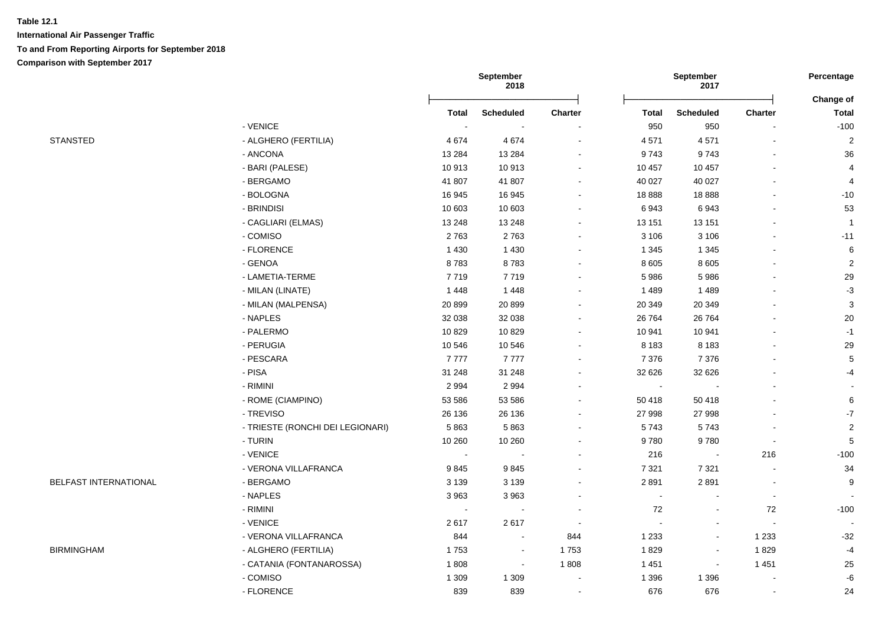**Table 12.1**

**International Air Passenger Traffic**

**To and From Reporting Airports for September 2018**

**Comparison with September 2017**

| | | September 2018 | | | September 2017 | | | Percentage |
|---|---|---|---|---|---|---|---|---|
| | | Total | Scheduled | Charter | Total | Scheduled | Charter | Change of Total |
| | - VENICE | - | - | - | 950 | 950 | - | -100 |
| STANSTED | - ALGHERO (FERTILIA) | 4 674 | 4 674 | - | 4 571 | 4 571 | - | 2 |
| | - ANCONA | 13 284 | 13 284 | - | 9 743 | 9 743 | - | 36 |
| | - BARI (PALESE) | 10 913 | 10 913 | - | 10 457 | 10 457 | - | 4 |
| | - BERGAMO | 41 807 | 41 807 | - | 40 027 | 40 027 | - | 4 |
| | - BOLOGNA | 16 945 | 16 945 | - | 18 888 | 18 888 | - | -10 |
| | - BRINDISI | 10 603 | 10 603 | - | 6 943 | 6 943 | - | 53 |
| | - CAGLIARI (ELMAS) | 13 248 | 13 248 | - | 13 151 | 13 151 | - | 1 |
| | - COMISO | 2 763 | 2 763 | - | 3 106 | 3 106 | - | -11 |
| | - FLORENCE | 1 430 | 1 430 | - | 1 345 | 1 345 | - | 6 |
| | - GENOA | 8 783 | 8 783 | - | 8 605 | 8 605 | - | 2 |
| | - LAMETIA-TERME | 7 719 | 7 719 | - | 5 986 | 5 986 | - | 29 |
| | - MILAN (LINATE) | 1 448 | 1 448 | - | 1 489 | 1 489 | - | -3 |
| | - MILAN (MALPENSA) | 20 899 | 20 899 | - | 20 349 | 20 349 | - | 3 |
| | - NAPLES | 32 038 | 32 038 | - | 26 764 | 26 764 | - | 20 |
| | - PALERMO | 10 829 | 10 829 | - | 10 941 | 10 941 | - | -1 |
| | - PERUGIA | 10 546 | 10 546 | - | 8 183 | 8 183 | - | 29 |
| | - PESCARA | 7 777 | 7 777 | - | 7 376 | 7 376 | - | 5 |
| | - PISA | 31 248 | 31 248 | - | 32 626 | 32 626 | - | -4 |
| | - RIMINI | 2 994 | 2 994 | - | - | - | - | - |
| | - ROME (CIAMPINO) | 53 586 | 53 586 | - | 50 418 | 50 418 | - | 6 |
| | - TREVISO | 26 136 | 26 136 | - | 27 998 | 27 998 | - | -7 |
| | - TRIESTE (RONCHI DEI LEGIONARI) | 5 863 | 5 863 | - | 5 743 | 5 743 | - | 2 |
| | - TURIN | 10 260 | 10 260 | - | 9 780 | 9 780 | - | 5 |
| | - VENICE | - | - | - | 216 | - | 216 | -100 |
| | - VERONA VILLAFRANCA | 9 845 | 9 845 | - | 7 321 | 7 321 | - | 34 |
| BELFAST INTERNATIONAL | - BERGAMO | 3 139 | 3 139 | - | 2 891 | 2 891 | - | 9 |
| | - NAPLES | 3 963 | 3 963 | - | - | - | - | - |
| | - RIMINI | - | - | - | 72 | - | 72 | -100 |
| | - VENICE | 2 617 | 2 617 | - | - | - | - | - |
| | - VERONA VILLAFRANCA | 844 | - | 844 | 1 233 | - | 1 233 | -32 |
| BIRMINGHAM | - ALGHERO (FERTILIA) | 1 753 | - | 1 753 | 1 829 | - | 1 829 | -4 |
| | - CATANIA (FONTANAROSSA) | 1 808 | - | 1 808 | 1 451 | - | 1 451 | 25 |
| | - COMISO | 1 309 | 1 309 | - | 1 396 | 1 396 | - | -6 |
| | - FLORENCE | 839 | 839 | - | 676 | 676 | - | 24 |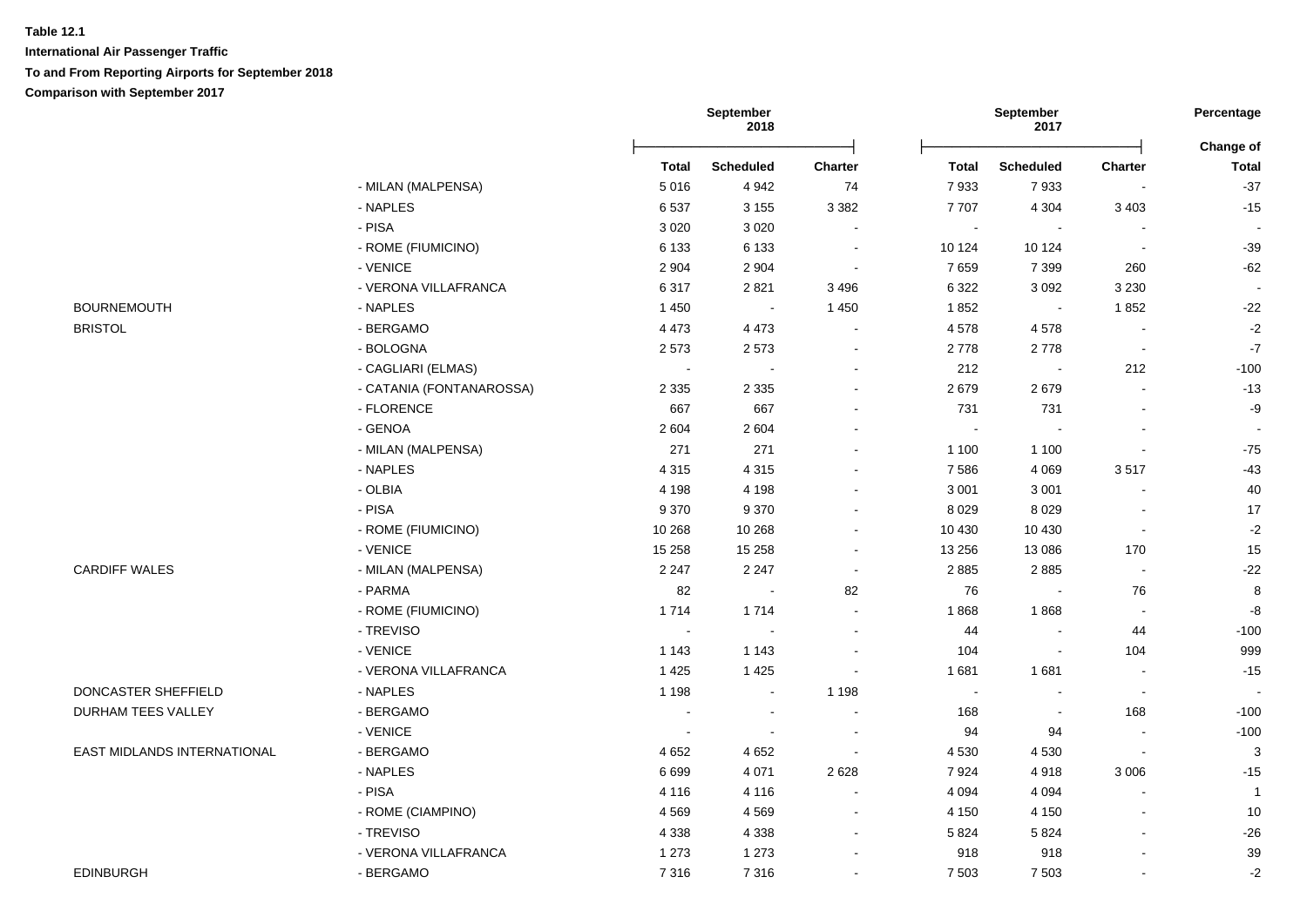**Table 12.1**

**International Air Passenger Traffic**

**To and From Reporting Airports for September 2018**

**Comparison with September 2017**

| | | September 2018 | | | September 2017 | | | Percentage |
|---|---|---|---|---|---|---|---|---|
| | | Total | Scheduled | Charter | Total | Scheduled | Charter | Change of Total |
| | - MILAN (MALPENSA) | 5 016 | 4 942 | 74 | 7 933 | 7 933 | - | -37 |
| | - NAPLES | 6 537 | 3 155 | 3 382 | 7 707 | 4 304 | 3 403 | -15 |
| | - PISA | 3 020 | 3 020 | - | - | - | - | - |
| | - ROME (FIUMICINO) | 6 133 | 6 133 | - | 10 124 | 10 124 | - | -39 |
| | - VENICE | 2 904 | 2 904 | - | 7 659 | 7 399 | 260 | -62 |
| | - VERONA VILLAFRANCA | 6 317 | 2 821 | 3 496 | 6 322 | 3 092 | 3 230 | - |
| BOURNEMOUTH | - NAPLES | 1 450 | - | 1 450 | 1 852 | - | 1 852 | -22 |
| BRISTOL | - BERGAMO | 4 473 | 4 473 | - | 4 578 | 4 578 | - | -2 |
| | - BOLOGNA | 2 573 | 2 573 | - | 2 778 | 2 778 | - | -7 |
| | - CAGLIARI (ELMAS) | - | - | - | 212 | - | 212 | -100 |
| | - CATANIA (FONTANAROSSA) | 2 335 | 2 335 | - | 2 679 | 2 679 | - | -13 |
| | - FLORENCE | 667 | 667 | - | 731 | 731 | - | -9 |
| | - GENOA | 2 604 | 2 604 | - | - | - | - | - |
| | - MILAN (MALPENSA) | 271 | 271 | - | 1 100 | 1 100 | - | -75 |
| | - NAPLES | 4 315 | 4 315 | - | 7 586 | 4 069 | 3 517 | -43 |
| | - OLBIA | 4 198 | 4 198 | - | 3 001 | 3 001 | - | 40 |
| | - PISA | 9 370 | 9 370 | - | 8 029 | 8 029 | - | 17 |
| | - ROME (FIUMICINO) | 10 268 | 10 268 | - | 10 430 | 10 430 | - | -2 |
| | - VENICE | 15 258 | 15 258 | - | 13 256 | 13 086 | 170 | 15 |
| CARDIFF WALES | - MILAN (MALPENSA) | 2 247 | 2 247 | - | 2 885 | 2 885 | - | -22 |
| | - PARMA | 82 | - | 82 | 76 | - | 76 | 8 |
| | - ROME (FIUMICINO) | 1 714 | 1 714 | - | 1 868 | 1 868 | - | -8 |
| | - TREVISO | - | - | - | 44 | - | 44 | -100 |
| | - VENICE | 1 143 | 1 143 | - | 104 | - | 104 | 999 |
| | - VERONA VILLAFRANCA | 1 425 | 1 425 | - | 1 681 | 1 681 | - | -15 |
| DONCASTER SHEFFIELD | - NAPLES | 1 198 | - | 1 198 | - | - | - | - |
| DURHAM TEES VALLEY | - BERGAMO | - | - | - | 168 | - | 168 | -100 |
| | - VENICE | - | - | - | 94 | 94 | - | -100 |
| EAST MIDLANDS INTERNATIONAL | - BERGAMO | 4 652 | 4 652 | - | 4 530 | 4 530 | - | 3 |
| | - NAPLES | 6 699 | 4 071 | 2 628 | 7 924 | 4 918 | 3 006 | -15 |
| | - PISA | 4 116 | 4 116 | - | 4 094 | 4 094 | - | 1 |
| | - ROME (CIAMPINO) | 4 569 | 4 569 | - | 4 150 | 4 150 | - | 10 |
| | - TREVISO | 4 338 | 4 338 | - | 5 824 | 5 824 | - | -26 |
| | - VERONA VILLAFRANCA | 1 273 | 1 273 | - | 918 | 918 | - | 39 |
| EDINBURGH | - BERGAMO | 7 316 | 7 316 | - | 7 503 | 7 503 | - | -2 |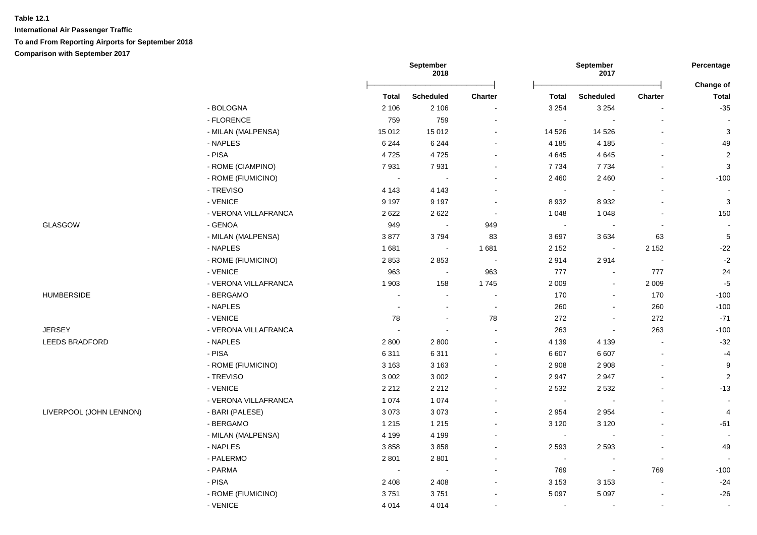**Table 12.1**

**International Air Passenger Traffic**

**To and From Reporting Airports for September 2018**

**Comparison with September 2017**

| | | September 2018 | | | September 2017 | | | Percentage |
|---|---|---|---|---|---|---|---|---|
| | | Total | Scheduled | Charter | Total | Scheduled | Charter | Change of Total |
| | - BOLOGNA | 2 106 | 2 106 | - | 3 254 | 3 254 | - | -35 |
| | - FLORENCE | 759 | 759 | - | - | - | - | - |
| | - MILAN (MALPENSA) | 15 012 | 15 012 | - | 14 526 | 14 526 | - | 3 |
| | - NAPLES | 6 244 | 6 244 | - | 4 185 | 4 185 | - | 49 |
| | - PISA | 4 725 | 4 725 | - | 4 645 | 4 645 | - | 2 |
| | - ROME (CIAMPINO) | 7 931 | 7 931 | - | 7 734 | 7 734 | - | 3 |
| | - ROME (FIUMICINO) | - | - | - | 2 460 | 2 460 | - | -100 |
| | - TREVISO | 4 143 | 4 143 | - | - | - | - | - |
| | - VENICE | 9 197 | 9 197 | - | 8 932 | 8 932 | - | 3 |
| | - VERONA VILLAFRANCA | 2 622 | 2 622 | - | 1 048 | 1 048 | - | 150 |
| GLASGOW | - GENOA | 949 | - | 949 | - | - | - | - |
| | - MILAN (MALPENSA) | 3 877 | 3 794 | 83 | 3 697 | 3 634 | 63 | 5 |
| | - NAPLES | 1 681 | - | 1 681 | 2 152 | - | 2 152 | -22 |
| | - ROME (FIUMICINO) | 2 853 | 2 853 | - | 2 914 | 2 914 | - | -2 |
| | - VENICE | 963 | - | 963 | 777 | - | 777 | 24 |
| | - VERONA VILLAFRANCA | 1 903 | 158 | 1 745 | 2 009 | - | 2 009 | -5 |
| HUMBERSIDE | - BERGAMO | - | - | - | 170 | - | 170 | -100 |
| | - NAPLES | - | - | - | 260 | - | 260 | -100 |
| | - VENICE | 78 | - | 78 | 272 | - | 272 | -71 |
| JERSEY | - VERONA VILLAFRANCA | - | - | - | 263 | - | 263 | -100 |
| LEEDS BRADFORD | - NAPLES | 2 800 | 2 800 | - | 4 139 | 4 139 | - | -32 |
| | - PISA | 6 311 | 6 311 | - | 6 607 | 6 607 | - | -4 |
| | - ROME (FIUMICINO) | 3 163 | 3 163 | - | 2 908 | 2 908 | - | 9 |
| | - TREVISO | 3 002 | 3 002 | - | 2 947 | 2 947 | - | 2 |
| | - VENICE | 2 212 | 2 212 | - | 2 532 | 2 532 | - | -13 |
| | - VERONA VILLAFRANCA | 1 074 | 1 074 | - | - | - | - | - |
| LIVERPOOL (JOHN LENNON) | - BARI (PALESE) | 3 073 | 3 073 | - | 2 954 | 2 954 | - | 4 |
| | - BERGAMO | 1 215 | 1 215 | - | 3 120 | 3 120 | - | -61 |
| | - MILAN (MALPENSA) | 4 199 | 4 199 | - | - | - | - | - |
| | - NAPLES | 3 858 | 3 858 | - | 2 593 | 2 593 | - | 49 |
| | - PALERMO | 2 801 | 2 801 | - | - | - | - | - |
| | - PARMA | - | - | - | 769 | - | 769 | -100 |
| | - PISA | 2 408 | 2 408 | - | 3 153 | 3 153 | - | -24 |
| | - ROME (FIUMICINO) | 3 751 | 3 751 | - | 5 097 | 5 097 | - | -26 |
| | - VENICE | 4 014 | 4 014 | - | - | - | - | - |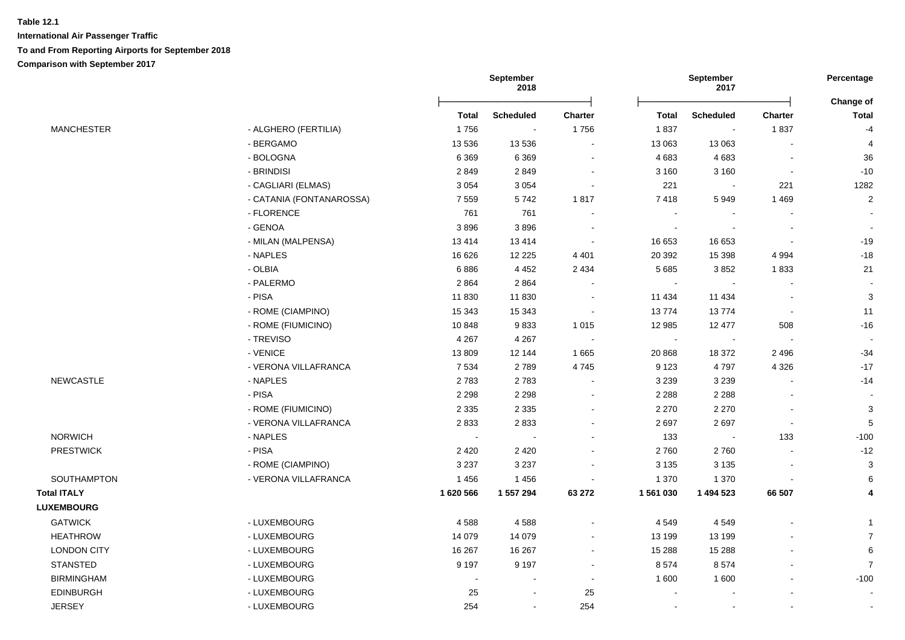**Table 12.1**

**International Air Passenger Traffic**

**To and From Reporting Airports for September 2018**

**Comparison with September 2017**

| | | September 2018 | | | September 2017 | | | Percentage |
|---|---|---|---|---|---|---|---|---|
| | | **Total** | **Scheduled** | **Charter** | **Total** | **Scheduled** | **Charter** | **Change of Total** |
| MANCHESTER | - ALGHERO (FERTILIA) | 1 756 | - | 1 756 | 1 837 | - | 1 837 | -4 |
| | - BERGAMO | 13 536 | 13 536 | - | 13 063 | 13 063 | - | 4 |
| | - BOLOGNA | 6 369 | 6 369 | - | 4 683 | 4 683 | - | 36 |
| | - BRINDISI | 2 849 | 2 849 | - | 3 160 | 3 160 | - | -10 |
| | - CAGLIARI (ELMAS) | 3 054 | 3 054 | - | 221 | - | 221 | 1282 |
| | - CATANIA (FONTANAROSSA) | 7 559 | 5 742 | 1 817 | 7 418 | 5 949 | 1 469 | 2 |
| | - FLORENCE | 761 | 761 | - | - | - | - | - |
| | - GENOA | 3 896 | 3 896 | - | - | - | - | - |
| | - MILAN (MALPENSA) | 13 414 | 13 414 | - | 16 653 | 16 653 | - | -19 |
| | - NAPLES | 16 626 | 12 225 | 4 401 | 20 392 | 15 398 | 4 994 | -18 |
| | - OLBIA | 6 886 | 4 452 | 2 434 | 5 685 | 3 852 | 1 833 | 21 |
| | - PALERMO | 2 864 | 2 864 | - | - | - | - | - |
| | - PISA | 11 830 | 11 830 | - | 11 434 | 11 434 | - | 3 |
| | - ROME (CIAMPINO) | 15 343 | 15 343 | - | 13 774 | 13 774 | - | 11 |
| | - ROME (FIUMICINO) | 10 848 | 9 833 | 1 015 | 12 985 | 12 477 | 508 | -16 |
| | - TREVISO | 4 267 | 4 267 | - | - | - | - | - |
| | - VENICE | 13 809 | 12 144 | 1 665 | 20 868 | 18 372 | 2 496 | -34 |
| | - VERONA VILLAFRANCA | 7 534 | 2 789 | 4 745 | 9 123 | 4 797 | 4 326 | -17 |
| NEWCASTLE | - NAPLES | 2 783 | 2 783 | - | 3 239 | 3 239 | - | -14 |
| | - PISA | 2 298 | 2 298 | - | 2 288 | 2 288 | - | - |
| | - ROME (FIUMICINO) | 2 335 | 2 335 | - | 2 270 | 2 270 | - | 3 |
| | - VERONA VILLAFRANCA | 2 833 | 2 833 | - | 2 697 | 2 697 | - | 5 |
| NORWICH | - NAPLES | - | - | - | 133 | - | 133 | -100 |
| PRESTWICK | - PISA | 2 420 | 2 420 | - | 2 760 | 2 760 | - | -12 |
| | - ROME (CIAMPINO) | 3 237 | 3 237 | - | 3 135 | 3 135 | - | 3 |
| SOUTHAMPTON | - VERONA VILLAFRANCA | 1 456 | 1 456 | - | 1 370 | 1 370 | - | 6 |
| **Total ITALY** | | **1 620 566** | **1 557 294** | **63 272** | **1 561 030** | **1 494 523** | **66 507** | **4** |
| **LUXEMBOURG** | | | | | | | | |
| GATWICK | - LUXEMBOURG | 4 588 | 4 588 | - | 4 549 | 4 549 | - | 1 |
| HEATHROW | - LUXEMBOURG | 14 079 | 14 079 | - | 13 199 | 13 199 | - | 7 |
| LONDON CITY | - LUXEMBOURG | 16 267 | 16 267 | - | 15 288 | 15 288 | - | 6 |
| STANSTED | - LUXEMBOURG | 9 197 | 9 197 | - | 8 574 | 8 574 | - | 7 |
| BIRMINGHAM | - LUXEMBOURG | - | - | - | 1 600 | 1 600 | - | -100 |
| EDINBURGH | - LUXEMBOURG | 25 | - | 25 | - | - | - | - |
| JERSEY | - LUXEMBOURG | 254 | - | 254 | - | - | - | - |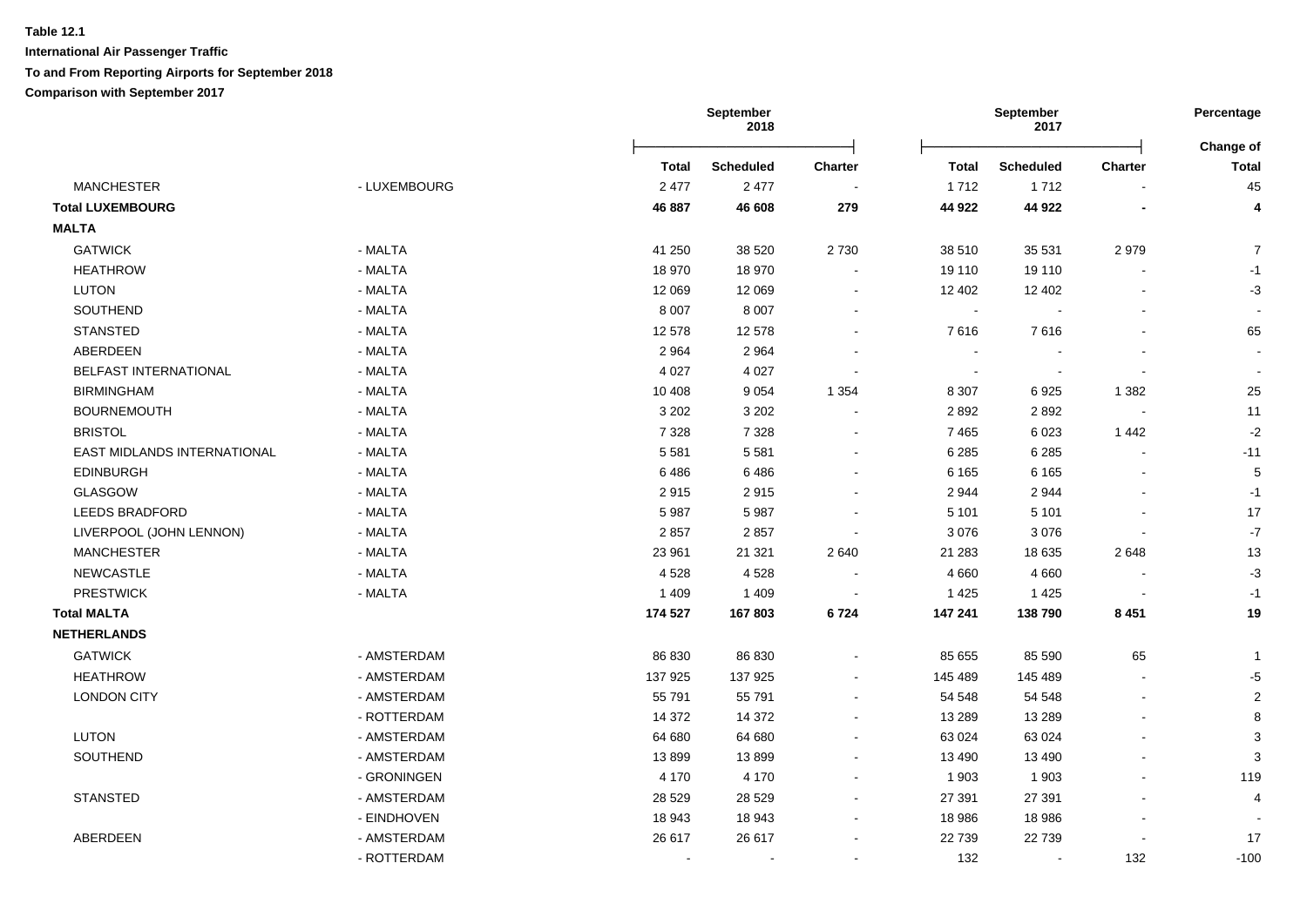**Table 12.1**

**International Air Passenger Traffic**

**To and From Reporting Airports for September 2018**

**Comparison with September 2017**

| | | September 2018 | | | September 2017 | | | Percentage |
|---|---|---|---|---|---|---|---|---|
| | | **Total** | **Scheduled** | **Charter** | **Total** | **Scheduled** | **Charter** | **Change of Total** |
| MANCHESTER | - LUXEMBOURG | 2 477 | 2 477 | - | 1 712 | 1 712 | - | 45 |
| **Total LUXEMBOURG** | | **46 887** | **46 608** | **279** | **44 922** | **44 922** | **-** | **4** |
| **MALTA** | | | | | | | | |
| GATWICK | - MALTA | 41 250 | 38 520 | 2 730 | 38 510 | 35 531 | 2 979 | 7 |
| HEATHROW | - MALTA | 18 970 | 18 970 | - | 19 110 | 19 110 | - | -1 |
| LUTON | - MALTA | 12 069 | 12 069 | - | 12 402 | 12 402 | - | -3 |
| SOUTHEND | - MALTA | 8 007 | 8 007 | - | - | - | - | - |
| STANSTED | - MALTA | 12 578 | 12 578 | - | 7 616 | 7 616 | - | 65 |
| ABERDEEN | - MALTA | 2 964 | 2 964 | - | - | - | - | - |
| BELFAST INTERNATIONAL | - MALTA | 4 027 | 4 027 | - | - | - | - | - |
| BIRMINGHAM | - MALTA | 10 408 | 9 054 | 1 354 | 8 307 | 6 925 | 1 382 | 25 |
| BOURNEMOUTH | - MALTA | 3 202 | 3 202 | - | 2 892 | 2 892 | - | 11 |
| BRISTOL | - MALTA | 7 328 | 7 328 | - | 7 465 | 6 023 | 1 442 | -2 |
| EAST MIDLANDS INTERNATIONAL | - MALTA | 5 581 | 5 581 | - | 6 285 | 6 285 | - | -11 |
| EDINBURGH | - MALTA | 6 486 | 6 486 | - | 6 165 | 6 165 | - | 5 |
| GLASGOW | - MALTA | 2 915 | 2 915 | - | 2 944 | 2 944 | - | -1 |
| LEEDS BRADFORD | - MALTA | 5 987 | 5 987 | - | 5 101 | 5 101 | - | 17 |
| LIVERPOOL (JOHN LENNON) | - MALTA | 2 857 | 2 857 | - | 3 076 | 3 076 | - | -7 |
| MANCHESTER | - MALTA | 23 961 | 21 321 | 2 640 | 21 283 | 18 635 | 2 648 | 13 |
| NEWCASTLE | - MALTA | 4 528 | 4 528 | - | 4 660 | 4 660 | - | -3 |
| PRESTWICK | - MALTA | 1 409 | 1 409 | - | 1 425 | 1 425 | - | -1 |
| **Total MALTA** | | **174 527** | **167 803** | **6 724** | **147 241** | **138 790** | **8 451** | **19** |
| **NETHERLANDS** | | | | | | | | |
| GATWICK | - AMSTERDAM | 86 830 | 86 830 | - | 85 655 | 85 590 | 65 | 1 |
| HEATHROW | - AMSTERDAM | 137 925 | 137 925 | - | 145 489 | 145 489 | - | -5 |
| LONDON CITY | - AMSTERDAM | 55 791 | 55 791 | - | 54 548 | 54 548 | - | 2 |
| | - ROTTERDAM | 14 372 | 14 372 | - | 13 289 | 13 289 | - | 8 |
| LUTON | - AMSTERDAM | 64 680 | 64 680 | - | 63 024 | 63 024 | - | 3 |
| SOUTHEND | - AMSTERDAM | 13 899 | 13 899 | - | 13 490 | 13 490 | - | 3 |
| | - GRONINGEN | 4 170 | 4 170 | - | 1 903 | 1 903 | - | 119 |
| STANSTED | - AMSTERDAM | 28 529 | 28 529 | - | 27 391 | 27 391 | - | 4 |
| | - EINDHOVEN | 18 943 | 18 943 | - | 18 986 | 18 986 | - | - |
| ABERDEEN | - AMSTERDAM | 26 617 | 26 617 | - | 22 739 | 22 739 | - | 17 |
| | - ROTTERDAM | - | - | - | 132 | - | 132 | -100 |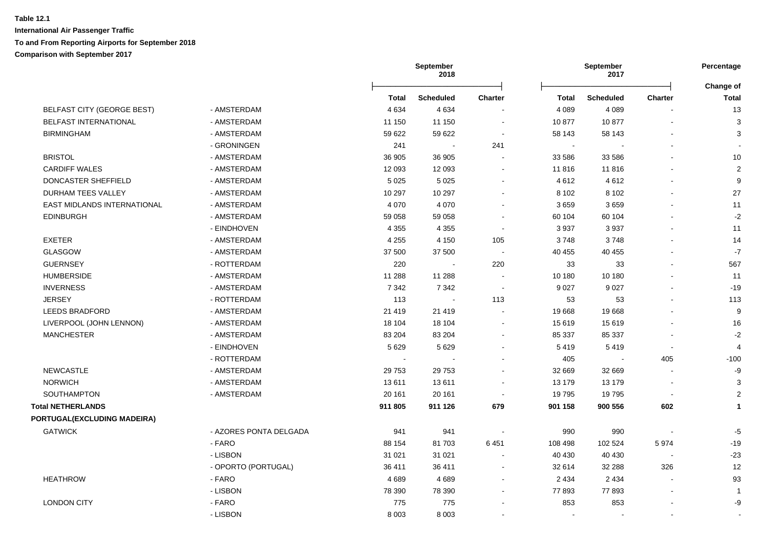**Table 12.1**

**International Air Passenger Traffic**

**To and From Reporting Airports for September 2018**

**Comparison with September 2017**

| | | September 2018 | | | September 2017 | | | Percentage |
|---|---|---|---|---|---|---|---|---|
| | | Total | Scheduled | Charter | Total | Scheduled | Charter | Change of Total |
| BELFAST CITY (GEORGE BEST) | - AMSTERDAM | 4 634 | 4 634 | - | 4 089 | 4 089 | - | 13 |
| BELFAST INTERNATIONAL | - AMSTERDAM | 11 150 | 11 150 | - | 10 877 | 10 877 | - | 3 |
| BIRMINGHAM | - AMSTERDAM | 59 622 | 59 622 | - | 58 143 | 58 143 | - | 3 |
| | - GRONINGEN | 241 | - | 241 | - | - | - | - |
| BRISTOL | - AMSTERDAM | 36 905 | 36 905 | - | 33 586 | 33 586 | - | 10 |
| CARDIFF WALES | - AMSTERDAM | 12 093 | 12 093 | - | 11 816 | 11 816 | - | 2 |
| DONCASTER SHEFFIELD | - AMSTERDAM | 5 025 | 5 025 | - | 4 612 | 4 612 | - | 9 |
| DURHAM TEES VALLEY | - AMSTERDAM | 10 297 | 10 297 | - | 8 102 | 8 102 | - | 27 |
| EAST MIDLANDS INTERNATIONAL | - AMSTERDAM | 4 070 | 4 070 | - | 3 659 | 3 659 | - | 11 |
| EDINBURGH | - AMSTERDAM | 59 058 | 59 058 | - | 60 104 | 60 104 | - | -2 |
| | - EINDHOVEN | 4 355 | 4 355 | - | 3 937 | 3 937 | - | 11 |
| EXETER | - AMSTERDAM | 4 255 | 4 150 | 105 | 3 748 | 3 748 | - | 14 |
| GLASGOW | - AMSTERDAM | 37 500 | 37 500 | - | 40 455 | 40 455 | - | -7 |
| GUERNSEY | - ROTTERDAM | 220 | - | 220 | 33 | 33 | - | 567 |
| HUMBERSIDE | - AMSTERDAM | 11 288 | 11 288 | - | 10 180 | 10 180 | - | 11 |
| INVERNESS | - AMSTERDAM | 7 342 | 7 342 | - | 9 027 | 9 027 | - | -19 |
| JERSEY | - ROTTERDAM | 113 | - | 113 | 53 | 53 | - | 113 |
| LEEDS BRADFORD | - AMSTERDAM | 21 419 | 21 419 | - | 19 668 | 19 668 | - | 9 |
| LIVERPOOL (JOHN LENNON) | - AMSTERDAM | 18 104 | 18 104 | - | 15 619 | 15 619 | - | 16 |
| MANCHESTER | - AMSTERDAM | 83 204 | 83 204 | - | 85 337 | 85 337 | - | -2 |
| | - EINDHOVEN | 5 629 | 5 629 | - | 5 419 | 5 419 | - | 4 |
| | - ROTTERDAM | - | - | - | 405 | - | 405 | -100 |
| NEWCASTLE | - AMSTERDAM | 29 753 | 29 753 | - | 32 669 | 32 669 | - | -9 |
| NORWICH | - AMSTERDAM | 13 611 | 13 611 | - | 13 179 | 13 179 | - | 3 |
| SOUTHAMPTON | - AMSTERDAM | 20 161 | 20 161 | - | 19 795 | 19 795 | - | 2 |
| **Total NETHERLANDS** | | **911 805** | **911 126** | **679** | **901 158** | **900 556** | **602** | **1** |
| **PORTUGAL(EXCLUDING MADEIRA)** | | | | | | | | |
| GATWICK | - AZORES PONTA DELGADA | 941 | 941 | - | 990 | 990 | - | -5 |
| | - FARO | 88 154 | 81 703 | 6 451 | 108 498 | 102 524 | 5 974 | -19 |
| | - LISBON | 31 021 | 31 021 | - | 40 430 | 40 430 | - | -23 |
| | - OPORTO (PORTUGAL) | 36 411 | 36 411 | - | 32 614 | 32 288 | 326 | 12 |
| HEATHROW | - FARO | 4 689 | 4 689 | - | 2 434 | 2 434 | - | 93 |
| | - LISBON | 78 390 | 78 390 | - | 77 893 | 77 893 | - | 1 |
| LONDON CITY | - FARO | 775 | 775 | - | 853 | 853 | - | -9 |
| | - LISBON | 8 003 | 8 003 | - | - | - | - | - |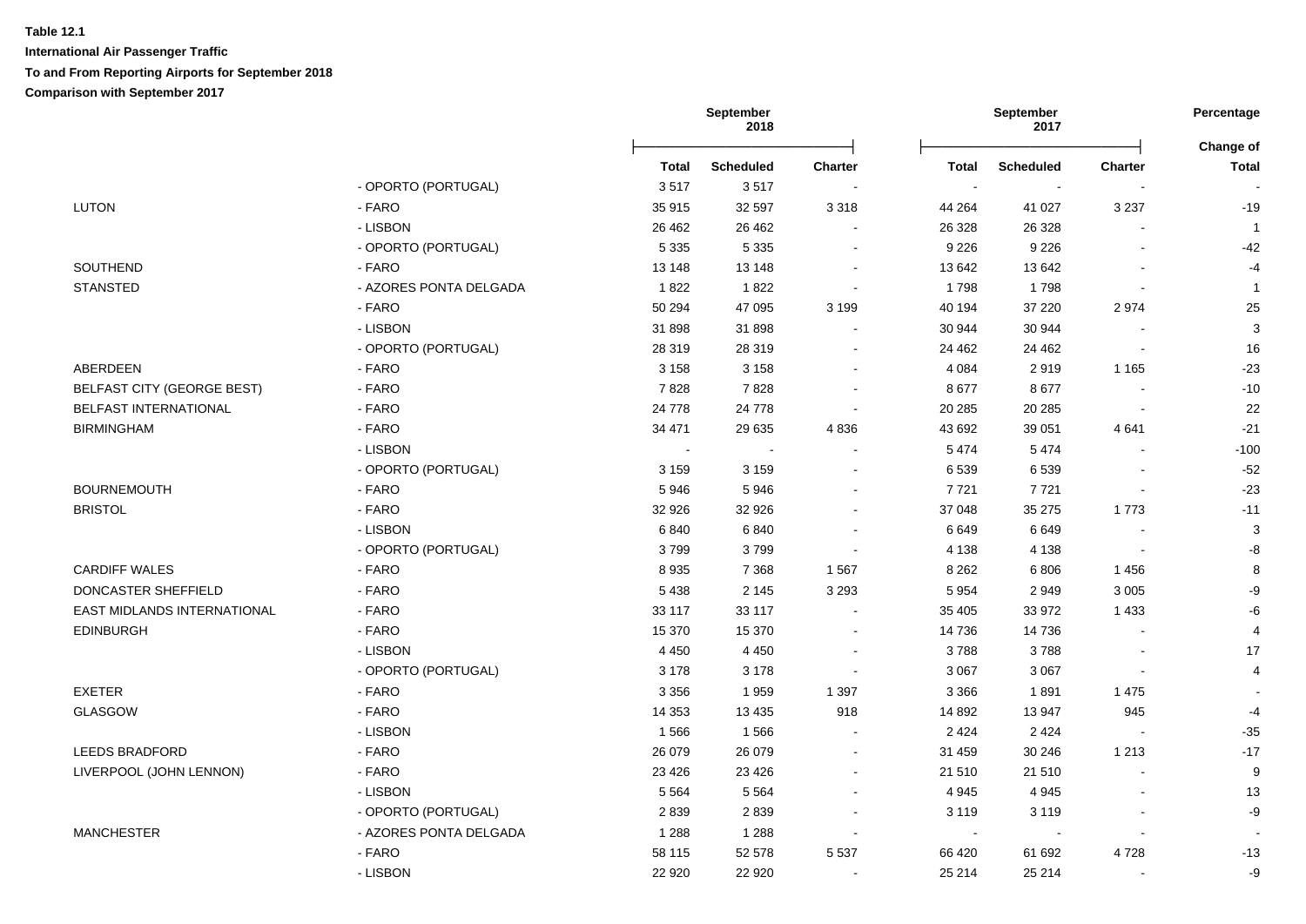**Table 12.1**

**International Air Passenger Traffic**

**To and From Reporting Airports for September 2018**

**Comparison with September 2017**

| | | September 2018 | | | September 2017 | | | Percentage |
|---|---|---|---|---|---|---|---|---|
| | | **Total** | **Scheduled** | **Charter** | **Total** | **Scheduled** | **Charter** | **Change of Total** |
| | - OPORTO (PORTUGAL) | 3 517 | 3 517 | - | - | - | - | - |
| LUTON | - FARO | 35 915 | 32 597 | 3 318 | 44 264 | 41 027 | 3 237 | -19 |
| | - LISBON | 26 462 | 26 462 | - | 26 328 | 26 328 | - | 1 |
| | - OPORTO (PORTUGAL) | 5 335 | 5 335 | - | 9 226 | 9 226 | - | -42 |
| SOUTHEND | - FARO | 13 148 | 13 148 | - | 13 642 | 13 642 | - | -4 |
| STANSTED | - AZORES PONTA DELGADA | 1 822 | 1 822 | - | 1 798 | 1 798 | - | 1 |
| | - FARO | 50 294 | 47 095 | 3 199 | 40 194 | 37 220 | 2 974 | 25 |
| | - LISBON | 31 898 | 31 898 | - | 30 944 | 30 944 | - | 3 |
| | - OPORTO (PORTUGAL) | 28 319 | 28 319 | - | 24 462 | 24 462 | - | 16 |
| ABERDEEN | - FARO | 3 158 | 3 158 | - | 4 084 | 2 919 | 1 165 | -23 |
| BELFAST CITY (GEORGE BEST) | - FARO | 7 828 | 7 828 | - | 8 677 | 8 677 | - | -10 |
| BELFAST INTERNATIONAL | - FARO | 24 778 | 24 778 | - | 20 285 | 20 285 | - | 22 |
| BIRMINGHAM | - FARO | 34 471 | 29 635 | 4 836 | 43 692 | 39 051 | 4 641 | -21 |
| | - LISBON | - | - | - | 5 474 | 5 474 | - | -100 |
| | - OPORTO (PORTUGAL) | 3 159 | 3 159 | - | 6 539 | 6 539 | - | -52 |
| BOURNEMOUTH | - FARO | 5 946 | 5 946 | - | 7 721 | 7 721 | - | -23 |
| BRISTOL | - FARO | 32 926 | 32 926 | - | 37 048 | 35 275 | 1 773 | -11 |
| | - LISBON | 6 840 | 6 840 | - | 6 649 | 6 649 | - | 3 |
| | - OPORTO (PORTUGAL) | 3 799 | 3 799 | - | 4 138 | 4 138 | - | -8 |
| CARDIFF WALES | - FARO | 8 935 | 7 368 | 1 567 | 8 262 | 6 806 | 1 456 | 8 |
| DONCASTER SHEFFIELD | - FARO | 5 438 | 2 145 | 3 293 | 5 954 | 2 949 | 3 005 | -9 |
| EAST MIDLANDS INTERNATIONAL | - FARO | 33 117 | 33 117 | - | 35 405 | 33 972 | 1 433 | -6 |
| EDINBURGH | - FARO | 15 370 | 15 370 | - | 14 736 | 14 736 | - | 4 |
| | - LISBON | 4 450 | 4 450 | - | 3 788 | 3 788 | - | 17 |
| | - OPORTO (PORTUGAL) | 3 178 | 3 178 | - | 3 067 | 3 067 | - | 4 |
| EXETER | - FARO | 3 356 | 1 959 | 1 397 | 3 366 | 1 891 | 1 475 | - |
| GLASGOW | - FARO | 14 353 | 13 435 | 918 | 14 892 | 13 947 | 945 | -4 |
| | - LISBON | 1 566 | 1 566 | - | 2 424 | 2 424 | - | -35 |
| LEEDS BRADFORD | - FARO | 26 079 | 26 079 | - | 31 459 | 30 246 | 1 213 | -17 |
| LIVERPOOL (JOHN LENNON) | - FARO | 23 426 | 23 426 | - | 21 510 | 21 510 | - | 9 |
| | - LISBON | 5 564 | 5 564 | - | 4 945 | 4 945 | - | 13 |
| | - OPORTO (PORTUGAL) | 2 839 | 2 839 | - | 3 119 | 3 119 | - | -9 |
| MANCHESTER | - AZORES PONTA DELGADA | 1 288 | 1 288 | - | - | - | - | - |
| | - FARO | 58 115 | 52 578 | 5 537 | 66 420 | 61 692 | 4 728 | -13 |
| | - LISBON | 22 920 | 22 920 | - | 25 214 | 25 214 | - | -9 |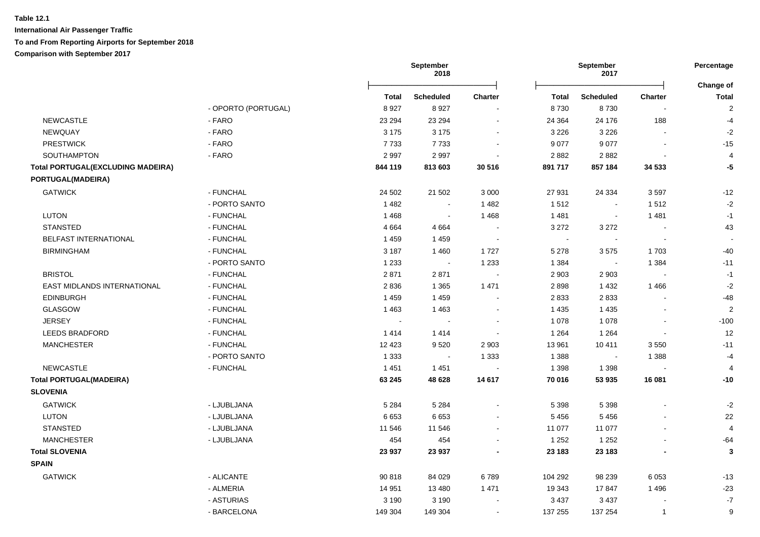**Table 12.1**

**International Air Passenger Traffic**

**To and From Reporting Airports for September 2018**

**Comparison with September 2017**

| | | September 2018 | | | September 2017 | | | Percentage |
|---|---|---|---|---|---|---|---|---|
| | | **Total** | **Scheduled** | **Charter** | **Total** | **Scheduled** | **Charter** | **Change of Total** |
| | - OPORTO (PORTUGAL) | 8 927 | 8 927 | - | 8 730 | 8 730 | - | 2 |
| NEWCASTLE | - FARO | 23 294 | 23 294 | - | 24 364 | 24 176 | 188 | -4 |
| NEWQUAY | - FARO | 3 175 | 3 175 | - | 3 226 | 3 226 | - | -2 |
| PRESTWICK | - FARO | 7 733 | 7 733 | - | 9 077 | 9 077 | - | -15 |
| SOUTHAMPTON | - FARO | 2 997 | 2 997 | - | 2 882 | 2 882 | - | 4 |
| **Total PORTUGAL(EXCLUDING MADEIRA)** | | **844 119** | **813 603** | **30 516** | **891 717** | **857 184** | **34 533** | **-5** |
| **PORTUGAL(MADEIRA)** | | | | | | | | |
| GATWICK | - FUNCHAL | 24 502 | 21 502 | 3 000 | 27 931 | 24 334 | 3 597 | -12 |
| | - PORTO SANTO | 1 482 | - | 1 482 | 1 512 | - | 1 512 | -2 |
| LUTON | - FUNCHAL | 1 468 | - | 1 468 | 1 481 | - | 1 481 | -1 |
| STANSTED | - FUNCHAL | 4 664 | 4 664 | - | 3 272 | 3 272 | - | 43 |
| BELFAST INTERNATIONAL | - FUNCHAL | 1 459 | 1 459 | - | - | - | - | - |
| BIRMINGHAM | - FUNCHAL | 3 187 | 1 460 | 1 727 | 5 278 | 3 575 | 1 703 | -40 |
| | - PORTO SANTO | 1 233 | - | 1 233 | 1 384 | - | 1 384 | -11 |
| BRISTOL | - FUNCHAL | 2 871 | 2 871 | - | 2 903 | 2 903 | - | -1 |
| EAST MIDLANDS INTERNATIONAL | - FUNCHAL | 2 836 | 1 365 | 1 471 | 2 898 | 1 432 | 1 466 | -2 |
| EDINBURGH | - FUNCHAL | 1 459 | 1 459 | - | 2 833 | 2 833 | - | -48 |
| GLASGOW | - FUNCHAL | 1 463 | 1 463 | - | 1 435 | 1 435 | - | 2 |
| JERSEY | - FUNCHAL | - | - | - | 1 078 | 1 078 | - | -100 |
| LEEDS BRADFORD | - FUNCHAL | 1 414 | 1 414 | - | 1 264 | 1 264 | - | 12 |
| MANCHESTER | - FUNCHAL | 12 423 | 9 520 | 2 903 | 13 961 | 10 411 | 3 550 | -11 |
| | - PORTO SANTO | 1 333 | - | 1 333 | 1 388 | - | 1 388 | -4 |
| NEWCASTLE | - FUNCHAL | 1 451 | 1 451 | - | 1 398 | 1 398 | - | 4 |
| **Total PORTUGAL(MADEIRA)** | | **63 245** | **48 628** | **14 617** | **70 016** | **53 935** | **16 081** | **-10** |
| **SLOVENIA** | | | | | | | | |
| GATWICK | - LJUBLJANA | 5 284 | 5 284 | - | 5 398 | 5 398 | - | -2 |
| LUTON | - LJUBLJANA | 6 653 | 6 653 | - | 5 456 | 5 456 | - | 22 |
| STANSTED | - LJUBLJANA | 11 546 | 11 546 | - | 11 077 | 11 077 | - | 4 |
| MANCHESTER | - LJUBLJANA | 454 | 454 | - | 1 252 | 1 252 | - | -64 |
| **Total SLOVENIA** | | **23 937** | **23 937** | **-** | **23 183** | **23 183** | **-** | **3** |
| **SPAIN** | | | | | | | | |
| GATWICK | - ALICANTE | 90 818 | 84 029 | 6 789 | 104 292 | 98 239 | 6 053 | -13 |
| | - ALMERIA | 14 951 | 13 480 | 1 471 | 19 343 | 17 847 | 1 496 | -23 |
| | - ASTURIAS | 3 190 | 3 190 | - | 3 437 | 3 437 | - | -7 |
| | - BARCELONA | 149 304 | 149 304 | - | 137 255 | 137 254 | 1 | 9 |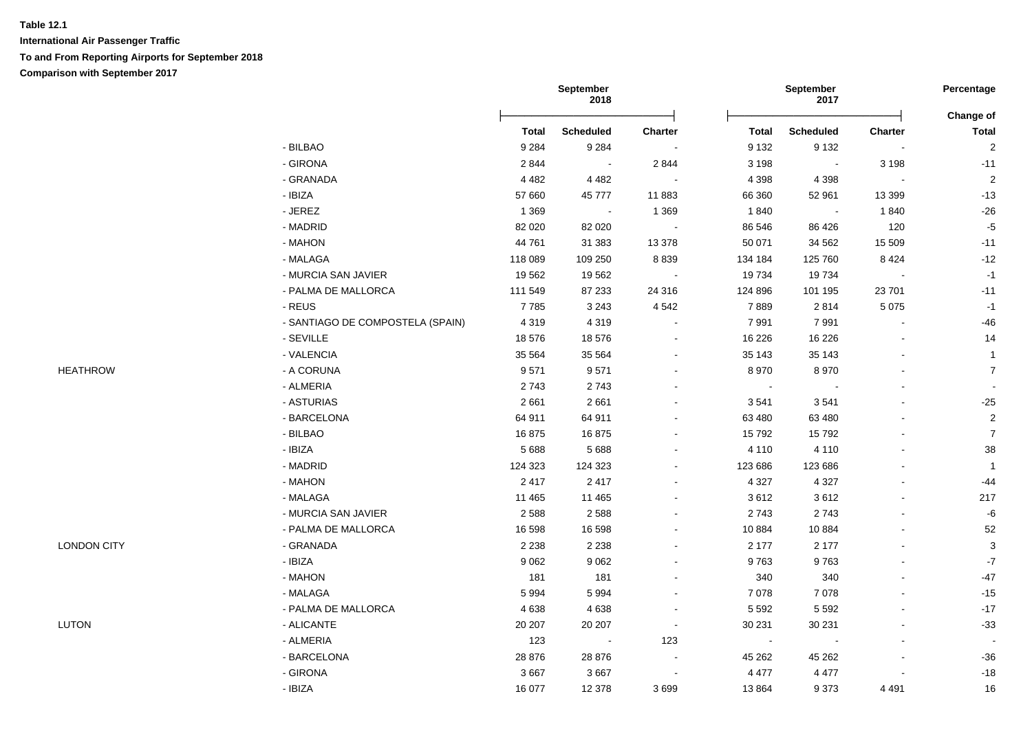**Table 12.1**

**International Air Passenger Traffic**

**To and From Reporting Airports for September 2018**

**Comparison with September 2017**

| | | September 2018 | | | September 2017 | | | Percentage |
|---|---|---|---|---|---|---|---|---|
| | | | | | | | | Change of |
| | | Total | Scheduled | Charter | Total | Scheduled | Charter | Total |
| | - BILBAO | 9 284 | 9 284 | - | 9 132 | 9 132 | - | 2 |
| | - GIRONA | 2 844 | - | 2 844 | 3 198 | - | 3 198 | -11 |
| | - GRANADA | 4 482 | 4 482 | - | 4 398 | 4 398 | - | 2 |
| | - IBIZA | 57 660 | 45 777 | 11 883 | 66 360 | 52 961 | 13 399 | -13 |
| | - JEREZ | 1 369 | - | 1 369 | 1 840 | - | 1 840 | -26 |
| | - MADRID | 82 020 | 82 020 | - | 86 546 | 86 426 | 120 | -5 |
| | - MAHON | 44 761 | 31 383 | 13 378 | 50 071 | 34 562 | 15 509 | -11 |
| | - MALAGA | 118 089 | 109 250 | 8 839 | 134 184 | 125 760 | 8 424 | -12 |
| | - MURCIA SAN JAVIER | 19 562 | 19 562 | - | 19 734 | 19 734 | - | -1 |
| | - PALMA DE MALLORCA | 111 549 | 87 233 | 24 316 | 124 896 | 101 195 | 23 701 | -11 |
| | - REUS | 7 785 | 3 243 | 4 542 | 7 889 | 2 814 | 5 075 | -1 |
| | - SANTIAGO DE COMPOSTELA (SPAIN) | 4 319 | 4 319 | - | 7 991 | 7 991 | - | -46 |
| | - SEVILLE | 18 576 | 18 576 | - | 16 226 | 16 226 | - | 14 |
| | - VALENCIA | 35 564 | 35 564 | - | 35 143 | 35 143 | - | 1 |
| HEATHROW | - A CORUNA | 9 571 | 9 571 | - | 8 970 | 8 970 | - | 7 |
| | - ALMERIA | 2 743 | 2 743 | - | - | - | - | - |
| | - ASTURIAS | 2 661 | 2 661 | - | 3 541 | 3 541 | - | -25 |
| | - BARCELONA | 64 911 | 64 911 | - | 63 480 | 63 480 | - | 2 |
| | - BILBAO | 16 875 | 16 875 | - | 15 792 | 15 792 | - | 7 |
| | - IBIZA | 5 688 | 5 688 | - | 4 110 | 4 110 | - | 38 |
| | - MADRID | 124 323 | 124 323 | - | 123 686 | 123 686 | - | 1 |
| | - MAHON | 2 417 | 2 417 | - | 4 327 | 4 327 | - | -44 |
| | - MALAGA | 11 465 | 11 465 | - | 3 612 | 3 612 | - | 217 |
| | - MURCIA SAN JAVIER | 2 588 | 2 588 | - | 2 743 | 2 743 | - | -6 |
| | - PALMA DE MALLORCA | 16 598 | 16 598 | - | 10 884 | 10 884 | - | 52 |
| LONDON CITY | - GRANADA | 2 238 | 2 238 | - | 2 177 | 2 177 | - | 3 |
| | - IBIZA | 9 062 | 9 062 | - | 9 763 | 9 763 | - | -7 |
| | - MAHON | 181 | 181 | - | 340 | 340 | - | -47 |
| | - MALAGA | 5 994 | 5 994 | - | 7 078 | 7 078 | - | -15 |
| | - PALMA DE MALLORCA | 4 638 | 4 638 | - | 5 592 | 5 592 | - | -17 |
| LUTON | - ALICANTE | 20 207 | 20 207 | - | 30 231 | 30 231 | - | -33 |
| | - ALMERIA | 123 | - | 123 | - | - | - | - |
| | - BARCELONA | 28 876 | 28 876 | - | 45 262 | 45 262 | - | -36 |
| | - GIRONA | 3 667 | 3 667 | - | 4 477 | 4 477 | - | -18 |
| | - IBIZA | 16 077 | 12 378 | 3 699 | 13 864 | 9 373 | 4 491 | 16 |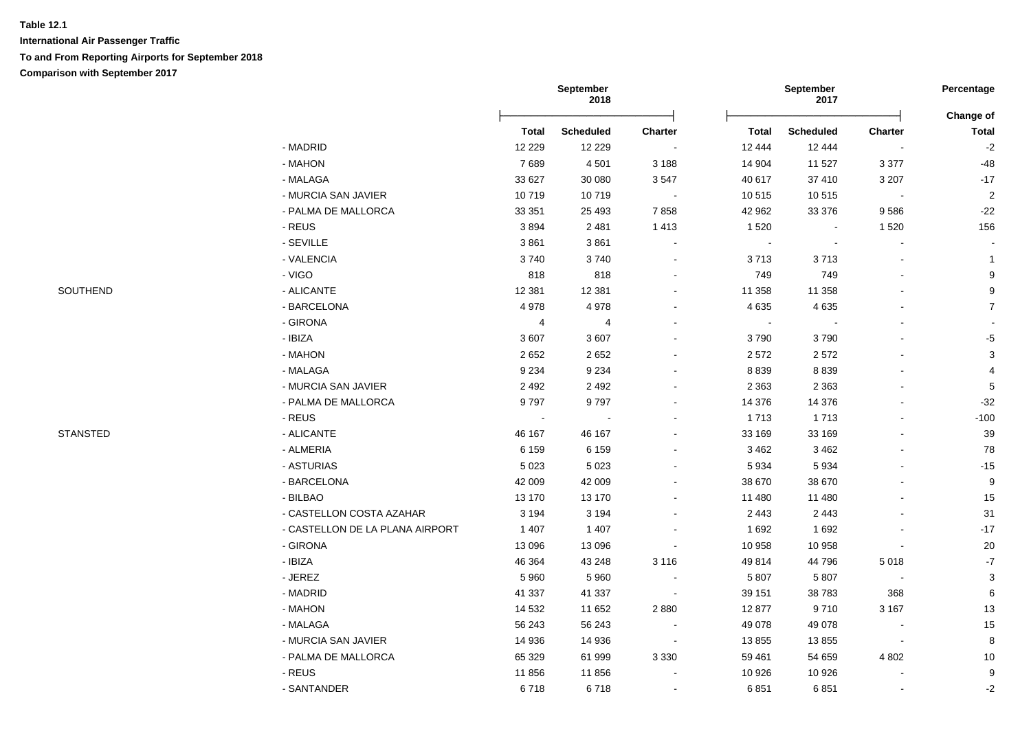**Table 12.1**

**International Air Passenger Traffic**

**To and From Reporting Airports for September 2018**

**Comparison with September 2017**

| | | September 2018 | | | September 2017 | | | Percentage |
|---|---|---|---|---|---|---|---|---|
| | | | | | | | | Change of |
| | | **Total** | **Scheduled** | **Charter** | **Total** | **Scheduled** | **Charter** | **Total** |
| | - MADRID | 12 229 | 12 229 | - | 12 444 | 12 444 | - | -2 |
| | - MAHON | 7 689 | 4 501 | 3 188 | 14 904 | 11 527 | 3 377 | -48 |
| | - MALAGA | 33 627 | 30 080 | 3 547 | 40 617 | 37 410 | 3 207 | -17 |
| | - MURCIA SAN JAVIER | 10 719 | 10 719 | - | 10 515 | 10 515 | - | 2 |
| | - PALMA DE MALLORCA | 33 351 | 25 493 | 7 858 | 42 962 | 33 376 | 9 586 | -22 |
| | - REUS | 3 894 | 2 481 | 1 413 | 1 520 | - | 1 520 | 156 |
| | - SEVILLE | 3 861 | 3 861 | - | - | - | - | - |
| | - VALENCIA | 3 740 | 3 740 | - | 3 713 | 3 713 | - | 1 |
| | - VIGO | 818 | 818 | - | 749 | 749 | - | 9 |
| SOUTHEND | - ALICANTE | 12 381 | 12 381 | - | 11 358 | 11 358 | - | 9 |
| | - BARCELONA | 4 978 | 4 978 | - | 4 635 | 4 635 | - | 7 |
| | - GIRONA | 4 | 4 | - | - | - | - | - |
| | - IBIZA | 3 607 | 3 607 | - | 3 790 | 3 790 | - | -5 |
| | - MAHON | 2 652 | 2 652 | - | 2 572 | 2 572 | - | 3 |
| | - MALAGA | 9 234 | 9 234 | - | 8 839 | 8 839 | - | 4 |
| | - MURCIA SAN JAVIER | 2 492 | 2 492 | - | 2 363 | 2 363 | - | 5 |
| | - PALMA DE MALLORCA | 9 797 | 9 797 | - | 14 376 | 14 376 | - | -32 |
| | - REUS | - | - | - | 1 713 | 1 713 | - | -100 |
| STANSTED | - ALICANTE | 46 167 | 46 167 | - | 33 169 | 33 169 | - | 39 |
| | - ALMERIA | 6 159 | 6 159 | - | 3 462 | 3 462 | - | 78 |
| | - ASTURIAS | 5 023 | 5 023 | - | 5 934 | 5 934 | - | -15 |
| | - BARCELONA | 42 009 | 42 009 | - | 38 670 | 38 670 | - | 9 |
| | - BILBAO | 13 170 | 13 170 | - | 11 480 | 11 480 | - | 15 |
| | - CASTELLON COSTA AZAHAR | 3 194 | 3 194 | - | 2 443 | 2 443 | - | 31 |
| | - CASTELLON DE LA PLANA AIRPORT | 1 407 | 1 407 | - | 1 692 | 1 692 | - | -17 |
| | - GIRONA | 13 096 | 13 096 | - | 10 958 | 10 958 | - | 20 |
| | - IBIZA | 46 364 | 43 248 | 3 116 | 49 814 | 44 796 | 5 018 | -7 |
| | - JEREZ | 5 960 | 5 960 | - | 5 807 | 5 807 | - | 3 |
| | - MADRID | 41 337 | 41 337 | - | 39 151 | 38 783 | 368 | 6 |
| | - MAHON | 14 532 | 11 652 | 2 880 | 12 877 | 9 710 | 3 167 | 13 |
| | - MALAGA | 56 243 | 56 243 | - | 49 078 | 49 078 | - | 15 |
| | - MURCIA SAN JAVIER | 14 936 | 14 936 | - | 13 855 | 13 855 | - | 8 |
| | - PALMA DE MALLORCA | 65 329 | 61 999 | 3 330 | 59 461 | 54 659 | 4 802 | 10 |
| | - REUS | 11 856 | 11 856 | - | 10 926 | 10 926 | - | 9 |
| | - SANTANDER | 6 718 | 6 718 | - | 6 851 | 6 851 | - | -2 |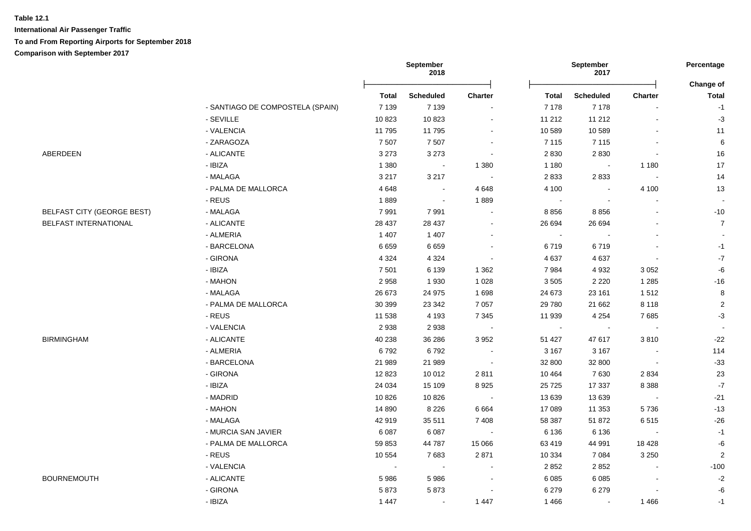**Table 12.1**

**International Air Passenger Traffic**

**To and From Reporting Airports for September 2018**

**Comparison with September 2017**

| | | September 2018 | | | September 2017 | | | Percentage |
|---|---|---|---|---|---|---|---|---|
| | | Total | Scheduled | Charter | Total | Scheduled | Charter | Change of Total |
| | - SANTIAGO DE COMPOSTELA (SPAIN) | 7 139 | 7 139 | - | 7 178 | 7 178 | - | -1 |
| | - SEVILLE | 10 823 | 10 823 | - | 11 212 | 11 212 | - | -3 |
| | - VALENCIA | 11 795 | 11 795 | - | 10 589 | 10 589 | - | 11 |
| | - ZARAGOZA | 7 507 | 7 507 | - | 7 115 | 7 115 | - | 6 |
| ABERDEEN | - ALICANTE | 3 273 | 3 273 | - | 2 830 | 2 830 | - | 16 |
| | - IBIZA | 1 380 | - | 1 380 | 1 180 | - | 1 180 | 17 |
| | - MALAGA | 3 217 | 3 217 | - | 2 833 | 2 833 | - | 14 |
| | - PALMA DE MALLORCA | 4 648 | - | 4 648 | 4 100 | - | 4 100 | 13 |
| | - REUS | 1 889 | - | 1 889 | - | - | - | - |
| BELFAST CITY (GEORGE BEST) | - MALAGA | 7 991 | 7 991 | - | 8 856 | 8 856 | - | -10 |
| BELFAST INTERNATIONAL | - ALICANTE | 28 437 | 28 437 | - | 26 694 | 26 694 | - | 7 |
| | - ALMERIA | 1 407 | 1 407 | - | - | - | - | - |
| | - BARCELONA | 6 659 | 6 659 | - | 6 719 | 6 719 | - | -1 |
| | - GIRONA | 4 324 | 4 324 | - | 4 637 | 4 637 | - | -7 |
| | - IBIZA | 7 501 | 6 139 | 1 362 | 7 984 | 4 932 | 3 052 | -6 |
| | - MAHON | 2 958 | 1 930 | 1 028 | 3 505 | 2 220 | 1 285 | -16 |
| | - MALAGA | 26 673 | 24 975 | 1 698 | 24 673 | 23 161 | 1 512 | 8 |
| | - PALMA DE MALLORCA | 30 399 | 23 342 | 7 057 | 29 780 | 21 662 | 8 118 | 2 |
| | - REUS | 11 538 | 4 193 | 7 345 | 11 939 | 4 254 | 7 685 | -3 |
| | - VALENCIA | 2 938 | 2 938 | - | - | - | - | - |
| BIRMINGHAM | - ALICANTE | 40 238 | 36 286 | 3 952 | 51 427 | 47 617 | 3 810 | -22 |
| | - ALMERIA | 6 792 | 6 792 | - | 3 167 | 3 167 | - | 114 |
| | - BARCELONA | 21 989 | 21 989 | - | 32 800 | 32 800 | - | -33 |
| | - GIRONA | 12 823 | 10 012 | 2 811 | 10 464 | 7 630 | 2 834 | 23 |
| | - IBIZA | 24 034 | 15 109 | 8 925 | 25 725 | 17 337 | 8 388 | -7 |
| | - MADRID | 10 826 | 10 826 | - | 13 639 | 13 639 | - | -21 |
| | - MAHON | 14 890 | 8 226 | 6 664 | 17 089 | 11 353 | 5 736 | -13 |
| | - MALAGA | 42 919 | 35 511 | 7 408 | 58 387 | 51 872 | 6 515 | -26 |
| | - MURCIA SAN JAVIER | 6 087 | 6 087 | - | 6 136 | 6 136 | - | -1 |
| | - PALMA DE MALLORCA | 59 853 | 44 787 | 15 066 | 63 419 | 44 991 | 18 428 | -6 |
| | - REUS | 10 554 | 7 683 | 2 871 | 10 334 | 7 084 | 3 250 | 2 |
| | - VALENCIA | - | - | - | 2 852 | 2 852 | - | -100 |
| BOURNEMOUTH | - ALICANTE | 5 986 | 5 986 | - | 6 085 | 6 085 | - | -2 |
| | - GIRONA | 5 873 | 5 873 | - | 6 279 | 6 279 | - | -6 |
| | - IBIZA | 1 447 | - | 1 447 | 1 466 | - | 1 466 | -1 |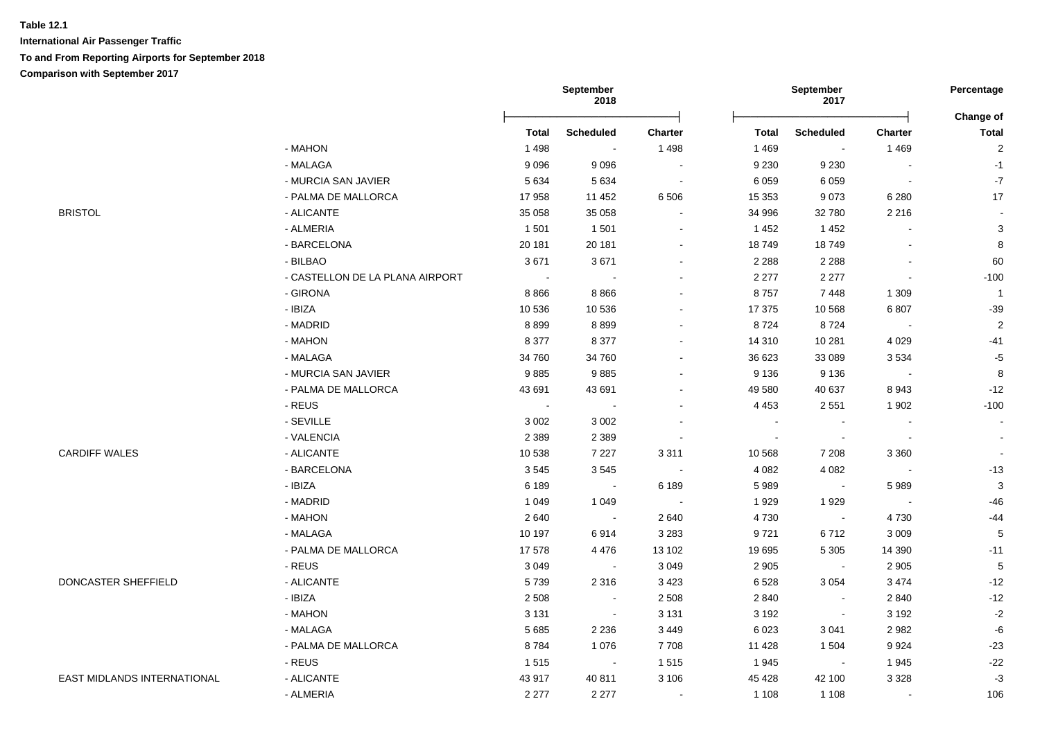**Table 12.1**

**International Air Passenger Traffic**

**To and From Reporting Airports for September 2018**

**Comparison with September 2017**

| | | September 2018 | | | September 2017 | | | Percentage |
|---|---|---|---|---|---|---|---|---|
| | | | | | | | | Change of |
| | | Total | Scheduled | Charter | Total | Scheduled | Charter | Total |
| | - MAHON | 1 498 | - | 1 498 | 1 469 | - | 1 469 | 2 |
| | - MALAGA | 9 096 | 9 096 | - | 9 230 | 9 230 | - | -1 |
| | - MURCIA SAN JAVIER | 5 634 | 5 634 | - | 6 059 | 6 059 | - | -7 |
| | - PALMA DE MALLORCA | 17 958 | 11 452 | 6 506 | 15 353 | 9 073 | 6 280 | 17 |
| BRISTOL | - ALICANTE | 35 058 | 35 058 | - | 34 996 | 32 780 | 2 216 | - |
| | - ALMERIA | 1 501 | 1 501 | - | 1 452 | 1 452 | - | 3 |
| | - BARCELONA | 20 181 | 20 181 | - | 18 749 | 18 749 | - | 8 |
| | - BILBAO | 3 671 | 3 671 | - | 2 288 | 2 288 | - | 60 |
| | - CASTELLON DE LA PLANA AIRPORT | - | - | - | 2 277 | 2 277 | - | -100 |
| | - GIRONA | 8 866 | 8 866 | - | 8 757 | 7 448 | 1 309 | 1 |
| | - IBIZA | 10 536 | 10 536 | - | 17 375 | 10 568 | 6 807 | -39 |
| | - MADRID | 8 899 | 8 899 | - | 8 724 | 8 724 | - | 2 |
| | - MAHON | 8 377 | 8 377 | - | 14 310 | 10 281 | 4 029 | -41 |
| | - MALAGA | 34 760 | 34 760 | - | 36 623 | 33 089 | 3 534 | -5 |
| | - MURCIA SAN JAVIER | 9 885 | 9 885 | - | 9 136 | 9 136 | - | 8 |
| | - PALMA DE MALLORCA | 43 691 | 43 691 | - | 49 580 | 40 637 | 8 943 | -12 |
| | - REUS | - | - | - | 4 453 | 2 551 | 1 902 | -100 |
| | - SEVILLE | 3 002 | 3 002 | - | - | - | - | - |
| | - VALENCIA | 2 389 | 2 389 | - | - | - | - | - |
| CARDIFF WALES | - ALICANTE | 10 538 | 7 227 | 3 311 | 10 568 | 7 208 | 3 360 | - |
| | - BARCELONA | 3 545 | 3 545 | - | 4 082 | 4 082 | - | -13 |
| | - IBIZA | 6 189 | - | 6 189 | 5 989 | - | 5 989 | 3 |
| | - MADRID | 1 049 | 1 049 | - | 1 929 | 1 929 | - | -46 |
| | - MAHON | 2 640 | - | 2 640 | 4 730 | - | 4 730 | -44 |
| | - MALAGA | 10 197 | 6 914 | 3 283 | 9 721 | 6 712 | 3 009 | 5 |
| | - PALMA DE MALLORCA | 17 578 | 4 476 | 13 102 | 19 695 | 5 305 | 14 390 | -11 |
| | - REUS | 3 049 | - | 3 049 | 2 905 | - | 2 905 | 5 |
| DONCASTER SHEFFIELD | - ALICANTE | 5 739 | 2 316 | 3 423 | 6 528 | 3 054 | 3 474 | -12 |
| | - IBIZA | 2 508 | - | 2 508 | 2 840 | - | 2 840 | -12 |
| | - MAHON | 3 131 | - | 3 131 | 3 192 | - | 3 192 | -2 |
| | - MALAGA | 5 685 | 2 236 | 3 449 | 6 023 | 3 041 | 2 982 | -6 |
| | - PALMA DE MALLORCA | 8 784 | 1 076 | 7 708 | 11 428 | 1 504 | 9 924 | -23 |
| | - REUS | 1 515 | - | 1 515 | 1 945 | - | 1 945 | -22 |
| EAST MIDLANDS INTERNATIONAL | - ALICANTE | 43 917 | 40 811 | 3 106 | 45 428 | 42 100 | 3 328 | -3 |
| | - ALMERIA | 2 277 | 2 277 | - | 1 108 | 1 108 | - | 106 |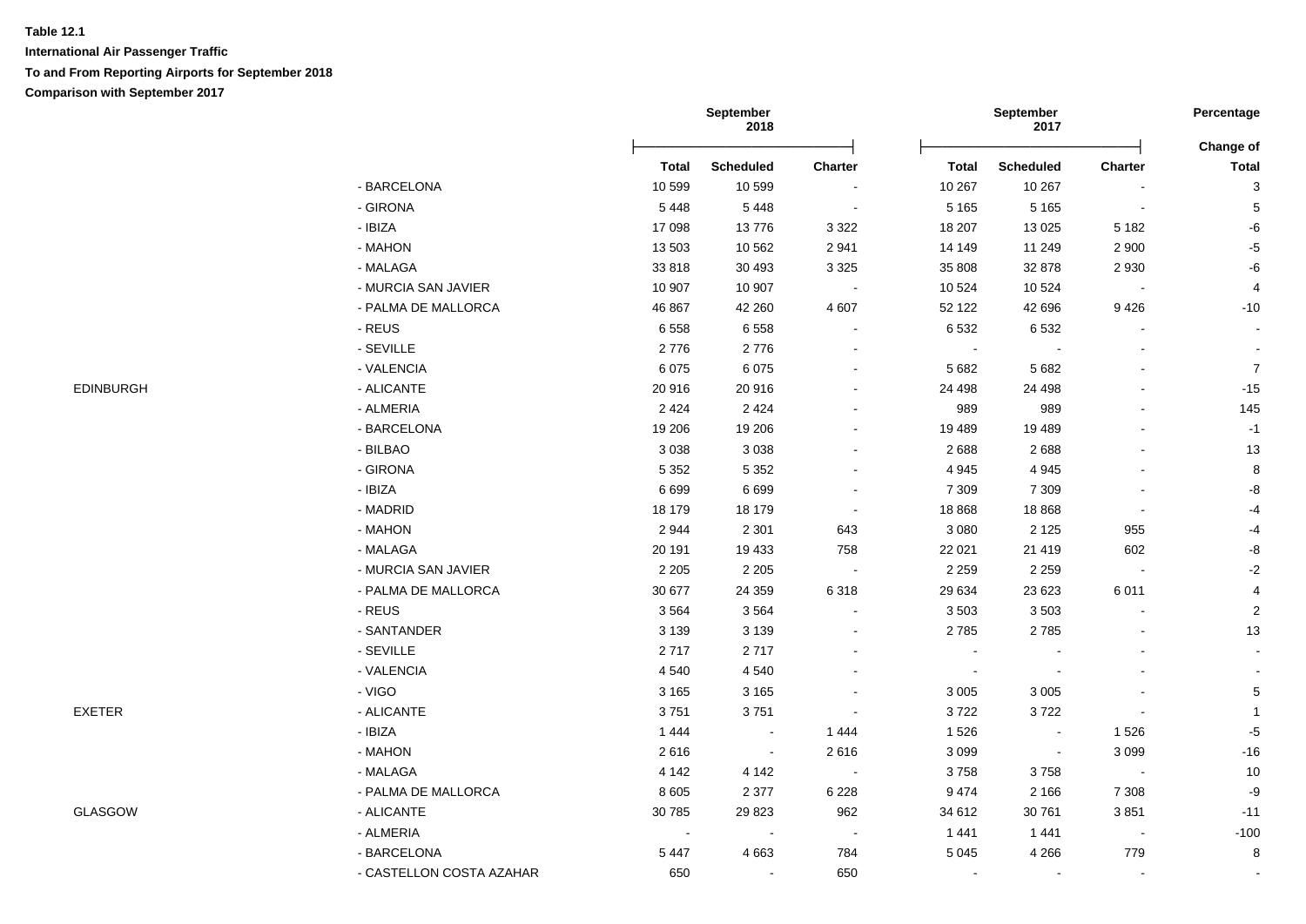**Table 12.1**

**International Air Passenger Traffic**

**To and From Reporting Airports for September 2018**

**Comparison with September 2017**

| | | September 2018 | | | September 2017 | | | Percentage |
|---|---|---|---|---|---|---|---|---|
| | | **Total** | **Scheduled** | **Charter** | **Total** | **Scheduled** | **Charter** | **Change of Total** |
| | - BARCELONA | 10 599 | 10 599 | - | 10 267 | 10 267 | - | 3 |
| | - GIRONA | 5 448 | 5 448 | - | 5 165 | 5 165 | - | 5 |
| | - IBIZA | 17 098 | 13 776 | 3 322 | 18 207 | 13 025 | 5 182 | -6 |
| | - MAHON | 13 503 | 10 562 | 2 941 | 14 149 | 11 249 | 2 900 | -5 |
| | - MALAGA | 33 818 | 30 493 | 3 325 | 35 808 | 32 878 | 2 930 | -6 |
| | - MURCIA SAN JAVIER | 10 907 | 10 907 | - | 10 524 | 10 524 | - | 4 |
| | - PALMA DE MALLORCA | 46 867 | 42 260 | 4 607 | 52 122 | 42 696 | 9 426 | -10 |
| | - REUS | 6 558 | 6 558 | - | 6 532 | 6 532 | - | - |
| | - SEVILLE | 2 776 | 2 776 | - | - | - | - | - |
| | - VALENCIA | 6 075 | 6 075 | - | 5 682 | 5 682 | - | 7 |
| EDINBURGH | - ALICANTE | 20 916 | 20 916 | - | 24 498 | 24 498 | - | -15 |
| | - ALMERIA | 2 424 | 2 424 | - | 989 | 989 | - | 145 |
| | - BARCELONA | 19 206 | 19 206 | - | 19 489 | 19 489 | - | -1 |
| | - BILBAO | 3 038 | 3 038 | - | 2 688 | 2 688 | - | 13 |
| | - GIRONA | 5 352 | 5 352 | - | 4 945 | 4 945 | - | 8 |
| | - IBIZA | 6 699 | 6 699 | - | 7 309 | 7 309 | - | -8 |
| | - MADRID | 18 179 | 18 179 | - | 18 868 | 18 868 | - | -4 |
| | - MAHON | 2 944 | 2 301 | 643 | 3 080 | 2 125 | 955 | -4 |
| | - MALAGA | 20 191 | 19 433 | 758 | 22 021 | 21 419 | 602 | -8 |
| | - MURCIA SAN JAVIER | 2 205 | 2 205 | - | 2 259 | 2 259 | - | -2 |
| | - PALMA DE MALLORCA | 30 677 | 24 359 | 6 318 | 29 634 | 23 623 | 6 011 | 4 |
| | - REUS | 3 564 | 3 564 | - | 3 503 | 3 503 | - | 2 |
| | - SANTANDER | 3 139 | 3 139 | - | 2 785 | 2 785 | - | 13 |
| | - SEVILLE | 2 717 | 2 717 | - | - | - | - | - |
| | - VALENCIA | 4 540 | 4 540 | - | - | - | - | - |
| | - VIGO | 3 165 | 3 165 | - | 3 005 | 3 005 | - | 5 |
| EXETER | - ALICANTE | 3 751 | 3 751 | - | 3 722 | 3 722 | - | 1 |
| | - IBIZA | 1 444 | - | 1 444 | 1 526 | - | 1 526 | -5 |
| | - MAHON | 2 616 | - | 2 616 | 3 099 | - | 3 099 | -16 |
| | - MALAGA | 4 142 | 4 142 | - | 3 758 | 3 758 | - | 10 |
| | - PALMA DE MALLORCA | 8 605 | 2 377 | 6 228 | 9 474 | 2 166 | 7 308 | -9 |
| GLASGOW | - ALICANTE | 30 785 | 29 823 | 962 | 34 612 | 30 761 | 3 851 | -11 |
| | - ALMERIA | - | - | - | 1 441 | 1 441 | - | -100 |
| | - BARCELONA | 5 447 | 4 663 | 784 | 5 045 | 4 266 | 779 | 8 |
| | - CASTELLON COSTA AZAHAR | 650 | - | 650 | - | - | - | - |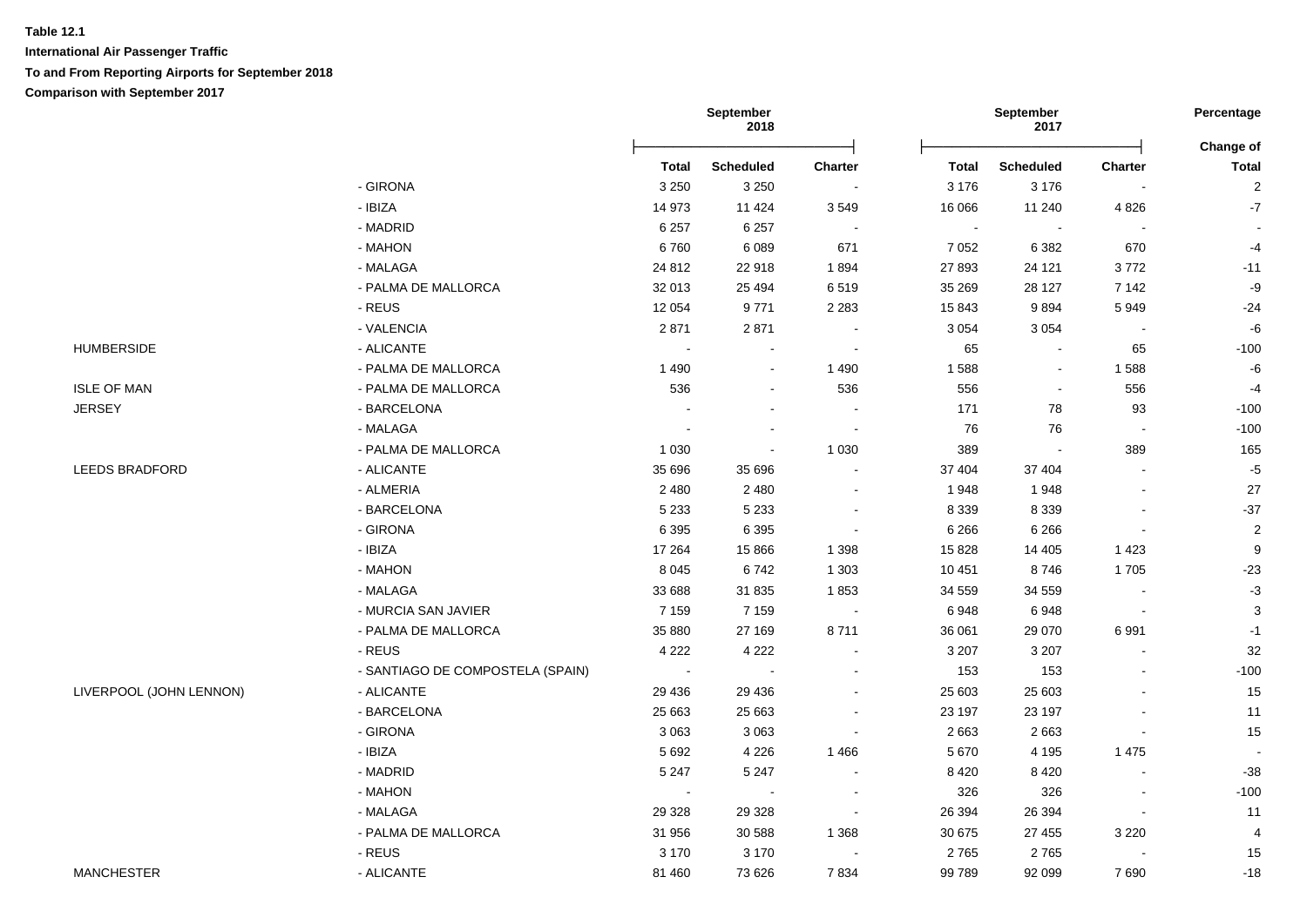**Table 12.1**

**International Air Passenger Traffic**

**To and From Reporting Airports for September 2018**

**Comparison with September 2017**

| | | September 2018 | | | September 2017 | | | Percentage Change of |
|---|---|---|---|---|---|---|---|---|
| | | Total | Scheduled | Charter | Total | Scheduled | Charter | Total |
| | - GIRONA | 3 250 | 3 250 | - | 3 176 | 3 176 | - | 2 |
| | - IBIZA | 14 973 | 11 424 | 3 549 | 16 066 | 11 240 | 4 826 | -7 |
| | - MADRID | 6 257 | 6 257 | - | - | - | - | - |
| | - MAHON | 6 760 | 6 089 | 671 | 7 052 | 6 382 | 670 | -4 |
| | - MALAGA | 24 812 | 22 918 | 1 894 | 27 893 | 24 121 | 3 772 | -11 |
| | - PALMA DE MALLORCA | 32 013 | 25 494 | 6 519 | 35 269 | 28 127 | 7 142 | -9 |
| | - REUS | 12 054 | 9 771 | 2 283 | 15 843 | 9 894 | 5 949 | -24 |
| | - VALENCIA | 2 871 | 2 871 | - | 3 054 | 3 054 | - | -6 |
| HUMBERSIDE | - ALICANTE | - | - | - | 65 | - | 65 | -100 |
| | - PALMA DE MALLORCA | 1 490 | - | 1 490 | 1 588 | - | 1 588 | -6 |
| ISLE OF MAN | - PALMA DE MALLORCA | 536 | - | 536 | 556 | - | 556 | -4 |
| JERSEY | - BARCELONA | - | - | - | 171 | 78 | 93 | -100 |
| | - MALAGA | - | - | - | 76 | 76 | - | -100 |
| | - PALMA DE MALLORCA | 1 030 | - | 1 030 | 389 | - | 389 | 165 |
| LEEDS BRADFORD | - ALICANTE | 35 696 | 35 696 | - | 37 404 | 37 404 | - | -5 |
| | - ALMERIA | 2 480 | 2 480 | - | 1 948 | 1 948 | - | 27 |
| | - BARCELONA | 5 233 | 5 233 | - | 8 339 | 8 339 | - | -37 |
| | - GIRONA | 6 395 | 6 395 | - | 6 266 | 6 266 | - | 2 |
| | - IBIZA | 17 264 | 15 866 | 1 398 | 15 828 | 14 405 | 1 423 | 9 |
| | - MAHON | 8 045 | 6 742 | 1 303 | 10 451 | 8 746 | 1 705 | -23 |
| | - MALAGA | 33 688 | 31 835 | 1 853 | 34 559 | 34 559 | - | -3 |
| | - MURCIA SAN JAVIER | 7 159 | 7 159 | - | 6 948 | 6 948 | - | 3 |
| | - PALMA DE MALLORCA | 35 880 | 27 169 | 8 711 | 36 061 | 29 070 | 6 991 | -1 |
| | - REUS | 4 222 | 4 222 | - | 3 207 | 3 207 | - | 32 |
| | - SANTIAGO DE COMPOSTELA (SPAIN) | - | - | - | 153 | 153 | - | -100 |
| LIVERPOOL (JOHN LENNON) | - ALICANTE | 29 436 | 29 436 | - | 25 603 | 25 603 | - | 15 |
| | - BARCELONA | 25 663 | 25 663 | - | 23 197 | 23 197 | - | 11 |
| | - GIRONA | 3 063 | 3 063 | - | 2 663 | 2 663 | - | 15 |
| | - IBIZA | 5 692 | 4 226 | 1 466 | 5 670 | 4 195 | 1 475 | - |
| | - MADRID | 5 247 | 5 247 | - | 8 420 | 8 420 | - | -38 |
| | - MAHON | - | - | - | 326 | 326 | - | -100 |
| | - MALAGA | 29 328 | 29 328 | - | 26 394 | 26 394 | - | 11 |
| | - PALMA DE MALLORCA | 31 956 | 30 588 | 1 368 | 30 675 | 27 455 | 3 220 | 4 |
| | - REUS | 3 170 | 3 170 | - | 2 765 | 2 765 | - | 15 |
| MANCHESTER | - ALICANTE | 81 460 | 73 626 | 7 834 | 99 789 | 92 099 | 7 690 | -18 |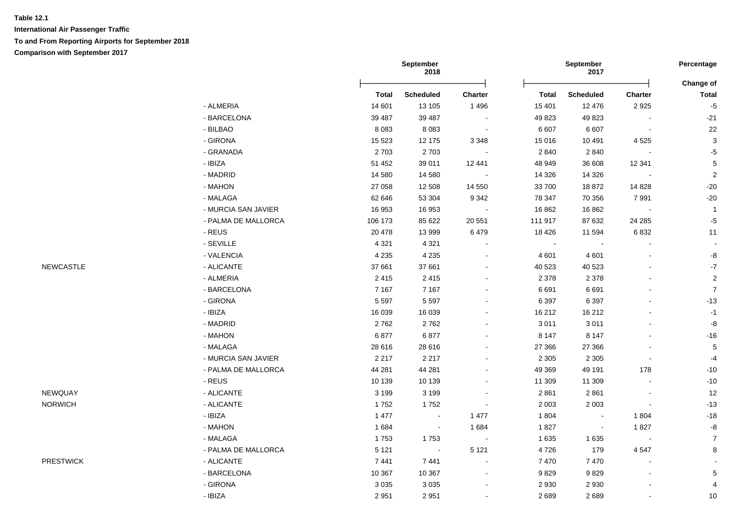**Table 12.1**

**International Air Passenger Traffic**

**To and From Reporting Airports for September 2018**

**Comparison with September 2017**

| | | September 2018 | | | September 2017 | | | Percentage Change of |
|---|---|---|---|---|---|---|---|---|
| | | Total | Scheduled | Charter | Total | Scheduled | Charter | Total |
| | - ALMERIA | 14 601 | 13 105 | 1 496 | 15 401 | 12 476 | 2 925 | -5 |
| | - BARCELONA | 39 487 | 39 487 | - | 49 823 | 49 823 | - | -21 |
| | - BILBAO | 8 083 | 8 083 | - | 6 607 | 6 607 | - | 22 |
| | - GIRONA | 15 523 | 12 175 | 3 348 | 15 016 | 10 491 | 4 525 | 3 |
| | - GRANADA | 2 703 | 2 703 | - | 2 840 | 2 840 | - | -5 |
| | - IBIZA | 51 452 | 39 011 | 12 441 | 48 949 | 36 608 | 12 341 | 5 |
| | - MADRID | 14 580 | 14 580 | - | 14 326 | 14 326 | - | 2 |
| | - MAHON | 27 058 | 12 508 | 14 550 | 33 700 | 18 872 | 14 828 | -20 |
| | - MALAGA | 62 646 | 53 304 | 9 342 | 78 347 | 70 356 | 7 991 | -20 |
| | - MURCIA SAN JAVIER | 16 953 | 16 953 | - | 16 862 | 16 862 | - | 1 |
| | - PALMA DE MALLORCA | 106 173 | 85 622 | 20 551 | 111 917 | 87 632 | 24 285 | -5 |
| | - REUS | 20 478 | 13 999 | 6 479 | 18 426 | 11 594 | 6 832 | 11 |
| | - SEVILLE | 4 321 | 4 321 | - | - | - | - | - |
| | - VALENCIA | 4 235 | 4 235 | - | 4 601 | 4 601 | - | -8 |
| NEWCASTLE | - ALICANTE | 37 661 | 37 661 | - | 40 523 | 40 523 | - | -7 |
| | - ALMERIA | 2 415 | 2 415 | - | 2 378 | 2 378 | - | 2 |
| | - BARCELONA | 7 167 | 7 167 | - | 6 691 | 6 691 | - | 7 |
| | - GIRONA | 5 597 | 5 597 | - | 6 397 | 6 397 | - | -13 |
| | - IBIZA | 16 039 | 16 039 | - | 16 212 | 16 212 | - | -1 |
| | - MADRID | 2 762 | 2 762 | - | 3 011 | 3 011 | - | -8 |
| | - MAHON | 6 877 | 6 877 | - | 8 147 | 8 147 | - | -16 |
| | - MALAGA | 28 616 | 28 616 | - | 27 366 | 27 366 | - | 5 |
| | - MURCIA SAN JAVIER | 2 217 | 2 217 | - | 2 305 | 2 305 | - | -4 |
| | - PALMA DE MALLORCA | 44 281 | 44 281 | - | 49 369 | 49 191 | 178 | -10 |
| | - REUS | 10 139 | 10 139 | - | 11 309 | 11 309 | - | -10 |
| NEWQUAY | - ALICANTE | 3 199 | 3 199 | - | 2 861 | 2 861 | - | 12 |
| NORWICH | - ALICANTE | 1 752 | 1 752 | - | 2 003 | 2 003 | - | -13 |
| | - IBIZA | 1 477 | - | 1 477 | 1 804 | - | 1 804 | -18 |
| | - MAHON | 1 684 | - | 1 684 | 1 827 | - | 1 827 | -8 |
| | - MALAGA | 1 753 | 1 753 | - | 1 635 | 1 635 | - | 7 |
| | - PALMA DE MALLORCA | 5 121 | - | 5 121 | 4 726 | 179 | 4 547 | 8 |
| PRESTWICK | - ALICANTE | 7 441 | 7 441 | - | 7 470 | 7 470 | - | - |
| | - BARCELONA | 10 367 | 10 367 | - | 9 829 | 9 829 | - | 5 |
| | - GIRONA | 3 035 | 3 035 | - | 2 930 | 2 930 | - | 4 |
| | - IBIZA | 2 951 | 2 951 | - | 2 689 | 2 689 | - | 10 |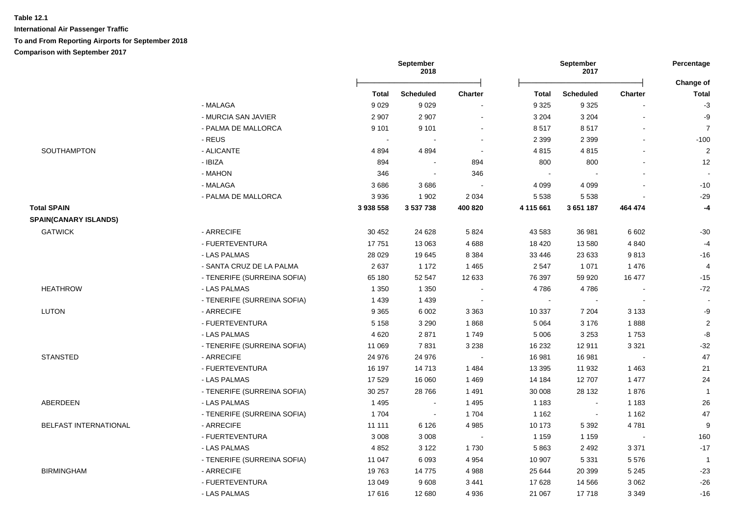**Table 12.1**

**International Air Passenger Traffic**

**To and From Reporting Airports for September 2018**

**Comparison with September 2017**

| | | September 2018 | | | September 2017 | | | Percentage |
|---|---|---|---|---|---|---|---|---|
| | | **Total** | **Scheduled** | **Charter** | **Total** | **Scheduled** | **Charter** | **Change of Total** |
| | - MALAGA | 9 029 | 9 029 | - | 9 325 | 9 325 | - | -3 |
| | - MURCIA SAN JAVIER | 2 907 | 2 907 | - | 3 204 | 3 204 | - | -9 |
| | - PALMA DE MALLORCA | 9 101 | 9 101 | - | 8 517 | 8 517 | - | 7 |
| | - REUS | - | - | - | 2 399 | 2 399 | - | -100 |
| SOUTHAMPTON | - ALICANTE | 4 894 | 4 894 | - | 4 815 | 4 815 | - | 2 |
| | - IBIZA | 894 | - | 894 | 800 | 800 | - | 12 |
| | - MAHON | 346 | - | 346 | - | - | - | - |
| | - MALAGA | 3 686 | 3 686 | - | 4 099 | 4 099 | - | -10 |
| | - PALMA DE MALLORCA | 3 936 | 1 902 | 2 034 | 5 538 | 5 538 | - | -29 |
| **Total SPAIN** | | **3 938 558** | **3 537 738** | **400 820** | **4 115 661** | **3 651 187** | **464 474** | **-4** |
| **SPAIN(CANARY ISLANDS)** | | | | | | | | |
| GATWICK | - ARRECIFE | 30 452 | 24 628 | 5 824 | 43 583 | 36 981 | 6 602 | -30 |
| | - FUERTEVENTURA | 17 751 | 13 063 | 4 688 | 18 420 | 13 580 | 4 840 | -4 |
| | - LAS PALMAS | 28 029 | 19 645 | 8 384 | 33 446 | 23 633 | 9 813 | -16 |
| | - SANTA CRUZ DE LA PALMA | 2 637 | 1 172 | 1 465 | 2 547 | 1 071 | 1 476 | 4 |
| | - TENERIFE (SURREINA SOFIA) | 65 180 | 52 547 | 12 633 | 76 397 | 59 920 | 16 477 | -15 |
| HEATHROW | - LAS PALMAS | 1 350 | 1 350 | - | 4 786 | 4 786 | - | -72 |
| | - TENERIFE (SURREINA SOFIA) | 1 439 | 1 439 | - | - | - | - | - |
| LUTON | - ARRECIFE | 9 365 | 6 002 | 3 363 | 10 337 | 7 204 | 3 133 | -9 |
| | - FUERTEVENTURA | 5 158 | 3 290 | 1 868 | 5 064 | 3 176 | 1 888 | 2 |
| | - LAS PALMAS | 4 620 | 2 871 | 1 749 | 5 006 | 3 253 | 1 753 | -8 |
| | - TENERIFE (SURREINA SOFIA) | 11 069 | 7 831 | 3 238 | 16 232 | 12 911 | 3 321 | -32 |
| STANSTED | - ARRECIFE | 24 976 | 24 976 | - | 16 981 | 16 981 | - | 47 |
| | - FUERTEVENTURA | 16 197 | 14 713 | 1 484 | 13 395 | 11 932 | 1 463 | 21 |
| | - LAS PALMAS | 17 529 | 16 060 | 1 469 | 14 184 | 12 707 | 1 477 | 24 |
| | - TENERIFE (SURREINA SOFIA) | 30 257 | 28 766 | 1 491 | 30 008 | 28 132 | 1 876 | 1 |
| ABERDEEN | - LAS PALMAS | 1 495 | - | 1 495 | 1 183 | - | 1 183 | 26 |
| | - TENERIFE (SURREINA SOFIA) | 1 704 | - | 1 704 | 1 162 | - | 1 162 | 47 |
| BELFAST INTERNATIONAL | - ARRECIFE | 11 111 | 6 126 | 4 985 | 10 173 | 5 392 | 4 781 | 9 |
| | - FUERTEVENTURA | 3 008 | 3 008 | - | 1 159 | 1 159 | - | 160 |
| | - LAS PALMAS | 4 852 | 3 122 | 1 730 | 5 863 | 2 492 | 3 371 | -17 |
| | - TENERIFE (SURREINA SOFIA) | 11 047 | 6 093 | 4 954 | 10 907 | 5 331 | 5 576 | 1 |
| BIRMINGHAM | - ARRECIFE | 19 763 | 14 775 | 4 988 | 25 644 | 20 399 | 5 245 | -23 |
| | - FUERTEVENTURA | 13 049 | 9 608 | 3 441 | 17 628 | 14 566 | 3 062 | -26 |
| | - LAS PALMAS | 17 616 | 12 680 | 4 936 | 21 067 | 17 718 | 3 349 | -16 |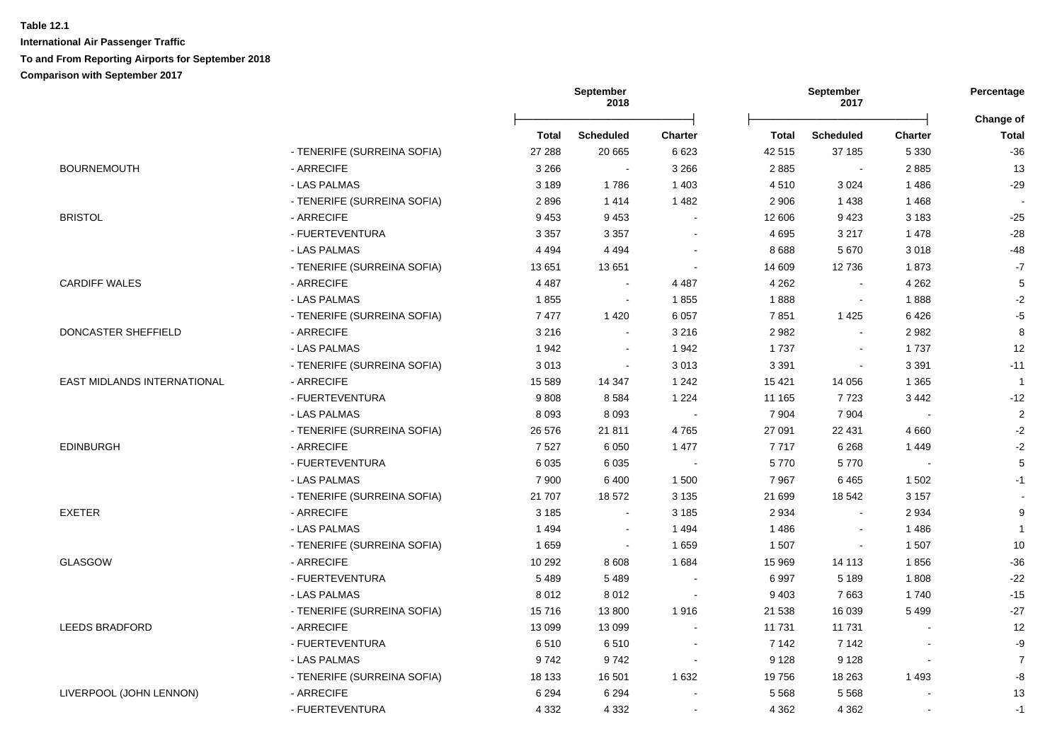**Table 12.1**

**International Air Passenger Traffic**

**To and From Reporting Airports for September 2018**

**Comparison with September 2017**

| | | September 2018 | | | September 2017 | | | Percentage |
|---|---|---|---|---|---|---|---|---|
| | | | | | | | | Change of |
| | | **Total** | **Scheduled** | **Charter** | **Total** | **Scheduled** | **Charter** | **Total** |
| | - TENERIFE (SURREINA SOFIA) | 27 288 | 20 665 | 6 623 | 42 515 | 37 185 | 5 330 | -36 |
| BOURNEMOUTH | - ARRECIFE | 3 266 | - | 3 266 | 2 885 | - | 2 885 | 13 |
| | - LAS PALMAS | 3 189 | 1 786 | 1 403 | 4 510 | 3 024 | 1 486 | -29 |
| | - TENERIFE (SURREINA SOFIA) | 2 896 | 1 414 | 1 482 | 2 906 | 1 438 | 1 468 | - |
| BRISTOL | - ARRECIFE | 9 453 | 9 453 | - | 12 606 | 9 423 | 3 183 | -25 |
| | - FUERTEVENTURA | 3 357 | 3 357 | - | 4 695 | 3 217 | 1 478 | -28 |
| | - LAS PALMAS | 4 494 | 4 494 | - | 8 688 | 5 670 | 3 018 | -48 |
| | - TENERIFE (SURREINA SOFIA) | 13 651 | 13 651 | - | 14 609 | 12 736 | 1 873 | -7 |
| CARDIFF WALES | - ARRECIFE | 4 487 | - | 4 487 | 4 262 | - | 4 262 | 5 |
| | - LAS PALMAS | 1 855 | - | 1 855 | 1 888 | - | 1 888 | -2 |
| | - TENERIFE (SURREINA SOFIA) | 7 477 | 1 420 | 6 057 | 7 851 | 1 425 | 6 426 | -5 |
| DONCASTER SHEFFIELD | - ARRECIFE | 3 216 | - | 3 216 | 2 982 | - | 2 982 | 8 |
| | - LAS PALMAS | 1 942 | - | 1 942 | 1 737 | - | 1 737 | 12 |
| | - TENERIFE (SURREINA SOFIA) | 3 013 | - | 3 013 | 3 391 | - | 3 391 | -11 |
| EAST MIDLANDS INTERNATIONAL | - ARRECIFE | 15 589 | 14 347 | 1 242 | 15 421 | 14 056 | 1 365 | 1 |
| | - FUERTEVENTURA | 9 808 | 8 584 | 1 224 | 11 165 | 7 723 | 3 442 | -12 |
| | - LAS PALMAS | 8 093 | 8 093 | - | 7 904 | 7 904 | - | 2 |
| | - TENERIFE (SURREINA SOFIA) | 26 576 | 21 811 | 4 765 | 27 091 | 22 431 | 4 660 | -2 |
| EDINBURGH | - ARRECIFE | 7 527 | 6 050 | 1 477 | 7 717 | 6 268 | 1 449 | -2 |
| | - FUERTEVENTURA | 6 035 | 6 035 | - | 5 770 | 5 770 | - | 5 |
| | - LAS PALMAS | 7 900 | 6 400 | 1 500 | 7 967 | 6 465 | 1 502 | -1 |
| | - TENERIFE (SURREINA SOFIA) | 21 707 | 18 572 | 3 135 | 21 699 | 18 542 | 3 157 | - |
| EXETER | - ARRECIFE | 3 185 | - | 3 185 | 2 934 | - | 2 934 | 9 |
| | - LAS PALMAS | 1 494 | - | 1 494 | 1 486 | - | 1 486 | 1 |
| | - TENERIFE (SURREINA SOFIA) | 1 659 | - | 1 659 | 1 507 | - | 1 507 | 10 |
| GLASGOW | - ARRECIFE | 10 292 | 8 608 | 1 684 | 15 969 | 14 113 | 1 856 | -36 |
| | - FUERTEVENTURA | 5 489 | 5 489 | - | 6 997 | 5 189 | 1 808 | -22 |
| | - LAS PALMAS | 8 012 | 8 012 | - | 9 403 | 7 663 | 1 740 | -15 |
| | - TENERIFE (SURREINA SOFIA) | 15 716 | 13 800 | 1 916 | 21 538 | 16 039 | 5 499 | -27 |
| LEEDS BRADFORD | - ARRECIFE | 13 099 | 13 099 | - | 11 731 | 11 731 | - | 12 |
| | - FUERTEVENTURA | 6 510 | 6 510 | - | 7 142 | 7 142 | - | -9 |
| | - LAS PALMAS | 9 742 | 9 742 | - | 9 128 | 9 128 | - | 7 |
| | - TENERIFE (SURREINA SOFIA) | 18 133 | 16 501 | 1 632 | 19 756 | 18 263 | 1 493 | -8 |
| LIVERPOOL (JOHN LENNON) | - ARRECIFE | 6 294 | 6 294 | - | 5 568 | 5 568 | - | 13 |
| | - FUERTEVENTURA | 4 332 | 4 332 | - | 4 362 | 4 362 | - | -1 |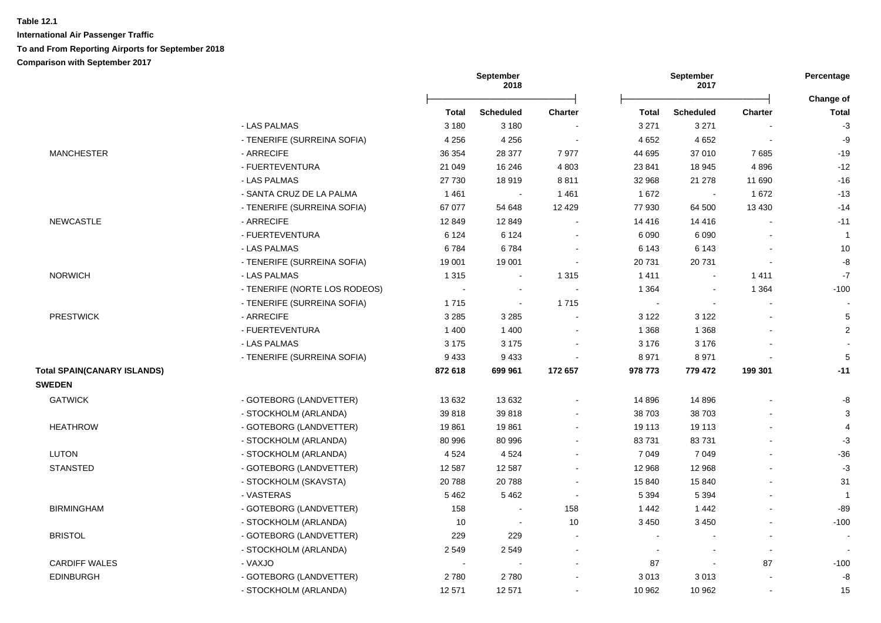**Table 12.1**

**International Air Passenger Traffic**

**To and From Reporting Airports for September 2018**

**Comparison with September 2017**

| | | September 2018 | | | September 2017 | | | Percentage |
|---|---|---|---|---|---|---|---|---|
| | | **Total** | **Scheduled** | **Charter** | **Total** | **Scheduled** | **Charter** | **Change of Total** |
| | - LAS PALMAS | 3 180 | 3 180 | - | 3 271 | 3 271 | - | -3 |
| | - TENERIFE (SURREINA SOFIA) | 4 256 | 4 256 | - | 4 652 | 4 652 | - | -9 |
| MANCHESTER | - ARRECIFE | 36 354 | 28 377 | 7 977 | 44 695 | 37 010 | 7 685 | -19 |
| | - FUERTEVENTURA | 21 049 | 16 246 | 4 803 | 23 841 | 18 945 | 4 896 | -12 |
| | - LAS PALMAS | 27 730 | 18 919 | 8 811 | 32 968 | 21 278 | 11 690 | -16 |
| | - SANTA CRUZ DE LA PALMA | 1 461 | - | 1 461 | 1 672 | - | 1 672 | -13 |
| | - TENERIFE (SURREINA SOFIA) | 67 077 | 54 648 | 12 429 | 77 930 | 64 500 | 13 430 | -14 |
| NEWCASTLE | - ARRECIFE | 12 849 | 12 849 | - | 14 416 | 14 416 | - | -11 |
| | - FUERTEVENTURA | 6 124 | 6 124 | - | 6 090 | 6 090 | - | 1 |
| | - LAS PALMAS | 6 784 | 6 784 | - | 6 143 | 6 143 | - | 10 |
| | - TENERIFE (SURREINA SOFIA) | 19 001 | 19 001 | - | 20 731 | 20 731 | - | -8 |
| NORWICH | - LAS PALMAS | 1 315 | - | 1 315 | 1 411 | - | 1 411 | -7 |
| | - TENERIFE (NORTE LOS RODEOS) | - | - | - | 1 364 | - | 1 364 | -100 |
| | - TENERIFE (SURREINA SOFIA) | 1 715 | - | 1 715 | - | - | - | - |
| PRESTWICK | - ARRECIFE | 3 285 | 3 285 | - | 3 122 | 3 122 | - | 5 |
| | - FUERTEVENTURA | 1 400 | 1 400 | - | 1 368 | 1 368 | - | 2 |
| | - LAS PALMAS | 3 175 | 3 175 | - | 3 176 | 3 176 | - | - |
| | - TENERIFE (SURREINA SOFIA) | 9 433 | 9 433 | - | 8 971 | 8 971 | - | 5 |
| **Total SPAIN(CANARY ISLANDS)** | | **872 618** | **699 961** | **172 657** | **978 773** | **779 472** | **199 301** | **-11** |
| **SWEDEN** | | | | | | | | |
| GATWICK | - GOTEBORG (LANDVETTER) | 13 632 | 13 632 | - | 14 896 | 14 896 | - | -8 |
| | - STOCKHOLM (ARLANDA) | 39 818 | 39 818 | - | 38 703 | 38 703 | - | 3 |
| HEATHROW | - GOTEBORG (LANDVETTER) | 19 861 | 19 861 | - | 19 113 | 19 113 | - | 4 |
| | - STOCKHOLM (ARLANDA) | 80 996 | 80 996 | - | 83 731 | 83 731 | - | -3 |
| LUTON | - STOCKHOLM (ARLANDA) | 4 524 | 4 524 | - | 7 049 | 7 049 | - | -36 |
| STANSTED | - GOTEBORG (LANDVETTER) | 12 587 | 12 587 | - | 12 968 | 12 968 | - | -3 |
| | - STOCKHOLM (SKAVSTA) | 20 788 | 20 788 | - | 15 840 | 15 840 | - | 31 |
| | - VASTERAS | 5 462 | 5 462 | - | 5 394 | 5 394 | - | 1 |
| BIRMINGHAM | - GOTEBORG (LANDVETTER) | 158 | - | 158 | 1 442 | 1 442 | - | -89 |
| | - STOCKHOLM (ARLANDA) | 10 | - | 10 | 3 450 | 3 450 | - | -100 |
| BRISTOL | - GOTEBORG (LANDVETTER) | 229 | 229 | - | - | - | - | - |
| | - STOCKHOLM (ARLANDA) | 2 549 | 2 549 | - | - | - | - | - |
| CARDIFF WALES | - VAXJO | - | - | - | 87 | - | 87 | -100 |
| EDINBURGH | - GOTEBORG (LANDVETTER) | 2 780 | 2 780 | - | 3 013 | 3 013 | - | -8 |
| | - STOCKHOLM (ARLANDA) | 12 571 | 12 571 | - | 10 962 | 10 962 | - | 15 |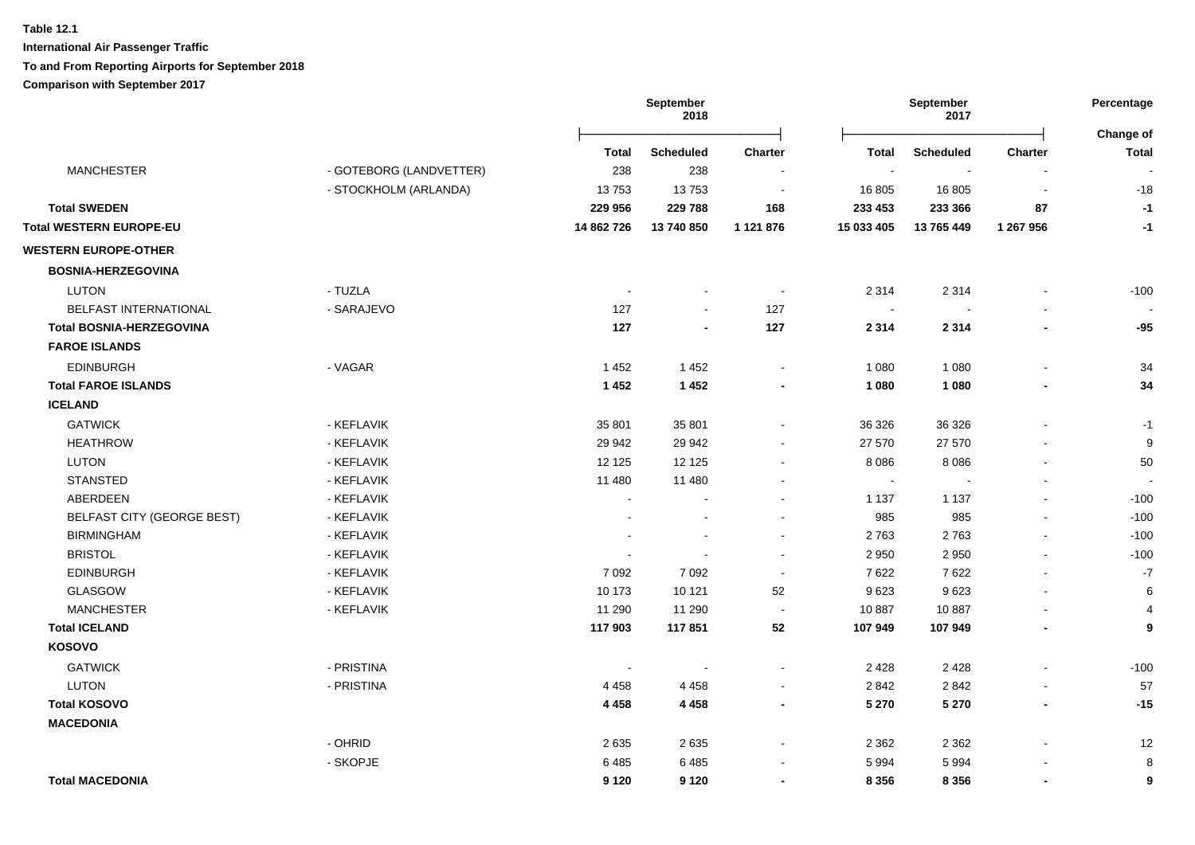**Table 12.1**

**International Air Passenger Traffic**

**To and From Reporting Airports for September 2018**

**Comparison with September 2017**

| | | September 2018 | | | September 2017 | | | Percentage |
|---|---|---|---|---|---|---|---|---|
| | | **Total** | **Scheduled** | **Charter** | **Total** | **Scheduled** | **Charter** | **Change of Total** |
| MANCHESTER | - GOTEBORG (LANDVETTER) | 238 | 238 | - | - | - | - | - |
| | - STOCKHOLM (ARLANDA) | 13 753 | 13 753 | - | 16 805 | 16 805 | - | -18 |
| **Total SWEDEN** | | **229 956** | **229 788** | **168** | **233 453** | **233 366** | **87** | **-1** |
| **Total WESTERN EUROPE-EU** | | **14 862 726** | **13 740 850** | **1 121 876** | **15 033 405** | **13 765 449** | **1 267 956** | **-1** |
| **WESTERN EUROPE-OTHER** | | | | | | | | |
| **BOSNIA-HERZEGOVINA** | | | | | | | | |
| LUTON | - TUZLA | - | - | - | 2 314 | 2 314 | - | -100 |
| BELFAST INTERNATIONAL | - SARAJEVO | 127 | - | 127 | - | - | - | - |
| **Total BOSNIA-HERZEGOVINA** | | **127** | **-** | **127** | **2 314** | **2 314** | **-** | **-95** |
| **FAROE ISLANDS** | | | | | | | | |
| EDINBURGH | - VAGAR | 1 452 | 1 452 | - | 1 080 | 1 080 | - | 34 |
| **Total FAROE ISLANDS** | | **1 452** | **1 452** | **-** | **1 080** | **1 080** | **-** | **34** |
| **ICELAND** | | | | | | | | |
| GATWICK | - KEFLAVIK | 35 801 | 35 801 | - | 36 326 | 36 326 | - | -1 |
| HEATHROW | - KEFLAVIK | 29 942 | 29 942 | - | 27 570 | 27 570 | - | 9 |
| LUTON | - KEFLAVIK | 12 125 | 12 125 | - | 8 086 | 8 086 | - | 50 |
| STANSTED | - KEFLAVIK | 11 480 | 11 480 | - | - | - | - | - |
| ABERDEEN | - KEFLAVIK | - | - | - | 1 137 | 1 137 | - | -100 |
| BELFAST CITY (GEORGE BEST) | - KEFLAVIK | - | - | - | 985 | 985 | - | -100 |
| BIRMINGHAM | - KEFLAVIK | - | - | - | 2 763 | 2 763 | - | -100 |
| BRISTOL | - KEFLAVIK | - | - | - | 2 950 | 2 950 | - | -100 |
| EDINBURGH | - KEFLAVIK | 7 092 | 7 092 | - | 7 622 | 7 622 | - | -7 |
| GLASGOW | - KEFLAVIK | 10 173 | 10 121 | 52 | 9 623 | 9 623 | - | 6 |
| MANCHESTER | - KEFLAVIK | 11 290 | 11 290 | - | 10 887 | 10 887 | - | 4 |
| **Total ICELAND** | | **117 903** | **117 851** | **52** | **107 949** | **107 949** | **-** | **9** |
| **KOSOVO** | | | | | | | | |
| GATWICK | - PRISTINA | - | - | - | 2 428 | 2 428 | - | -100 |
| LUTON | - PRISTINA | 4 458 | 4 458 | - | 2 842 | 2 842 | - | 57 |
| **Total KOSOVO** | | **4 458** | **4 458** | **-** | **5 270** | **5 270** | **-** | **-15** |
| **MACEDONIA** | | | | | | | | |
| | - OHRID | 2 635 | 2 635 | - | 2 362 | 2 362 | - | 12 |
| | - SKOPJE | 6 485 | 6 485 | - | 5 994 | 5 994 | - | 8 |
| **Total MACEDONIA** | | **9 120** | **9 120** | **-** | **8 356** | **8 356** | **-** | **9** |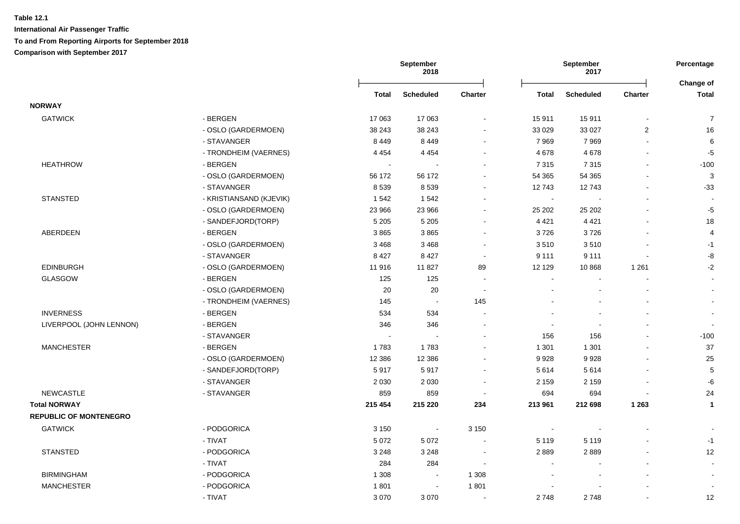**Table 12.1**

**International Air Passenger Traffic**

**To and From Reporting Airports for September 2018**

**Comparison with September 2017**

| | | September 2018 | | | September 2017 | | | Percentage |
|---|---|---|---|---|---|---|---|---|
| | | Total | Scheduled | Charter | Total | Scheduled | Charter | Change of Total |
| **NORWAY** | | | | | | | | |
| GATWICK | - BERGEN | 17 063 | 17 063 | - | 15 911 | 15 911 | - | 7 |
| | - OSLO (GARDERMOEN) | 38 243 | 38 243 | - | 33 029 | 33 027 | 2 | 16 |
| | - STAVANGER | 8 449 | 8 449 | - | 7 969 | 7 969 | - | 6 |
| | - TRONDHEIM (VAERNES) | 4 454 | 4 454 | - | 4 678 | 4 678 | - | -5 |
| HEATHROW | - BERGEN | - | - | - | 7 315 | 7 315 | - | -100 |
| | - OSLO (GARDERMOEN) | 56 172 | 56 172 | - | 54 365 | 54 365 | - | 3 |
| | - STAVANGER | 8 539 | 8 539 | - | 12 743 | 12 743 | - | -33 |
| STANSTED | - KRISTIANSAND (KJEVIK) | 1 542 | 1 542 | - | - | - | - | - |
| | - OSLO (GARDERMOEN) | 23 966 | 23 966 | - | 25 202 | 25 202 | - | -5 |
| | - SANDEFJORD(TORP) | 5 205 | 5 205 | - | 4 421 | 4 421 | - | 18 |
| ABERDEEN | - BERGEN | 3 865 | 3 865 | - | 3 726 | 3 726 | - | 4 |
| | - OSLO (GARDERMOEN) | 3 468 | 3 468 | - | 3 510 | 3 510 | - | -1 |
| | - STAVANGER | 8 427 | 8 427 | - | 9 111 | 9 111 | - | -8 |
| EDINBURGH | - OSLO (GARDERMOEN) | 11 916 | 11 827 | 89 | 12 129 | 10 868 | 1 261 | -2 |
| GLASGOW | - BERGEN | 125 | 125 | - | - | - | - | - |
| | - OSLO (GARDERMOEN) | 20 | 20 | - | - | - | - | - |
| | - TRONDHEIM (VAERNES) | 145 | - | 145 | - | - | - | - |
| INVERNESS | - BERGEN | 534 | 534 | - | - | - | - | - |
| LIVERPOOL (JOHN LENNON) | - BERGEN | 346 | 346 | - | - | - | - | - |
| | - STAVANGER | - | - | - | 156 | 156 | - | -100 |
| MANCHESTER | - BERGEN | 1 783 | 1 783 | - | 1 301 | 1 301 | - | 37 |
| | - OSLO (GARDERMOEN) | 12 386 | 12 386 | - | 9 928 | 9 928 | - | 25 |
| | - SANDEFJORD(TORP) | 5 917 | 5 917 | - | 5 614 | 5 614 | - | 5 |
| | - STAVANGER | 2 030 | 2 030 | - | 2 159 | 2 159 | - | -6 |
| NEWCASTLE | - STAVANGER | 859 | 859 | - | 694 | 694 | - | 24 |
| **Total NORWAY** | | **215 454** | **215 220** | **234** | **213 961** | **212 698** | **1 263** | **1** |
| **REPUBLIC OF MONTENEGRO** | | | | | | | | |
| GATWICK | - PODGORICA | 3 150 | - | 3 150 | - | - | - | - |
| | - TIVAT | 5 072 | 5 072 | - | 5 119 | 5 119 | - | -1 |
| STANSTED | - PODGORICA | 3 248 | 3 248 | - | 2 889 | 2 889 | - | 12 |
| | - TIVAT | 284 | 284 | - | - | - | - | - |
| BIRMINGHAM | - PODGORICA | 1 308 | - | 1 308 | - | - | - | - |
| MANCHESTER | - PODGORICA | 1 801 | - | 1 801 | - | - | - | - |
| | - TIVAT | 3 070 | 3 070 | - | 2 748 | 2 748 | - | 12 |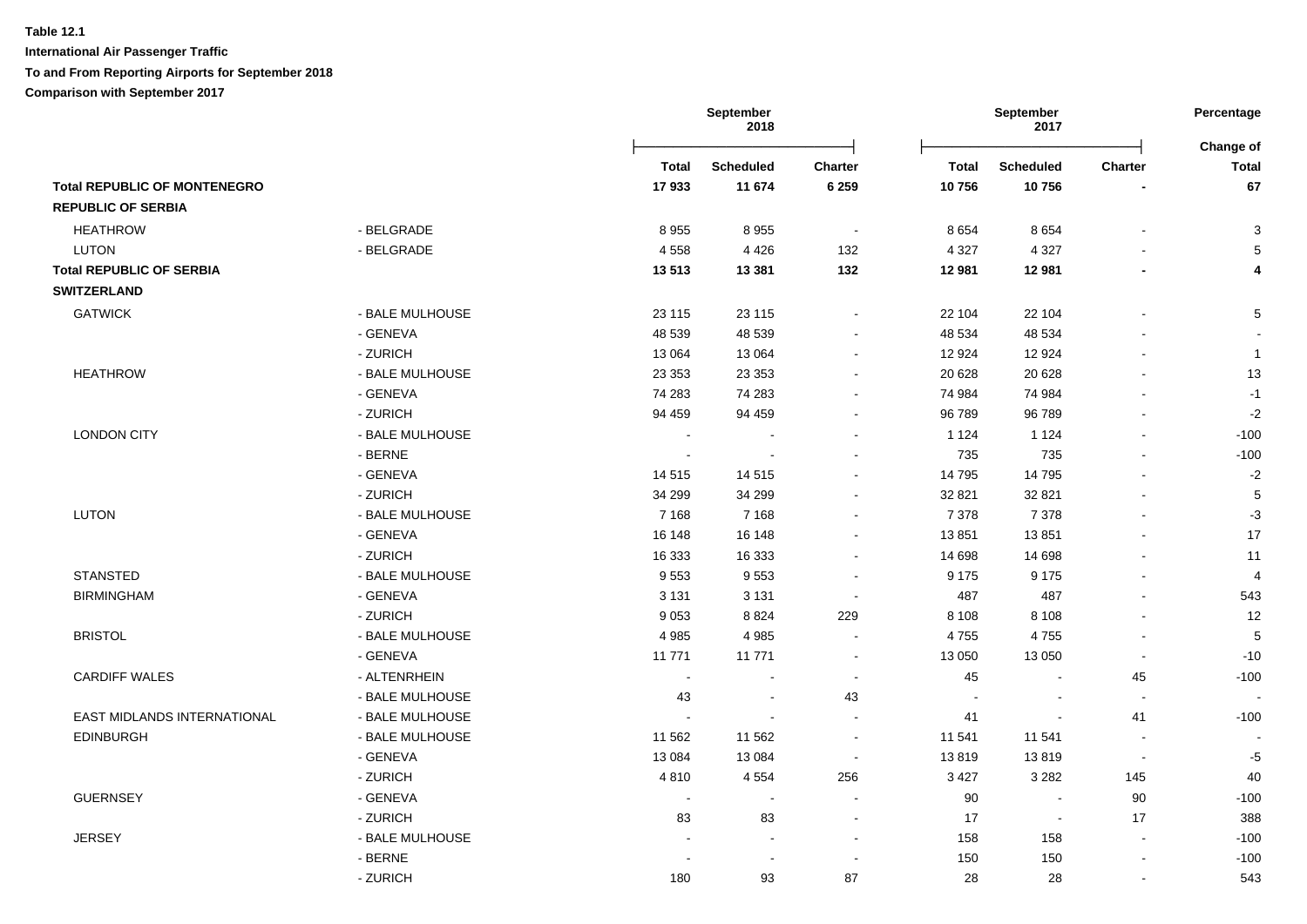**Table 12.1**

**International Air Passenger Traffic**

**To and From Reporting Airports for September 2018**

**Comparison with September 2017**

| | | September 2018 | | | September 2017 | | | Percentage |
|---|---|---|---|---|---|---|---|---|
| | | **Total** | **Scheduled** | **Charter** | **Total** | **Scheduled** | **Charter** | **Change of Total** |
| **Total REPUBLIC OF MONTENEGRO** | | **17 933** | **11 674** | **6 259** | **10 756** | **10 756** | **-** | **67** |
| **REPUBLIC OF SERBIA** | | | | | | | | |
| HEATHROW | - BELGRADE | 8 955 | 8 955 | - | 8 654 | 8 654 | - | 3 |
| LUTON | - BELGRADE | 4 558 | 4 426 | 132 | 4 327 | 4 327 | - | 5 |
| **Total REPUBLIC OF SERBIA** | | **13 513** | **13 381** | **132** | **12 981** | **12 981** | **-** | **4** |
| **SWITZERLAND** | | | | | | | | |
| GATWICK | - BALE MULHOUSE | 23 115 | 23 115 | - | 22 104 | 22 104 | - | 5 |
| | - GENEVA | 48 539 | 48 539 | - | 48 534 | 48 534 | - | - |
| | - ZURICH | 13 064 | 13 064 | - | 12 924 | 12 924 | - | 1 |
| HEATHROW | - BALE MULHOUSE | 23 353 | 23 353 | - | 20 628 | 20 628 | - | 13 |
| | - GENEVA | 74 283 | 74 283 | - | 74 984 | 74 984 | - | -1 |
| | - ZURICH | 94 459 | 94 459 | - | 96 789 | 96 789 | - | -2 |
| LONDON CITY | - BALE MULHOUSE | - | - | - | 1 124 | 1 124 | - | -100 |
| | - BERNE | - | - | - | 735 | 735 | - | -100 |
| | - GENEVA | 14 515 | 14 515 | - | 14 795 | 14 795 | - | -2 |
| | - ZURICH | 34 299 | 34 299 | - | 32 821 | 32 821 | - | 5 |
| LUTON | - BALE MULHOUSE | 7 168 | 7 168 | - | 7 378 | 7 378 | - | -3 |
| | - GENEVA | 16 148 | 16 148 | - | 13 851 | 13 851 | - | 17 |
| | - ZURICH | 16 333 | 16 333 | - | 14 698 | 14 698 | - | 11 |
| STANSTED | - BALE MULHOUSE | 9 553 | 9 553 | - | 9 175 | 9 175 | - | 4 |
| BIRMINGHAM | - GENEVA | 3 131 | 3 131 | - | 487 | 487 | - | 543 |
| | - ZURICH | 9 053 | 8 824 | 229 | 8 108 | 8 108 | - | 12 |
| BRISTOL | - BALE MULHOUSE | 4 985 | 4 985 | - | 4 755 | 4 755 | - | 5 |
| | - GENEVA | 11 771 | 11 771 | - | 13 050 | 13 050 | - | -10 |
| CARDIFF WALES | - ALTENRHEIN | - | - | - | 45 | - | 45 | -100 |
| | - BALE MULHOUSE | 43 | - | 43 | - | - | - | - |
| EAST MIDLANDS INTERNATIONAL | - BALE MULHOUSE | - | - | - | 41 | - | 41 | -100 |
| EDINBURGH | - BALE MULHOUSE | 11 562 | 11 562 | - | 11 541 | 11 541 | - | - |
| | - GENEVA | 13 084 | 13 084 | - | 13 819 | 13 819 | - | -5 |
| | - ZURICH | 4 810 | 4 554 | 256 | 3 427 | 3 282 | 145 | 40 |
| GUERNSEY | - GENEVA | - | - | - | 90 | - | 90 | -100 |
| | - ZURICH | 83 | 83 | - | 17 | - | 17 | 388 |
| JERSEY | - BALE MULHOUSE | - | - | - | 158 | 158 | - | -100 |
| | - BERNE | - | - | - | 150 | 150 | - | -100 |
| | - ZURICH | 180 | 93 | 87 | 28 | 28 | - | 543 |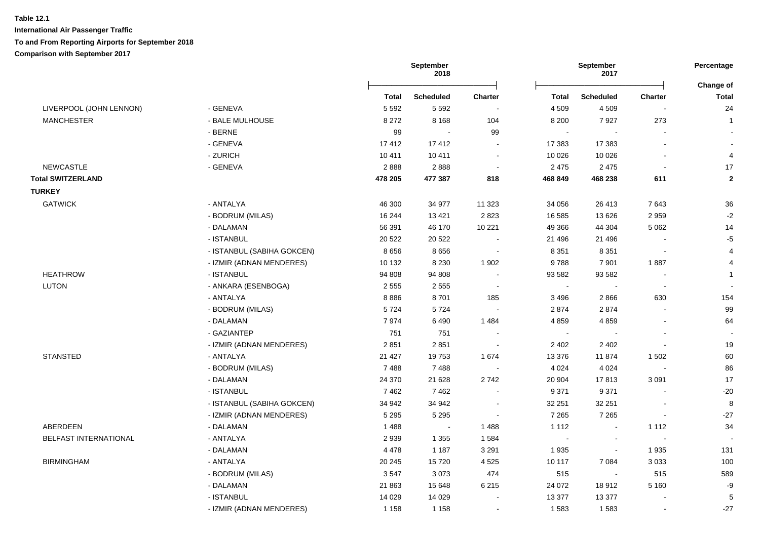**Table 12.1**

**International Air Passenger Traffic**

**To and From Reporting Airports for September 2018**

**Comparison with September 2017**

| | | September 2018 | | | September 2017 | | | Percentage |
|---|---|---|---|---|---|---|---|---|
| | | **Total** | **Scheduled** | **Charter** | **Total** | **Scheduled** | **Charter** | **Change of Total** |
| LIVERPOOL (JOHN LENNON) | - GENEVA | 5 592 | 5 592 | - | 4 509 | 4 509 | - | 24 |
| MANCHESTER | - BALE MULHOUSE | 8 272 | 8 168 | 104 | 8 200 | 7 927 | 273 | 1 |
| | - BERNE | 99 | - | 99 | - | - | - | - |
| | - GENEVA | 17 412 | 17 412 | - | 17 383 | 17 383 | - | - |
| | - ZURICH | 10 411 | 10 411 | - | 10 026 | 10 026 | - | 4 |
| NEWCASTLE | - GENEVA | 2 888 | 2 888 | - | 2 475 | 2 475 | - | 17 |
| **Total SWITZERLAND** | | **478 205** | **477 387** | **818** | **468 849** | **468 238** | **611** | **2** |
| **TURKEY** | | | | | | | | |
| GATWICK | - ANTALYA | 46 300 | 34 977 | 11 323 | 34 056 | 26 413 | 7 643 | 36 |
| | - BODRUM (MILAS) | 16 244 | 13 421 | 2 823 | 16 585 | 13 626 | 2 959 | -2 |
| | - DALAMAN | 56 391 | 46 170 | 10 221 | 49 366 | 44 304 | 5 062 | 14 |
| | - ISTANBUL | 20 522 | 20 522 | - | 21 496 | 21 496 | - | -5 |
| | - ISTANBUL (SABIHA GOKCEN) | 8 656 | 8 656 | - | 8 351 | 8 351 | - | 4 |
| | - IZMIR (ADNAN MENDERES) | 10 132 | 8 230 | 1 902 | 9 788 | 7 901 | 1 887 | 4 |
| HEATHROW | - ISTANBUL | 94 808 | 94 808 | - | 93 582 | 93 582 | - | 1 |
| LUTON | - ANKARA (ESENBOGA) | 2 555 | 2 555 | - | - | - | - | - |
| | - ANTALYA | 8 886 | 8 701 | 185 | 3 496 | 2 866 | 630 | 154 |
| | - BODRUM (MILAS) | 5 724 | 5 724 | - | 2 874 | 2 874 | - | 99 |
| | - DALAMAN | 7 974 | 6 490 | 1 484 | 4 859 | 4 859 | - | 64 |
| | - GAZIANTEP | 751 | 751 | - | - | - | - | - |
| | - IZMIR (ADNAN MENDERES) | 2 851 | 2 851 | - | 2 402 | 2 402 | - | 19 |
| STANSTED | - ANTALYA | 21 427 | 19 753 | 1 674 | 13 376 | 11 874 | 1 502 | 60 |
| | - BODRUM (MILAS) | 7 488 | 7 488 | - | 4 024 | 4 024 | - | 86 |
| | - DALAMAN | 24 370 | 21 628 | 2 742 | 20 904 | 17 813 | 3 091 | 17 |
| | - ISTANBUL | 7 462 | 7 462 | - | 9 371 | 9 371 | - | -20 |
| | - ISTANBUL (SABIHA GOKCEN) | 34 942 | 34 942 | - | 32 251 | 32 251 | - | 8 |
| | - IZMIR (ADNAN MENDERES) | 5 295 | 5 295 | - | 7 265 | 7 265 | - | -27 |
| ABERDEEN | - DALAMAN | 1 488 | - | 1 488 | 1 112 | - | 1 112 | 34 |
| BELFAST INTERNATIONAL | - ANTALYA | 2 939 | 1 355 | 1 584 | - | - | - | - |
| | - DALAMAN | 4 478 | 1 187 | 3 291 | 1 935 | - | 1 935 | 131 |
| BIRMINGHAM | - ANTALYA | 20 245 | 15 720 | 4 525 | 10 117 | 7 084 | 3 033 | 100 |
| | - BODRUM (MILAS) | 3 547 | 3 073 | 474 | 515 | - | 515 | 589 |
| | - DALAMAN | 21 863 | 15 648 | 6 215 | 24 072 | 18 912 | 5 160 | -9 |
| | - ISTANBUL | 14 029 | 14 029 | - | 13 377 | 13 377 | - | 5 |
| | - IZMIR (ADNAN MENDERES) | 1 158 | 1 158 | - | 1 583 | 1 583 | - | -27 |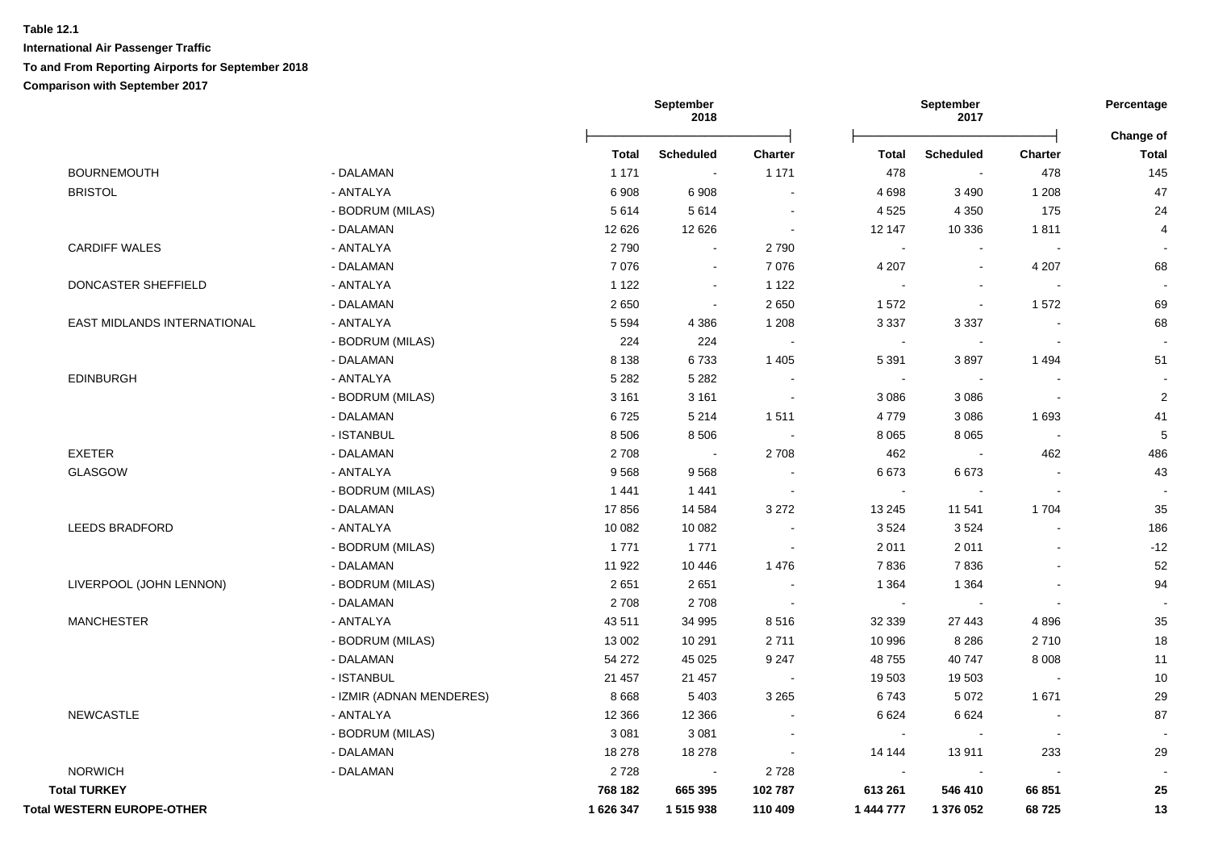**Table 12.1**

**International Air Passenger Traffic**

**To and From Reporting Airports for September 2018**

**Comparison with September 2017**

| | | September 2018 | | | September 2017 | | | Percentage |
|---|---|---|---|---|---|---|---|---|
| | | **Total** | **Scheduled** | **Charter** | **Total** | **Scheduled** | **Charter** | **Change of Total** |
| BOURNEMOUTH | - DALAMAN | 1 171 | - | 1 171 | 478 | - | 478 | 145 |
| BRISTOL | - ANTALYA | 6 908 | 6 908 | - | 4 698 | 3 490 | 1 208 | 47 |
| | - BODRUM (MILAS) | 5 614 | 5 614 | - | 4 525 | 4 350 | 175 | 24 |
| | - DALAMAN | 12 626 | 12 626 | - | 12 147 | 10 336 | 1 811 | 4 |
| CARDIFF WALES | - ANTALYA | 2 790 | - | 2 790 | - | - | - | - |
| | - DALAMAN | 7 076 | - | 7 076 | 4 207 | - | 4 207 | 68 |
| DONCASTER SHEFFIELD | - ANTALYA | 1 122 | - | 1 122 | - | - | - | - |
| | - DALAMAN | 2 650 | - | 2 650 | 1 572 | - | 1 572 | 69 |
| EAST MIDLANDS INTERNATIONAL | - ANTALYA | 5 594 | 4 386 | 1 208 | 3 337 | 3 337 | - | 68 |
| | - BODRUM (MILAS) | 224 | 224 | - | - | - | - | - |
| | - DALAMAN | 8 138 | 6 733 | 1 405 | 5 391 | 3 897 | 1 494 | 51 |
| EDINBURGH | - ANTALYA | 5 282 | 5 282 | - | - | - | - | - |
| | - BODRUM (MILAS) | 3 161 | 3 161 | - | 3 086 | 3 086 | - | 2 |
| | - DALAMAN | 6 725 | 5 214 | 1 511 | 4 779 | 3 086 | 1 693 | 41 |
| | - ISTANBUL | 8 506 | 8 506 | - | 8 065 | 8 065 | - | 5 |
| EXETER | - DALAMAN | 2 708 | - | 2 708 | 462 | - | 462 | 486 |
| GLASGOW | - ANTALYA | 9 568 | 9 568 | - | 6 673 | 6 673 | - | 43 |
| | - BODRUM (MILAS) | 1 441 | 1 441 | - | - | - | - | - |
| | - DALAMAN | 17 856 | 14 584 | 3 272 | 13 245 | 11 541 | 1 704 | 35 |
| LEEDS BRADFORD | - ANTALYA | 10 082 | 10 082 | - | 3 524 | 3 524 | - | 186 |
| | - BODRUM (MILAS) | 1 771 | 1 771 | - | 2 011 | 2 011 | - | -12 |
| | - DALAMAN | 11 922 | 10 446 | 1 476 | 7 836 | 7 836 | - | 52 |
| LIVERPOOL (JOHN LENNON) | - BODRUM (MILAS) | 2 651 | 2 651 | - | 1 364 | 1 364 | - | 94 |
| | - DALAMAN | 2 708 | 2 708 | - | - | - | - | - |
| MANCHESTER | - ANTALYA | 43 511 | 34 995 | 8 516 | 32 339 | 27 443 | 4 896 | 35 |
| | - BODRUM (MILAS) | 13 002 | 10 291 | 2 711 | 10 996 | 8 286 | 2 710 | 18 |
| | - DALAMAN | 54 272 | 45 025 | 9 247 | 48 755 | 40 747 | 8 008 | 11 |
| | - ISTANBUL | 21 457 | 21 457 | - | 19 503 | 19 503 | - | 10 |
| | - IZMIR (ADNAN MENDERES) | 8 668 | 5 403 | 3 265 | 6 743 | 5 072 | 1 671 | 29 |
| NEWCASTLE | - ANTALYA | 12 366 | 12 366 | - | 6 624 | 6 624 | - | 87 |
| | - BODRUM (MILAS) | 3 081 | 3 081 | - | - | - | - | - |
| | - DALAMAN | 18 278 | 18 278 | - | 14 144 | 13 911 | 233 | 29 |
| NORWICH | - DALAMAN | 2 728 | - | 2 728 | - | - | - | - |
| **Total TURKEY** | | **768 182** | **665 395** | **102 787** | **613 261** | **546 410** | **66 851** | **25** |
| **Total WESTERN EUROPE-OTHER** | | **1 626 347** | **1 515 938** | **110 409** | **1 444 777** | **1 376 052** | **68 725** | **13** |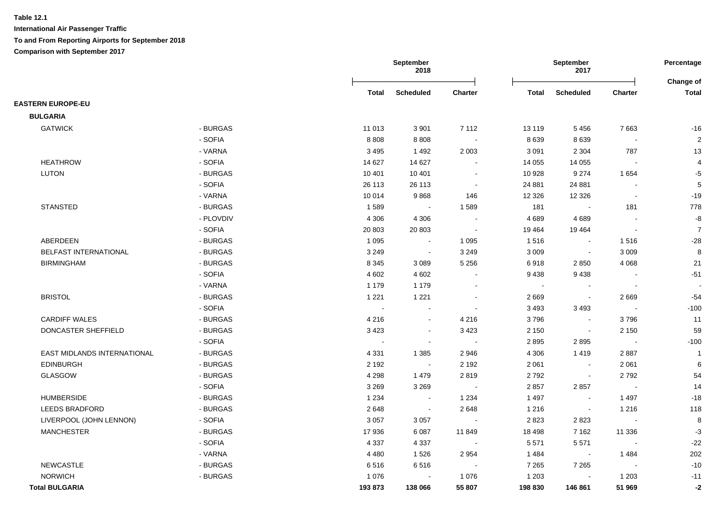**Table 12.1**

**International Air Passenger Traffic**

**To and From Reporting Airports for September 2018**

**Comparison with September 2017**

| | | September 2018 | | | September 2017 | | | Percentage Change of |
|---|---|---|---|---|---|---|---|---|
| | | Total | Scheduled | Charter | Total | Scheduled | Charter | Total |
| **EASTERN EUROPE-EU** | | | | | | | | |
| **BULGARIA** | | | | | | | | |
| GATWICK | - BURGAS | 11 013 | 3 901 | 7 112 | 13 119 | 5 456 | 7 663 | -16 |
| | - SOFIA | 8 808 | 8 808 | - | 8 639 | 8 639 | - | 2 |
| | - VARNA | 3 495 | 1 492 | 2 003 | 3 091 | 2 304 | 787 | 13 |
| HEATHROW | - SOFIA | 14 627 | 14 627 | - | 14 055 | 14 055 | - | 4 |
| LUTON | - BURGAS | 10 401 | 10 401 | - | 10 928 | 9 274 | 1 654 | -5 |
| | - SOFIA | 26 113 | 26 113 | - | 24 881 | 24 881 | - | 5 |
| | - VARNA | 10 014 | 9 868 | 146 | 12 326 | 12 326 | - | -19 |
| STANSTED | - BURGAS | 1 589 | - | 1 589 | 181 | - | 181 | 778 |
| | - PLOVDIV | 4 306 | 4 306 | - | 4 689 | 4 689 | - | -8 |
| | - SOFIA | 20 803 | 20 803 | - | 19 464 | 19 464 | - | 7 |
| ABERDEEN | - BURGAS | 1 095 | - | 1 095 | 1 516 | - | 1 516 | -28 |
| BELFAST INTERNATIONAL | - BURGAS | 3 249 | - | 3 249 | 3 009 | - | 3 009 | 8 |
| BIRMINGHAM | - BURGAS | 8 345 | 3 089 | 5 256 | 6 918 | 2 850 | 4 068 | 21 |
| | - SOFIA | 4 602 | 4 602 | - | 9 438 | 9 438 | - | -51 |
| | - VARNA | 1 179 | 1 179 | - | - | - | - | - |
| BRISTOL | - BURGAS | 1 221 | 1 221 | - | 2 669 | - | 2 669 | -54 |
| | - SOFIA | - | - | - | 3 493 | 3 493 | - | -100 |
| CARDIFF WALES | - BURGAS | 4 216 | - | 4 216 | 3 796 | - | 3 796 | 11 |
| DONCASTER SHEFFIELD | - BURGAS | 3 423 | - | 3 423 | 2 150 | - | 2 150 | 59 |
| | - SOFIA | - | - | - | 2 895 | 2 895 | - | -100 |
| EAST MIDLANDS INTERNATIONAL | - BURGAS | 4 331 | 1 385 | 2 946 | 4 306 | 1 419 | 2 887 | 1 |
| EDINBURGH | - BURGAS | 2 192 | - | 2 192 | 2 061 | - | 2 061 | 6 |
| GLASGOW | - BURGAS | 4 298 | 1 479 | 2 819 | 2 792 | - | 2 792 | 54 |
| | - SOFIA | 3 269 | 3 269 | - | 2 857 | 2 857 | - | 14 |
| HUMBERSIDE | - BURGAS | 1 234 | - | 1 234 | 1 497 | - | 1 497 | -18 |
| LEEDS BRADFORD | - BURGAS | 2 648 | - | 2 648 | 1 216 | - | 1 216 | 118 |
| LIVERPOOL (JOHN LENNON) | - SOFIA | 3 057 | 3 057 | - | 2 823 | 2 823 | - | 8 |
| MANCHESTER | - BURGAS | 17 936 | 6 087 | 11 849 | 18 498 | 7 162 | 11 336 | -3 |
| | - SOFIA | 4 337 | 4 337 | - | 5 571 | 5 571 | - | -22 |
| | - VARNA | 4 480 | 1 526 | 2 954 | 1 484 | - | 1 484 | 202 |
| NEWCASTLE | - BURGAS | 6 516 | 6 516 | - | 7 265 | 7 265 | - | -10 |
| NORWICH | - BURGAS | 1 076 | - | 1 076 | 1 203 | - | 1 203 | -11 |
| **Total BULGARIA** | | **193 873** | **138 066** | **55 807** | **198 830** | **146 861** | **51 969** | **-2** |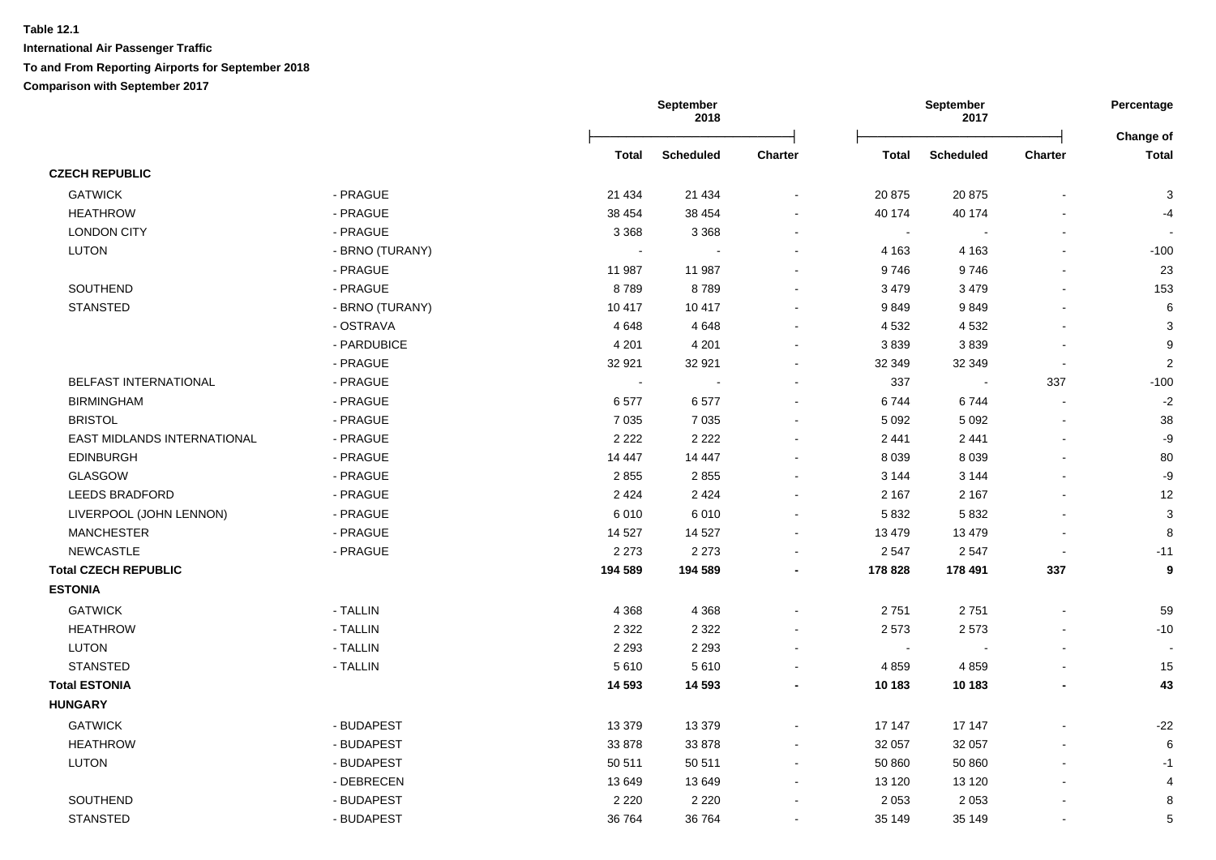**Table 12.1**

**International Air Passenger Traffic**

**To and From Reporting Airports for September 2018**

**Comparison with September 2017**

| | | September 2018 | | | September 2017 | | | Percentage |
|---|---|---|---|---|---|---|---|---|
| | | **Total** | **Scheduled** | **Charter** | **Total** | **Scheduled** | **Charter** | **Change of Total** |
| **CZECH REPUBLIC** | | | | | | | | |
| GATWICK | - PRAGUE | 21 434 | 21 434 | - | 20 875 | 20 875 | - | 3 |
| HEATHROW | - PRAGUE | 38 454 | 38 454 | - | 40 174 | 40 174 | - | -4 |
| LONDON CITY | - PRAGUE | 3 368 | 3 368 | - | - | - | - | - |
| LUTON | - BRNO (TURANY) | - | - | - | 4 163 | 4 163 | - | -100 |
| | - PRAGUE | 11 987 | 11 987 | - | 9 746 | 9 746 | - | 23 |
| SOUTHEND | - PRAGUE | 8 789 | 8 789 | - | 3 479 | 3 479 | - | 153 |
| STANSTED | - BRNO (TURANY) | 10 417 | 10 417 | - | 9 849 | 9 849 | - | 6 |
| | - OSTRAVA | 4 648 | 4 648 | - | 4 532 | 4 532 | - | 3 |
| | - PARDUBICE | 4 201 | 4 201 | - | 3 839 | 3 839 | - | 9 |
| | - PRAGUE | 32 921 | 32 921 | - | 32 349 | 32 349 | - | 2 |
| BELFAST INTERNATIONAL | - PRAGUE | - | - | - | 337 | - | 337 | -100 |
| BIRMINGHAM | - PRAGUE | 6 577 | 6 577 | - | 6 744 | 6 744 | - | -2 |
| BRISTOL | - PRAGUE | 7 035 | 7 035 | - | 5 092 | 5 092 | - | 38 |
| EAST MIDLANDS INTERNATIONAL | - PRAGUE | 2 222 | 2 222 | - | 2 441 | 2 441 | - | -9 |
| EDINBURGH | - PRAGUE | 14 447 | 14 447 | - | 8 039 | 8 039 | - | 80 |
| GLASGOW | - PRAGUE | 2 855 | 2 855 | - | 3 144 | 3 144 | - | -9 |
| LEEDS BRADFORD | - PRAGUE | 2 424 | 2 424 | - | 2 167 | 2 167 | - | 12 |
| LIVERPOOL (JOHN LENNON) | - PRAGUE | 6 010 | 6 010 | - | 5 832 | 5 832 | - | 3 |
| MANCHESTER | - PRAGUE | 14 527 | 14 527 | - | 13 479 | 13 479 | - | 8 |
| NEWCASTLE | - PRAGUE | 2 273 | 2 273 | - | 2 547 | 2 547 | - | -11 |
| **Total CZECH REPUBLIC** | | **194 589** | **194 589** | **-** | **178 828** | **178 491** | **337** | **9** |
| **ESTONIA** | | | | | | | | |
| GATWICK | - TALLIN | 4 368 | 4 368 | - | 2 751 | 2 751 | - | 59 |
| HEATHROW | - TALLIN | 2 322 | 2 322 | - | 2 573 | 2 573 | - | -10 |
| LUTON | - TALLIN | 2 293 | 2 293 | - | - | - | - | - |
| STANSTED | - TALLIN | 5 610 | 5 610 | - | 4 859 | 4 859 | - | 15 |
| **Total ESTONIA** | | **14 593** | **14 593** | **-** | **10 183** | **10 183** | **-** | **43** |
| **HUNGARY** | | | | | | | | |
| GATWICK | - BUDAPEST | 13 379 | 13 379 | - | 17 147 | 17 147 | - | -22 |
| HEATHROW | - BUDAPEST | 33 878 | 33 878 | - | 32 057 | 32 057 | - | 6 |
| LUTON | - BUDAPEST | 50 511 | 50 511 | - | 50 860 | 50 860 | - | -1 |
| | - DEBRECEN | 13 649 | 13 649 | - | 13 120 | 13 120 | - | 4 |
| SOUTHEND | - BUDAPEST | 2 220 | 2 220 | - | 2 053 | 2 053 | - | 8 |
| STANSTED | - BUDAPEST | 36 764 | 36 764 | - | 35 149 | 35 149 | - | 5 |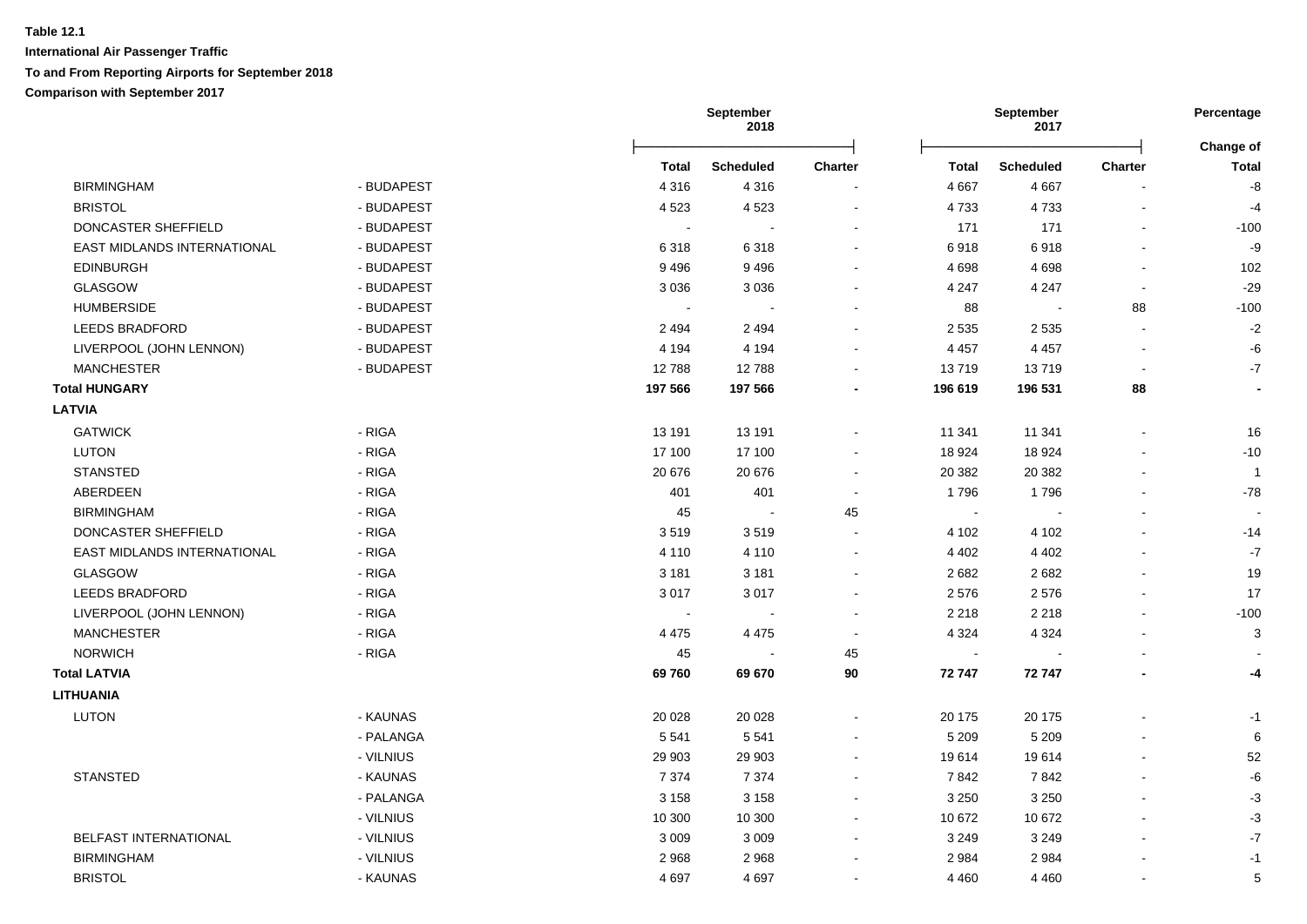**Table 12.1**

**International Air Passenger Traffic**

**To and From Reporting Airports for September 2018**

**Comparison with September 2017**

| | | September 2018 | | | September 2017 | | | Percentage |
|---|---|---|---|---|---|---|---|---|
| | | **Total** | **Scheduled** | **Charter** | **Total** | **Scheduled** | **Charter** | **Change of Total** |
| BIRMINGHAM | - BUDAPEST | 4 316 | 4 316 | - | 4 667 | 4 667 | - | -8 |
| BRISTOL | - BUDAPEST | 4 523 | 4 523 | - | 4 733 | 4 733 | - | -4 |
| DONCASTER SHEFFIELD | - BUDAPEST | - | - | - | 171 | 171 | - | -100 |
| EAST MIDLANDS INTERNATIONAL | - BUDAPEST | 6 318 | 6 318 | - | 6 918 | 6 918 | - | -9 |
| EDINBURGH | - BUDAPEST | 9 496 | 9 496 | - | 4 698 | 4 698 | - | 102 |
| GLASGOW | - BUDAPEST | 3 036 | 3 036 | - | 4 247 | 4 247 | - | -29 |
| HUMBERSIDE | - BUDAPEST | - | - | - | 88 | - | 88 | -100 |
| LEEDS BRADFORD | - BUDAPEST | 2 494 | 2 494 | - | 2 535 | 2 535 | - | -2 |
| LIVERPOOL (JOHN LENNON) | - BUDAPEST | 4 194 | 4 194 | - | 4 457 | 4 457 | - | -6 |
| MANCHESTER | - BUDAPEST | 12 788 | 12 788 | - | 13 719 | 13 719 | - | -7 |
| **Total HUNGARY** | | **197 566** | **197 566** | **-** | **196 619** | **196 531** | **88** | **-** |
| **LATVIA** | | | | | | | | |
| GATWICK | - RIGA | 13 191 | 13 191 | - | 11 341 | 11 341 | - | 16 |
| LUTON | - RIGA | 17 100 | 17 100 | - | 18 924 | 18 924 | - | -10 |
| STANSTED | - RIGA | 20 676 | 20 676 | - | 20 382 | 20 382 | - | 1 |
| ABERDEEN | - RIGA | 401 | 401 | - | 1 796 | 1 796 | - | -78 |
| BIRMINGHAM | - RIGA | 45 | - | 45 | - | - | - | - |
| DONCASTER SHEFFIELD | - RIGA | 3 519 | 3 519 | - | 4 102 | 4 102 | - | -14 |
| EAST MIDLANDS INTERNATIONAL | - RIGA | 4 110 | 4 110 | - | 4 402 | 4 402 | - | -7 |
| GLASGOW | - RIGA | 3 181 | 3 181 | - | 2 682 | 2 682 | - | 19 |
| LEEDS BRADFORD | - RIGA | 3 017 | 3 017 | - | 2 576 | 2 576 | - | 17 |
| LIVERPOOL (JOHN LENNON) | - RIGA | - | - | - | 2 218 | 2 218 | - | -100 |
| MANCHESTER | - RIGA | 4 475 | 4 475 | - | 4 324 | 4 324 | - | 3 |
| NORWICH | - RIGA | 45 | - | 45 | - | - | - | - |
| **Total LATVIA** | | **69 760** | **69 670** | **90** | **72 747** | **72 747** | **-** | **-4** |
| **LITHUANIA** | | | | | | | | |
| LUTON | - KAUNAS | 20 028 | 20 028 | - | 20 175 | 20 175 | - | -1 |
| | - PALANGA | 5 541 | 5 541 | - | 5 209 | 5 209 | - | 6 |
| | - VILNIUS | 29 903 | 29 903 | - | 19 614 | 19 614 | - | 52 |
| STANSTED | - KAUNAS | 7 374 | 7 374 | - | 7 842 | 7 842 | - | -6 |
| | - PALANGA | 3 158 | 3 158 | - | 3 250 | 3 250 | - | -3 |
| | - VILNIUS | 10 300 | 10 300 | - | 10 672 | 10 672 | - | -3 |
| BELFAST INTERNATIONAL | - VILNIUS | 3 009 | 3 009 | - | 3 249 | 3 249 | - | -7 |
| BIRMINGHAM | - VILNIUS | 2 968 | 2 968 | - | 2 984 | 2 984 | - | -1 |
| BRISTOL | - KAUNAS | 4 697 | 4 697 | - | 4 460 | 4 460 | - | 5 |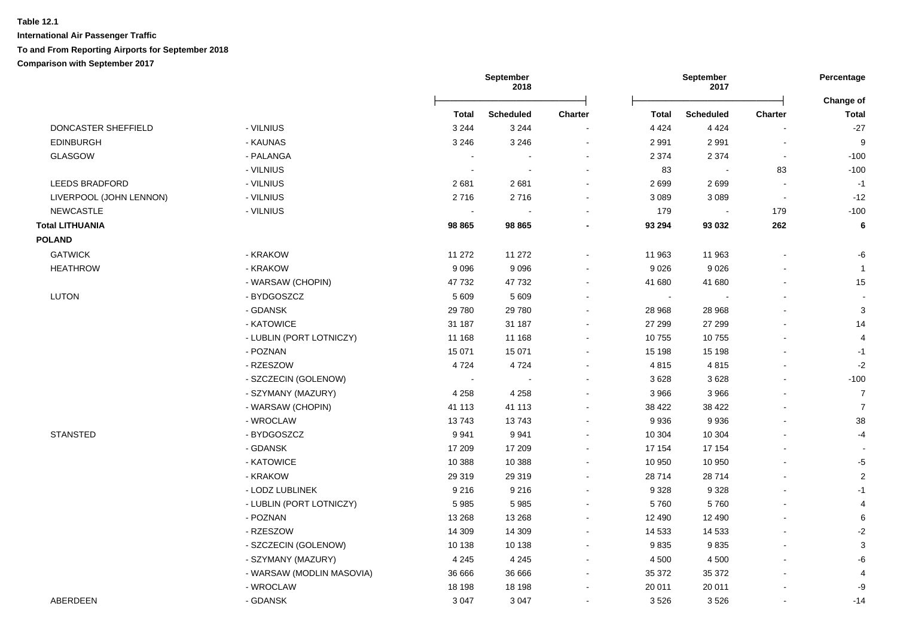**Table 12.1**

**International Air Passenger Traffic**

**To and From Reporting Airports for September 2018**

**Comparison with September 2017**

| | | September 2018 | | | September 2017 | | | Percentage |
|---|---|---|---|---|---|---|---|---|
| | | **Total** | **Scheduled** | **Charter** | **Total** | **Scheduled** | **Charter** | **Change of Total** |
| DONCASTER SHEFFIELD | - VILNIUS | 3 244 | 3 244 | - | 4 424 | 4 424 | - | -27 |
| EDINBURGH | - KAUNAS | 3 246 | 3 246 | - | 2 991 | 2 991 | - | 9 |
| GLASGOW | - PALANGA | - | - | - | 2 374 | 2 374 | - | -100 |
| | - VILNIUS | - | - | - | 83 | - | 83 | -100 |
| LEEDS BRADFORD | - VILNIUS | 2 681 | 2 681 | - | 2 699 | 2 699 | - | -1 |
| LIVERPOOL (JOHN LENNON) | - VILNIUS | 2 716 | 2 716 | - | 3 089 | 3 089 | - | -12 |
| NEWCASTLE | - VILNIUS | - | - | - | 179 | - | 179 | -100 |
| **Total LITHUANIA** | | **98 865** | **98 865** | **-** | **93 294** | **93 032** | **262** | **6** |
| **POLAND** | | | | | | | | |
| GATWICK | - KRAKOW | 11 272 | 11 272 | - | 11 963 | 11 963 | - | -6 |
| HEATHROW | - KRAKOW | 9 096 | 9 096 | - | 9 026 | 9 026 | - | 1 |
| | - WARSAW (CHOPIN) | 47 732 | 47 732 | - | 41 680 | 41 680 | - | 15 |
| LUTON | - BYDGOSZCZ | 5 609 | 5 609 | - | - | - | - | - |
| | - GDANSK | 29 780 | 29 780 | - | 28 968 | 28 968 | - | 3 |
| | - KATOWICE | 31 187 | 31 187 | - | 27 299 | 27 299 | - | 14 |
| | - LUBLIN (PORT LOTNICZY) | 11 168 | 11 168 | - | 10 755 | 10 755 | - | 4 |
| | - POZNAN | 15 071 | 15 071 | - | 15 198 | 15 198 | - | -1 |
| | - RZESZOW | 4 724 | 4 724 | - | 4 815 | 4 815 | - | -2 |
| | - SZCZECIN (GOLENOW) | - | - | - | 3 628 | 3 628 | - | -100 |
| | - SZYMANY (MAZURY) | 4 258 | 4 258 | - | 3 966 | 3 966 | - | 7 |
| | - WARSAW (CHOPIN) | 41 113 | 41 113 | - | 38 422 | 38 422 | - | 7 |
| | - WROCLAW | 13 743 | 13 743 | - | 9 936 | 9 936 | - | 38 |
| STANSTED | - BYDGOSZCZ | 9 941 | 9 941 | - | 10 304 | 10 304 | - | -4 |
| | - GDANSK | 17 209 | 17 209 | - | 17 154 | 17 154 | - | - |
| | - KATOWICE | 10 388 | 10 388 | - | 10 950 | 10 950 | - | -5 |
| | - KRAKOW | 29 319 | 29 319 | - | 28 714 | 28 714 | - | 2 |
| | - LODZ LUBLINEK | 9 216 | 9 216 | - | 9 328 | 9 328 | - | -1 |
| | - LUBLIN (PORT LOTNICZY) | 5 985 | 5 985 | - | 5 760 | 5 760 | - | 4 |
| | - POZNAN | 13 268 | 13 268 | - | 12 490 | 12 490 | - | 6 |
| | - RZESZOW | 14 309 | 14 309 | - | 14 533 | 14 533 | - | -2 |
| | - SZCZECIN (GOLENOW) | 10 138 | 10 138 | - | 9 835 | 9 835 | - | 3 |
| | - SZYMANY (MAZURY) | 4 245 | 4 245 | - | 4 500 | 4 500 | - | -6 |
| | - WARSAW (MODLIN MASOVIA) | 36 666 | 36 666 | - | 35 372 | 35 372 | - | 4 |
| | - WROCLAW | 18 198 | 18 198 | - | 20 011 | 20 011 | - | -9 |
| ABERDEEN | - GDANSK | 3 047 | 3 047 | - | 3 526 | 3 526 | - | -14 |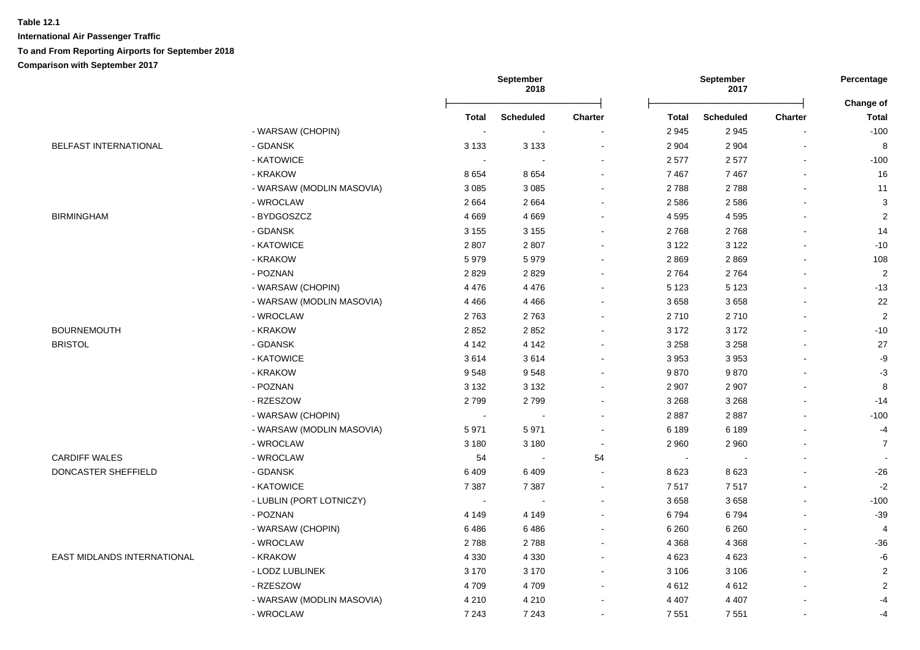**Table 12.1**

**International Air Passenger Traffic**

**To and From Reporting Airports for September 2018**

**Comparison with September 2017**

| | | September 2018 | | | September 2017 | | | Percentage |
|---|---|---|---|---|---|---|---|---|
| | | Total | Scheduled | Charter | Total | Scheduled | Charter | Change of Total |
| | - WARSAW (CHOPIN) | - | - | - | 2 945 | 2 945 | - | -100 |
| BELFAST INTERNATIONAL | - GDANSK | 3 133 | 3 133 | - | 2 904 | 2 904 | - | 8 |
| | - KATOWICE | - | - | - | 2 577 | 2 577 | - | -100 |
| | - KRAKOW | 8 654 | 8 654 | - | 7 467 | 7 467 | - | 16 |
| | - WARSAW (MODLIN MASOVIA) | 3 085 | 3 085 | - | 2 788 | 2 788 | - | 11 |
| | - WROCLAW | 2 664 | 2 664 | - | 2 586 | 2 586 | - | 3 |
| BIRMINGHAM | - BYDGOSZCZ | 4 669 | 4 669 | - | 4 595 | 4 595 | - | 2 |
| | - GDANSK | 3 155 | 3 155 | - | 2 768 | 2 768 | - | 14 |
| | - KATOWICE | 2 807 | 2 807 | - | 3 122 | 3 122 | - | -10 |
| | - KRAKOW | 5 979 | 5 979 | - | 2 869 | 2 869 | - | 108 |
| | - POZNAN | 2 829 | 2 829 | - | 2 764 | 2 764 | - | 2 |
| | - WARSAW (CHOPIN) | 4 476 | 4 476 | - | 5 123 | 5 123 | - | -13 |
| | - WARSAW (MODLIN MASOVIA) | 4 466 | 4 466 | - | 3 658 | 3 658 | - | 22 |
| | - WROCLAW | 2 763 | 2 763 | - | 2 710 | 2 710 | - | 2 |
| BOURNEMOUTH | - KRAKOW | 2 852 | 2 852 | - | 3 172 | 3 172 | - | -10 |
| BRISTOL | - GDANSK | 4 142 | 4 142 | - | 3 258 | 3 258 | - | 27 |
| | - KATOWICE | 3 614 | 3 614 | - | 3 953 | 3 953 | - | -9 |
| | - KRAKOW | 9 548 | 9 548 | - | 9 870 | 9 870 | - | -3 |
| | - POZNAN | 3 132 | 3 132 | - | 2 907 | 2 907 | - | 8 |
| | - RZESZOW | 2 799 | 2 799 | - | 3 268 | 3 268 | - | -14 |
| | - WARSAW (CHOPIN) | - | - | - | 2 887 | 2 887 | - | -100 |
| | - WARSAW (MODLIN MASOVIA) | 5 971 | 5 971 | - | 6 189 | 6 189 | - | -4 |
| | - WROCLAW | 3 180 | 3 180 | - | 2 960 | 2 960 | - | 7 |
| CARDIFF WALES | - WROCLAW | 54 | - | 54 | - | - | - | - |
| DONCASTER SHEFFIELD | - GDANSK | 6 409 | 6 409 | - | 8 623 | 8 623 | - | -26 |
| | - KATOWICE | 7 387 | 7 387 | - | 7 517 | 7 517 | - | -2 |
| | - LUBLIN (PORT LOTNICZY) | - | - | - | 3 658 | 3 658 | - | -100 |
| | - POZNAN | 4 149 | 4 149 | - | 6 794 | 6 794 | - | -39 |
| | - WARSAW (CHOPIN) | 6 486 | 6 486 | - | 6 260 | 6 260 | - | 4 |
| | - WROCLAW | 2 788 | 2 788 | - | 4 368 | 4 368 | - | -36 |
| EAST MIDLANDS INTERNATIONAL | - KRAKOW | 4 330 | 4 330 | - | 4 623 | 4 623 | - | -6 |
| | - LODZ LUBLINEK | 3 170 | 3 170 | - | 3 106 | 3 106 | - | 2 |
| | - RZESZOW | 4 709 | 4 709 | - | 4 612 | 4 612 | - | 2 |
| | - WARSAW (MODLIN MASOVIA) | 4 210 | 4 210 | - | 4 407 | 4 407 | - | -4 |
| | - WROCLAW | 7 243 | 7 243 | - | 7 551 | 7 551 | - | -4 |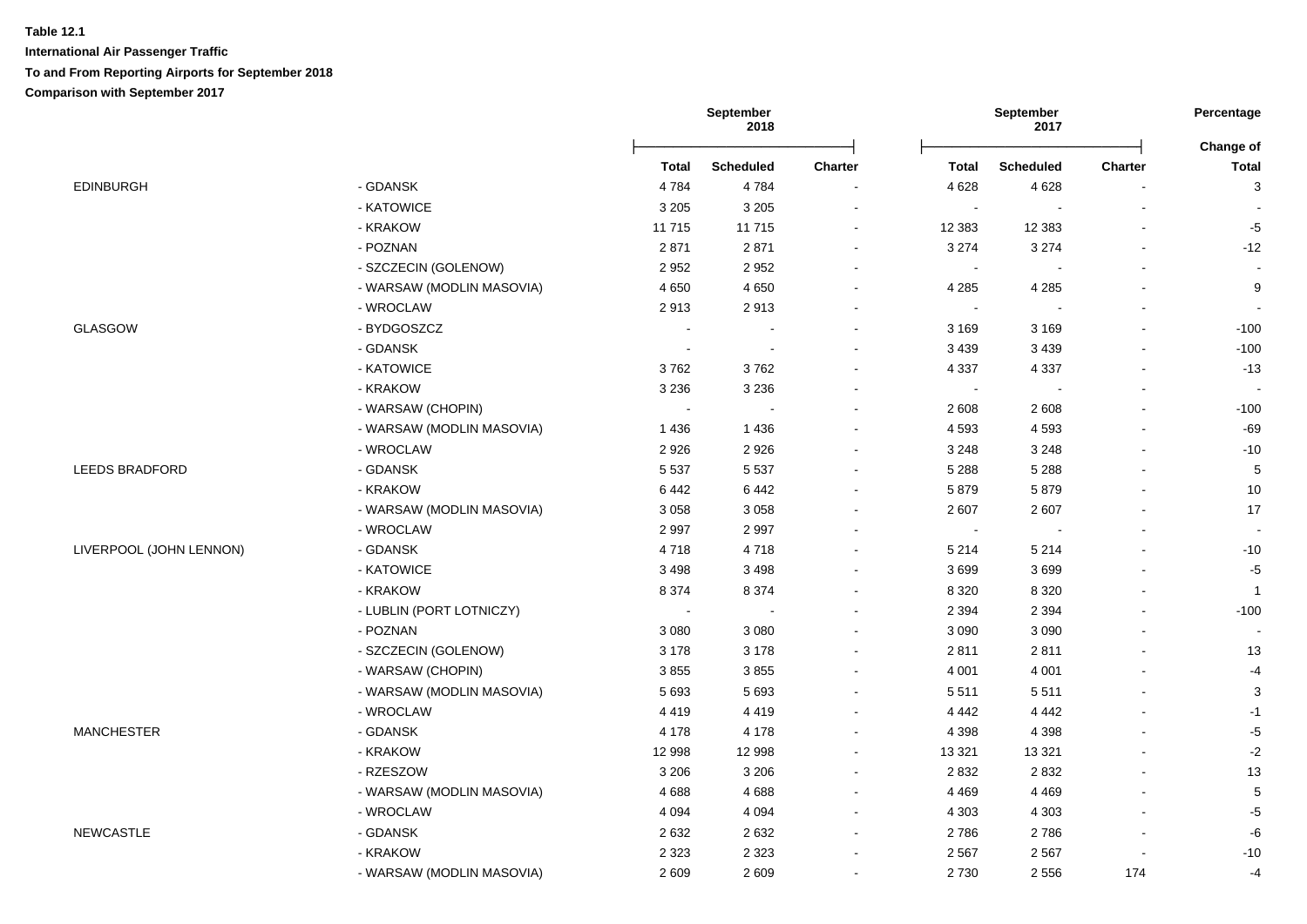**Table 12.1**

**International Air Passenger Traffic**

**To and From Reporting Airports for September 2018**

**Comparison with September 2017**

| | | September 2018 | | | September 2017 | | | Percentage Change of |
|---|---|---|---|---|---|---|---|---|
| | | Total | Scheduled | Charter | Total | Scheduled | Charter | Total |
| EDINBURGH | - GDANSK | 4 784 | 4 784 | - | 4 628 | 4 628 | - | 3 |
| | - KATOWICE | 3 205 | 3 205 | - | - | - | - | - |
| | - KRAKOW | 11 715 | 11 715 | - | 12 383 | 12 383 | - | -5 |
| | - POZNAN | 2 871 | 2 871 | - | 3 274 | 3 274 | - | -12 |
| | - SZCZECIN (GOLENOW) | 2 952 | 2 952 | - | - | - | - | - |
| | - WARSAW (MODLIN MASOVIA) | 4 650 | 4 650 | - | 4 285 | 4 285 | - | 9 |
| | - WROCLAW | 2 913 | 2 913 | - | - | - | - | - |
| GLASGOW | - BYDGOSZCZ | - | - | - | 3 169 | 3 169 | - | -100 |
| | - GDANSK | - | - | - | 3 439 | 3 439 | - | -100 |
| | - KATOWICE | 3 762 | 3 762 | - | 4 337 | 4 337 | - | -13 |
| | - KRAKOW | 3 236 | 3 236 | - | - | - | - | - |
| | - WARSAW (CHOPIN) | - | - | - | 2 608 | 2 608 | - | -100 |
| | - WARSAW (MODLIN MASOVIA) | 1 436 | 1 436 | - | 4 593 | 4 593 | - | -69 |
| | - WROCLAW | 2 926 | 2 926 | - | 3 248 | 3 248 | - | -10 |
| LEEDS BRADFORD | - GDANSK | 5 537 | 5 537 | - | 5 288 | 5 288 | - | 5 |
| | - KRAKOW | 6 442 | 6 442 | - | 5 879 | 5 879 | - | 10 |
| | - WARSAW (MODLIN MASOVIA) | 3 058 | 3 058 | - | 2 607 | 2 607 | - | 17 |
| | - WROCLAW | 2 997 | 2 997 | - | - | - | - | - |
| LIVERPOOL (JOHN LENNON) | - GDANSK | 4 718 | 4 718 | - | 5 214 | 5 214 | - | -10 |
| | - KATOWICE | 3 498 | 3 498 | - | 3 699 | 3 699 | - | -5 |
| | - KRAKOW | 8 374 | 8 374 | - | 8 320 | 8 320 | - | 1 |
| | - LUBLIN (PORT LOTNICZY) | - | - | - | 2 394 | 2 394 | - | -100 |
| | - POZNAN | 3 080 | 3 080 | - | 3 090 | 3 090 | - | - |
| | - SZCZECIN (GOLENOW) | 3 178 | 3 178 | - | 2 811 | 2 811 | - | 13 |
| | - WARSAW (CHOPIN) | 3 855 | 3 855 | - | 4 001 | 4 001 | - | -4 |
| | - WARSAW (MODLIN MASOVIA) | 5 693 | 5 693 | - | 5 511 | 5 511 | - | 3 |
| | - WROCLAW | 4 419 | 4 419 | - | 4 442 | 4 442 | - | -1 |
| MANCHESTER | - GDANSK | 4 178 | 4 178 | - | 4 398 | 4 398 | - | -5 |
| | - KRAKOW | 12 998 | 12 998 | - | 13 321 | 13 321 | - | -2 |
| | - RZESZOW | 3 206 | 3 206 | - | 2 832 | 2 832 | - | 13 |
| | - WARSAW (MODLIN MASOVIA) | 4 688 | 4 688 | - | 4 469 | 4 469 | - | 5 |
| | - WROCLAW | 4 094 | 4 094 | - | 4 303 | 4 303 | - | -5 |
| NEWCASTLE | - GDANSK | 2 632 | 2 632 | - | 2 786 | 2 786 | - | -6 |
| | - KRAKOW | 2 323 | 2 323 | - | 2 567 | 2 567 | - | -10 |
| | - WARSAW (MODLIN MASOVIA) | 2 609 | 2 609 | - | 2 730 | 2 556 | 174 | -4 |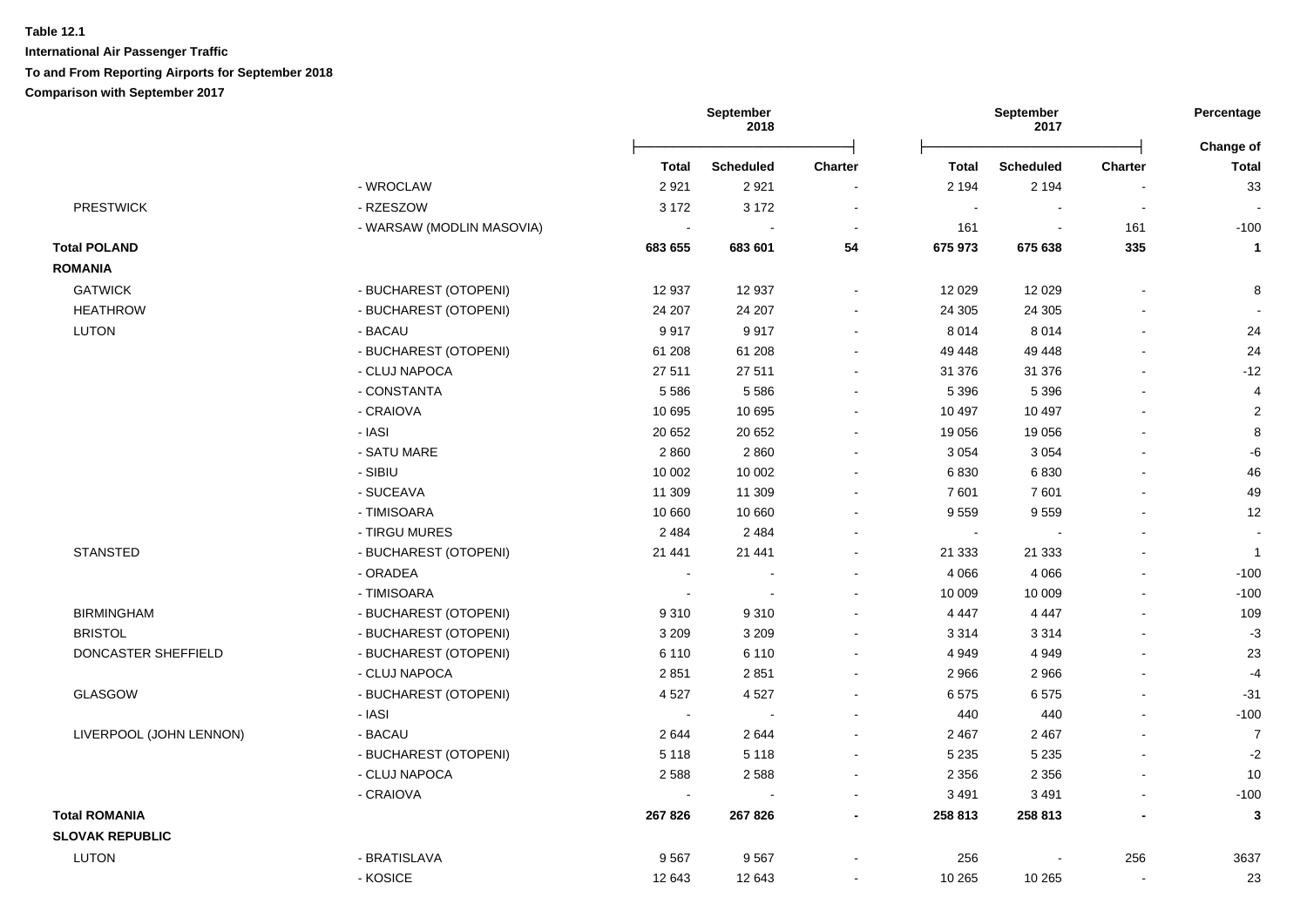**Table 12.1**

**International Air Passenger Traffic**

**To and From Reporting Airports for September 2018**

**Comparison with September 2017**

| | | September 2018 | | | September 2017 | | | Percentage |
|---|---|---|---|---|---|---|---|---|
| | | **Total** | **Scheduled** | **Charter** | **Total** | **Scheduled** | **Charter** | **Change of Total** |
| | - WROCLAW | 2 921 | 2 921 | - | 2 194 | 2 194 | - | 33 |
| PRESTWICK | - RZESZOW | 3 172 | 3 172 | - | - | - | - | - |
| | - WARSAW (MODLIN MASOVIA) | - | - | - | 161 | - | 161 | -100 |
| **Total POLAND** | | **683 655** | **683 601** | **54** | **675 973** | **675 638** | **335** | **1** |
| **ROMANIA** | | | | | | | | |
| GATWICK | - BUCHAREST (OTOPENI) | 12 937 | 12 937 | - | 12 029 | 12 029 | - | 8 |
| HEATHROW | - BUCHAREST (OTOPENI) | 24 207 | 24 207 | - | 24 305 | 24 305 | - | - |
| LUTON | - BACAU | 9 917 | 9 917 | - | 8 014 | 8 014 | - | 24 |
| | - BUCHAREST (OTOPENI) | 61 208 | 61 208 | - | 49 448 | 49 448 | - | 24 |
| | - CLUJ NAPOCA | 27 511 | 27 511 | - | 31 376 | 31 376 | - | -12 |
| | - CONSTANTA | 5 586 | 5 586 | - | 5 396 | 5 396 | - | 4 |
| | - CRAIOVA | 10 695 | 10 695 | - | 10 497 | 10 497 | - | 2 |
| | - IASI | 20 652 | 20 652 | - | 19 056 | 19 056 | - | 8 |
| | - SATU MARE | 2 860 | 2 860 | - | 3 054 | 3 054 | - | -6 |
| | - SIBIU | 10 002 | 10 002 | - | 6 830 | 6 830 | - | 46 |
| | - SUCEAVA | 11 309 | 11 309 | - | 7 601 | 7 601 | - | 49 |
| | - TIMISOARA | 10 660 | 10 660 | - | 9 559 | 9 559 | - | 12 |
| | - TIRGU MURES | 2 484 | 2 484 | - | - | - | - | - |
| STANSTED | - BUCHAREST (OTOPENI) | 21 441 | 21 441 | - | 21 333 | 21 333 | - | 1 |
| | - ORADEA | - | - | - | 4 066 | 4 066 | - | -100 |
| | - TIMISOARA | - | - | - | 10 009 | 10 009 | - | -100 |
| BIRMINGHAM | - BUCHAREST (OTOPENI) | 9 310 | 9 310 | - | 4 447 | 4 447 | - | 109 |
| BRISTOL | - BUCHAREST (OTOPENI) | 3 209 | 3 209 | - | 3 314 | 3 314 | - | -3 |
| DONCASTER SHEFFIELD | - BUCHAREST (OTOPENI) | 6 110 | 6 110 | - | 4 949 | 4 949 | - | 23 |
| | - CLUJ NAPOCA | 2 851 | 2 851 | - | 2 966 | 2 966 | - | -4 |
| GLASGOW | - BUCHAREST (OTOPENI) | 4 527 | 4 527 | - | 6 575 | 6 575 | - | -31 |
| | - IASI | - | - | - | 440 | 440 | - | -100 |
| LIVERPOOL (JOHN LENNON) | - BACAU | 2 644 | 2 644 | - | 2 467 | 2 467 | - | 7 |
| | - BUCHAREST (OTOPENI) | 5 118 | 5 118 | - | 5 235 | 5 235 | - | -2 |
| | - CLUJ NAPOCA | 2 588 | 2 588 | - | 2 356 | 2 356 | - | 10 |
| | - CRAIOVA | - | - | - | 3 491 | 3 491 | - | -100 |
| **Total ROMANIA** | | **267 826** | **267 826** | **-** | **258 813** | **258 813** | **-** | **3** |
| **SLOVAK REPUBLIC** | | | | | | | | |
| LUTON | - BRATISLAVA | 9 567 | 9 567 | - | 256 | - | 256 | 3637 |
| | - KOSICE | 12 643 | 12 643 | - | 10 265 | 10 265 | - | 23 |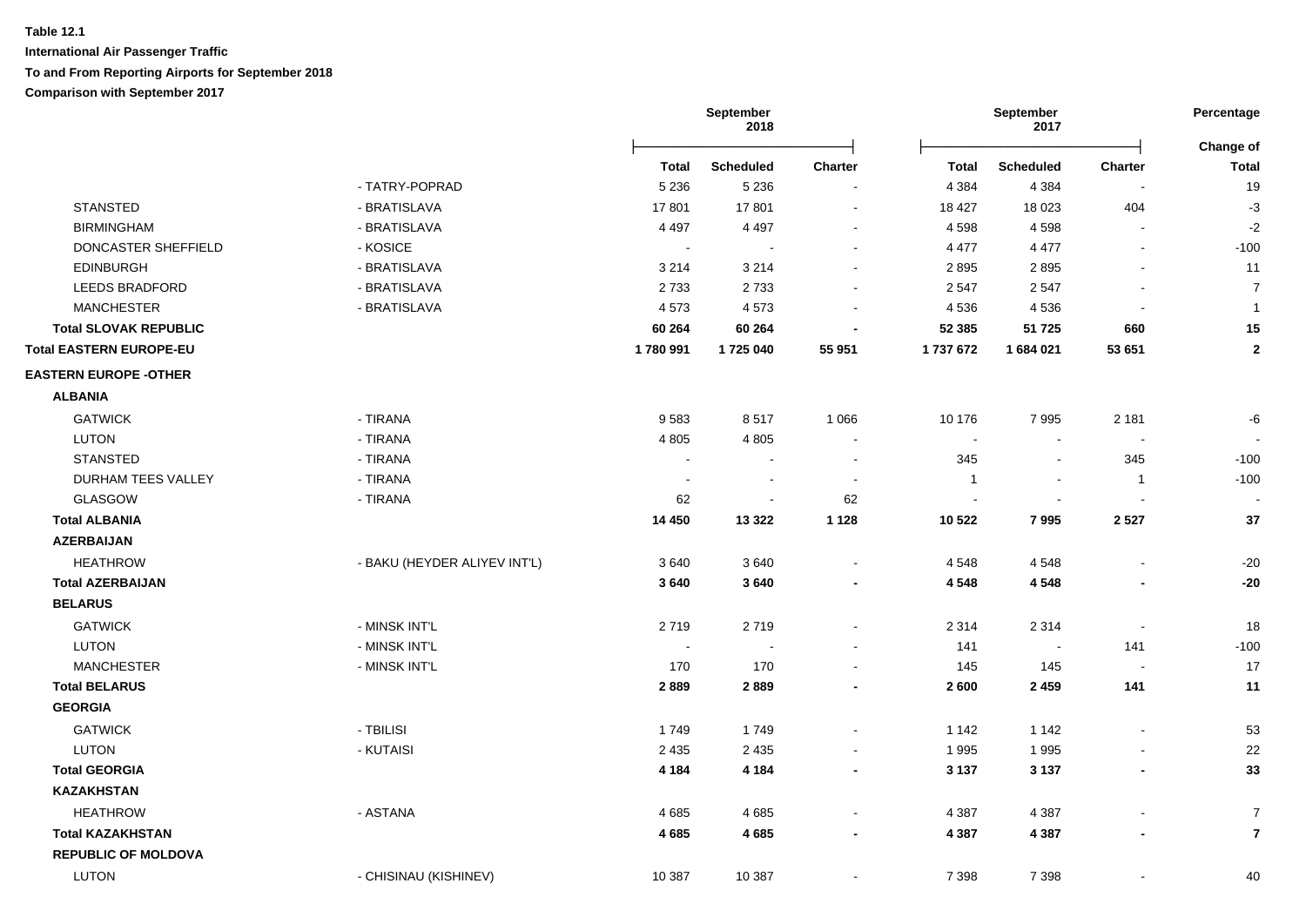**Table 12.1**

**International Air Passenger Traffic**

**To and From Reporting Airports for September 2018**

**Comparison with September 2017**

| | | September 2018 | | | September 2017 | | | Percentage |
|---|---|---|---|---|---|---|---|---|
| | | **Total** | **Scheduled** | **Charter** | **Total** | **Scheduled** | **Charter** | **Change of Total** |
| | - TATRY-POPRAD | 5 236 | 5 236 | - | 4 384 | 4 384 | - | 19 |
| STANSTED | - BRATISLAVA | 17 801 | 17 801 | - | 18 427 | 18 023 | 404 | -3 |
| BIRMINGHAM | - BRATISLAVA | 4 497 | 4 497 | - | 4 598 | 4 598 | - | -2 |
| DONCASTER SHEFFIELD | - KOSICE | - | - | - | 4 477 | 4 477 | - | -100 |
| EDINBURGH | - BRATISLAVA | 3 214 | 3 214 | - | 2 895 | 2 895 | - | 11 |
| LEEDS BRADFORD | - BRATISLAVA | 2 733 | 2 733 | - | 2 547 | 2 547 | - | 7 |
| MANCHESTER | - BRATISLAVA | 4 573 | 4 573 | - | 4 536 | 4 536 | - | 1 |
| **Total SLOVAK REPUBLIC** | | **60 264** | **60 264** | **-** | **52 385** | **51 725** | **660** | **15** |
| **Total EASTERN EUROPE-EU** | | **1 780 991** | **1 725 040** | **55 951** | **1 737 672** | **1 684 021** | **53 651** | **2** |
| **EASTERN EUROPE -OTHER** | | | | | | | | |
| **ALBANIA** | | | | | | | | |
| GATWICK | - TIRANA | 9 583 | 8 517 | 1 066 | 10 176 | 7 995 | 2 181 | -6 |
| LUTON | - TIRANA | 4 805 | 4 805 | - | - | - | - | - |
| STANSTED | - TIRANA | - | - | - | 345 | - | 345 | -100 |
| DURHAM TEES VALLEY | - TIRANA | - | - | - | 1 | - | 1 | -100 |
| GLASGOW | - TIRANA | 62 | - | 62 | - | - | - | - |
| **Total ALBANIA** | | **14 450** | **13 322** | **1 128** | **10 522** | **7 995** | **2 527** | **37** |
| **AZERBAIJAN** | | | | | | | | |
| HEATHROW | - BAKU (HEYDER ALIYEV INT'L) | 3 640 | 3 640 | - | 4 548 | 4 548 | - | -20 |
| **Total AZERBAIJAN** | | **3 640** | **3 640** | **-** | **4 548** | **4 548** | **-** | **-20** |
| **BELARUS** | | | | | | | | |
| GATWICK | - MINSK INT'L | 2 719 | 2 719 | - | 2 314 | 2 314 | - | 18 |
| LUTON | - MINSK INT'L | - | - | - | 141 | - | 141 | -100 |
| MANCHESTER | - MINSK INT'L | 170 | 170 | - | 145 | 145 | - | 17 |
| **Total BELARUS** | | **2 889** | **2 889** | **-** | **2 600** | **2 459** | **141** | **11** |
| **GEORGIA** | | | | | | | | |
| GATWICK | - TBILISI | 1 749 | 1 749 | - | 1 142 | 1 142 | - | 53 |
| LUTON | - KUTAISI | 2 435 | 2 435 | - | 1 995 | 1 995 | - | 22 |
| **Total GEORGIA** | | **4 184** | **4 184** | **-** | **3 137** | **3 137** | **-** | **33** |
| **KAZAKHSTAN** | | | | | | | | |
| HEATHROW | - ASTANA | 4 685 | 4 685 | - | 4 387 | 4 387 | - | 7 |
| **Total KAZAKHSTAN** | | **4 685** | **4 685** | **-** | **4 387** | **4 387** | **-** | **7** |
| **REPUBLIC OF MOLDOVA** | | | | | | | | |
| LUTON | - CHISINAU (KISHINEV) | 10 387 | 10 387 | - | 7 398 | 7 398 | - | 40 |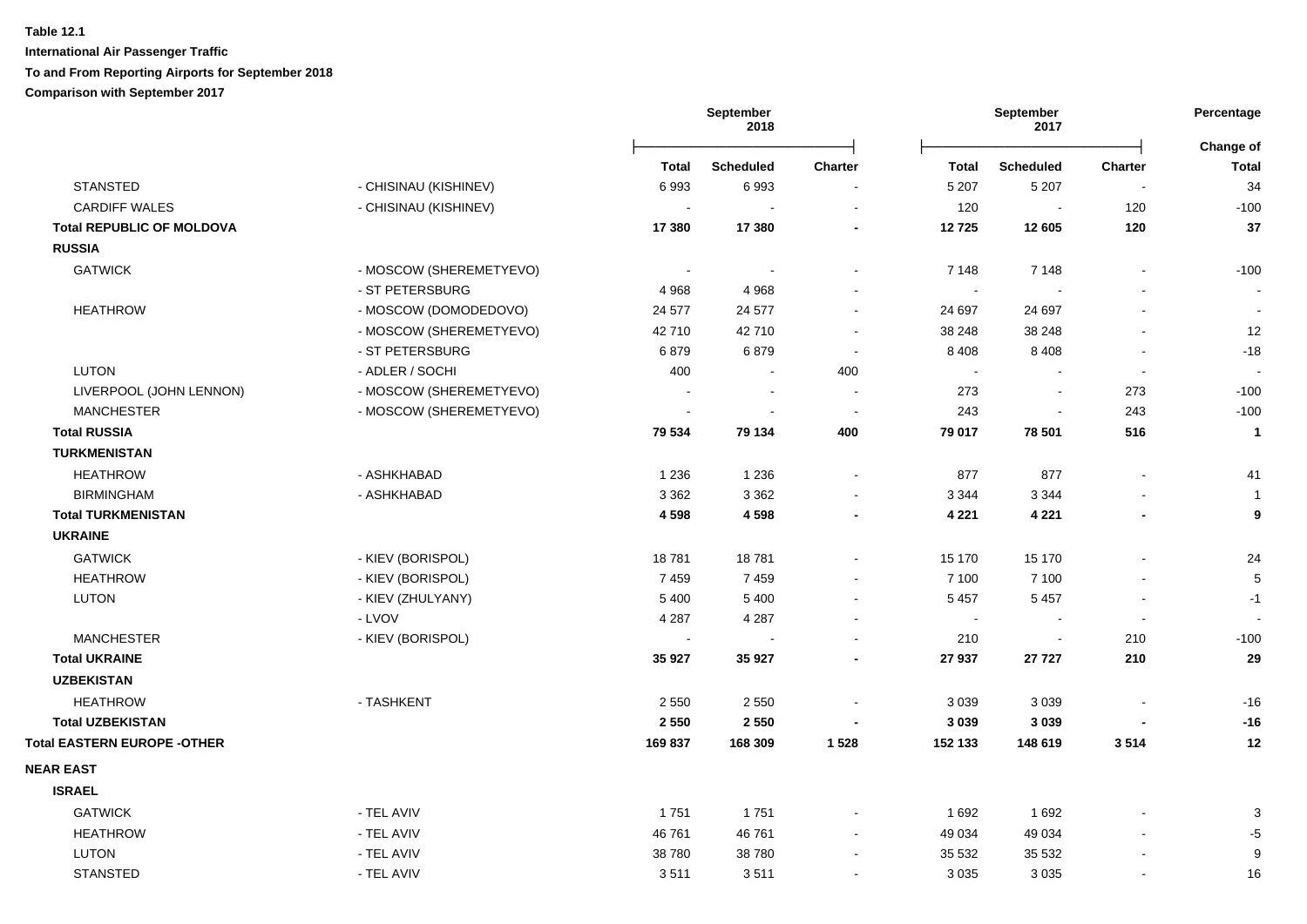**Table 12.1**

**International Air Passenger Traffic**

**To and From Reporting Airports for September 2018**

**Comparison with September 2017**

| | | September 2018 | | | September 2017 | | | Percentage |
|---|---|---|---|---|---|---|---|---|
| | | | | | | | | Change of |
| | | **Total** | **Scheduled** | **Charter** | **Total** | **Scheduled** | **Charter** | **Total** |
| STANSTED | - CHISINAU (KISHINEV) | 6 993 | 6 993 | - | 5 207 | 5 207 | - | 34 |
| CARDIFF WALES | - CHISINAU (KISHINEV) | - | - | - | 120 | - | 120 | -100 |
| **Total REPUBLIC OF MOLDOVA** | | **17 380** | **17 380** | **-** | **12 725** | **12 605** | **120** | **37** |
| **RUSSIA** | | | | | | | | |
| GATWICK | - MOSCOW (SHEREMETYEVO) | - | - | - | 7 148 | 7 148 | - | -100 |
| | - ST PETERSBURG | 4 968 | 4 968 | - | - | - | - | - |
| HEATHROW | - MOSCOW (DOMODEDOVO) | 24 577 | 24 577 | - | 24 697 | 24 697 | - | - |
| | - MOSCOW (SHEREMETYEVO) | 42 710 | 42 710 | - | 38 248 | 38 248 | - | 12 |
| | - ST PETERSBURG | 6 879 | 6 879 | - | 8 408 | 8 408 | - | -18 |
| LUTON | - ADLER / SOCHI | 400 | - | 400 | - | - | - | - |
| LIVERPOOL (JOHN LENNON) | - MOSCOW (SHEREMETYEVO) | - | - | - | 273 | - | 273 | -100 |
| MANCHESTER | - MOSCOW (SHEREMETYEVO) | - | - | - | 243 | - | 243 | -100 |
| **Total RUSSIA** | | **79 534** | **79 134** | **400** | **79 017** | **78 501** | **516** | **1** |
| **TURKMENISTAN** | | | | | | | | |
| HEATHROW | - ASHKHABAD | 1 236 | 1 236 | - | 877 | 877 | - | 41 |
| BIRMINGHAM | - ASHKHABAD | 3 362 | 3 362 | - | 3 344 | 3 344 | - | 1 |
| **Total TURKMENISTAN** | | **4 598** | **4 598** | **-** | **4 221** | **4 221** | **-** | **9** |
| **UKRAINE** | | | | | | | | |
| GATWICK | - KIEV (BORISPOL) | 18 781 | 18 781 | - | 15 170 | 15 170 | - | 24 |
| HEATHROW | - KIEV (BORISPOL) | 7 459 | 7 459 | - | 7 100 | 7 100 | - | 5 |
| LUTON | - KIEV (ZHULYANY) | 5 400 | 5 400 | - | 5 457 | 5 457 | - | -1 |
| | - LVOV | 4 287 | 4 287 | - | - | - | - | - |
| MANCHESTER | - KIEV (BORISPOL) | - | - | - | 210 | - | 210 | -100 |
| **Total UKRAINE** | | **35 927** | **35 927** | **-** | **27 937** | **27 727** | **210** | **29** |
| **UZBEKISTAN** | | | | | | | | |
| HEATHROW | - TASHKENT | 2 550 | 2 550 | - | 3 039 | 3 039 | - | -16 |
| **Total UZBEKISTAN** | | **2 550** | **2 550** | **-** | **3 039** | **3 039** | **-** | **-16** |
| **Total EASTERN EUROPE -OTHER** | | **169 837** | **168 309** | **1 528** | **152 133** | **148 619** | **3 514** | **12** |
| **NEAR EAST** | | | | | | | | |
| **ISRAEL** | | | | | | | | |
| GATWICK | - TEL AVIV | 1 751 | 1 751 | - | 1 692 | 1 692 | - | 3 |
| HEATHROW | - TEL AVIV | 46 761 | 46 761 | - | 49 034 | 49 034 | - | -5 |
| LUTON | - TEL AVIV | 38 780 | 38 780 | - | 35 532 | 35 532 | - | 9 |
| STANSTED | - TEL AVIV | 3 511 | 3 511 | - | 3 035 | 3 035 | - | 16 |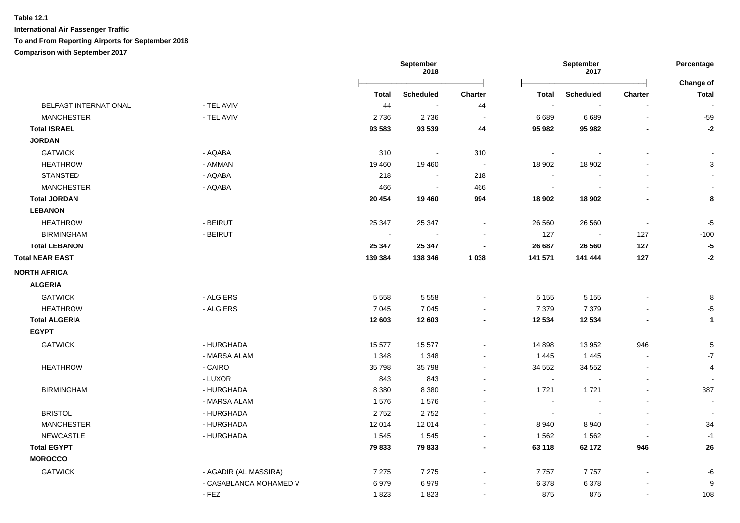**Table 12.1**

**International Air Passenger Traffic**

**To and From Reporting Airports for September 2018**

**Comparison with September 2017**

| | | September 2018 | | | September 2017 | | | Percentage |
|---|---|---|---|---|---|---|---|---|
| | | **Total** | **Scheduled** | **Charter** | **Total** | **Scheduled** | **Charter** | **Change of Total** |
| BELFAST INTERNATIONAL | - TEL AVIV | 44 | - | 44 | - | - | - | - |
| MANCHESTER | - TEL AVIV | 2 736 | 2 736 | - | 6 689 | 6 689 | - | -59 |
| **Total ISRAEL** | | **93 583** | **93 539** | **44** | **95 982** | **95 982** | **-** | **-2** |
| **JORDAN** | | | | | | | | |
| GATWICK | - AQABA | 310 | - | 310 | - | - | - | - |
| HEATHROW | - AMMAN | 19 460 | 19 460 | - | 18 902 | 18 902 | - | 3 |
| STANSTED | - AQABA | 218 | - | 218 | - | - | - | - |
| MANCHESTER | - AQABA | 466 | - | 466 | - | - | - | - |
| **Total JORDAN** | | **20 454** | **19 460** | **994** | **18 902** | **18 902** | **-** | **8** |
| **LEBANON** | | | | | | | | |
| HEATHROW | - BEIRUT | 25 347 | 25 347 | - | 26 560 | 26 560 | - | -5 |
| BIRMINGHAM | - BEIRUT | - | - | - | 127 | - | 127 | -100 |
| **Total LEBANON** | | **25 347** | **25 347** | **-** | **26 687** | **26 560** | **127** | **-5** |
| **Total NEAR EAST** | | **139 384** | **138 346** | **1 038** | **141 571** | **141 444** | **127** | **-2** |
| **NORTH AFRICA** | | | | | | | | |
| **ALGERIA** | | | | | | | | |
| GATWICK | - ALGIERS | 5 558 | 5 558 | - | 5 155 | 5 155 | - | 8 |
| HEATHROW | - ALGIERS | 7 045 | 7 045 | - | 7 379 | 7 379 | - | -5 |
| **Total ALGERIA** | | **12 603** | **12 603** | **-** | **12 534** | **12 534** | **-** | **1** |
| **EGYPT** | | | | | | | | |
| GATWICK | - HURGHADA | 15 577 | 15 577 | - | 14 898 | 13 952 | 946 | 5 |
| | - MARSA ALAM | 1 348 | 1 348 | - | 1 445 | 1 445 | - | -7 |
| HEATHROW | - CAIRO | 35 798 | 35 798 | - | 34 552 | 34 552 | - | 4 |
| | - LUXOR | 843 | 843 | - | - | - | - | - |
| BIRMINGHAM | - HURGHADA | 8 380 | 8 380 | - | 1 721 | 1 721 | - | 387 |
| | - MARSA ALAM | 1 576 | 1 576 | - | - | - | - | - |
| BRISTOL | - HURGHADA | 2 752 | 2 752 | - | - | - | - | - |
| MANCHESTER | - HURGHADA | 12 014 | 12 014 | - | 8 940 | 8 940 | - | 34 |
| NEWCASTLE | - HURGHADA | 1 545 | 1 545 | - | 1 562 | 1 562 | - | -1 |
| **Total EGYPT** | | **79 833** | **79 833** | **-** | **63 118** | **62 172** | **946** | **26** |
| **MOROCCO** | | | | | | | | |
| GATWICK | - AGADIR (AL MASSIRA) | 7 275 | 7 275 | - | 7 757 | 7 757 | - | -6 |
| | - CASABLANCA MOHAMED V | 6 979 | 6 979 | - | 6 378 | 6 378 | - | 9 |
| | - FEZ | 1 823 | 1 823 | - | 875 | 875 | - | 108 |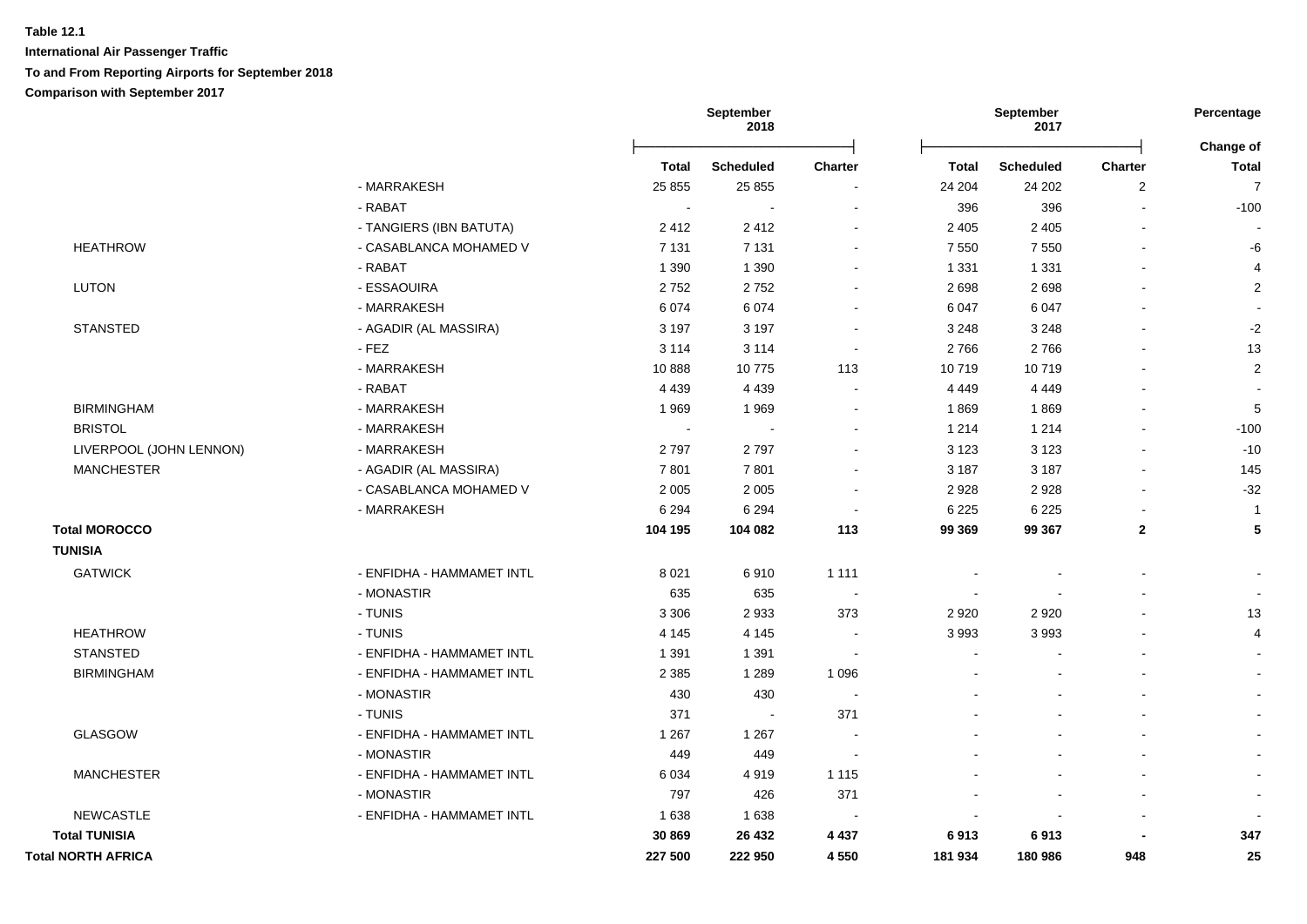**Table 12.1**

**International Air Passenger Traffic**

**To and From Reporting Airports for September 2018**

**Comparison with September 2017**

| | | September 2018 | | | September 2017 | | | Percentage |
|---|---|---|---|---|---|---|---|---|
| | | **Total** | **Scheduled** | **Charter** | **Total** | **Scheduled** | **Charter** | **Change of Total** |
| | - MARRAKESH | 25 855 | 25 855 | - | 24 204 | 24 202 | 2 | 7 |
| | - RABAT | - | - | - | 396 | 396 | - | -100 |
| | - TANGIERS (IBN BATUTA) | 2 412 | 2 412 | - | 2 405 | 2 405 | - | - |
| HEATHROW | - CASABLANCA MOHAMED V | 7 131 | 7 131 | - | 7 550 | 7 550 | - | -6 |
| | - RABAT | 1 390 | 1 390 | - | 1 331 | 1 331 | - | 4 |
| LUTON | - ESSAOUIRA | 2 752 | 2 752 | - | 2 698 | 2 698 | - | 2 |
| | - MARRAKESH | 6 074 | 6 074 | - | 6 047 | 6 047 | - | - |
| STANSTED | - AGADIR (AL MASSIRA) | 3 197 | 3 197 | - | 3 248 | 3 248 | - | -2 |
| | - FEZ | 3 114 | 3 114 | - | 2 766 | 2 766 | - | 13 |
| | - MARRAKESH | 10 888 | 10 775 | 113 | 10 719 | 10 719 | - | 2 |
| | - RABAT | 4 439 | 4 439 | - | 4 449 | 4 449 | - | - |
| BIRMINGHAM | - MARRAKESH | 1 969 | 1 969 | - | 1 869 | 1 869 | - | 5 |
| BRISTOL | - MARRAKESH | - | - | - | 1 214 | 1 214 | - | -100 |
| LIVERPOOL (JOHN LENNON) | - MARRAKESH | 2 797 | 2 797 | - | 3 123 | 3 123 | - | -10 |
| MANCHESTER | - AGADIR (AL MASSIRA) | 7 801 | 7 801 | - | 3 187 | 3 187 | - | 145 |
| | - CASABLANCA MOHAMED V | 2 005 | 2 005 | - | 2 928 | 2 928 | - | -32 |
| | - MARRAKESH | 6 294 | 6 294 | - | 6 225 | 6 225 | - | 1 |
| **Total MOROCCO** | | **104 195** | **104 082** | **113** | **99 369** | **99 367** | **2** | **5** |
| **TUNISIA** | | | | | | | | |
| GATWICK | - ENFIDHA - HAMMAMET INTL | 8 021 | 6 910 | 1 111 | - | - | - | - |
| | - MONASTIR | 635 | 635 | - | - | - | - | - |
| | - TUNIS | 3 306 | 2 933 | 373 | 2 920 | 2 920 | - | 13 |
| HEATHROW | - TUNIS | 4 145 | 4 145 | - | 3 993 | 3 993 | - | 4 |
| STANSTED | - ENFIDHA - HAMMAMET INTL | 1 391 | 1 391 | - | - | - | - | - |
| BIRMINGHAM | - ENFIDHA - HAMMAMET INTL | 2 385 | 1 289 | 1 096 | - | - | - | - |
| | - MONASTIR | 430 | 430 | - | - | - | - | - |
| | - TUNIS | 371 | - | 371 | - | - | - | - |
| GLASGOW | - ENFIDHA - HAMMAMET INTL | 1 267 | 1 267 | - | - | - | - | - |
| | - MONASTIR | 449 | 449 | - | - | - | - | - |
| MANCHESTER | - ENFIDHA - HAMMAMET INTL | 6 034 | 4 919 | 1 115 | - | - | - | - |
| | - MONASTIR | 797 | 426 | 371 | - | - | - | - |
| NEWCASTLE | - ENFIDHA - HAMMAMET INTL | 1 638 | 1 638 | - | - | - | - | - |
| **Total TUNISIA** | | **30 869** | **26 432** | **4 437** | **6 913** | **6 913** | **-** | **347** |
| **Total NORTH AFRICA** | | **227 500** | **222 950** | **4 550** | **181 934** | **180 986** | **948** | **25** |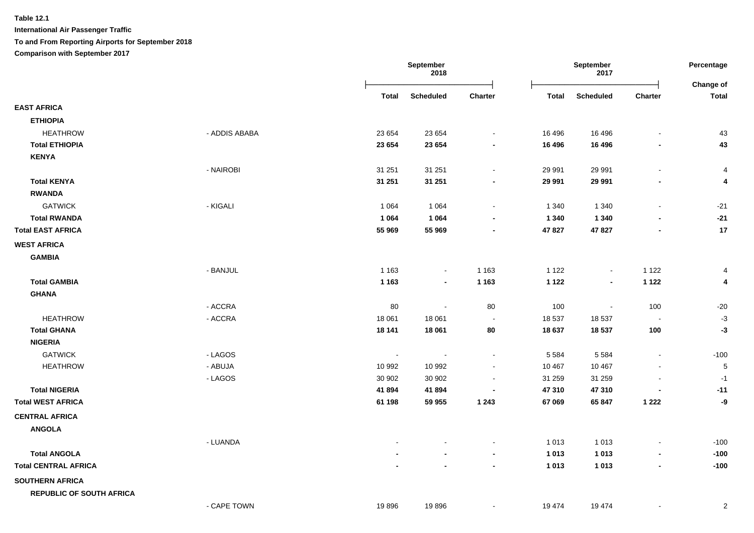**Table 12.1**

**International Air Passenger Traffic**

**To and From Reporting Airports for September 2018**

**Comparison with September 2017**

| | | September 2018 | | | September 2017 | | | Percentage |
|---|---|---|---|---|---|---|---|---|
| | | **Total** | **Scheduled** | **Charter** | **Total** | **Scheduled** | **Charter** | **Change of Total** |
| **EAST AFRICA** | | | | | | | | |
| **ETHIOPIA** | | | | | | | | |
| HEATHROW | - ADDIS ABABA | 23 654 | 23 654 | - | 16 496 | 16 496 | - | 43 |
| **Total ETHIOPIA** | | **23 654** | **23 654** | **-** | **16 496** | **16 496** | **-** | **43** |
| **KENYA** | | | | | | | | |
| | - NAIROBI | 31 251 | 31 251 | - | 29 991 | 29 991 | - | 4 |
| **Total KENYA** | | **31 251** | **31 251** | **-** | **29 991** | **29 991** | **-** | **4** |
| **RWANDA** | | | | | | | | |
| GATWICK | - KIGALI | 1 064 | 1 064 | - | 1 340 | 1 340 | - | -21 |
| **Total RWANDA** | | **1 064** | **1 064** | **-** | **1 340** | **1 340** | **-** | **-21** |
| **Total EAST AFRICA** | | **55 969** | **55 969** | **-** | **47 827** | **47 827** | **-** | **17** |
| **WEST AFRICA** | | | | | | | | |
| **GAMBIA** | | | | | | | | |
| | - BANJUL | 1 163 | - | 1 163 | 1 122 | - | 1 122 | 4 |
| **Total GAMBIA** | | **1 163** | **-** | **1 163** | **1 122** | **-** | **1 122** | **4** |
| **GHANA** | | | | | | | | |
| | - ACCRA | 80 | - | 80 | 100 | - | 100 | -20 |
| HEATHROW | - ACCRA | 18 061 | 18 061 | - | 18 537 | 18 537 | - | -3 |
| **Total GHANA** | | **18 141** | **18 061** | **80** | **18 637** | **18 537** | **100** | **-3** |
| **NIGERIA** | | | | | | | | |
| GATWICK | - LAGOS | - | - | - | 5 584 | 5 584 | - | -100 |
| HEATHROW | - ABUJA | 10 992 | 10 992 | - | 10 467 | 10 467 | - | 5 |
| | - LAGOS | 30 902 | 30 902 | - | 31 259 | 31 259 | - | -1 |
| **Total NIGERIA** | | **41 894** | **41 894** | **-** | **47 310** | **47 310** | **-** | **-11** |
| **Total WEST AFRICA** | | **61 198** | **59 955** | **1 243** | **67 069** | **65 847** | **1 222** | **-9** |
| **CENTRAL AFRICA** | | | | | | | | |
| **ANGOLA** | | | | | | | | |
| | - LUANDA | - | - | - | 1 013 | 1 013 | - | -100 |
| **Total ANGOLA** | | **-** | **-** | **-** | **1 013** | **1 013** | **-** | **-100** |
| **Total CENTRAL AFRICA** | | **-** | **-** | **-** | **1 013** | **1 013** | **-** | **-100** |
| **SOUTHERN AFRICA** | | | | | | | | |
| **REPUBLIC OF SOUTH AFRICA** | | | | | | | | |
| | - CAPE TOWN | 19 896 | 19 896 | - | 19 474 | 19 474 | - | 2 |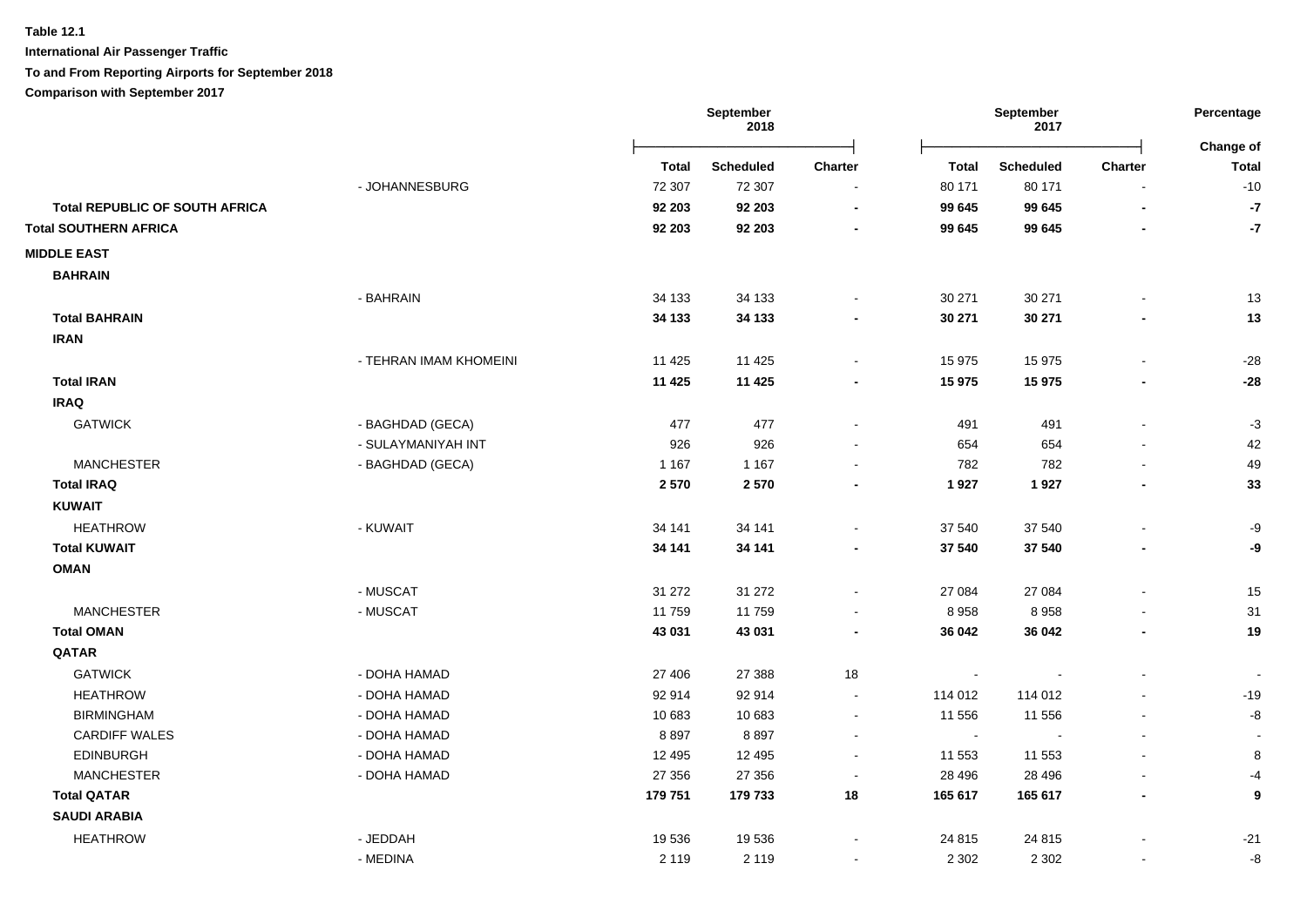**Table 12.1**

**International Air Passenger Traffic**

**To and From Reporting Airports for September 2018**

**Comparison with September 2017**

| | | September 2018 | | | September 2017 | | | Percentage |
|---|---|---|---|---|---|---|---|---|
| | | **Total** | **Scheduled** | **Charter** | **Total** | **Scheduled** | **Charter** | **Change of Total** |
| | - JOHANNESBURG | 72 307 | 72 307 | - | 80 171 | 80 171 | - | -10 |
| **Total REPUBLIC OF SOUTH AFRICA** | | **92 203** | **92 203** | **-** | **99 645** | **99 645** | **-** | **-7** |
| **Total SOUTHERN AFRICA** | | **92 203** | **92 203** | **-** | **99 645** | **99 645** | **-** | **-7** |
| **MIDDLE EAST** | | | | | | | | |
| **BAHRAIN** | | | | | | | | |
| | - BAHRAIN | 34 133 | 34 133 | - | 30 271 | 30 271 | - | 13 |
| **Total BAHRAIN** | | **34 133** | **34 133** | **-** | **30 271** | **30 271** | **-** | **13** |
| **IRAN** | | | | | | | | |
| | - TEHRAN IMAM KHOMEINI | 11 425 | 11 425 | - | 15 975 | 15 975 | - | -28 |
| **Total IRAN** | | **11 425** | **11 425** | **-** | **15 975** | **15 975** | **-** | **-28** |
| **IRAQ** | | | | | | | | |
| GATWICK | - BAGHDAD (GECA) | 477 | 477 | - | 491 | 491 | - | -3 |
| | - SULAYMANIYAH INT | 926 | 926 | - | 654 | 654 | - | 42 |
| MANCHESTER | - BAGHDAD (GECA) | 1 167 | 1 167 | - | 782 | 782 | - | 49 |
| **Total IRAQ** | | **2 570** | **2 570** | **-** | **1 927** | **1 927** | **-** | **33** |
| **KUWAIT** | | | | | | | | |
| HEATHROW | - KUWAIT | 34 141 | 34 141 | - | 37 540 | 37 540 | - | -9 |
| **Total KUWAIT** | | **34 141** | **34 141** | **-** | **37 540** | **37 540** | **-** | **-9** |
| **OMAN** | | | | | | | | |
| | - MUSCAT | 31 272 | 31 272 | - | 27 084 | 27 084 | - | 15 |
| MANCHESTER | - MUSCAT | 11 759 | 11 759 | - | 8 958 | 8 958 | - | 31 |
| **Total OMAN** | | **43 031** | **43 031** | **-** | **36 042** | **36 042** | **-** | **19** |
| **QATAR** | | | | | | | | |
| GATWICK | - DOHA HAMAD | 27 406 | 27 388 | 18 | - | - | - | - |
| HEATHROW | - DOHA HAMAD | 92 914 | 92 914 | - | 114 012 | 114 012 | - | -19 |
| BIRMINGHAM | - DOHA HAMAD | 10 683 | 10 683 | - | 11 556 | 11 556 | - | -8 |
| CARDIFF WALES | - DOHA HAMAD | 8 897 | 8 897 | - | - | - | - | - |
| EDINBURGH | - DOHA HAMAD | 12 495 | 12 495 | - | 11 553 | 11 553 | - | 8 |
| MANCHESTER | - DOHA HAMAD | 27 356 | 27 356 | - | 28 496 | 28 496 | - | -4 |
| **Total QATAR** | | **179 751** | **179 733** | **18** | **165 617** | **165 617** | **-** | **9** |
| **SAUDI ARABIA** | | | | | | | | |
| HEATHROW | - JEDDAH | 19 536 | 19 536 | - | 24 815 | 24 815 | - | -21 |
| | - MEDINA | 2 119 | 2 119 | - | 2 302 | 2 302 | - | -8 |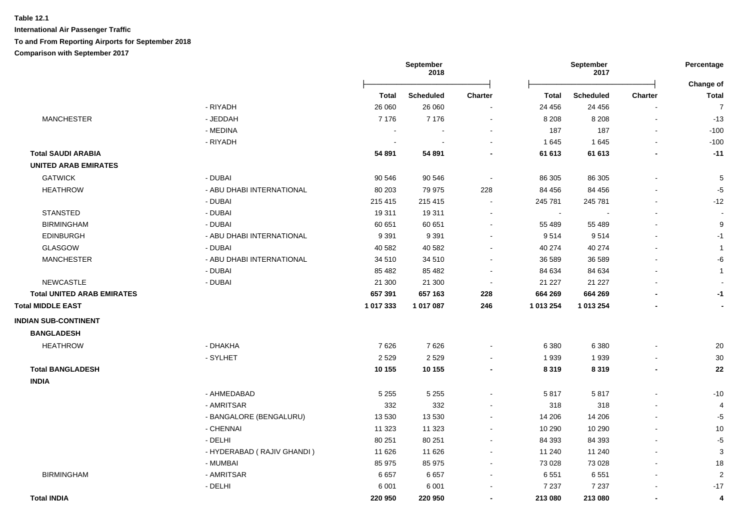**Table 12.1**

**International Air Passenger Traffic**

**To and From Reporting Airports for September 2018**

**Comparison with September 2017**

| | | September 2018 | | | September 2017 | | | Percentage |
|---|---|---|---|---|---|---|---|---|
| | | **Total** | **Scheduled** | **Charter** | **Total** | **Scheduled** | **Charter** | **Change of Total** |
| | - RIYADH | 26 060 | 26 060 | - | 24 456 | 24 456 | - | 7 |
| MANCHESTER | - JEDDAH | 7 176 | 7 176 | - | 8 208 | 8 208 | - | -13 |
| | - MEDINA | - | - | - | 187 | 187 | - | -100 |
| | - RIYADH | - | - | - | 1 645 | 1 645 | - | -100 |
| **Total SAUDI ARABIA** | | **54 891** | **54 891** | **-** | **61 613** | **61 613** | **-** | **-11** |
| **UNITED ARAB EMIRATES** | | | | | | | | |
| GATWICK | - DUBAI | 90 546 | 90 546 | - | 86 305 | 86 305 | - | 5 |
| HEATHROW | - ABU DHABI INTERNATIONAL | 80 203 | 79 975 | 228 | 84 456 | 84 456 | - | -5 |
| | - DUBAI | 215 415 | 215 415 | - | 245 781 | 245 781 | - | -12 |
| STANSTED | - DUBAI | 19 311 | 19 311 | - | - | - | - | - |
| BIRMINGHAM | - DUBAI | 60 651 | 60 651 | - | 55 489 | 55 489 | - | 9 |
| EDINBURGH | - ABU DHABI INTERNATIONAL | 9 391 | 9 391 | - | 9 514 | 9 514 | - | -1 |
| GLASGOW | - DUBAI | 40 582 | 40 582 | - | 40 274 | 40 274 | - | 1 |
| MANCHESTER | - ABU DHABI INTERNATIONAL | 34 510 | 34 510 | - | 36 589 | 36 589 | - | -6 |
| | - DUBAI | 85 482 | 85 482 | - | 84 634 | 84 634 | - | 1 |
| NEWCASTLE | - DUBAI | 21 300 | 21 300 | - | 21 227 | 21 227 | - | - |
| **Total UNITED ARAB EMIRATES** | | **657 391** | **657 163** | **228** | **664 269** | **664 269** | **-** | **-1** |
| **Total MIDDLE EAST** | | **1 017 333** | **1 017 087** | **246** | **1 013 254** | **1 013 254** | **-** | **-** |
| **INDIAN SUB-CONTINENT** | | | | | | | | |
| **BANGLADESH** | | | | | | | | |
| HEATHROW | - DHAKHA | 7 626 | 7 626 | - | 6 380 | 6 380 | - | 20 |
| | - SYLHET | 2 529 | 2 529 | - | 1 939 | 1 939 | - | 30 |
| **Total BANGLADESH** | | **10 155** | **10 155** | **-** | **8 319** | **8 319** | **-** | **22** |
| **INDIA** | | | | | | | | |
| | - AHMEDABAD | 5 255 | 5 255 | - | 5 817 | 5 817 | - | -10 |
| | - AMRITSAR | 332 | 332 | - | 318 | 318 | - | 4 |
| | - BANGALORE (BENGALURU) | 13 530 | 13 530 | - | 14 206 | 14 206 | - | -5 |
| | - CHENNAI | 11 323 | 11 323 | - | 10 290 | 10 290 | - | 10 |
| | - DELHI | 80 251 | 80 251 | - | 84 393 | 84 393 | - | -5 |
| | - HYDERABAD ( RAJIV GHANDI ) | 11 626 | 11 626 | - | 11 240 | 11 240 | - | 3 |
| | - MUMBAI | 85 975 | 85 975 | - | 73 028 | 73 028 | - | 18 |
| BIRMINGHAM | - AMRITSAR | 6 657 | 6 657 | - | 6 551 | 6 551 | - | 2 |
| | - DELHI | 6 001 | 6 001 | - | 7 237 | 7 237 | - | -17 |
| **Total INDIA** | | **220 950** | **220 950** | **-** | **213 080** | **213 080** | **-** | **4** |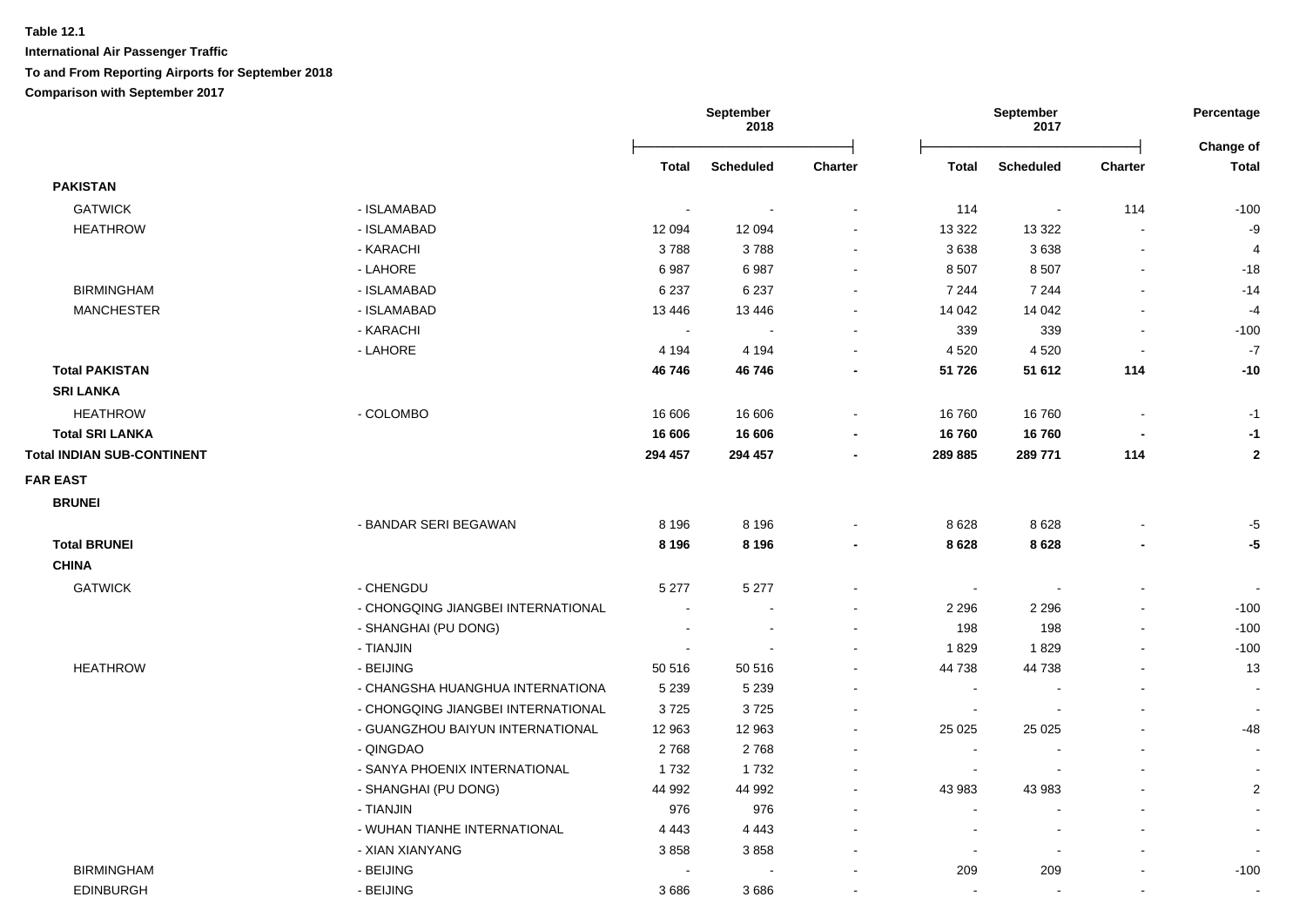**Table 12.1**

**International Air Passenger Traffic**

**To and From Reporting Airports for September 2018**

**Comparison with September 2017**

| | | September 2018 | | | September 2017 | | | Percentage |
|---|---|---|---|---|---|---|---|---|
| | | **Total** | **Scheduled** | **Charter** | **Total** | **Scheduled** | **Charter** | **Change of Total** |
| **PAKISTAN** | | | | | | | | |
| GATWICK | - ISLAMABAD | - | - | - | 114 | - | 114 | -100 |
| HEATHROW | - ISLAMABAD | 12 094 | 12 094 | - | 13 322 | 13 322 | - | -9 |
| | - KARACHI | 3 788 | 3 788 | - | 3 638 | 3 638 | - | 4 |
| | - LAHORE | 6 987 | 6 987 | - | 8 507 | 8 507 | - | -18 |
| BIRMINGHAM | - ISLAMABAD | 6 237 | 6 237 | - | 7 244 | 7 244 | - | -14 |
| MANCHESTER | - ISLAMABAD | 13 446 | 13 446 | - | 14 042 | 14 042 | - | -4 |
| | - KARACHI | - | - | - | 339 | 339 | - | -100 |
| | - LAHORE | 4 194 | 4 194 | - | 4 520 | 4 520 | - | -7 |
| **Total PAKISTAN** | | **46 746** | **46 746** | **-** | **51 726** | **51 612** | **114** | **-10** |
| **SRI LANKA** | | | | | | | | |
| HEATHROW | - COLOMBO | 16 606 | 16 606 | - | 16 760 | 16 760 | - | -1 |
| **Total SRI LANKA** | | **16 606** | **16 606** | **-** | **16 760** | **16 760** | **-** | **-1** |
| **Total INDIAN SUB-CONTINENT** | | **294 457** | **294 457** | **-** | **289 885** | **289 771** | **114** | **2** |
| **FAR EAST** | | | | | | | | |
| **BRUNEI** | | | | | | | | |
| | - BANDAR SERI BEGAWAN | 8 196 | 8 196 | - | 8 628 | 8 628 | - | -5 |
| **Total BRUNEI** | | **8 196** | **8 196** | **-** | **8 628** | **8 628** | **-** | **-5** |
| **CHINA** | | | | | | | | |
| GATWICK | - CHENGDU | 5 277 | 5 277 | - | - | - | - | - |
| | - CHONGQING JIANGBEI INTERNATIONAL | - | - | - | 2 296 | 2 296 | - | -100 |
| | - SHANGHAI (PU DONG) | - | - | - | 198 | 198 | - | -100 |
| | - TIANJIN | - | - | - | 1 829 | 1 829 | - | -100 |
| HEATHROW | - BEIJING | 50 516 | 50 516 | - | 44 738 | 44 738 | - | 13 |
| | - CHANGSHA HUANGHUA INTERNATIONA | 5 239 | 5 239 | - | - | - | - | - |
| | - CHONGQING JIANGBEI INTERNATIONAL | 3 725 | 3 725 | - | - | - | - | - |
| | - GUANGZHOU BAIYUN INTERNATIONAL | 12 963 | 12 963 | - | 25 025 | 25 025 | - | -48 |
| | - QINGDAO | 2 768 | 2 768 | - | - | - | - | - |
| | - SANYA PHOENIX INTERNATIONAL | 1 732 | 1 732 | - | - | - | - | - |
| | - SHANGHAI (PU DONG) | 44 992 | 44 992 | - | 43 983 | 43 983 | - | 2 |
| | - TIANJIN | 976 | 976 | - | - | - | - | - |
| | - WUHAN TIANHE INTERNATIONAL | 4 443 | 4 443 | - | - | - | - | - |
| | - XIAN XIANYANG | 3 858 | 3 858 | - | - | - | - | - |
| BIRMINGHAM | - BEIJING | - | - | - | 209 | 209 | - | -100 |
| EDINBURGH | - BEIJING | 3 686 | 3 686 | - | - | - | - | - |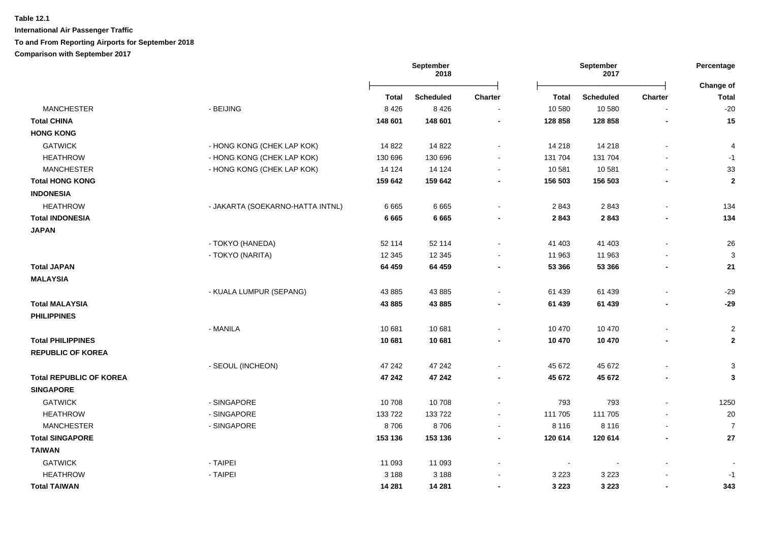**Table 12.1**

**International Air Passenger Traffic**

**To and From Reporting Airports for September 2018**

**Comparison with September 2017**

| | | September 2018 | | | September 2017 | | | Percentage |
|---|---|---|---|---|---|---|---|---|
| | | **Total** | **Scheduled** | **Charter** | **Total** | **Scheduled** | **Charter** | **Change of Total** |
| MANCHESTER | - BEIJING | 8 426 | 8 426 | - | 10 580 | 10 580 | - | -20 |
| **Total CHINA** | | **148 601** | **148 601** | **-** | **128 858** | **128 858** | **-** | **15** |
| **HONG KONG** | | | | | | | | |
| GATWICK | - HONG KONG (CHEK LAP KOK) | 14 822 | 14 822 | - | 14 218 | 14 218 | - | 4 |
| HEATHROW | - HONG KONG (CHEK LAP KOK) | 130 696 | 130 696 | - | 131 704 | 131 704 | - | -1 |
| MANCHESTER | - HONG KONG (CHEK LAP KOK) | 14 124 | 14 124 | - | 10 581 | 10 581 | - | 33 |
| **Total HONG KONG** | | **159 642** | **159 642** | **-** | **156 503** | **156 503** | **-** | **2** |
| **INDONESIA** | | | | | | | | |
| HEATHROW | - JAKARTA (SOEKARNO-HATTA INTNL) | 6 665 | 6 665 | - | 2 843 | 2 843 | - | 134 |
| **Total INDONESIA** | | **6 665** | **6 665** | **-** | **2 843** | **2 843** | **-** | **134** |
| **JAPAN** | | | | | | | | |
| | - TOKYO (HANEDA) | 52 114 | 52 114 | - | 41 403 | 41 403 | - | 26 |
| | - TOKYO (NARITA) | 12 345 | 12 345 | - | 11 963 | 11 963 | - | 3 |
| **Total JAPAN** | | **64 459** | **64 459** | **-** | **53 366** | **53 366** | **-** | **21** |
| **MALAYSIA** | | | | | | | | |
| | - KUALA LUMPUR (SEPANG) | 43 885 | 43 885 | - | 61 439 | 61 439 | - | -29 |
| **Total MALAYSIA** | | **43 885** | **43 885** | **-** | **61 439** | **61 439** | **-** | **-29** |
| **PHILIPPINES** | | | | | | | | |
| | - MANILA | 10 681 | 10 681 | - | 10 470 | 10 470 | - | 2 |
| **Total PHILIPPINES** | | **10 681** | **10 681** | **-** | **10 470** | **10 470** | **-** | **2** |
| **REPUBLIC OF KOREA** | | | | | | | | |
| | - SEOUL (INCHEON) | 47 242 | 47 242 | - | 45 672 | 45 672 | - | 3 |
| **Total REPUBLIC OF KOREA** | | **47 242** | **47 242** | **-** | **45 672** | **45 672** | **-** | **3** |
| **SINGAPORE** | | | | | | | | |
| GATWICK | - SINGAPORE | 10 708 | 10 708 | - | 793 | 793 | - | 1250 |
| HEATHROW | - SINGAPORE | 133 722 | 133 722 | - | 111 705 | 111 705 | - | 20 |
| MANCHESTER | - SINGAPORE | 8 706 | 8 706 | - | 8 116 | 8 116 | - | 7 |
| **Total SINGAPORE** | | **153 136** | **153 136** | **-** | **120 614** | **120 614** | **-** | **27** |
| **TAIWAN** | | | | | | | | |
| GATWICK | - TAIPEI | 11 093 | 11 093 | - | - | - | - | - |
| HEATHROW | - TAIPEI | 3 188 | 3 188 | - | 3 223 | 3 223 | - | -1 |
| **Total TAIWAN** | | **14 281** | **14 281** | **-** | **3 223** | **3 223** | **-** | **343** |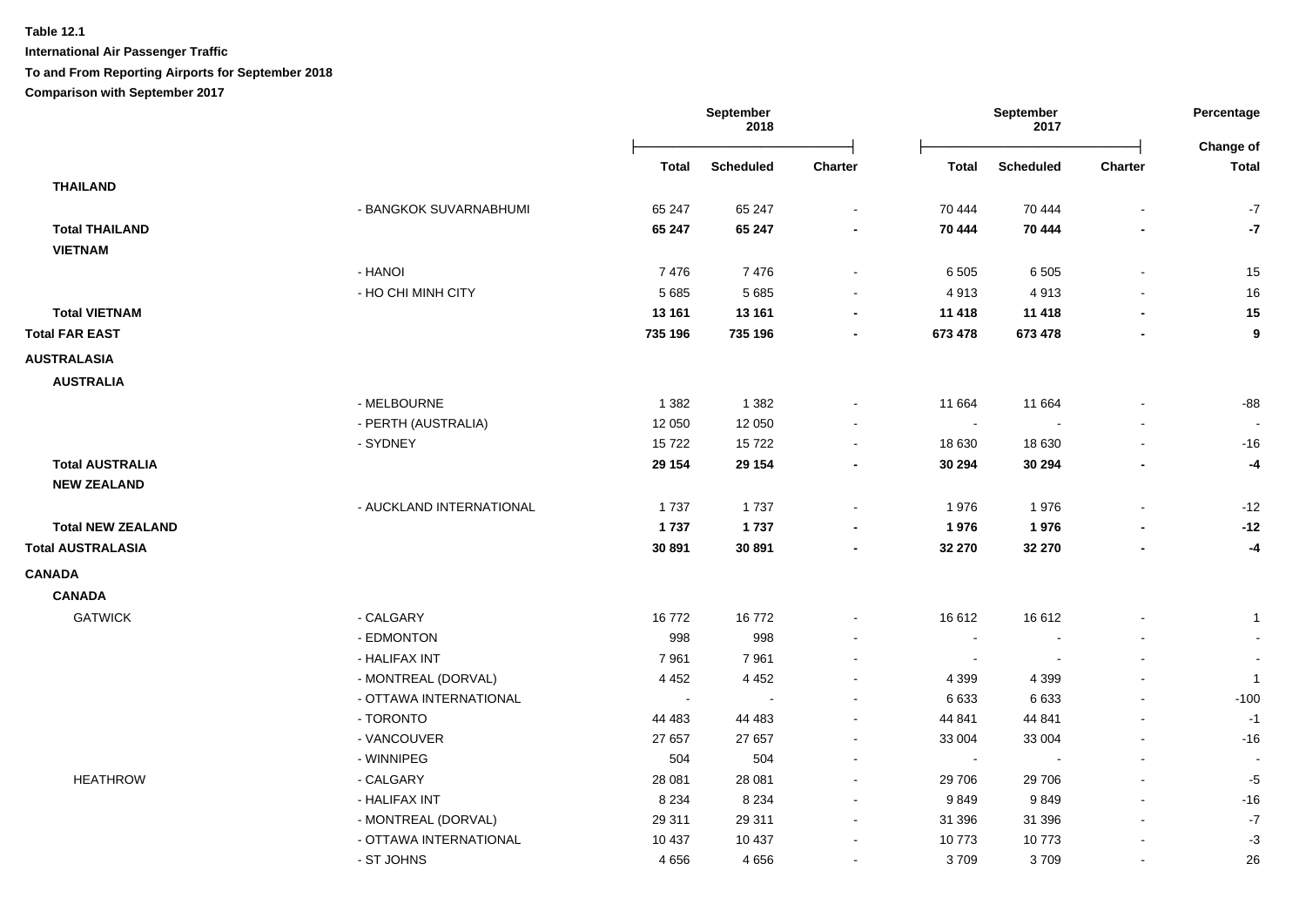**Table 12.1**

**International Air Passenger Traffic**

**To and From Reporting Airports for September 2018**

**Comparison with September 2017**

| | | September 2018 | | | September 2017 | | | Percentage |
|---|---|---|---|---|---|---|---|---|
| | | **Total** | **Scheduled** | **Charter** | **Total** | **Scheduled** | **Charter** | **Change of Total** |
| **THAILAND** | | | | | | | | |
| | - BANGKOK SUVARNABHUMI | 65 247 | 65 247 | - | 70 444 | 70 444 | - | -7 |
| **Total THAILAND** | | **65 247** | **65 247** | **-** | **70 444** | **70 444** | **-** | **-7** |
| **VIETNAM** | | | | | | | | |
| | - HANOI | 7 476 | 7 476 | - | 6 505 | 6 505 | - | 15 |
| | - HO CHI MINH CITY | 5 685 | 5 685 | - | 4 913 | 4 913 | - | 16 |
| **Total VIETNAM** | | **13 161** | **13 161** | **-** | **11 418** | **11 418** | **-** | **15** |
| **Total FAR EAST** | | **735 196** | **735 196** | **-** | **673 478** | **673 478** | **-** | **9** |
| **AUSTRALASIA** | | | | | | | | |
| **AUSTRALIA** | | | | | | | | |
| | - MELBOURNE | 1 382 | 1 382 | - | 11 664 | 11 664 | - | -88 |
| | - PERTH (AUSTRALIA) | 12 050 | 12 050 | - | - | - | - | - |
| | - SYDNEY | 15 722 | 15 722 | - | 18 630 | 18 630 | - | -16 |
| **Total AUSTRALIA** | | **29 154** | **29 154** | **-** | **30 294** | **30 294** | **-** | **-4** |
| **NEW ZEALAND** | | | | | | | | |
| | - AUCKLAND INTERNATIONAL | 1 737 | 1 737 | - | 1 976 | 1 976 | - | -12 |
| **Total NEW ZEALAND** | | **1 737** | **1 737** | **-** | **1 976** | **1 976** | **-** | **-12** |
| **Total AUSTRALASIA** | | **30 891** | **30 891** | **-** | **32 270** | **32 270** | **-** | **-4** |
| **CANADA** | | | | | | | | |
| **CANADA** | | | | | | | | |
| GATWICK | - CALGARY | 16 772 | 16 772 | - | 16 612 | 16 612 | - | 1 |
| | - EDMONTON | 998 | 998 | - | - | - | - | - |
| | - HALIFAX INT | 7 961 | 7 961 | - | - | - | - | - |
| | - MONTREAL (DORVAL) | 4 452 | 4 452 | - | 4 399 | 4 399 | - | 1 |
| | - OTTAWA INTERNATIONAL | - | - | - | 6 633 | 6 633 | - | -100 |
| | - TORONTO | 44 483 | 44 483 | - | 44 841 | 44 841 | - | -1 |
| | - VANCOUVER | 27 657 | 27 657 | - | 33 004 | 33 004 | - | -16 |
| | - WINNIPEG | 504 | 504 | - | - | - | - | - |
| HEATHROW | - CALGARY | 28 081 | 28 081 | - | 29 706 | 29 706 | - | -5 |
| | - HALIFAX INT | 8 234 | 8 234 | - | 9 849 | 9 849 | - | -16 |
| | - MONTREAL (DORVAL) | 29 311 | 29 311 | - | 31 396 | 31 396 | - | -7 |
| | - OTTAWA INTERNATIONAL | 10 437 | 10 437 | - | 10 773 | 10 773 | - | -3 |
| | - ST JOHNS | 4 656 | 4 656 | - | 3 709 | 3 709 | - | 26 |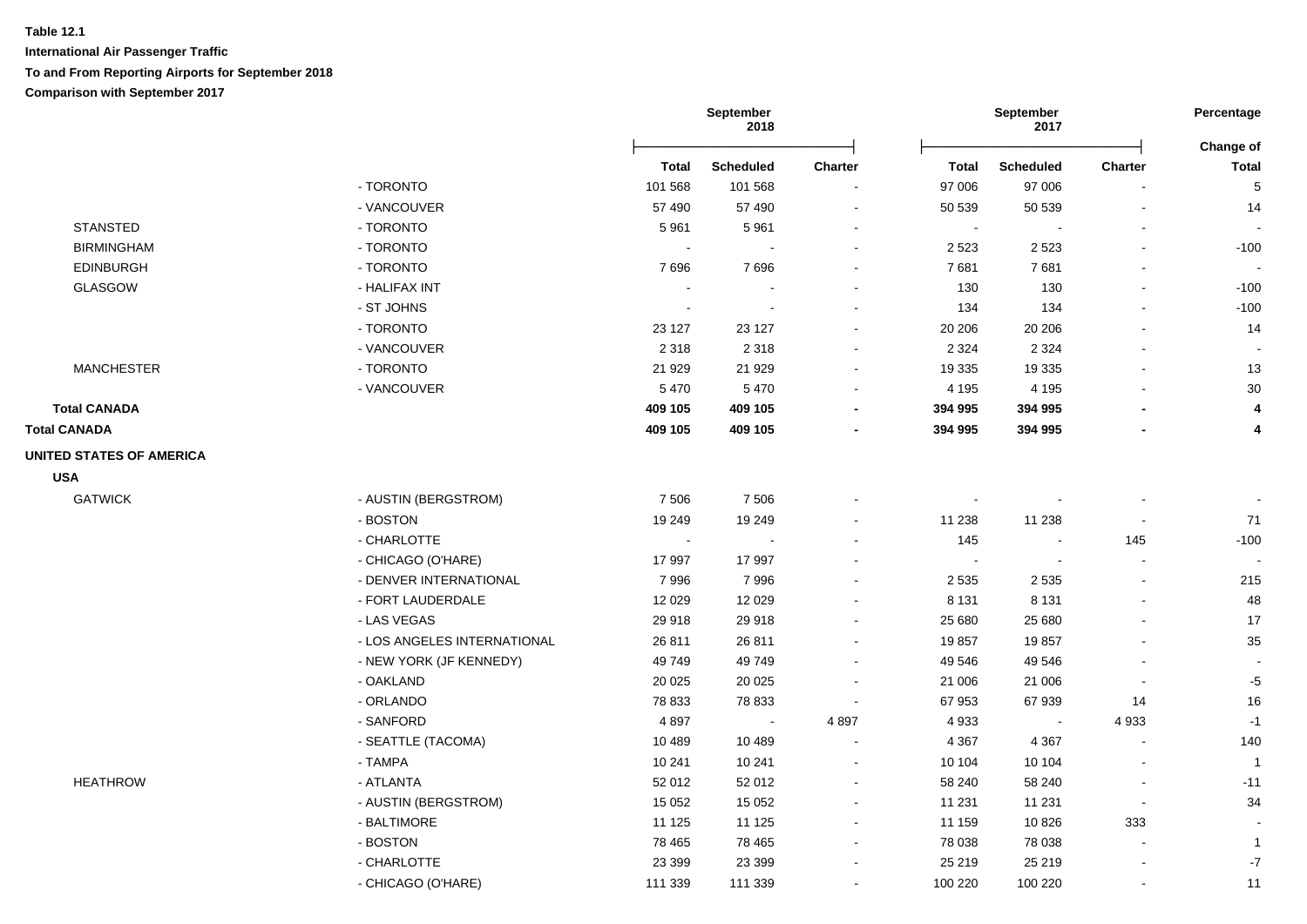**Table 12.1**

**International Air Passenger Traffic**

**To and From Reporting Airports for September 2018**

**Comparison with September 2017**

| | | September 2018 | | | September 2017 | | | Percentage |
|---|---|---|---|---|---|---|---|---|
| | | **Total** | **Scheduled** | **Charter** | **Total** | **Scheduled** | **Charter** | **Change of Total** |
| | - TORONTO | 101 568 | 101 568 | - | 97 006 | 97 006 | - | 5 |
| | - VANCOUVER | 57 490 | 57 490 | - | 50 539 | 50 539 | - | 14 |
| STANSTED | - TORONTO | 5 961 | 5 961 | - | - | - | - | - |
| BIRMINGHAM | - TORONTO | - | - | - | 2 523 | 2 523 | - | -100 |
| EDINBURGH | - TORONTO | 7 696 | 7 696 | - | 7 681 | 7 681 | - | - |
| GLASGOW | - HALIFAX INT | - | - | - | 130 | 130 | - | -100 |
| | - ST JOHNS | - | - | - | 134 | 134 | - | -100 |
| | - TORONTO | 23 127 | 23 127 | - | 20 206 | 20 206 | - | 14 |
| | - VANCOUVER | 2 318 | 2 318 | - | 2 324 | 2 324 | - | - |
| MANCHESTER | - TORONTO | 21 929 | 21 929 | - | 19 335 | 19 335 | - | 13 |
| | - VANCOUVER | 5 470 | 5 470 | - | 4 195 | 4 195 | - | 30 |
| **Total CANADA** | | **409 105** | **409 105** | **-** | **394 995** | **394 995** | **-** | **4** |
| **Total CANADA** | | **409 105** | **409 105** | **-** | **394 995** | **394 995** | **-** | **4** |
| **UNITED STATES OF AMERICA** | | | | | | | | |
| **USA** | | | | | | | | |
| GATWICK | - AUSTIN (BERGSTROM) | 7 506 | 7 506 | - | - | - | - | - |
| | - BOSTON | 19 249 | 19 249 | - | 11 238 | 11 238 | - | 71 |
| | - CHARLOTTE | - | - | - | 145 | - | 145 | -100 |
| | - CHICAGO (O'HARE) | 17 997 | 17 997 | - | - | - | - | - |
| | - DENVER INTERNATIONAL | 7 996 | 7 996 | - | 2 535 | 2 535 | - | 215 |
| | - FORT LAUDERDALE | 12 029 | 12 029 | - | 8 131 | 8 131 | - | 48 |
| | - LAS VEGAS | 29 918 | 29 918 | - | 25 680 | 25 680 | - | 17 |
| | - LOS ANGELES INTERNATIONAL | 26 811 | 26 811 | - | 19 857 | 19 857 | - | 35 |
| | - NEW YORK (JF KENNEDY) | 49 749 | 49 749 | - | 49 546 | 49 546 | - | - |
| | - OAKLAND | 20 025 | 20 025 | - | 21 006 | 21 006 | - | -5 |
| | - ORLANDO | 78 833 | 78 833 | - | 67 953 | 67 939 | 14 | 16 |
| | - SANFORD | 4 897 | - | 4 897 | 4 933 | - | 4 933 | -1 |
| | - SEATTLE (TACOMA) | 10 489 | 10 489 | - | 4 367 | 4 367 | - | 140 |
| | - TAMPA | 10 241 | 10 241 | - | 10 104 | 10 104 | - | 1 |
| HEATHROW | - ATLANTA | 52 012 | 52 012 | - | 58 240 | 58 240 | - | -11 |
| | - AUSTIN (BERGSTROM) | 15 052 | 15 052 | - | 11 231 | 11 231 | - | 34 |
| | - BALTIMORE | 11 125 | 11 125 | - | 11 159 | 10 826 | 333 | - |
| | - BOSTON | 78 465 | 78 465 | - | 78 038 | 78 038 | - | 1 |
| | - CHARLOTTE | 23 399 | 23 399 | - | 25 219 | 25 219 | - | -7 |
| | - CHICAGO (O'HARE) | 111 339 | 111 339 | - | 100 220 | 100 220 | - | 11 |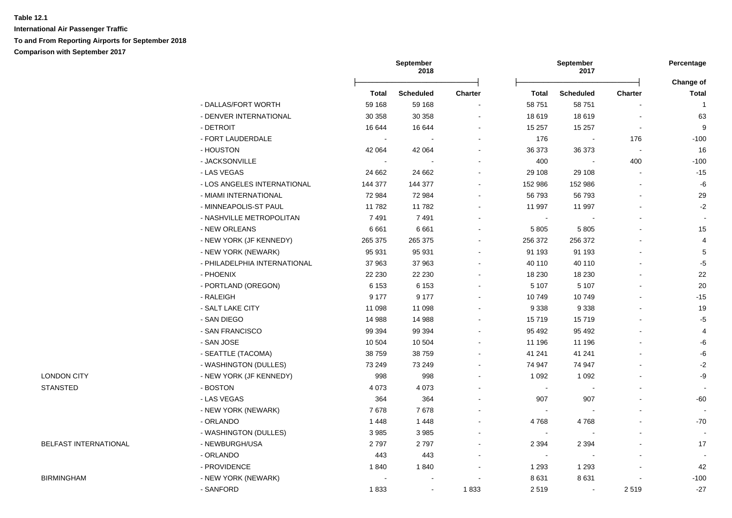**Table 12.1**

**International Air Passenger Traffic**

**To and From Reporting Airports for September 2018**

**Comparison with September 2017**

| | | September 2018 | | | September 2017 | | | Percentage |
|---|---|---|---|---|---|---|---|---|
| | | Total | Scheduled | Charter | Total | Scheduled | Charter | Change of Total |
| | - DALLAS/FORT WORTH | 59 168 | 59 168 | - | 58 751 | 58 751 | - | 1 |
| | - DENVER INTERNATIONAL | 30 358 | 30 358 | - | 18 619 | 18 619 | - | 63 |
| | - DETROIT | 16 644 | 16 644 | - | 15 257 | 15 257 | - | 9 |
| | - FORT LAUDERDALE | - | - | - | 176 | - | 176 | -100 |
| | - HOUSTON | 42 064 | 42 064 | - | 36 373 | 36 373 | - | 16 |
| | - JACKSONVILLE | - | - | - | 400 | - | 400 | -100 |
| | - LAS VEGAS | 24 662 | 24 662 | - | 29 108 | 29 108 | - | -15 |
| | - LOS ANGELES INTERNATIONAL | 144 377 | 144 377 | - | 152 986 | 152 986 | - | -6 |
| | - MIAMI INTERNATIONAL | 72 984 | 72 984 | - | 56 793 | 56 793 | - | 29 |
| | - MINNEAPOLIS-ST PAUL | 11 782 | 11 782 | - | 11 997 | 11 997 | - | -2 |
| | - NASHVILLE METROPOLITAN | 7 491 | 7 491 | - | - | - | - | - |
| | - NEW ORLEANS | 6 661 | 6 661 | - | 5 805 | 5 805 | - | 15 |
| | - NEW YORK (JF KENNEDY) | 265 375 | 265 375 | - | 256 372 | 256 372 | - | 4 |
| | - NEW YORK (NEWARK) | 95 931 | 95 931 | - | 91 193 | 91 193 | - | 5 |
| | - PHILADELPHIA INTERNATIONAL | 37 963 | 37 963 | - | 40 110 | 40 110 | - | -5 |
| | - PHOENIX | 22 230 | 22 230 | - | 18 230 | 18 230 | - | 22 |
| | - PORTLAND (OREGON) | 6 153 | 6 153 | - | 5 107 | 5 107 | - | 20 |
| | - RALEIGH | 9 177 | 9 177 | - | 10 749 | 10 749 | - | -15 |
| | - SALT LAKE CITY | 11 098 | 11 098 | - | 9 338 | 9 338 | - | 19 |
| | - SAN DIEGO | 14 988 | 14 988 | - | 15 719 | 15 719 | - | -5 |
| | - SAN FRANCISCO | 99 394 | 99 394 | - | 95 492 | 95 492 | - | 4 |
| | - SAN JOSE | 10 504 | 10 504 | - | 11 196 | 11 196 | - | -6 |
| | - SEATTLE (TACOMA) | 38 759 | 38 759 | - | 41 241 | 41 241 | - | -6 |
| | - WASHINGTON (DULLES) | 73 249 | 73 249 | - | 74 947 | 74 947 | - | -2 |
| LONDON CITY | - NEW YORK (JF KENNEDY) | 998 | 998 | - | 1 092 | 1 092 | - | -9 |
| STANSTED | - BOSTON | 4 073 | 4 073 | - | - | - | - | - |
| | - LAS VEGAS | 364 | 364 | - | 907 | 907 | - | -60 |
| | - NEW YORK (NEWARK) | 7 678 | 7 678 | - | - | - | - | - |
| | - ORLANDO | 1 448 | 1 448 | - | 4 768 | 4 768 | - | -70 |
| | - WASHINGTON (DULLES) | 3 985 | 3 985 | - | - | - | - | - |
| BELFAST INTERNATIONAL | - NEWBURGH/USA | 2 797 | 2 797 | - | 2 394 | 2 394 | - | 17 |
| | - ORLANDO | 443 | 443 | - | - | - | - | - |
| | - PROVIDENCE | 1 840 | 1 840 | - | 1 293 | 1 293 | - | 42 |
| BIRMINGHAM | - NEW YORK (NEWARK) | - | - | - | 8 631 | 8 631 | - | -100 |
| | - SANFORD | 1 833 | - | 1 833 | 2 519 | - | 2 519 | -27 |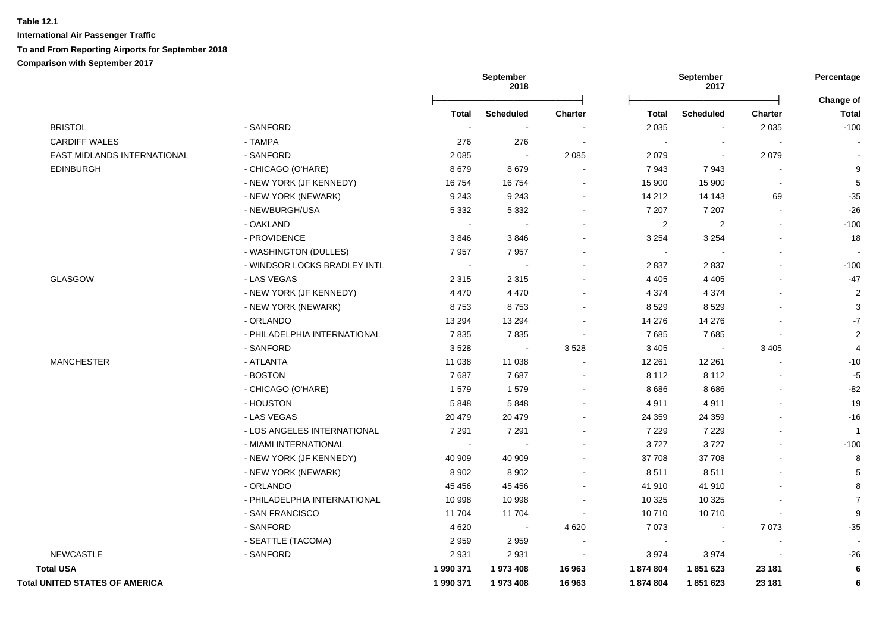**Table 12.1**

**International Air Passenger Traffic**

**To and From Reporting Airports for September 2018**

**Comparison with September 2017**

| | | September 2018 | | | September 2017 | | | Percentage |
|---|---|---|---|---|---|---|---|---|
| | | **Total** | **Scheduled** | **Charter** | **Total** | **Scheduled** | **Charter** | **Change of Total** |
| BRISTOL | - SANFORD | - | - | - | 2 035 | - | 2 035 | -100 |
| CARDIFF WALES | - TAMPA | 276 | 276 | - | - | - | - | - |
| EAST MIDLANDS INTERNATIONAL | - SANFORD | 2 085 | - | 2 085 | 2 079 | - | 2 079 | - |
| EDINBURGH | - CHICAGO (O'HARE) | 8 679 | 8 679 | - | 7 943 | 7 943 | - | 9 |
| | - NEW YORK (JF KENNEDY) | 16 754 | 16 754 | - | 15 900 | 15 900 | - | 5 |
| | - NEW YORK (NEWARK) | 9 243 | 9 243 | - | 14 212 | 14 143 | 69 | -35 |
| | - NEWBURGH/USA | 5 332 | 5 332 | - | 7 207 | 7 207 | - | -26 |
| | - OAKLAND | - | - | - | 2 | 2 | - | -100 |
| | - PROVIDENCE | 3 846 | 3 846 | - | 3 254 | 3 254 | - | 18 |
| | - WASHINGTON (DULLES) | 7 957 | 7 957 | - | - | - | - | - |
| | - WINDSOR LOCKS BRADLEY INTL | - | - | - | 2 837 | 2 837 | - | -100 |
| GLASGOW | - LAS VEGAS | 2 315 | 2 315 | - | 4 405 | 4 405 | - | -47 |
| | - NEW YORK (JF KENNEDY) | 4 470 | 4 470 | - | 4 374 | 4 374 | - | 2 |
| | - NEW YORK (NEWARK) | 8 753 | 8 753 | - | 8 529 | 8 529 | - | 3 |
| | - ORLANDO | 13 294 | 13 294 | - | 14 276 | 14 276 | - | -7 |
| | - PHILADELPHIA INTERNATIONAL | 7 835 | 7 835 | - | 7 685 | 7 685 | - | 2 |
| | - SANFORD | 3 528 | - | 3 528 | 3 405 | - | 3 405 | 4 |
| MANCHESTER | - ATLANTA | 11 038 | 11 038 | - | 12 261 | 12 261 | - | -10 |
| | - BOSTON | 7 687 | 7 687 | - | 8 112 | 8 112 | - | -5 |
| | - CHICAGO (O'HARE) | 1 579 | 1 579 | - | 8 686 | 8 686 | - | -82 |
| | - HOUSTON | 5 848 | 5 848 | - | 4 911 | 4 911 | - | 19 |
| | - LAS VEGAS | 20 479 | 20 479 | - | 24 359 | 24 359 | - | -16 |
| | - LOS ANGELES INTERNATIONAL | 7 291 | 7 291 | - | 7 229 | 7 229 | - | 1 |
| | - MIAMI INTERNATIONAL | - | - | - | 3 727 | 3 727 | - | -100 |
| | - NEW YORK (JF KENNEDY) | 40 909 | 40 909 | - | 37 708 | 37 708 | - | 8 |
| | - NEW YORK (NEWARK) | 8 902 | 8 902 | - | 8 511 | 8 511 | - | 5 |
| | - ORLANDO | 45 456 | 45 456 | - | 41 910 | 41 910 | - | 8 |
| | - PHILADELPHIA INTERNATIONAL | 10 998 | 10 998 | - | 10 325 | 10 325 | - | 7 |
| | - SAN FRANCISCO | 11 704 | 11 704 | - | 10 710 | 10 710 | - | 9 |
| | - SANFORD | 4 620 | - | 4 620 | 7 073 | - | 7 073 | -35 |
| | - SEATTLE (TACOMA) | 2 959 | 2 959 | - | - | - | - | - |
| NEWCASTLE | - SANFORD | 2 931 | 2 931 | - | 3 974 | 3 974 | - | -26 |
| **Total USA** | | **1 990 371** | **1 973 408** | **16 963** | **1 874 804** | **1 851 623** | **23 181** | **6** |
| **Total UNITED STATES OF AMERICA** | | **1 990 371** | **1 973 408** | **16 963** | **1 874 804** | **1 851 623** | **23 181** | **6** |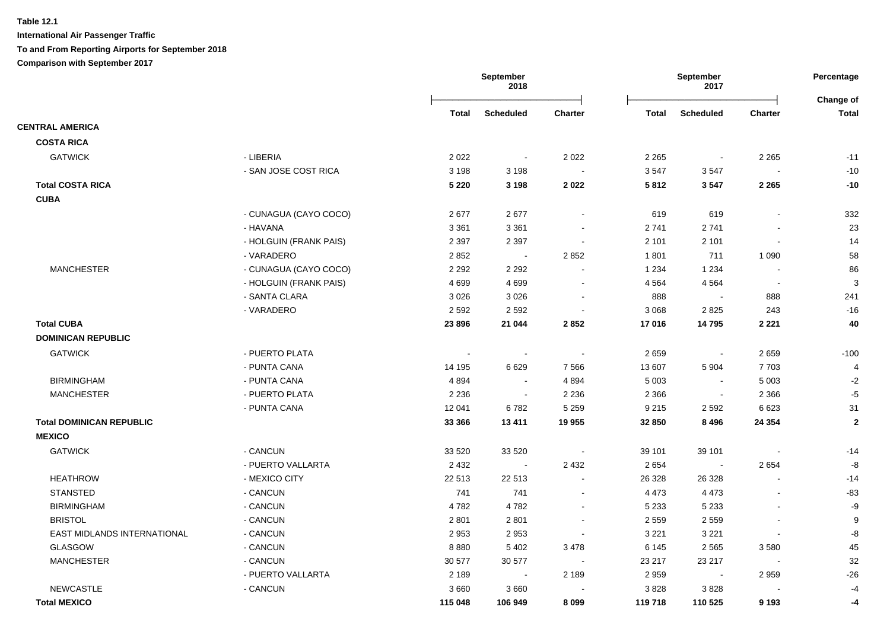**Table 12.1**

**International Air Passenger Traffic**

**To and From Reporting Airports for September 2018**

**Comparison with September 2017**

| | | September 2018 | | | September 2017 | | | Percentage |
|---|---|---|---|---|---|---|---|---|
| | | Total | Scheduled | Charter | Total | Scheduled | Charter | Change of Total |
| **CENTRAL AMERICA** | | | | | | | | |
| **COSTA RICA** | | | | | | | | |
| GATWICK | - LIBERIA | 2 022 | - | 2 022 | 2 265 | - | 2 265 | -11 |
| | - SAN JOSE COST RICA | 3 198 | 3 198 | - | 3 547 | 3 547 | - | -10 |
| **Total COSTA RICA** | | **5 220** | **3 198** | **2 022** | **5 812** | **3 547** | **2 265** | **-10** |
| **CUBA** | | | | | | | | |
| | - CUNAGUA (CAYO COCO) | 2 677 | 2 677 | - | 619 | 619 | - | 332 |
| | - HAVANA | 3 361 | 3 361 | - | 2 741 | 2 741 | - | 23 |
| | - HOLGUIN (FRANK PAIS) | 2 397 | 2 397 | - | 2 101 | 2 101 | - | 14 |
| | - VARADERO | 2 852 | - | 2 852 | 1 801 | 711 | 1 090 | 58 |
| MANCHESTER | - CUNAGUA (CAYO COCO) | 2 292 | 2 292 | - | 1 234 | 1 234 | - | 86 |
| | - HOLGUIN (FRANK PAIS) | 4 699 | 4 699 | - | 4 564 | 4 564 | - | 3 |
| | - SANTA CLARA | 3 026 | 3 026 | - | 888 | - | 888 | 241 |
| | - VARADERO | 2 592 | 2 592 | - | 3 068 | 2 825 | 243 | -16 |
| **Total CUBA** | | **23 896** | **21 044** | **2 852** | **17 016** | **14 795** | **2 221** | **40** |
| **DOMINICAN REPUBLIC** | | | | | | | | |
| GATWICK | - PUERTO PLATA | - | - | - | 2 659 | - | 2 659 | -100 |
| | - PUNTA CANA | 14 195 | 6 629 | 7 566 | 13 607 | 5 904 | 7 703 | 4 |
| BIRMINGHAM | - PUNTA CANA | 4 894 | - | 4 894 | 5 003 | - | 5 003 | -2 |
| MANCHESTER | - PUERTO PLATA | 2 236 | - | 2 236 | 2 366 | - | 2 366 | -5 |
| | - PUNTA CANA | 12 041 | 6 782 | 5 259 | 9 215 | 2 592 | 6 623 | 31 |
| **Total DOMINICAN REPUBLIC** | | **33 366** | **13 411** | **19 955** | **32 850** | **8 496** | **24 354** | **2** |
| **MEXICO** | | | | | | | | |
| GATWICK | - CANCUN | 33 520 | 33 520 | - | 39 101 | 39 101 | - | -14 |
| | - PUERTO VALLARTA | 2 432 | - | 2 432 | 2 654 | - | 2 654 | -8 |
| HEATHROW | - MEXICO CITY | 22 513 | 22 513 | - | 26 328 | 26 328 | - | -14 |
| STANSTED | - CANCUN | 741 | 741 | - | 4 473 | 4 473 | - | -83 |
| BIRMINGHAM | - CANCUN | 4 782 | 4 782 | - | 5 233 | 5 233 | - | -9 |
| BRISTOL | - CANCUN | 2 801 | 2 801 | - | 2 559 | 2 559 | - | 9 |
| EAST MIDLANDS INTERNATIONAL | - CANCUN | 2 953 | 2 953 | - | 3 221 | 3 221 | - | -8 |
| GLASGOW | - CANCUN | 8 880 | 5 402 | 3 478 | 6 145 | 2 565 | 3 580 | 45 |
| MANCHESTER | - CANCUN | 30 577 | 30 577 | - | 23 217 | 23 217 | - | 32 |
| | - PUERTO VALLARTA | 2 189 | - | 2 189 | 2 959 | - | 2 959 | -26 |
| NEWCASTLE | - CANCUN | 3 660 | 3 660 | - | 3 828 | 3 828 | - | -4 |
| **Total MEXICO** | | **115 048** | **106 949** | **8 099** | **119 718** | **110 525** | **9 193** | **-4** |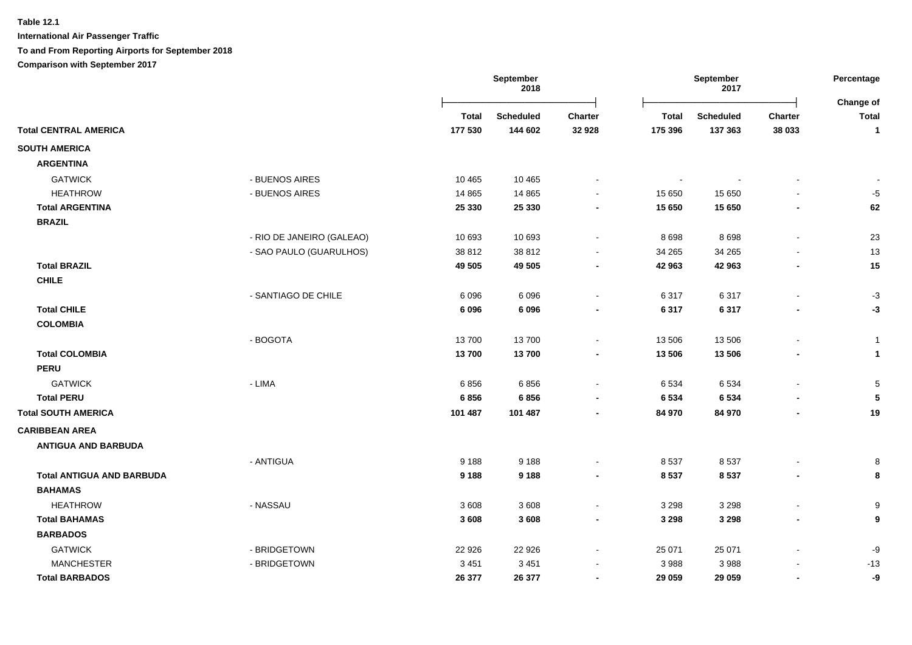**Table 12.1**

**International Air Passenger Traffic**

**To and From Reporting Airports for September 2018**

**Comparison with September 2017**

| | | September 2018 | | | September 2017 | | | Percentage |
|---|---|---|---|---|---|---|---|---|
| | | **Total** | **Scheduled** | **Charter** | **Total** | **Scheduled** | **Charter** | **Change of Total** |
| **Total CENTRAL AMERICA** | | **177 530** | **144 602** | **32 928** | **175 396** | **137 363** | **38 033** | **1** |
| **SOUTH AMERICA** | | | | | | | | |
| **ARGENTINA** | | | | | | | | |
| GATWICK | - BUENOS AIRES | 10 465 | 10 465 | - | - | - | - | - |
| HEATHROW | - BUENOS AIRES | 14 865 | 14 865 | - | 15 650 | 15 650 | - | -5 |
| **Total ARGENTINA** | | **25 330** | **25 330** | **-** | **15 650** | **15 650** | **-** | **62** |
| **BRAZIL** | | | | | | | | |
| | - RIO DE JANEIRO (GALEAO) | 10 693 | 10 693 | - | 8 698 | 8 698 | - | 23 |
| | - SAO PAULO (GUARULHOS) | 38 812 | 38 812 | - | 34 265 | 34 265 | - | 13 |
| **Total BRAZIL** | | **49 505** | **49 505** | **-** | **42 963** | **42 963** | **-** | **15** |
| **CHILE** | | | | | | | | |
| | - SANTIAGO DE CHILE | 6 096 | 6 096 | - | 6 317 | 6 317 | - | -3 |
| **Total CHILE** | | **6 096** | **6 096** | **-** | **6 317** | **6 317** | **-** | **-3** |
| **COLOMBIA** | | | | | | | | |
| | - BOGOTA | 13 700 | 13 700 | - | 13 506 | 13 506 | - | 1 |
| **Total COLOMBIA** | | **13 700** | **13 700** | **-** | **13 506** | **13 506** | **-** | **1** |
| **PERU** | | | | | | | | |
| GATWICK | - LIMA | 6 856 | 6 856 | - | 6 534 | 6 534 | - | 5 |
| **Total PERU** | | **6 856** | **6 856** | **-** | **6 534** | **6 534** | **-** | **5** |
| **Total SOUTH AMERICA** | | **101 487** | **101 487** | **-** | **84 970** | **84 970** | **-** | **19** |
| **CARIBBEAN AREA** | | | | | | | | |
| **ANTIGUA AND BARBUDA** | | | | | | | | |
| | - ANTIGUA | 9 188 | 9 188 | - | 8 537 | 8 537 | - | 8 |
| **Total ANTIGUA AND BARBUDA** | | **9 188** | **9 188** | **-** | **8 537** | **8 537** | **-** | **8** |
| **BAHAMAS** | | | | | | | | |
| HEATHROW | - NASSAU | 3 608 | 3 608 | - | 3 298 | 3 298 | - | 9 |
| **Total BAHAMAS** | | **3 608** | **3 608** | **-** | **3 298** | **3 298** | **-** | **9** |
| **BARBADOS** | | | | | | | | |
| GATWICK | - BRIDGETOWN | 22 926 | 22 926 | - | 25 071 | 25 071 | - | -9 |
| MANCHESTER | - BRIDGETOWN | 3 451 | 3 451 | - | 3 988 | 3 988 | - | -13 |
| **Total BARBADOS** | | **26 377** | **26 377** | **-** | **29 059** | **29 059** | **-** | **-9** |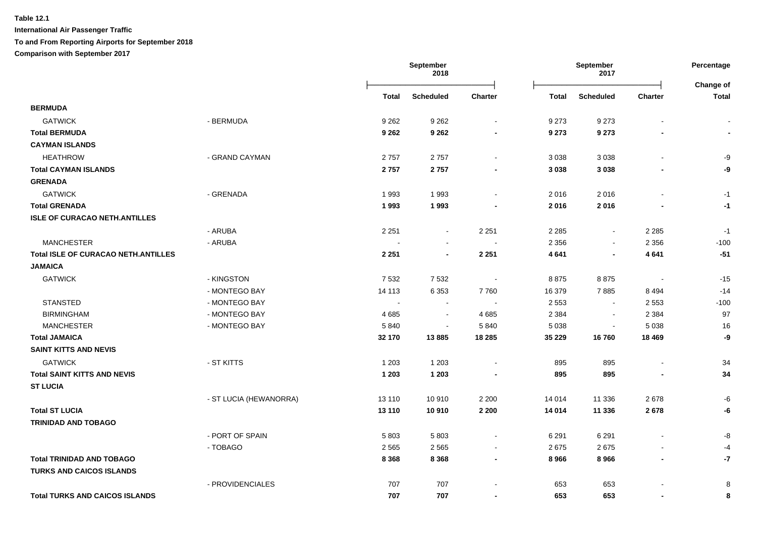**Table 12.1**

**International Air Passenger Traffic**

**To and From Reporting Airports for September 2018**

**Comparison with September 2017**

| | | September 2018 | | | September 2017 | | | Percentage |
|---|---|---|---|---|---|---|---|---|
| | | Total | Scheduled | Charter | Total | Scheduled | Charter | Change of Total |
| **BERMUDA** | | | | | | | | |
| GATWICK | - BERMUDA | 9 262 | 9 262 | - | 9 273 | 9 273 | - | - |
| **Total BERMUDA** | | **9 262** | **9 262** | **-** | **9 273** | **9 273** | **-** | **-** |
| **CAYMAN ISLANDS** | | | | | | | | |
| HEATHROW | - GRAND CAYMAN | 2 757 | 2 757 | - | 3 038 | 3 038 | - | -9 |
| **Total CAYMAN ISLANDS** | | **2 757** | **2 757** | **-** | **3 038** | **3 038** | **-** | **-9** |
| **GRENADA** | | | | | | | | |
| GATWICK | - GRENADA | 1 993 | 1 993 | - | 2 016 | 2 016 | - | -1 |
| **Total GRENADA** | | **1 993** | **1 993** | **-** | **2 016** | **2 016** | **-** | **-1** |
| **ISLE OF CURACAO NETH.ANTILLES** | | | | | | | | |
| | - ARUBA | 2 251 | - | 2 251 | 2 285 | - | 2 285 | -1 |
| MANCHESTER | - ARUBA | - | - | - | 2 356 | - | 2 356 | -100 |
| **Total ISLE OF CURACAO NETH.ANTILLES** | | **2 251** | **-** | **2 251** | **4 641** | **-** | **4 641** | **-51** |
| **JAMAICA** | | | | | | | | |
| GATWICK | - KINGSTON | 7 532 | 7 532 | - | 8 875 | 8 875 | - | -15 |
| | - MONTEGO BAY | 14 113 | 6 353 | 7 760 | 16 379 | 7 885 | 8 494 | -14 |
| STANSTED | - MONTEGO BAY | - | - | - | 2 553 | - | 2 553 | -100 |
| BIRMINGHAM | - MONTEGO BAY | 4 685 | - | 4 685 | 2 384 | - | 2 384 | 97 |
| MANCHESTER | - MONTEGO BAY | 5 840 | - | 5 840 | 5 038 | - | 5 038 | 16 |
| **Total JAMAICA** | | **32 170** | **13 885** | **18 285** | **35 229** | **16 760** | **18 469** | **-9** |
| **SAINT KITTS AND NEVIS** | | | | | | | | |
| GATWICK | - ST KITTS | 1 203 | 1 203 | - | 895 | 895 | - | 34 |
| **Total SAINT KITTS AND NEVIS** | | **1 203** | **1 203** | **-** | **895** | **895** | **-** | **34** |
| **ST LUCIA** | | | | | | | | |
| | - ST LUCIA (HEWANORRA) | 13 110 | 10 910 | 2 200 | 14 014 | 11 336 | 2 678 | -6 |
| **Total ST LUCIA** | | **13 110** | **10 910** | **2 200** | **14 014** | **11 336** | **2 678** | **-6** |
| **TRINIDAD AND TOBAGO** | | | | | | | | |
| | - PORT OF SPAIN | 5 803 | 5 803 | - | 6 291 | 6 291 | - | -8 |
| | - TOBAGO | 2 565 | 2 565 | - | 2 675 | 2 675 | - | -4 |
| **Total TRINIDAD AND TOBAGO** | | **8 368** | **8 368** | **-** | **8 966** | **8 966** | **-** | **-7** |
| **TURKS AND CAICOS ISLANDS** | | | | | | | | |
| | - PROVIDENCIALES | 707 | 707 | - | 653 | 653 | - | 8 |
| **Total TURKS AND CAICOS ISLANDS** | | **707** | **707** | **-** | **653** | **653** | **-** | **8** |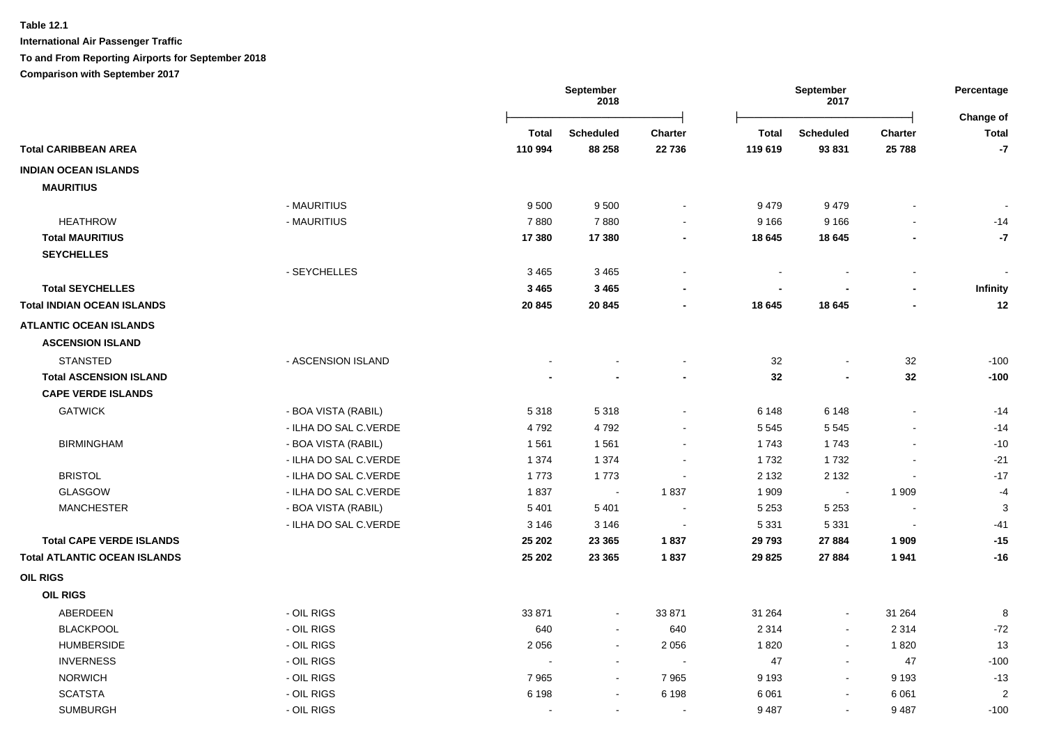**Table 12.1**

**International Air Passenger Traffic**

**To and From Reporting Airports for September 2018**

**Comparison with September 2017**

| | | September 2018 | | | September 2017 | | | Percentage |
|---|---|---|---|---|---|---|---|---|
| | | Total | Scheduled | Charter | Total | Scheduled | Charter | Change of Total |
| **Total CARIBBEAN AREA** | | **110 994** | **88 258** | **22 736** | **119 619** | **93 831** | **25 788** | **-7** |
| **INDIAN OCEAN ISLANDS** | | | | | | | | |
| **MAURITIUS** | | | | | | | | |
| | - MAURITIUS | 9 500 | 9 500 | - | 9 479 | 9 479 | - | - |
| HEATHROW | - MAURITIUS | 7 880 | 7 880 | - | 9 166 | 9 166 | - | -14 |
| **Total MAURITIUS** | | **17 380** | **17 380** | **-** | **18 645** | **18 645** | **-** | **-7** |
| **SEYCHELLES** | | | | | | | | |
| | - SEYCHELLES | 3 465 | 3 465 | - | - | - | - | - |
| **Total SEYCHELLES** | | **3 465** | **3 465** | **-** | **-** | **-** | **-** | **Infinity** |
| **Total INDIAN OCEAN ISLANDS** | | **20 845** | **20 845** | **-** | **18 645** | **18 645** | **-** | **12** |
| **ATLANTIC OCEAN ISLANDS** | | | | | | | | |
| **ASCENSION ISLAND** | | | | | | | | |
| STANSTED | - ASCENSION ISLAND | - | - | - | 32 | - | 32 | -100 |
| **Total ASCENSION ISLAND** | | **-** | **-** | **-** | **32** | **-** | **32** | **-100** |
| **CAPE VERDE ISLANDS** | | | | | | | | |
| GATWICK | - BOA VISTA (RABIL) | 5 318 | 5 318 | - | 6 148 | 6 148 | - | -14 |
| | - ILHA DO SAL C.VERDE | 4 792 | 4 792 | - | 5 545 | 5 545 | - | -14 |
| BIRMINGHAM | - BOA VISTA (RABIL) | 1 561 | 1 561 | - | 1 743 | 1 743 | - | -10 |
| | - ILHA DO SAL C.VERDE | 1 374 | 1 374 | - | 1 732 | 1 732 | - | -21 |
| BRISTOL | - ILHA DO SAL C.VERDE | 1 773 | 1 773 | - | 2 132 | 2 132 | - | -17 |
| GLASGOW | - ILHA DO SAL C.VERDE | 1 837 | - | 1 837 | 1 909 | - | 1 909 | -4 |
| MANCHESTER | - BOA VISTA (RABIL) | 5 401 | 5 401 | - | 5 253 | 5 253 | - | 3 |
| | - ILHA DO SAL C.VERDE | 3 146 | 3 146 | - | 5 331 | 5 331 | - | -41 |
| **Total CAPE VERDE ISLANDS** | | **25 202** | **23 365** | **1 837** | **29 793** | **27 884** | **1 909** | **-15** |
| **Total ATLANTIC OCEAN ISLANDS** | | **25 202** | **23 365** | **1 837** | **29 825** | **27 884** | **1 941** | **-16** |
| **OIL RIGS** | | | | | | | | |
| **OIL RIGS** | | | | | | | | |
| ABERDEEN | - OIL RIGS | 33 871 | - | 33 871 | 31 264 | - | 31 264 | 8 |
| BLACKPOOL | - OIL RIGS | 640 | - | 640 | 2 314 | - | 2 314 | -72 |
| HUMBERSIDE | - OIL RIGS | 2 056 | - | 2 056 | 1 820 | - | 1 820 | 13 |
| INVERNESS | - OIL RIGS | - | - | - | 47 | - | 47 | -100 |
| NORWICH | - OIL RIGS | 7 965 | - | 7 965 | 9 193 | - | 9 193 | -13 |
| SCATSTA | - OIL RIGS | 6 198 | - | 6 198 | 6 061 | - | 6 061 | 2 |
| SUMBURGH | - OIL RIGS | - | - | - | 9 487 | - | 9 487 | -100 |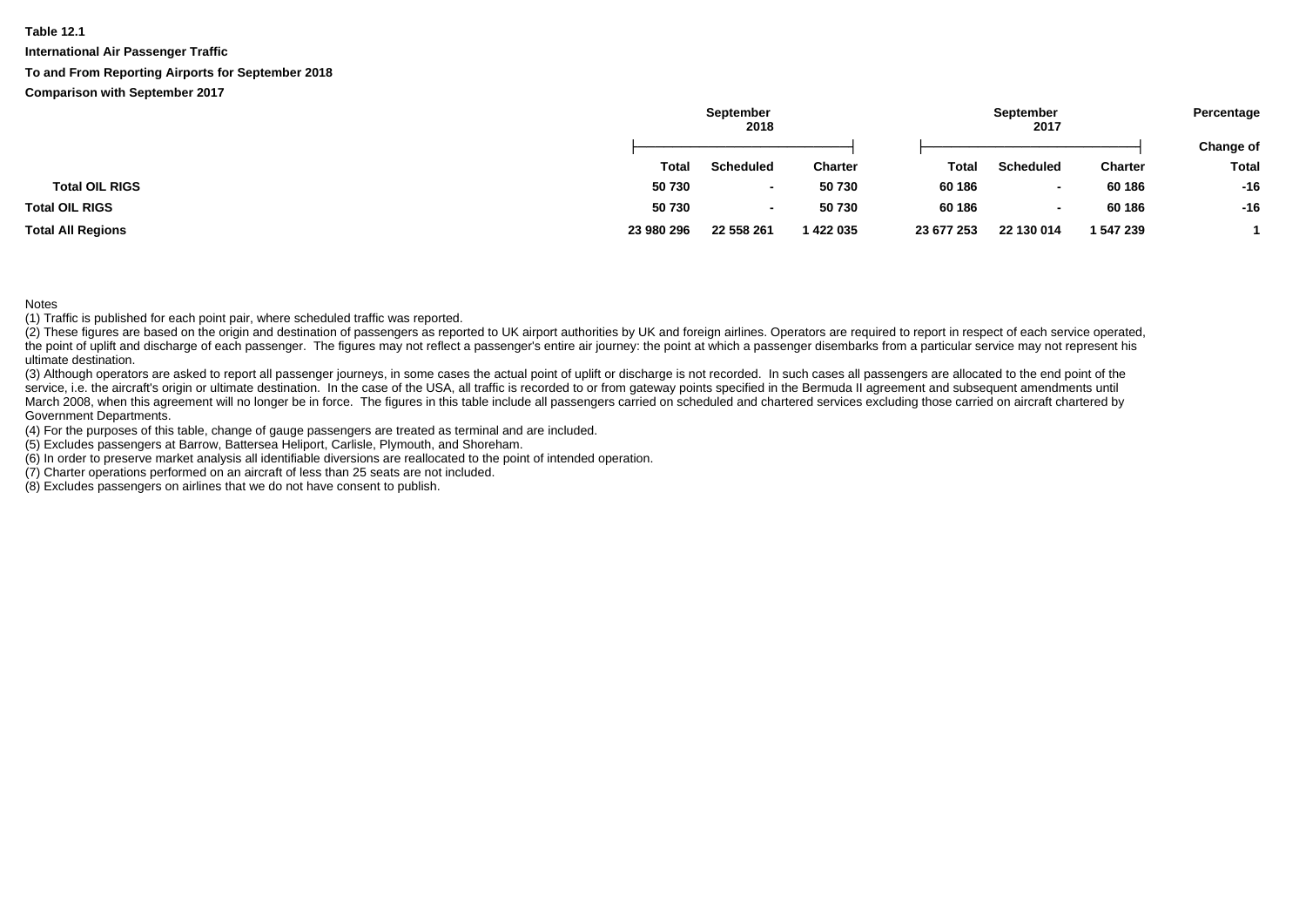**Table 12.1**

**International Air Passenger Traffic**

**To and From Reporting Airports for September 2018**

**Comparison with September 2017**

| | September 2018 | | | September 2017 | | | Percentage |
|---|---|---|---|---|---|---|---|
| | | | | | | | Change of |
| | Total | Scheduled | Charter | Total | Scheduled | Charter | Total |
| **Total OIL RIGS** | **50 730** | **-** | **50 730** | **60 186** | **-** | **60 186** | **-16** |
| **Total OIL RIGS** | **50 730** | **-** | **50 730** | **60 186** | **-** | **60 186** | **-16** |
| **Total All Regions** | **23 980 296** | **22 558 261** | **1 422 035** | **23 677 253** | **22 130 014** | **1 547 239** | **1** |

Notes

(1) Traffic is published for each point pair, where scheduled traffic was reported.

(2) These figures are based on the origin and destination of passengers as reported to UK airport authorities by UK and foreign airlines. Operators are required to report in respect of each service operated, the point of uplift and discharge of each passenger. The figures may not reflect a passenger's entire air journey: the point at which a passenger disembarks from a particular service may not represent his ultimate destination.

(3) Although operators are asked to report all passenger journeys, in some cases the actual point of uplift or discharge is not recorded. In such cases all passengers are allocated to the end point of the service, i.e. the aircraft's origin or ultimate destination. In the case of the USA, all traffic is recorded to or from gateway points specified in the Bermuda II agreement and subsequent amendments until March 2008, when this agreement will no longer be in force. The figures in this table include all passengers carried on scheduled and chartered services excluding those carried on aircraft chartered by Government Departments.

(4) For the purposes of this table, change of gauge passengers are treated as terminal and are included.

(5) Excludes passengers at Barrow, Battersea Heliport, Carlisle, Plymouth, and Shoreham.

(6) In order to preserve market analysis all identifiable diversions are reallocated to the point of intended operation.

(7) Charter operations performed on an aircraft of less than 25 seats are not included.

(8) Excludes passengers on airlines that we do not have consent to publish.